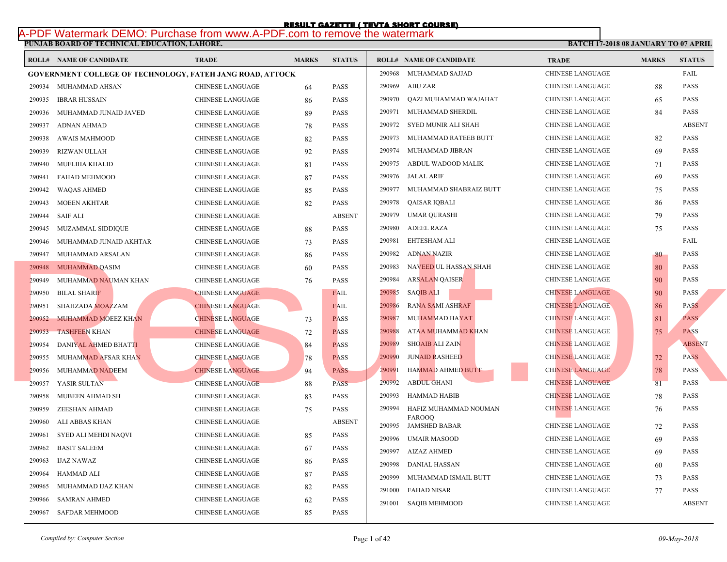# RESULT GAZETTE ( TEVTA SHORT COURSE)

**PUNJAB BOARD OF TECHNICAL EDUCATION, LAHORE.**

**BATCH 17-2018 08 JANUARY TO 07 APRIL**

**GOVERNMENT COLLEGE OF TECHNOLOGY, FATEH JANG ROAD, ATTOCK**

| ROLL# | NAME OF CANDIDATE | TRADE | MARKS | STATUS |
|---|---|---|---|---|
| 290934 | MUHAMMAD AHSAN | CHINESE LANGUAGE | 64 | PASS |
| 290935 | IBRAR HUSSAIN | CHINESE LANGUAGE | 86 | PASS |
| 290936 | MUHAMMAD JUNAID JAVED | CHINESE LANGUAGE | 89 | PASS |
| 290937 | ADNAN AHMAD | CHINESE LANGUAGE | 78 | PASS |
| 290938 | AWAIS MAHMOOD | CHINESE LANGUAGE | 82 | PASS |
| 290939 | RIZWAN ULLAH | CHINESE LANGUAGE | 92 | PASS |
| 290940 | MUFLIHA KHALID | CHINESE LANGUAGE | 81 | PASS |
| 290941 | FAHAD MEHMOOD | CHINESE LANGUAGE | 87 | PASS |
| 290942 | WAQAS AHMED | CHINESE LANGUAGE | 85 | PASS |
| 290943 | MOEEN AKHTAR | CHINESE LANGUAGE | 82 | PASS |
| 290944 | SAIF ALI | CHINESE LANGUAGE | | ABSENT |
| 290945 | MUZAMMAL SIDDIQUE | CHINESE LANGUAGE | 88 | PASS |
| 290946 | MUHAMMAD JUNAID AKHTAR | CHINESE LANGUAGE | 73 | PASS |
| 290947 | MUHAMMAD ARSALAN | CHINESE LANGUAGE | 86 | PASS |
| 290948 | MUHAMMAD QASIM | CHINESE LANGUAGE | 60 | PASS |
| 290949 | MUHAMMAD NAUMAN KHAN | CHINESE LANGUAGE | 76 | PASS |
| 290950 | BILAL SHARIF | CHINESE LANGUAGE | | FAIL |
| 290951 | SHAHZADA MOAZZAM | CHINESE LANGUAGE | | FAIL |
| 290952 | MUHAMMAD MOEEZ KHAN | CHINESE LANGUAGE | 73 | PASS |
| 290953 | TASHFEEN KHAN | CHINESE LANGUAGE | 72 | PASS |
| 290954 | DANIYAL AHMED BHATTI | CHINESE LANGUAGE | 84 | PASS |
| 290955 | MUHAMMAD AFSAR KHAN | CHINESE LANGUAGE | 78 | PASS |
| 290956 | MUHAMMAD NADEEM | CHINESE LANGUAGE | 94 | PASS |
| 290957 | YASIR SULTAN | CHINESE LANGUAGE | 88 | PASS |
| 290958 | MUBEEN AHMAD SH | CHINESE LANGUAGE | 83 | PASS |
| 290959 | ZEESHAN AHMAD | CHINESE LANGUAGE | 75 | PASS |
| 290960 | ALI ABBAS KHAN | CHINESE LANGUAGE | | ABSENT |
| 290961 | SYED ALI MEHDI NAQVI | CHINESE LANGUAGE | 85 | PASS |
| 290962 | BASIT SALEEM | CHINESE LANGUAGE | 67 | PASS |
| 290963 | IJAZ NAWAZ | CHINESE LANGUAGE | 86 | PASS |
| 290964 | HAMMAD ALI | CHINESE LANGUAGE | 87 | PASS |
| 290965 | MUHAMMAD IJAZ KHAN | CHINESE LANGUAGE | 82 | PASS |
| 290966 | SAMRAN AHMED | CHINESE LANGUAGE | 62 | PASS |
| 290967 | SAFDAR MEHMOOD | CHINESE LANGUAGE | 85 | PASS |
| 290968 | MUHAMMAD SAJJAD | CHINESE LANGUAGE | | FAIL |
| 290969 | ABU ZAR | CHINESE LANGUAGE | 88 | PASS |
| 290970 | QAZI MUHAMMAD WAJAHAT | CHINESE LANGUAGE | 65 | PASS |
| 290971 | MUHAMMAD SHERDIL | CHINESE LANGUAGE | 84 | PASS |
| 290972 | SYED MUNIR ALI SHAH | CHINESE LANGUAGE | | ABSENT |
| 290973 | MUHAMMAD RATEEB BUTT | CHINESE LANGUAGE | 82 | PASS |
| 290974 | MUHAMMAD JIBRAN | CHINESE LANGUAGE | 69 | PASS |
| 290975 | ABDUL WADOOD MALIK | CHINESE LANGUAGE | 71 | PASS |
| 290976 | JALAL ARIF | CHINESE LANGUAGE | 69 | PASS |
| 290977 | MUHAMMAD SHABRAIZ BUTT | CHINESE LANGUAGE | 75 | PASS |
| 290978 | QAISAR IQBALI | CHINESE LANGUAGE | 86 | PASS |
| 290979 | UMAR QURASHI | CHINESE LANGUAGE | 79 | PASS |
| 290980 | ADEEL RAZA | CHINESE LANGUAGE | 75 | PASS |
| 290981 | EHTESHAM ALI | CHINESE LANGUAGE | | FAIL |
| 290982 | ADNAN NAZIR | CHINESE LANGUAGE | 80 | PASS |
| 290983 | NAVEED UL HASSAN SHAH | CHINESE LANGUAGE | 80 | PASS |
| 290984 | ARSALAN QAISER | CHINESE LANGUAGE | 90 | PASS |
| 290985 | SAQIB ALI | CHINESE LANGUAGE | 90 | PASS |
| 290986 | RANA SAMI ASHRAF | CHINESE LANGUAGE | 86 | PASS |
| 290987 | MUHAMMAD HAYAT | CHINESE LANGUAGE | 81 | PASS |
| 290988 | ATAA MUHAMMAD KHAN | CHINESE LANGUAGE | 75 | PASS |
| 290989 | SHOAIB ALI ZAIN | CHINESE LANGUAGE | | ABSENT |
| 290990 | JUNAID RASHEED | CHINESE LANGUAGE | 72 | PASS |
| 290991 | HAMMAD AHMED BUTT | CHINESE LANGUAGE | 78 | PASS |
| 290992 | ABDUL GHANI | CHINESE LANGUAGE | 81 | PASS |
| 290993 | HAMMAD HABIB | CHINESE LANGUAGE | 78 | PASS |
| 290994 | HAFIZ MUHAMMAD NOUMAN FAROOQ | CHINESE LANGUAGE | 76 | PASS |
| 290995 | JAMSHED BABAR | CHINESE LANGUAGE | 72 | PASS |
| 290996 | UMAIR MASOOD | CHINESE LANGUAGE | 69 | PASS |
| 290997 | AIZAZ AHMED | CHINESE LANGUAGE | 69 | PASS |
| 290998 | DANIAL HASSAN | CHINESE LANGUAGE | 60 | PASS |
| 290999 | MUHAMMAD ISMAIL BUTT | CHINESE LANGUAGE | 73 | PASS |
| 291000 | FAHAD NISAR | CHINESE LANGUAGE | 77 | PASS |
| 291001 | SAQIB MEHMOOD | CHINESE LANGUAGE | | ABSENT |

*Compiled by: Computer Section*

*09-May-2018*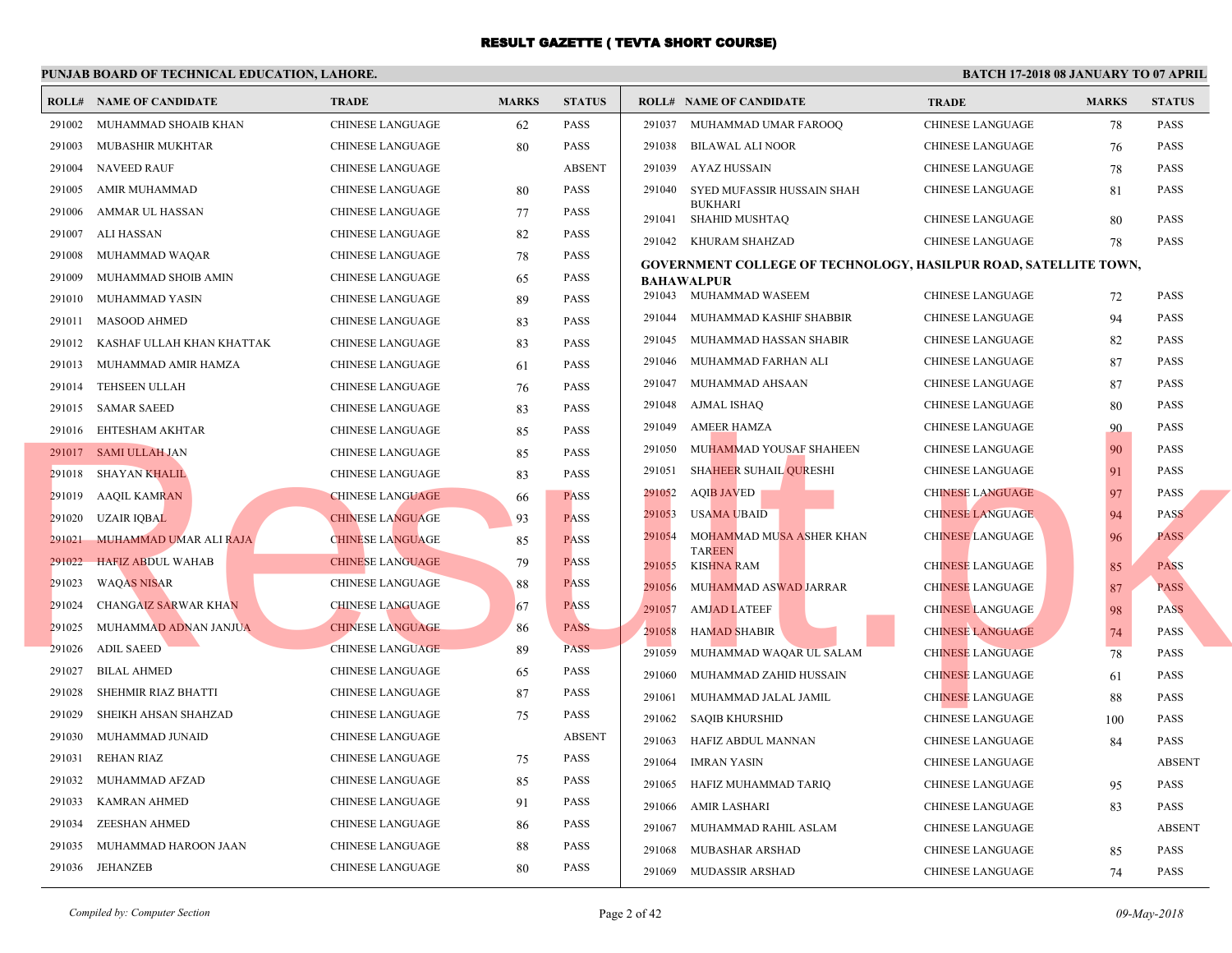# RESULT GAZETTE ( TEVTA SHORT COURSE)

**PUNJAB BOARD OF TECHNICAL EDUCATION, LAHORE.** | **BATCH 17-2018 08 JANUARY TO 07 APRIL**

| ROLL# | NAME OF CANDIDATE | TRADE | MARKS | STATUS |
|---|---|---|---|---|
| 291002 | MUHAMMAD SHOAIB KHAN | CHINESE LANGUAGE | 62 | PASS |
| 291003 | MUBASHIR MUKHTAR | CHINESE LANGUAGE | 80 | PASS |
| 291004 | NAVEED RAUF | CHINESE LANGUAGE | | ABSENT |
| 291005 | AMIR MUHAMMAD | CHINESE LANGUAGE | 80 | PASS |
| 291006 | AMMAR UL HASSAN | CHINESE LANGUAGE | 77 | PASS |
| 291007 | ALI HASSAN | CHINESE LANGUAGE | 82 | PASS |
| 291008 | MUHAMMAD WAQAR | CHINESE LANGUAGE | 78 | PASS |
| 291009 | MUHAMMAD SHOIB AMIN | CHINESE LANGUAGE | 65 | PASS |
| 291010 | MUHAMMAD YASIN | CHINESE LANGUAGE | 89 | PASS |
| 291011 | MASOOD AHMED | CHINESE LANGUAGE | 83 | PASS |
| 291012 | KASHAF ULLAH KHAN KHATTAK | CHINESE LANGUAGE | 83 | PASS |
| 291013 | MUHAMMAD AMIR HAMZA | CHINESE LANGUAGE | 61 | PASS |
| 291014 | TEHSEEN ULLAH | CHINESE LANGUAGE | 76 | PASS |
| 291015 | SAMAR SAEED | CHINESE LANGUAGE | 83 | PASS |
| 291016 | EHTESHAM AKHTAR | CHINESE LANGUAGE | 85 | PASS |
| 291017 | SAMI ULLAH JAN | CHINESE LANGUAGE | 85 | PASS |
| 291018 | SHAYAN KHALIL | CHINESE LANGUAGE | 83 | PASS |
| 291019 | AAQIL KAMRAN | CHINESE LANGUAGE | 66 | PASS |
| 291020 | UZAIR IQBAL | CHINESE LANGUAGE | 93 | PASS |
| 291021 | MUHAMMAD UMAR ALI RAJA | CHINESE LANGUAGE | 85 | PASS |
| 291022 | HAFIZ ABDUL WAHAB | CHINESE LANGUAGE | 79 | PASS |
| 291023 | WAQAS NISAR | CHINESE LANGUAGE | 88 | PASS |
| 291024 | CHANGAIZ SARWAR KHAN | CHINESE LANGUAGE | 67 | PASS |
| 291025 | MUHAMMAD ADNAN JANJUA | CHINESE LANGUAGE | 86 | PASS |
| 291026 | ADIL SAEED | CHINESE LANGUAGE | 89 | PASS |
| 291027 | BILAL AHMED | CHINESE LANGUAGE | 65 | PASS |
| 291028 | SHEHMIR RIAZ BHATTI | CHINESE LANGUAGE | 87 | PASS |
| 291029 | SHEIKH AHSAN SHAHZAD | CHINESE LANGUAGE | 75 | PASS |
| 291030 | MUHAMMAD JUNAID | CHINESE LANGUAGE | | ABSENT |
| 291031 | REHAN RIAZ | CHINESE LANGUAGE | 75 | PASS |
| 291032 | MUHAMMAD AFZAD | CHINESE LANGUAGE | 85 | PASS |
| 291033 | KAMRAN AHMED | CHINESE LANGUAGE | 91 | PASS |
| 291034 | ZEESHAN AHMED | CHINESE LANGUAGE | 86 | PASS |
| 291035 | MUHAMMAD HAROON JAAN | CHINESE LANGUAGE | 88 | PASS |
| 291036 | JEHANZEB | CHINESE LANGUAGE | 80 | PASS |
| 291037 | MUHAMMAD UMAR FAROOQ | CHINESE LANGUAGE | 78 | PASS |
| 291038 | BILAWAL ALI NOOR | CHINESE LANGUAGE | 76 | PASS |
| 291039 | AYAZ HUSSAIN | CHINESE LANGUAGE | 78 | PASS |
| 291040 | SYED MUFASSIR HUSSAIN SHAH BUKHARI | CHINESE LANGUAGE | 81 | PASS |
| 291041 | SHAHID MUSHTAQ | CHINESE LANGUAGE | 80 | PASS |
| 291042 | KHURAM SHAHZAD | CHINESE LANGUAGE | 78 | PASS |

**GOVERNMENT COLLEGE OF TECHNOLOGY, HASILPUR ROAD, SATELLITE TOWN, BAHAWALPUR**

| ROLL# | NAME OF CANDIDATE | TRADE | MARKS | STATUS |
|---|---|---|---|---|
| 291043 | MUHAMMAD WASEEM | CHINESE LANGUAGE | 72 | PASS |
| 291044 | MUHAMMAD KASHIF SHABBIR | CHINESE LANGUAGE | 94 | PASS |
| 291045 | MUHAMMAD HASSAN SHABIR | CHINESE LANGUAGE | 82 | PASS |
| 291046 | MUHAMMAD FARHAN ALI | CHINESE LANGUAGE | 87 | PASS |
| 291047 | MUHAMMAD AHSAAN | CHINESE LANGUAGE | 87 | PASS |
| 291048 | AJMAL ISHAQ | CHINESE LANGUAGE | 80 | PASS |
| 291049 | AMEER HAMZA | CHINESE LANGUAGE | 90 | PASS |
| 291050 | MUHAMMAD YOUSAF SHAHEEN | CHINESE LANGUAGE | 90 | PASS |
| 291051 | SHAHEER SUHAIL QURESHI | CHINESE LANGUAGE | 91 | PASS |
| 291052 | AQIB JAVED | CHINESE LANGUAGE | 97 | PASS |
| 291053 | USAMA UBAID | CHINESE LANGUAGE | 94 | PASS |
| 291054 | MOHAMMAD MUSA ASHER KHAN TAREEN | CHINESE LANGUAGE | 96 | PASS |
| 291055 | KISHNA RAM | CHINESE LANGUAGE | 85 | PASS |
| 291056 | MUHAMMAD ASWAD JARRAR | CHINESE LANGUAGE | 87 | PASS |
| 291057 | AMJAD LATEEF | CHINESE LANGUAGE | 98 | PASS |
| 291058 | HAMAD SHABIR | CHINESE LANGUAGE | 74 | PASS |
| 291059 | MUHAMMAD WAQAR UL SALAM | CHINESE LANGUAGE | 78 | PASS |
| 291060 | MUHAMMAD ZAHID HUSSAIN | CHINESE LANGUAGE | 61 | PASS |
| 291061 | MUHAMMAD JALAL JAMIL | CHINESE LANGUAGE | 88 | PASS |
| 291062 | SAQIB KHURSHID | CHINESE LANGUAGE | 100 | PASS |
| 291063 | HAFIZ ABDUL MANNAN | CHINESE LANGUAGE | 84 | PASS |
| 291064 | IMRAN YASIN | CHINESE LANGUAGE | | ABSENT |
| 291065 | HAFIZ MUHAMMAD TARIQ | CHINESE LANGUAGE | 95 | PASS |
| 291066 | AMIR LASHARI | CHINESE LANGUAGE | 83 | PASS |
| 291067 | MUHAMMAD RAHIL ASLAM | CHINESE LANGUAGE | | ABSENT |
| 291068 | MUBASHAR ARSHAD | CHINESE LANGUAGE | 85 | PASS |
| 291069 | MUDASSIR ARSHAD | CHINESE LANGUAGE | 74 | PASS |

*Compiled by: Computer Section* | *09-May-2018*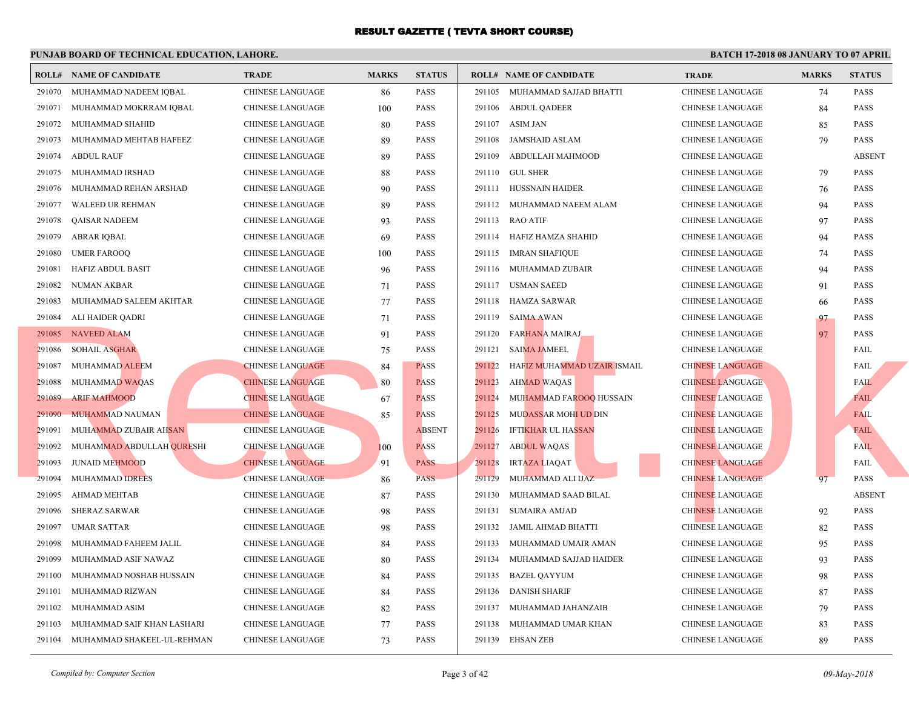# RESULT GAZETTE ( TEVTA SHORT COURSE)

**PUNJAB BOARD OF TECHNICAL EDUCATION, LAHORE.** — **BATCH 17-2018 08 JANUARY TO 07 APRIL**

| ROLL# | NAME OF CANDIDATE | TRADE | MARKS | STATUS |
|---|---|---|---|---|
| 291070 | MUHAMMAD NADEEM IQBAL | CHINESE LANGUAGE | 86 | PASS |
| 291071 | MUHAMMAD MOKRRAM IQBAL | CHINESE LANGUAGE | 100 | PASS |
| 291072 | MUHAMMAD SHAHID | CHINESE LANGUAGE | 80 | PASS |
| 291073 | MUHAMMAD MEHTAB HAFEEZ | CHINESE LANGUAGE | 89 | PASS |
| 291074 | ABDUL RAUF | CHINESE LANGUAGE | 89 | PASS |
| 291075 | MUHAMMAD IRSHAD | CHINESE LANGUAGE | 88 | PASS |
| 291076 | MUHAMMAD REHAN ARSHAD | CHINESE LANGUAGE | 90 | PASS |
| 291077 | WALEED UR REHMAN | CHINESE LANGUAGE | 89 | PASS |
| 291078 | QAISAR NADEEM | CHINESE LANGUAGE | 93 | PASS |
| 291079 | ABRAR IQBAL | CHINESE LANGUAGE | 69 | PASS |
| 291080 | UMER FAROOQ | CHINESE LANGUAGE | 100 | PASS |
| 291081 | HAFIZ ABDUL BASIT | CHINESE LANGUAGE | 96 | PASS |
| 291082 | NUMAN AKBAR | CHINESE LANGUAGE | 71 | PASS |
| 291083 | MUHAMMAD SALEEM AKHTAR | CHINESE LANGUAGE | 77 | PASS |
| 291084 | ALI HAIDER QADRI | CHINESE LANGUAGE | 71 | PASS |
| 291085 | NAVEED ALAM | CHINESE LANGUAGE | 91 | PASS |
| 291086 | SOHAIL ASGHAR | CHINESE LANGUAGE | 75 | PASS |
| 291087 | MUHAMMAD ALEEM | CHINESE LANGUAGE | 84 | PASS |
| 291088 | MUHAMMAD WAQAS | CHINESE LANGUAGE | 80 | PASS |
| 291089 | ARIF MAHMOOD | CHINESE LANGUAGE | 67 | PASS |
| 291090 | MUHAMMAD NAUMAN | CHINESE LANGUAGE | 85 | PASS |
| 291091 | MUHAMMAD ZUBAIR AHSAN | CHINESE LANGUAGE | | ABSENT |
| 291092 | MUHAMMAD ABDULLAH QURESHI | CHINESE LANGUAGE | 100 | PASS |
| 291093 | JUNAID MEHMOOD | CHINESE LANGUAGE | 91 | PASS |
| 291094 | MUHAMMAD IDREES | CHINESE LANGUAGE | 86 | PASS |
| 291095 | AHMAD MEHTAB | CHINESE LANGUAGE | 87 | PASS |
| 291096 | SHERAZ SARWAR | CHINESE LANGUAGE | 98 | PASS |
| 291097 | UMAR SATTAR | CHINESE LANGUAGE | 98 | PASS |
| 291098 | MUHAMMAD FAHEEM JALIL | CHINESE LANGUAGE | 84 | PASS |
| 291099 | MUHAMMAD ASIF NAWAZ | CHINESE LANGUAGE | 80 | PASS |
| 291100 | MUHAMMAD NOSHAB HUSSAIN | CHINESE LANGUAGE | 84 | PASS |
| 291101 | MUHAMMAD RIZWAN | CHINESE LANGUAGE | 84 | PASS |
| 291102 | MUHAMMAD ASIM | CHINESE LANGUAGE | 82 | PASS |
| 291103 | MUHAMMAD SAIF KHAN LASHARI | CHINESE LANGUAGE | 77 | PASS |
| 291104 | MUHAMMAD SHAKEEL-UL-REHMAN | CHINESE LANGUAGE | 73 | PASS |
| 291105 | MUHAMMAD SAJJAD BHATTI | CHINESE LANGUAGE | 74 | PASS |
| 291106 | ABDUL QADEER | CHINESE LANGUAGE | 84 | PASS |
| 291107 | ASIM JAN | CHINESE LANGUAGE | 85 | PASS |
| 291108 | JAMSHAID ASLAM | CHINESE LANGUAGE | 79 | PASS |
| 291109 | ABDULLAH MAHMOOD | CHINESE LANGUAGE | | ABSENT |
| 291110 | GUL SHER | CHINESE LANGUAGE | 79 | PASS |
| 291111 | HUSSNAIN HAIDER | CHINESE LANGUAGE | 76 | PASS |
| 291112 | MUHAMMAD NAEEM ALAM | CHINESE LANGUAGE | 94 | PASS |
| 291113 | RAO ATIF | CHINESE LANGUAGE | 97 | PASS |
| 291114 | HAFIZ HAMZA SHAHID | CHINESE LANGUAGE | 94 | PASS |
| 291115 | IMRAN SHAFIQUE | CHINESE LANGUAGE | 74 | PASS |
| 291116 | MUHAMMAD ZUBAIR | CHINESE LANGUAGE | 94 | PASS |
| 291117 | USMAN SAEED | CHINESE LANGUAGE | 91 | PASS |
| 291118 | HAMZA SARWAR | CHINESE LANGUAGE | 66 | PASS |
| 291119 | SAIMA AWAN | CHINESE LANGUAGE | 97 | PASS |
| 291120 | FARHANA MAIRAJ | CHINESE LANGUAGE | 97 | PASS |
| 291121 | SAIMA JAMEEL | CHINESE LANGUAGE | | FAIL |
| 291122 | HAFIZ MUHAMMAD UZAIR ISMAIL | CHINESE LANGUAGE | | FAIL |
| 291123 | AHMAD WAQAS | CHINESE LANGUAGE | | FAIL |
| 291124 | MUHAMMAD FAROOQ HUSSAIN | CHINESE LANGUAGE | | FAIL |
| 291125 | MUDASSAR MOHI UD DIN | CHINESE LANGUAGE | | FAIL |
| 291126 | IFTIKHAR UL HASSAN | CHINESE LANGUAGE | | FAIL |
| 291127 | ABDUL WAQAS | CHINESE LANGUAGE | | FAIL |
| 291128 | IRTAZA LIAQAT | CHINESE LANGUAGE | | FAIL |
| 291129 | MUHAMMAD ALI IJAZ | CHINESE LANGUAGE | 97 | PASS |
| 291130 | MUHAMMAD SAAD BILAL | CHINESE LANGUAGE | | ABSENT |
| 291131 | SUMAIRA AMJAD | CHINESE LANGUAGE | 92 | PASS |
| 291132 | JAMIL AHMAD BHATTI | CHINESE LANGUAGE | 82 | PASS |
| 291133 | MUHAMMAD UMAIR AMAN | CHINESE LANGUAGE | 95 | PASS |
| 291134 | MUHAMMAD SAJJAD HAIDER | CHINESE LANGUAGE | 93 | PASS |
| 291135 | BAZEL QAYYUM | CHINESE LANGUAGE | 98 | PASS |
| 291136 | DANISH SHARIF | CHINESE LANGUAGE | 87 | PASS |
| 291137 | MUHAMMAD JAHANZAIB | CHINESE LANGUAGE | 79 | PASS |
| 291138 | MUHAMMAD UMAR KHAN | CHINESE LANGUAGE | 83 | PASS |
| 291139 | EHSAN ZEB | CHINESE LANGUAGE | 89 | PASS |

*Compiled by: Computer Section* — *09-May-2018*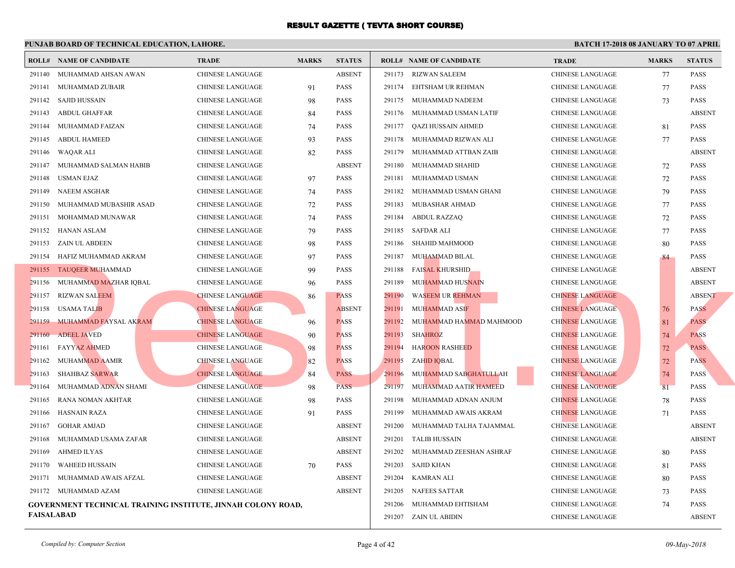# RESULT GAZETTE ( TEVTA SHORT COURSE)

**PUNJAB BOARD OF TECHNICAL EDUCATION, LAHORE.**

**BATCH 17-2018 08 JANUARY TO 07 APRIL**

| ROLL# | NAME OF CANDIDATE | TRADE | MARKS | STATUS |
|---|---|---|---|---|
| 291140 | MUHAMMAD AHSAN AWAN | CHINESE LANGUAGE | | ABSENT |
| 291141 | MUHAMMAD ZUBAIR | CHINESE LANGUAGE | 91 | PASS |
| 291142 | SAJID HUSSAIN | CHINESE LANGUAGE | 98 | PASS |
| 291143 | ABDUL GHAFFAR | CHINESE LANGUAGE | 84 | PASS |
| 291144 | MUHAMMAD FAIZAN | CHINESE LANGUAGE | 74 | PASS |
| 291145 | ABDUL HAMEED | CHINESE LANGUAGE | 93 | PASS |
| 291146 | WAQAR ALI | CHINESE LANGUAGE | 82 | PASS |
| 291147 | MUHAMMAD SALMAN HABIB | CHINESE LANGUAGE | | ABSENT |
| 291148 | USMAN EJAZ | CHINESE LANGUAGE | 97 | PASS |
| 291149 | NAEEM ASGHAR | CHINESE LANGUAGE | 74 | PASS |
| 291150 | MUHAMMAD MUBASHIR ASAD | CHINESE LANGUAGE | 72 | PASS |
| 291151 | MOHAMMAD MUNAWAR | CHINESE LANGUAGE | 74 | PASS |
| 291152 | HANAN ASLAM | CHINESE LANGUAGE | 79 | PASS |
| 291153 | ZAIN UL ABDEEN | CHINESE LANGUAGE | 98 | PASS |
| 291154 | HAFIZ MUHAMMAD AKRAM | CHINESE LANGUAGE | 97 | PASS |
| 291155 | TAUQEER MUHAMMAD | CHINESE LANGUAGE | 99 | PASS |
| 291156 | MUHAMMAD MAZHAR IQBAL | CHINESE LANGUAGE | 96 | PASS |
| 291157 | RIZWAN SALEEM | CHINESE LANGUAGE | 86 | PASS |
| 291158 | USAMA TALIB | CHINESE LANGUAGE | | ABSENT |
| 291159 | MUHAMMAD FAYSAL AKRAM | CHINESE LANGUAGE | 96 | PASS |
| 291160 | ADEEL JAVED | CHINESE LANGUAGE | 90 | PASS |
| 291161 | FAYYAZ AHMED | CHINESE LANGUAGE | 98 | PASS |
| 291162 | MUHAMMAD AAMIR | CHINESE LANGUAGE | 82 | PASS |
| 291163 | SHAHBAZ SARWAR | CHINESE LANGUAGE | 84 | PASS |
| 291164 | MUHAMMAD ADNAN SHAMI | CHINESE LANGUAGE | 98 | PASS |
| 291165 | RANA NOMAN AKHTAR | CHINESE LANGUAGE | 98 | PASS |
| 291166 | HASNAIN RAZA | CHINESE LANGUAGE | 91 | PASS |
| 291167 | GOHAR AMJAD | CHINESE LANGUAGE | | ABSENT |
| 291168 | MUHAMMAD USAMA ZAFAR | CHINESE LANGUAGE | | ABSENT |
| 291169 | AHMED ILYAS | CHINESE LANGUAGE | | ABSENT |
| 291170 | WAHEED HUSSAIN | CHINESE LANGUAGE | 70 | PASS |
| 291171 | MUHAMMAD AWAIS AFZAL | CHINESE LANGUAGE | | ABSENT |
| 291172 | MUHAMMAD AZAM | CHINESE LANGUAGE | | ABSENT |

**GOVERNMENT TECHNICAL TRAINING INSTITUTE, JINNAH COLONY ROAD, FAISALABAD**

| ROLL# | NAME OF CANDIDATE | TRADE | MARKS | STATUS |
|---|---|---|---|---|
| 291173 | RIZWAN SALEEM | CHINESE LANGUAGE | 77 | PASS |
| 291174 | EHTSHAM UR REHMAN | CHINESE LANGUAGE | 77 | PASS |
| 291175 | MUHAMMAD NADEEM | CHINESE LANGUAGE | 73 | PASS |
| 291176 | MUHAMMAD USMAN LATIF | CHINESE LANGUAGE | | ABSENT |
| 291177 | QAZI HUSSAIN AHMED | CHINESE LANGUAGE | 81 | PASS |
| 291178 | MUHAMMAD RIZWAN ALI | CHINESE LANGUAGE | 77 | PASS |
| 291179 | MUHAMMAD ATTBAN ZAIB | CHINESE LANGUAGE | | ABSENT |
| 291180 | MUHAMMAD SHAHID | CHINESE LANGUAGE | 72 | PASS |
| 291181 | MUHAMMAD USMAN | CHINESE LANGUAGE | 72 | PASS |
| 291182 | MUHAMMAD USMAN GHANI | CHINESE LANGUAGE | 79 | PASS |
| 291183 | MUBASHAR AHMAD | CHINESE LANGUAGE | 77 | PASS |
| 291184 | ABDUL RAZZAQ | CHINESE LANGUAGE | 72 | PASS |
| 291185 | SAFDAR ALI | CHINESE LANGUAGE | 77 | PASS |
| 291186 | SHAHID MAHMOOD | CHINESE LANGUAGE | 80 | PASS |
| 291187 | MUHAMMAD BILAL | CHINESE LANGUAGE | 84 | PASS |
| 291188 | FAISAL KHURSHID | CHINESE LANGUAGE | | ABSENT |
| 291189 | MUHAMMAD HUSNAIN | CHINESE LANGUAGE | | ABSENT |
| 291190 | WASEEM UR REHMAN | CHINESE LANGUAGE | | ABSENT |
| 291191 | MUHAMMAD ASIF | CHINESE LANGUAGE | 76 | PASS |
| 291192 | MUHAMMAD HAMMAD MAHMOOD | CHINESE LANGUAGE | 81 | PASS |
| 291193 | SHAHROZ | CHINESE LANGUAGE | 74 | PASS |
| 291194 | HAROON RASHEED | CHINESE LANGUAGE | 72 | PASS |
| 291195 | ZAHID IQBAL | CHINESE LANGUAGE | 72 | PASS |
| 291196 | MUHAMMAD SABGHATULLAH | CHINESE LANGUAGE | 74 | PASS |
| 291197 | MUHAMMAD AATIR HAMEED | CHINESE LANGUAGE | 81 | PASS |
| 291198 | MUHAMMAD ADNAN ANJUM | CHINESE LANGUAGE | 78 | PASS |
| 291199 | MUHAMMAD AWAIS AKRAM | CHINESE LANGUAGE | 71 | PASS |
| 291200 | MUHAMMAD TALHA TAJAMMAL | CHINESE LANGUAGE | | ABSENT |
| 291201 | TALIB HUSSAIN | CHINESE LANGUAGE | | ABSENT |
| 291202 | MUHAMMAD ZEESHAN ASHRAF | CHINESE LANGUAGE | 80 | PASS |
| 291203 | SAJID KHAN | CHINESE LANGUAGE | 81 | PASS |
| 291204 | KAMRAN ALI | CHINESE LANGUAGE | 80 | PASS |
| 291205 | NAFEES SATTAR | CHINESE LANGUAGE | 73 | PASS |
| 291206 | MUHAMMAD EHTISHAM | CHINESE LANGUAGE | 74 | PASS |
| 291207 | ZAIN UL ABIDIN | CHINESE LANGUAGE | | ABSENT |

*Compiled by: Computer Section*

*09-May-2018*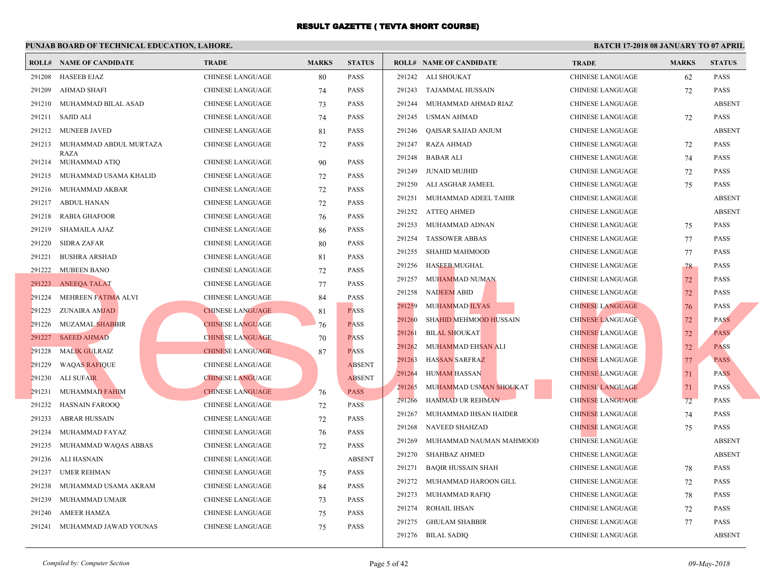# RESULT GAZETTE ( TEVTA SHORT COURSE)

**PUNJAB BOARD OF TECHNICAL EDUCATION, LAHORE.**

**BATCH 17-2018 08 JANUARY TO 07 APRIL**

| ROLL# | NAME OF CANDIDATE | TRADE | MARKS | STATUS |
|---|---|---|---|---|
| 291208 | HASEEB EJAZ | CHINESE LANGUAGE | 80 | PASS |
| 291209 | AHMAD SHAFI | CHINESE LANGUAGE | 74 | PASS |
| 291210 | MUHAMMAD BILAL ASAD | CHINESE LANGUAGE | 73 | PASS |
| 291211 | SAJID ALI | CHINESE LANGUAGE | 74 | PASS |
| 291212 | MUNEEB JAVED | CHINESE LANGUAGE | 81 | PASS |
| 291213 | MUHAMMAD ABDUL MURTAZA RAZA | CHINESE LANGUAGE | 72 | PASS |
| 291214 | MUHAMMAD ATIQ | CHINESE LANGUAGE | 90 | PASS |
| 291215 | MUHAMMAD USAMA KHALID | CHINESE LANGUAGE | 72 | PASS |
| 291216 | MUHAMMAD AKBAR | CHINESE LANGUAGE | 72 | PASS |
| 291217 | ABDUL HANAN | CHINESE LANGUAGE | 72 | PASS |
| 291218 | RABIA GHAFOOR | CHINESE LANGUAGE | 76 | PASS |
| 291219 | SHAMAILA AJAZ | CHINESE LANGUAGE | 86 | PASS |
| 291220 | SIDRA ZAFAR | CHINESE LANGUAGE | 80 | PASS |
| 291221 | BUSHRA ARSHAD | CHINESE LANGUAGE | 81 | PASS |
| 291222 | MUBEEN BANO | CHINESE LANGUAGE | 72 | PASS |
| 291223 | ANEEQA TALAT | CHINESE LANGUAGE | 77 | PASS |
| 291224 | MEHREEN FATIMA ALVI | CHINESE LANGUAGE | 84 | PASS |
| 291225 | ZUNAIRA AMJAD | CHINESE LANGUAGE | 81 | PASS |
| 291226 | MUZAMAL SHABBIR | CHINESE LANGUAGE | 76 | PASS |
| 291227 | SAEED AHMAD | CHINESE LANGUAGE | 70 | PASS |
| 291228 | MALIK GULRAIZ | CHINESE LANGUAGE | 87 | PASS |
| 291229 | WAQAS RAFIQUE | CHINESE LANGUAGE | | ABSENT |
| 291230 | ALI SUFAIR | CHINESE LANGUAGE | | ABSENT |
| 291231 | MUHAMMAD FAHIM | CHINESE LANGUAGE | 76 | PASS |
| 291232 | HASNAIN FAROOQ | CHINESE LANGUAGE | 72 | PASS |
| 291233 | ABRAR HUSSAIN | CHINESE LANGUAGE | 72 | PASS |
| 291234 | MUHAMMAD FAYAZ | CHINESE LANGUAGE | 76 | PASS |
| 291235 | MUHAMMAD WAQAS ABBAS | CHINESE LANGUAGE | 72 | PASS |
| 291236 | ALI HASNAIN | CHINESE LANGUAGE | | ABSENT |
| 291237 | UMER REHMAN | CHINESE LANGUAGE | 75 | PASS |
| 291238 | MUHAMMAD USAMA AKRAM | CHINESE LANGUAGE | 84 | PASS |
| 291239 | MUHAMMAD UMAIR | CHINESE LANGUAGE | 73 | PASS |
| 291240 | AMEER HAMZA | CHINESE LANGUAGE | 75 | PASS |
| 291241 | MUHAMMAD JAWAD YOUNAS | CHINESE LANGUAGE | 75 | PASS |
| 291242 | ALI SHOUKAT | CHINESE LANGUAGE | 62 | PASS |
| 291243 | TAJAMMAL HUSSAIN | CHINESE LANGUAGE | 72 | PASS |
| 291244 | MUHAMMAD AHMAD RIAZ | CHINESE LANGUAGE | | ABSENT |
| 291245 | USMAN AHMAD | CHINESE LANGUAGE | 72 | PASS |
| 291246 | QAISAR SAJJAD ANJUM | CHINESE LANGUAGE | | ABSENT |
| 291247 | RAZA AHMAD | CHINESE LANGUAGE | 72 | PASS |
| 291248 | BABAR ALI | CHINESE LANGUAGE | 74 | PASS |
| 291249 | JUNAID MUJHID | CHINESE LANGUAGE | 72 | PASS |
| 291250 | ALI ASGHAR JAMEEL | CHINESE LANGUAGE | 75 | PASS |
| 291251 | MUHAMMAD ADEEL TAHIR | CHINESE LANGUAGE | | ABSENT |
| 291252 | ATTEQ AHMED | CHINESE LANGUAGE | | ABSENT |
| 291253 | MUHAMMAD ADNAN | CHINESE LANGUAGE | 75 | PASS |
| 291254 | TASSOWER ABBAS | CHINESE LANGUAGE | 77 | PASS |
| 291255 | SHAHID MAHMOOD | CHINESE LANGUAGE | 77 | PASS |
| 291256 | HASEEB MUGHAL | CHINESE LANGUAGE | 78 | PASS |
| 291257 | MUHAMMAD NUMAN | CHINESE LANGUAGE | 72 | PASS |
| 291258 | NADEEM ABID | CHINESE LANGUAGE | 72 | PASS |
| 291259 | MUHAMMAD ILYAS | CHINESE LANGUAGE | 76 | PASS |
| 291260 | SHAHID MEHMOOD HUSSAIN | CHINESE LANGUAGE | 72 | PASS |
| 291261 | BILAL SHOUKAT | CHINESE LANGUAGE | 72 | PASS |
| 291262 | MUHAMMAD EHSAN ALI | CHINESE LANGUAGE | 72 | PASS |
| 291263 | HASSAN SARFRAZ | CHINESE LANGUAGE | 77 | PASS |
| 291264 | HUMAM HASSAN | CHINESE LANGUAGE | 71 | PASS |
| 291265 | MUHAMMAD USMAN SHOUKAT | CHINESE LANGUAGE | 71 | PASS |
| 291266 | HAMMAD UR REHMAN | CHINESE LANGUAGE | 72 | PASS |
| 291267 | MUHAMMAD IHSAN HAIDER | CHINESE LANGUAGE | 74 | PASS |
| 291268 | NAVEED SHAHZAD | CHINESE LANGUAGE | 75 | PASS |
| 291269 | MUHAMMAD NAUMAN MAHMOOD | CHINESE LANGUAGE | | ABSENT |
| 291270 | SHAHBAZ AHMED | CHINESE LANGUAGE | | ABSENT |
| 291271 | BAQIR HUSSAIN SHAH | CHINESE LANGUAGE | 78 | PASS |
| 291272 | MUHAMMAD HAROON GILL | CHINESE LANGUAGE | 72 | PASS |
| 291273 | MUHAMMAD RAFIQ | CHINESE LANGUAGE | 78 | PASS |
| 291274 | ROHAIL IHSAN | CHINESE LANGUAGE | 72 | PASS |
| 291275 | GHULAM SHABBIR | CHINESE LANGUAGE | 77 | PASS |
| 291276 | BILAL SADIQ | CHINESE LANGUAGE | | ABSENT |

*Compiled by: Computer Section*

*09-May-2018*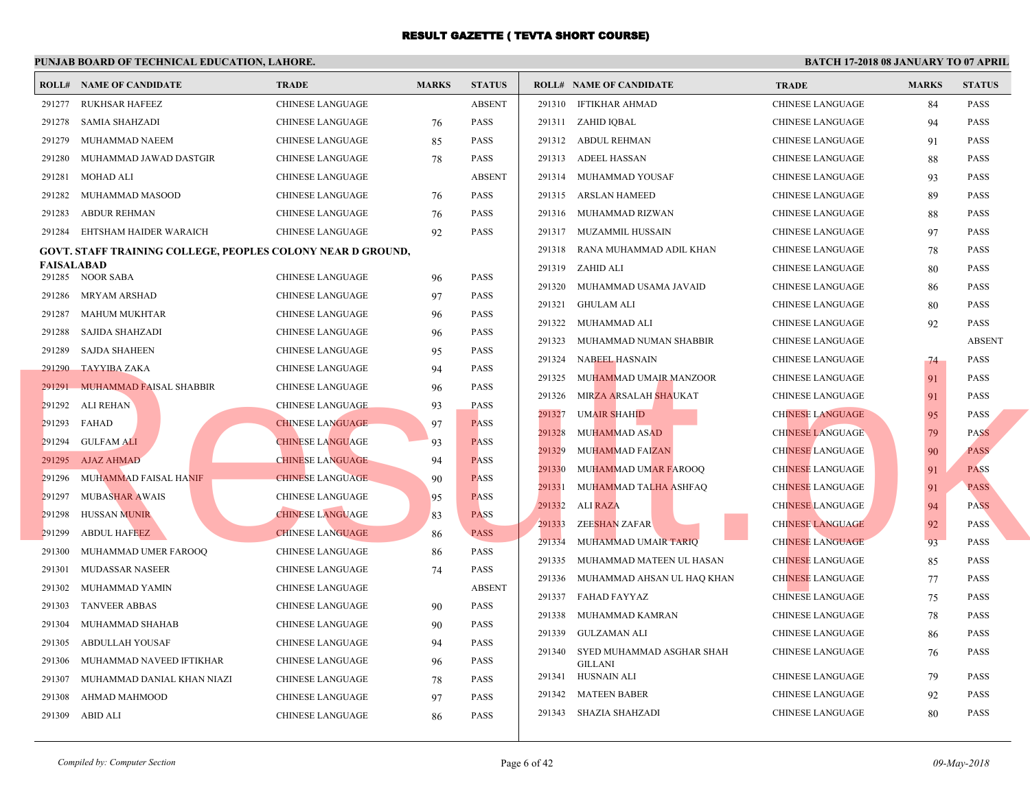# RESULT GAZETTE ( TEVTA SHORT COURSE)

**PUNJAB BOARD OF TECHNICAL EDUCATION, LAHORE.**

**BATCH 17-2018 08 JANUARY TO 07 APRIL**

| ROLL# | NAME OF CANDIDATE | TRADE | MARKS | STATUS |
|---|---|---|---|---|
| 291277 | RUKHSAR HAFEEZ | CHINESE LANGUAGE | | ABSENT |
| 291278 | SAMIA SHAHZADI | CHINESE LANGUAGE | 76 | PASS |
| 291279 | MUHAMMAD NAEEM | CHINESE LANGUAGE | 85 | PASS |
| 291280 | MUHAMMAD JAWAD DASTGIR | CHINESE LANGUAGE | 78 | PASS |
| 291281 | MOHAD ALI | CHINESE LANGUAGE | | ABSENT |
| 291282 | MUHAMMAD MASOOD | CHINESE LANGUAGE | 76 | PASS |
| 291283 | ABDUR REHMAN | CHINESE LANGUAGE | 76 | PASS |
| 291284 | EHTSHAM HAIDER WARAICH | CHINESE LANGUAGE | 92 | PASS |

**GOVT. STAFF TRAINING COLLEGE, PEOPLES COLONY NEAR D GROUND, FAISALABAD**

| ROLL# | NAME OF CANDIDATE | TRADE | MARKS | STATUS |
|---|---|---|---|---|
| 291285 | NOOR SABA | CHINESE LANGUAGE | 96 | PASS |
| 291286 | MRYAM ARSHAD | CHINESE LANGUAGE | 97 | PASS |
| 291287 | MAHUM MUKHTAR | CHINESE LANGUAGE | 96 | PASS |
| 291288 | SAJIDA SHAHZADI | CHINESE LANGUAGE | 96 | PASS |
| 291289 | SAJDA SHAHEEN | CHINESE LANGUAGE | 95 | PASS |
| 291290 | TAYYIBA ZAKA | CHINESE LANGUAGE | 94 | PASS |
| 291291 | MUHAMMAD FAISAL SHABBIR | CHINESE LANGUAGE | 96 | PASS |
| 291292 | ALI REHAN | CHINESE LANGUAGE | 93 | PASS |
| 291293 | FAHAD | CHINESE LANGUAGE | 97 | PASS |
| 291294 | GULFAM ALI | CHINESE LANGUAGE | 93 | PASS |
| 291295 | AJAZ AHMAD | CHINESE LANGUAGE | 94 | PASS |
| 291296 | MUHAMMAD FAISAL HANIF | CHINESE LANGUAGE | 90 | PASS |
| 291297 | MUBASHAR AWAIS | CHINESE LANGUAGE | 95 | PASS |
| 291298 | HUSSAN MUNIR | CHINESE LANGUAGE | 83 | PASS |
| 291299 | ABDUL HAFEEZ | CHINESE LANGUAGE | 86 | PASS |
| 291300 | MUHAMMAD UMER FAROOQ | CHINESE LANGUAGE | 86 | PASS |
| 291301 | MUDASSAR NASEER | CHINESE LANGUAGE | 74 | PASS |
| 291302 | MUHAMMAD YAMIN | CHINESE LANGUAGE | | ABSENT |
| 291303 | TANVEER ABBAS | CHINESE LANGUAGE | 90 | PASS |
| 291304 | MUHAMMAD SHAHAB | CHINESE LANGUAGE | 90 | PASS |
| 291305 | ABDULLAH YOUSAF | CHINESE LANGUAGE | 94 | PASS |
| 291306 | MUHAMMAD NAVEED IFTIKHAR | CHINESE LANGUAGE | 96 | PASS |
| 291307 | MUHAMMAD DANIAL KHAN NIAZI | CHINESE LANGUAGE | 78 | PASS |
| 291308 | AHMAD MAHMOOD | CHINESE LANGUAGE | 97 | PASS |
| 291309 | ABID ALI | CHINESE LANGUAGE | 86 | PASS |
| 291310 | IFTIKHAR AHMAD | CHINESE LANGUAGE | 84 | PASS |
| 291311 | ZAHID IQBAL | CHINESE LANGUAGE | 94 | PASS |
| 291312 | ABDUL REHMAN | CHINESE LANGUAGE | 91 | PASS |
| 291313 | ADEEL HASSAN | CHINESE LANGUAGE | 88 | PASS |
| 291314 | MUHAMMAD YOUSAF | CHINESE LANGUAGE | 93 | PASS |
| 291315 | ARSLAN HAMEED | CHINESE LANGUAGE | 89 | PASS |
| 291316 | MUHAMMAD RIZWAN | CHINESE LANGUAGE | 88 | PASS |
| 291317 | MUZAMMIL HUSSAIN | CHINESE LANGUAGE | 97 | PASS |
| 291318 | RANA MUHAMMAD ADIL KHAN | CHINESE LANGUAGE | 78 | PASS |
| 291319 | ZAHID ALI | CHINESE LANGUAGE | 80 | PASS |
| 291320 | MUHAMMAD USAMA JAVAID | CHINESE LANGUAGE | 86 | PASS |
| 291321 | GHULAM ALI | CHINESE LANGUAGE | 80 | PASS |
| 291322 | MUHAMMAD ALI | CHINESE LANGUAGE | 92 | PASS |
| 291323 | MUHAMMAD NUMAN SHABBIR | CHINESE LANGUAGE | | ABSENT |
| 291324 | NABEEL HASNAIN | CHINESE LANGUAGE | 74 | PASS |
| 291325 | MUHAMMAD UMAIR MANZOOR | CHINESE LANGUAGE | 91 | PASS |
| 291326 | MIRZA ARSALAH SHAUKAT | CHINESE LANGUAGE | 91 | PASS |
| 291327 | UMAIR SHAHID | CHINESE LANGUAGE | 95 | PASS |
| 291328 | MUHAMMAD ASAD | CHINESE LANGUAGE | 79 | PASS |
| 291329 | MUHAMMAD FAIZAN | CHINESE LANGUAGE | 90 | PASS |
| 291330 | MUHAMMAD UMAR FAROOQ | CHINESE LANGUAGE | 91 | PASS |
| 291331 | MUHAMMAD TALHA ASHFAQ | CHINESE LANGUAGE | 91 | PASS |
| 291332 | ALI RAZA | CHINESE LANGUAGE | 94 | PASS |
| 291333 | ZEESHAN ZAFAR | CHINESE LANGUAGE | 92 | PASS |
| 291334 | MUHAMMAD UMAIR TARIQ | CHINESE LANGUAGE | 93 | PASS |
| 291335 | MUHAMMAD MATEEN UL HASAN | CHINESE LANGUAGE | 85 | PASS |
| 291336 | MUHAMMAD AHSAN UL HAQ KHAN | CHINESE LANGUAGE | 77 | PASS |
| 291337 | FAHAD FAYYAZ | CHINESE LANGUAGE | 75 | PASS |
| 291338 | MUHAMMAD KAMRAN | CHINESE LANGUAGE | 78 | PASS |
| 291339 | GULZAMAN ALI | CHINESE LANGUAGE | 86 | PASS |
| 291340 | SYED MUHAMMAD ASGHAR SHAH GILLANI | CHINESE LANGUAGE | 76 | PASS |
| 291341 | HUSNAIN ALI | CHINESE LANGUAGE | 79 | PASS |
| 291342 | MATEEN BABER | CHINESE LANGUAGE | 92 | PASS |
| 291343 | SHAZIA SHAHZADI | CHINESE LANGUAGE | 80 | PASS |

*Compiled by: Computer Section*

*09-May-2018*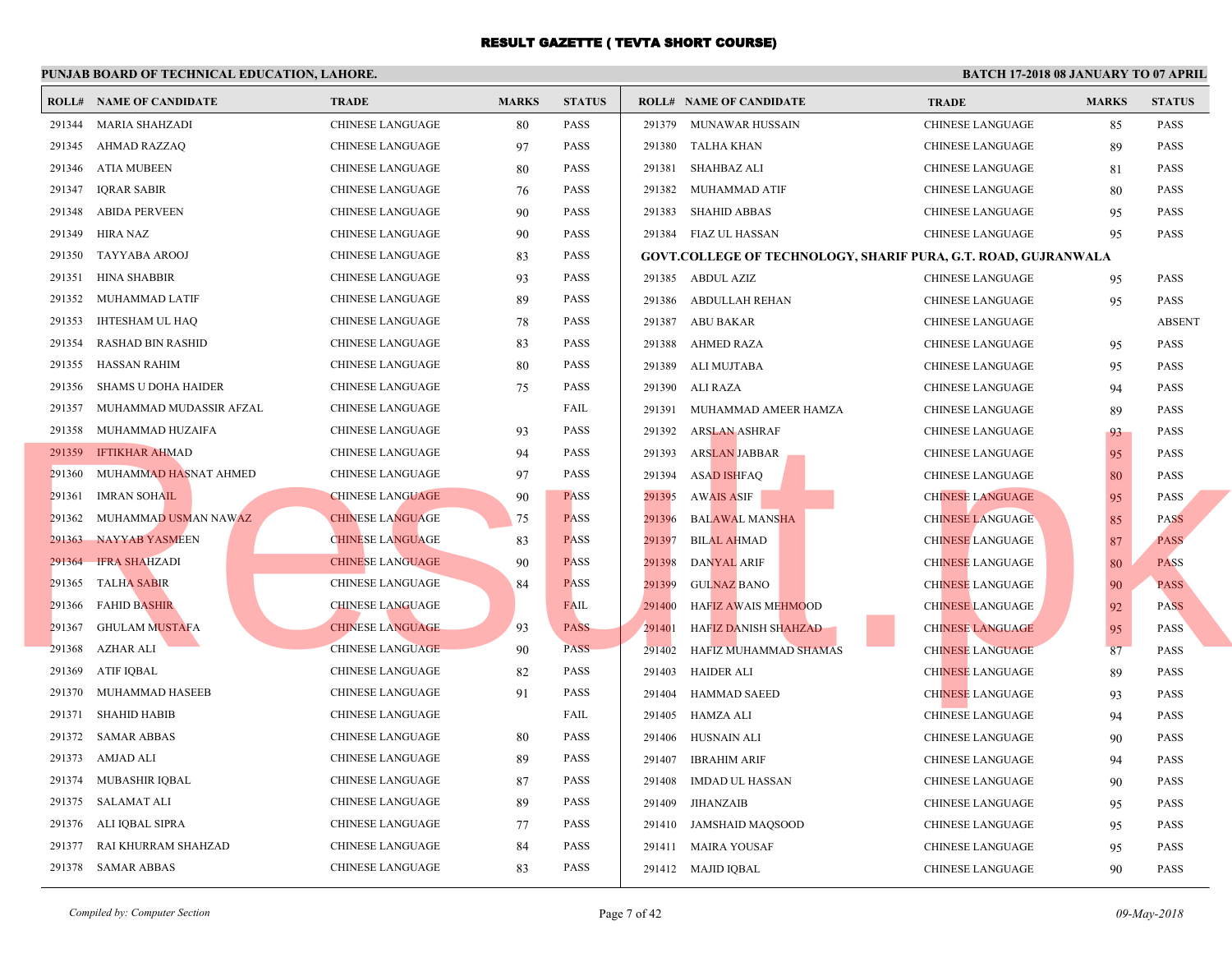# RESULT GAZETTE ( TEVTA SHORT COURSE)

**PUNJAB BOARD OF TECHNICAL EDUCATION, LAHORE.**

**BATCH 17-2018 08 JANUARY TO 07 APRIL**

| ROLL# | NAME OF CANDIDATE | TRADE | MARKS | STATUS |
|---|---|---|---|---|
| 291344 | MARIA SHAHZADI | CHINESE LANGUAGE | 80 | PASS |
| 291345 | AHMAD RAZZAQ | CHINESE LANGUAGE | 97 | PASS |
| 291346 | ATIA MUBEEN | CHINESE LANGUAGE | 80 | PASS |
| 291347 | IQRAR SABIR | CHINESE LANGUAGE | 76 | PASS |
| 291348 | ABIDA PERVEEN | CHINESE LANGUAGE | 90 | PASS |
| 291349 | HIRA NAZ | CHINESE LANGUAGE | 90 | PASS |
| 291350 | TAYYABA AROOJ | CHINESE LANGUAGE | 83 | PASS |
| 291351 | HINA SHABBIR | CHINESE LANGUAGE | 93 | PASS |
| 291352 | MUHAMMAD LATIF | CHINESE LANGUAGE | 89 | PASS |
| 291353 | IHTESHAM UL HAQ | CHINESE LANGUAGE | 78 | PASS |
| 291354 | RASHAD BIN RASHID | CHINESE LANGUAGE | 83 | PASS |
| 291355 | HASSAN RAHIM | CHINESE LANGUAGE | 80 | PASS |
| 291356 | SHAMS U DOHA HAIDER | CHINESE LANGUAGE | 75 | PASS |
| 291357 | MUHAMMAD MUDASSIR AFZAL | CHINESE LANGUAGE | | FAIL |
| 291358 | MUHAMMAD HUZAIFA | CHINESE LANGUAGE | 93 | PASS |
| 291359 | IFTIKHAR AHMAD | CHINESE LANGUAGE | 94 | PASS |
| 291360 | MUHAMMAD HASNAT AHMED | CHINESE LANGUAGE | 97 | PASS |
| 291361 | IMRAN SOHAIL | CHINESE LANGUAGE | 90 | PASS |
| 291362 | MUHAMMAD USMAN NAWAZ | CHINESE LANGUAGE | 75 | PASS |
| 291363 | NAYYAB YASMEEN | CHINESE LANGUAGE | 83 | PASS |
| 291364 | IFRA SHAHZADI | CHINESE LANGUAGE | 90 | PASS |
| 291365 | TALHA SABIR | CHINESE LANGUAGE | 84 | PASS |
| 291366 | FAHID BASHIR | CHINESE LANGUAGE | | FAIL |
| 291367 | GHULAM MUSTAFA | CHINESE LANGUAGE | 93 | PASS |
| 291368 | AZHAR ALI | CHINESE LANGUAGE | 90 | PASS |
| 291369 | ATIF IQBAL | CHINESE LANGUAGE | 82 | PASS |
| 291370 | MUHAMMAD HASEEB | CHINESE LANGUAGE | 91 | PASS |
| 291371 | SHAHID HABIB | CHINESE LANGUAGE | | FAIL |
| 291372 | SAMAR ABBAS | CHINESE LANGUAGE | 80 | PASS |
| 291373 | AMJAD ALI | CHINESE LANGUAGE | 89 | PASS |
| 291374 | MUBASHIR IQBAL | CHINESE LANGUAGE | 87 | PASS |
| 291375 | SALAMAT ALI | CHINESE LANGUAGE | 89 | PASS |
| 291376 | ALI IQBAL SIPRA | CHINESE LANGUAGE | 77 | PASS |
| 291377 | RAI KHURRAM SHAHZAD | CHINESE LANGUAGE | 84 | PASS |
| 291378 | SAMAR ABBAS | CHINESE LANGUAGE | 83 | PASS |
| 291379 | MUNAWAR HUSSAIN | CHINESE LANGUAGE | 85 | PASS |
| 291380 | TALHA KHAN | CHINESE LANGUAGE | 89 | PASS |
| 291381 | SHAHBAZ ALI | CHINESE LANGUAGE | 81 | PASS |
| 291382 | MUHAMMAD ATIF | CHINESE LANGUAGE | 80 | PASS |
| 291383 | SHAHID ABBAS | CHINESE LANGUAGE | 95 | PASS |
| 291384 | FIAZ UL HASSAN | CHINESE LANGUAGE | 95 | PASS |

**GOVT.COLLEGE OF TECHNOLOGY, SHARIF PURA, G.T. ROAD, GUJRANWALA**

| ROLL# | NAME OF CANDIDATE | TRADE | MARKS | STATUS |
|---|---|---|---|---|
| 291385 | ABDUL AZIZ | CHINESE LANGUAGE | 95 | PASS |
| 291386 | ABDULLAH REHAN | CHINESE LANGUAGE | 95 | PASS |
| 291387 | ABU BAKAR | CHINESE LANGUAGE | | ABSENT |
| 291388 | AHMED RAZA | CHINESE LANGUAGE | 95 | PASS |
| 291389 | ALI MUJTABA | CHINESE LANGUAGE | 95 | PASS |
| 291390 | ALI RAZA | CHINESE LANGUAGE | 94 | PASS |
| 291391 | MUHAMMAD AMEER HAMZA | CHINESE LANGUAGE | 89 | PASS |
| 291392 | ARSLAN ASHRAF | CHINESE LANGUAGE | 93 | PASS |
| 291393 | ARSLAN JABBAR | CHINESE LANGUAGE | 95 | PASS |
| 291394 | ASAD ISHFAQ | CHINESE LANGUAGE | 80 | PASS |
| 291395 | AWAIS ASIF | CHINESE LANGUAGE | 95 | PASS |
| 291396 | BALAWAL MANSHA | CHINESE LANGUAGE | 85 | PASS |
| 291397 | BILAL AHMAD | CHINESE LANGUAGE | 87 | PASS |
| 291398 | DANYAL ARIF | CHINESE LANGUAGE | 80 | PASS |
| 291399 | GULNAZ BANO | CHINESE LANGUAGE | 90 | PASS |
| 291400 | HAFIZ AWAIS MEHMOOD | CHINESE LANGUAGE | 92 | PASS |
| 291401 | HAFIZ DANISH SHAHZAD | CHINESE LANGUAGE | 95 | PASS |
| 291402 | HAFIZ MUHAMMAD SHAMAS | CHINESE LANGUAGE | 87 | PASS |
| 291403 | HAIDER ALI | CHINESE LANGUAGE | 89 | PASS |
| 291404 | HAMMAD SAEED | CHINESE LANGUAGE | 93 | PASS |
| 291405 | HAMZA ALI | CHINESE LANGUAGE | 94 | PASS |
| 291406 | HUSNAIN ALI | CHINESE LANGUAGE | 90 | PASS |
| 291407 | IBRAHIM ARIF | CHINESE LANGUAGE | 94 | PASS |
| 291408 | IMDAD UL HASSAN | CHINESE LANGUAGE | 90 | PASS |
| 291409 | JIHANZAIB | CHINESE LANGUAGE | 95 | PASS |
| 291410 | JAMSHAID MAQSOOD | CHINESE LANGUAGE | 95 | PASS |
| 291411 | MAIRA YOUSAF | CHINESE LANGUAGE | 95 | PASS |
| 291412 | MAJID IQBAL | CHINESE LANGUAGE | 90 | PASS |

*Compiled by: Computer Section*

*09-May-2018*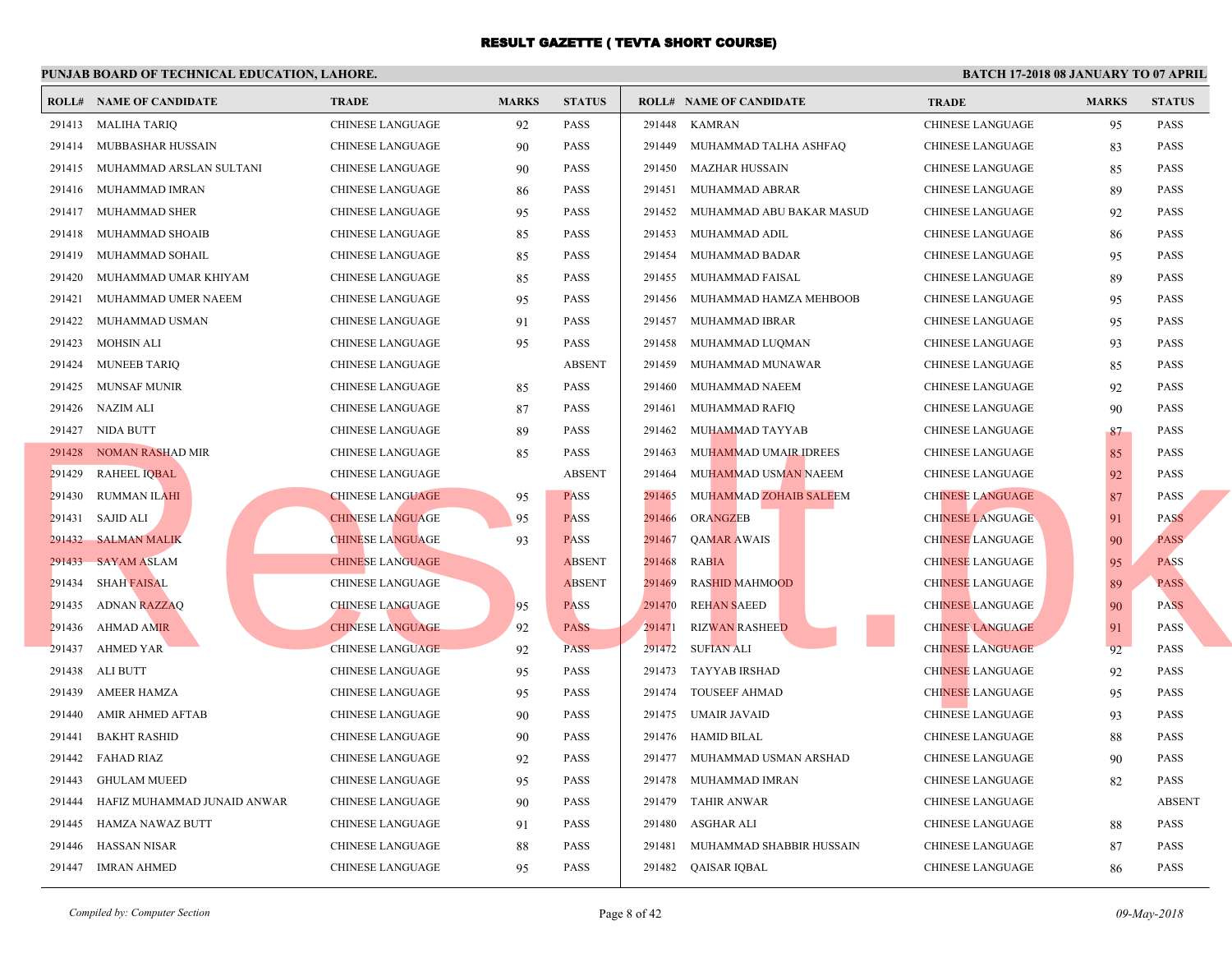# RESULT GAZETTE ( TEVTA SHORT COURSE)

**PUNJAB BOARD OF TECHNICAL EDUCATION, LAHORE.** **BATCH 17-2018 08 JANUARY TO 07 APRIL**

| ROLL# | NAME OF CANDIDATE | TRADE | MARKS | STATUS |
|---|---|---|---|---|
| 291413 | MALIHA TARIQ | CHINESE LANGUAGE | 92 | PASS |
| 291414 | MUBBASHAR HUSSAIN | CHINESE LANGUAGE | 90 | PASS |
| 291415 | MUHAMMAD ARSLAN SULTANI | CHINESE LANGUAGE | 90 | PASS |
| 291416 | MUHAMMAD IMRAN | CHINESE LANGUAGE | 86 | PASS |
| 291417 | MUHAMMAD SHER | CHINESE LANGUAGE | 95 | PASS |
| 291418 | MUHAMMAD SHOAIB | CHINESE LANGUAGE | 85 | PASS |
| 291419 | MUHAMMAD SOHAIL | CHINESE LANGUAGE | 85 | PASS |
| 291420 | MUHAMMAD UMAR KHIYAM | CHINESE LANGUAGE | 85 | PASS |
| 291421 | MUHAMMAD UMER NAEEM | CHINESE LANGUAGE | 95 | PASS |
| 291422 | MUHAMMAD USMAN | CHINESE LANGUAGE | 91 | PASS |
| 291423 | MOHSIN ALI | CHINESE LANGUAGE | 95 | PASS |
| 291424 | MUNEEB TARIQ | CHINESE LANGUAGE | | ABSENT |
| 291425 | MUNSAF MUNIR | CHINESE LANGUAGE | 85 | PASS |
| 291426 | NAZIM ALI | CHINESE LANGUAGE | 87 | PASS |
| 291427 | NIDA BUTT | CHINESE LANGUAGE | 89 | PASS |
| 291428 | NOMAN RASHAD MIR | CHINESE LANGUAGE | 85 | PASS |
| 291429 | RAHEEL IQBAL | CHINESE LANGUAGE | | ABSENT |
| 291430 | RUMMAN ILAHI | CHINESE LANGUAGE | 95 | PASS |
| 291431 | SAJID ALI | CHINESE LANGUAGE | 95 | PASS |
| 291432 | SALMAN MALIK | CHINESE LANGUAGE | 93 | PASS |
| 291433 | SAYAM ASLAM | CHINESE LANGUAGE | | ABSENT |
| 291434 | SHAH FAISAL | CHINESE LANGUAGE | | ABSENT |
| 291435 | ADNAN RAZZAQ | CHINESE LANGUAGE | 95 | PASS |
| 291436 | AHMAD AMIR | CHINESE LANGUAGE | 92 | PASS |
| 291437 | AHMED YAR | CHINESE LANGUAGE | 92 | PASS |
| 291438 | ALI BUTT | CHINESE LANGUAGE | 95 | PASS |
| 291439 | AMEER HAMZA | CHINESE LANGUAGE | 95 | PASS |
| 291440 | AMIR AHMED AFTAB | CHINESE LANGUAGE | 90 | PASS |
| 291441 | BAKHT RASHID | CHINESE LANGUAGE | 90 | PASS |
| 291442 | FAHAD RIAZ | CHINESE LANGUAGE | 92 | PASS |
| 291443 | GHULAM MUEED | CHINESE LANGUAGE | 95 | PASS |
| 291444 | HAFIZ MUHAMMAD JUNAID ANWAR | CHINESE LANGUAGE | 90 | PASS |
| 291445 | HAMZA NAWAZ BUTT | CHINESE LANGUAGE | 91 | PASS |
| 291446 | HASSAN NISAR | CHINESE LANGUAGE | 88 | PASS |
| 291447 | IMRAN AHMED | CHINESE LANGUAGE | 95 | PASS |
| 291448 | KAMRAN | CHINESE LANGUAGE | 95 | PASS |
| 291449 | MUHAMMAD TALHA ASHFAQ | CHINESE LANGUAGE | 83 | PASS |
| 291450 | MAZHAR HUSSAIN | CHINESE LANGUAGE | 85 | PASS |
| 291451 | MUHAMMAD ABRAR | CHINESE LANGUAGE | 89 | PASS |
| 291452 | MUHAMMAD ABU BAKAR MASUD | CHINESE LANGUAGE | 92 | PASS |
| 291453 | MUHAMMAD ADIL | CHINESE LANGUAGE | 86 | PASS |
| 291454 | MUHAMMAD BADAR | CHINESE LANGUAGE | 95 | PASS |
| 291455 | MUHAMMAD FAISAL | CHINESE LANGUAGE | 89 | PASS |
| 291456 | MUHAMMAD HAMZA MEHBOOB | CHINESE LANGUAGE | 95 | PASS |
| 291457 | MUHAMMAD IBRAR | CHINESE LANGUAGE | 95 | PASS |
| 291458 | MUHAMMAD LUQMAN | CHINESE LANGUAGE | 93 | PASS |
| 291459 | MUHAMMAD MUNAWAR | CHINESE LANGUAGE | 85 | PASS |
| 291460 | MUHAMMAD NAEEM | CHINESE LANGUAGE | 92 | PASS |
| 291461 | MUHAMMAD RAFIQ | CHINESE LANGUAGE | 90 | PASS |
| 291462 | MUHAMMAD TAYYAB | CHINESE LANGUAGE | 87 | PASS |
| 291463 | MUHAMMAD UMAIR IDREES | CHINESE LANGUAGE | 85 | PASS |
| 291464 | MUHAMMAD USMAN NAEEM | CHINESE LANGUAGE | 92 | PASS |
| 291465 | MUHAMMAD ZOHAIB SALEEM | CHINESE LANGUAGE | 87 | PASS |
| 291466 | ORANGZEB | CHINESE LANGUAGE | 91 | PASS |
| 291467 | QAMAR AWAIS | CHINESE LANGUAGE | 90 | PASS |
| 291468 | RABIA | CHINESE LANGUAGE | 95 | PASS |
| 291469 | RASHID MAHMOOD | CHINESE LANGUAGE | 89 | PASS |
| 291470 | REHAN SAEED | CHINESE LANGUAGE | 90 | PASS |
| 291471 | RIZWAN RASHEED | CHINESE LANGUAGE | 91 | PASS |
| 291472 | SUFIAN ALI | CHINESE LANGUAGE | 92 | PASS |
| 291473 | TAYYAB IRSHAD | CHINESE LANGUAGE | 92 | PASS |
| 291474 | TOUSEEF AHMAD | CHINESE LANGUAGE | 95 | PASS |
| 291475 | UMAIR JAVAID | CHINESE LANGUAGE | 93 | PASS |
| 291476 | HAMID BILAL | CHINESE LANGUAGE | 88 | PASS |
| 291477 | MUHAMMAD USMAN ARSHAD | CHINESE LANGUAGE | 90 | PASS |
| 291478 | MUHAMMAD IMRAN | CHINESE LANGUAGE | 82 | PASS |
| 291479 | TAHIR ANWAR | CHINESE LANGUAGE | | ABSENT |
| 291480 | ASGHAR ALI | CHINESE LANGUAGE | 88 | PASS |
| 291481 | MUHAMMAD SHABBIR HUSSAIN | CHINESE LANGUAGE | 87 | PASS |
| 291482 | QAISAR IQBAL | CHINESE LANGUAGE | 86 | PASS |

*Compiled by: Computer Section* *09-May-2018*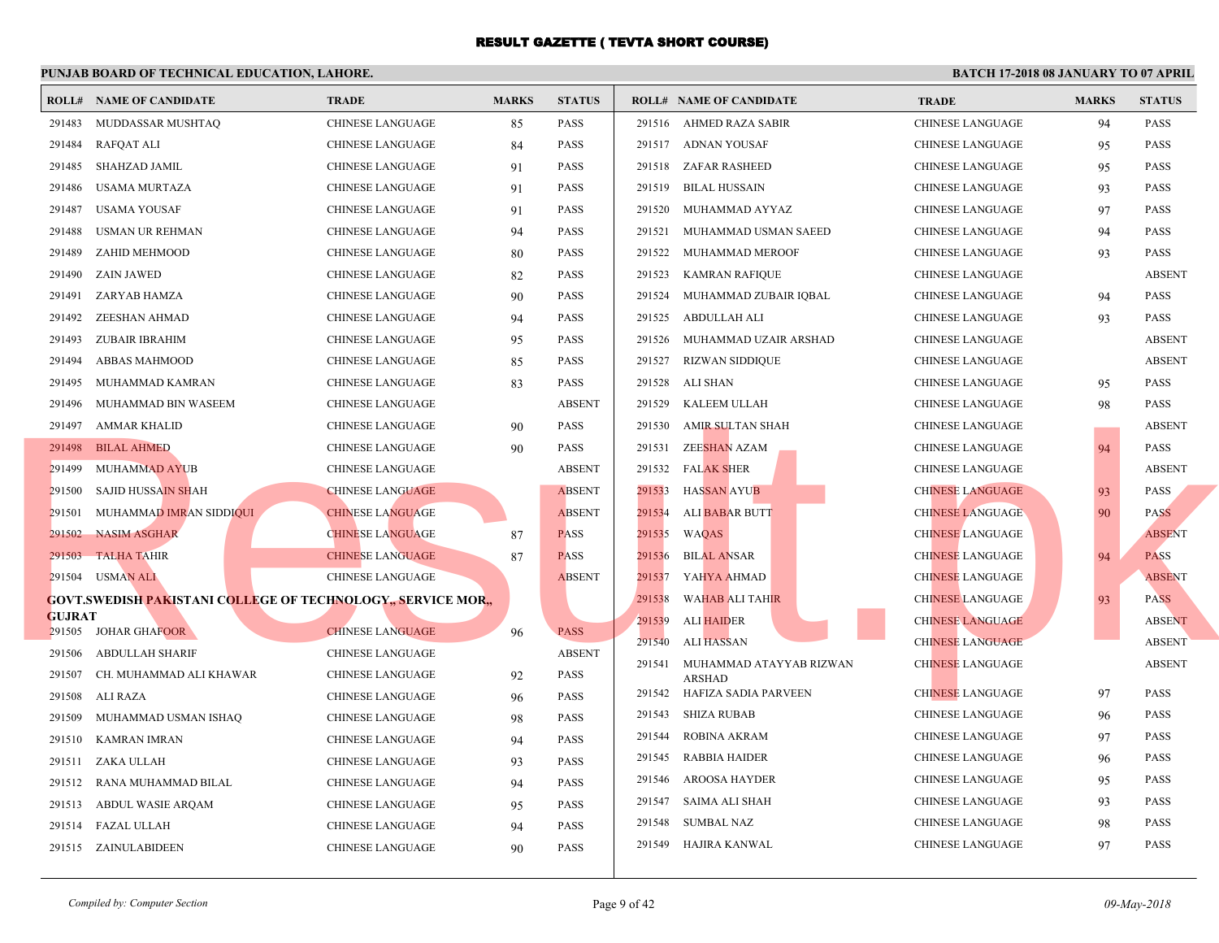# RESULT GAZETTE ( TEVTA SHORT COURSE)

**PUNJAB BOARD OF TECHNICAL EDUCATION, LAHORE.**

**BATCH 17-2018 08 JANUARY TO 07 APRIL**

| ROLL# | NAME OF CANDIDATE | TRADE | MARKS | STATUS |
|---|---|---|---|---|
| 291483 | MUDDASSAR MUSHTAQ | CHINESE LANGUAGE | 85 | PASS |
| 291484 | RAFQAT ALI | CHINESE LANGUAGE | 84 | PASS |
| 291485 | SHAHZAD JAMIL | CHINESE LANGUAGE | 91 | PASS |
| 291486 | USAMA MURTAZA | CHINESE LANGUAGE | 91 | PASS |
| 291487 | USAMA YOUSAF | CHINESE LANGUAGE | 91 | PASS |
| 291488 | USMAN UR REHMAN | CHINESE LANGUAGE | 94 | PASS |
| 291489 | ZAHID MEHMOOD | CHINESE LANGUAGE | 80 | PASS |
| 291490 | ZAIN JAWED | CHINESE LANGUAGE | 82 | PASS |
| 291491 | ZARYAB HAMZA | CHINESE LANGUAGE | 90 | PASS |
| 291492 | ZEESHAN AHMAD | CHINESE LANGUAGE | 94 | PASS |
| 291493 | ZUBAIR IBRAHIM | CHINESE LANGUAGE | 95 | PASS |
| 291494 | ABBAS MAHMOOD | CHINESE LANGUAGE | 85 | PASS |
| 291495 | MUHAMMAD KAMRAN | CHINESE LANGUAGE | 83 | PASS |
| 291496 | MUHAMMAD BIN WASEEM | CHINESE LANGUAGE | | ABSENT |
| 291497 | AMMAR KHALID | CHINESE LANGUAGE | 90 | PASS |
| 291498 | BILAL AHMED | CHINESE LANGUAGE | 90 | PASS |
| 291499 | MUHAMMAD AYUB | CHINESE LANGUAGE | | ABSENT |
| 291500 | SAJID HUSSAIN SHAH | CHINESE LANGUAGE | | ABSENT |
| 291501 | MUHAMMAD IMRAN SIDDIQUI | CHINESE LANGUAGE | | ABSENT |
| 291502 | NASIM ASGHAR | CHINESE LANGUAGE | 87 | PASS |
| 291503 | TALHA TAHIR | CHINESE LANGUAGE | 87 | PASS |
| 291504 | USMAN ALI | CHINESE LANGUAGE | | ABSENT |

**GOVT.SWEDISH PAKISTANI COLLEGE OF TECHNOLOGY,, SERVICE MOR,, GUJRAT**

| ROLL# | NAME OF CANDIDATE | TRADE | MARKS | STATUS |
|---|---|---|---|---|
| 291505 | JOHAR GHAFOOR | CHINESE LANGUAGE | 96 | PASS |
| 291506 | ABDULLAH SHARIF | CHINESE LANGUAGE | | ABSENT |
| 291507 | CH. MUHAMMAD ALI KHAWAR | CHINESE LANGUAGE | 92 | PASS |
| 291508 | ALI RAZA | CHINESE LANGUAGE | 96 | PASS |
| 291509 | MUHAMMAD USMAN ISHAQ | CHINESE LANGUAGE | 98 | PASS |
| 291510 | KAMRAN IMRAN | CHINESE LANGUAGE | 94 | PASS |
| 291511 | ZAKA ULLAH | CHINESE LANGUAGE | 93 | PASS |
| 291512 | RANA MUHAMMAD BILAL | CHINESE LANGUAGE | 94 | PASS |
| 291513 | ABDUL WASIE ARQAM | CHINESE LANGUAGE | 95 | PASS |
| 291514 | FAZAL ULLAH | CHINESE LANGUAGE | 94 | PASS |
| 291515 | ZAINULABIDEEN | CHINESE LANGUAGE | 90 | PASS |
| 291516 | AHMED RAZA SABIR | CHINESE LANGUAGE | 94 | PASS |
| 291517 | ADNAN YOUSAF | CHINESE LANGUAGE | 95 | PASS |
| 291518 | ZAFAR RASHEED | CHINESE LANGUAGE | 95 | PASS |
| 291519 | BILAL HUSSAIN | CHINESE LANGUAGE | 93 | PASS |
| 291520 | MUHAMMAD AYYAZ | CHINESE LANGUAGE | 97 | PASS |
| 291521 | MUHAMMAD USMAN SAEED | CHINESE LANGUAGE | 94 | PASS |
| 291522 | MUHAMMAD MEROOF | CHINESE LANGUAGE | 93 | PASS |
| 291523 | KAMRAN RAFIQUE | CHINESE LANGUAGE | | ABSENT |
| 291524 | MUHAMMAD ZUBAIR IQBAL | CHINESE LANGUAGE | 94 | PASS |
| 291525 | ABDULLAH ALI | CHINESE LANGUAGE | 93 | PASS |
| 291526 | MUHAMMAD UZAIR ARSHAD | CHINESE LANGUAGE | | ABSENT |
| 291527 | RIZWAN SIDDIQUE | CHINESE LANGUAGE | | ABSENT |
| 291528 | ALI SHAN | CHINESE LANGUAGE | 95 | PASS |
| 291529 | KALEEM ULLAH | CHINESE LANGUAGE | 98 | PASS |
| 291530 | AMIR SULTAN SHAH | CHINESE LANGUAGE | | ABSENT |
| 291531 | ZEESHAN AZAM | CHINESE LANGUAGE | 94 | PASS |
| 291532 | FALAK SHER | CHINESE LANGUAGE | | ABSENT |
| 291533 | HASSAN AYUB | CHINESE LANGUAGE | 93 | PASS |
| 291534 | ALI BABAR BUTT | CHINESE LANGUAGE | 90 | PASS |
| 291535 | WAQAS | CHINESE LANGUAGE | | ABSENT |
| 291536 | BILAL ANSAR | CHINESE LANGUAGE | 94 | PASS |
| 291537 | YAHYA AHMAD | CHINESE LANGUAGE | | ABSENT |
| 291538 | WAHAB ALI TAHIR | CHINESE LANGUAGE | 93 | PASS |
| 291539 | ALI HAIDER | CHINESE LANGUAGE | | ABSENT |
| 291540 | ALI HASSAN | CHINESE LANGUAGE | | ABSENT |
| 291541 | MUHAMMAD ATAYYAB RIZWAN ARSHAD | CHINESE LANGUAGE | | ABSENT |
| 291542 | HAFIZA SADIA PARVEEN | CHINESE LANGUAGE | 97 | PASS |
| 291543 | SHIZA RUBAB | CHINESE LANGUAGE | 96 | PASS |
| 291544 | ROBINA AKRAM | CHINESE LANGUAGE | 97 | PASS |
| 291545 | RABBIA HAIDER | CHINESE LANGUAGE | 96 | PASS |
| 291546 | AROOSA HAYDER | CHINESE LANGUAGE | 95 | PASS |
| 291547 | SAIMA ALI SHAH | CHINESE LANGUAGE | 93 | PASS |
| 291548 | SUMBAL NAZ | CHINESE LANGUAGE | 98 | PASS |
| 291549 | HAJIRA KANWAL | CHINESE LANGUAGE | 97 | PASS |

*Compiled by: Computer Section*

*09-May-2018*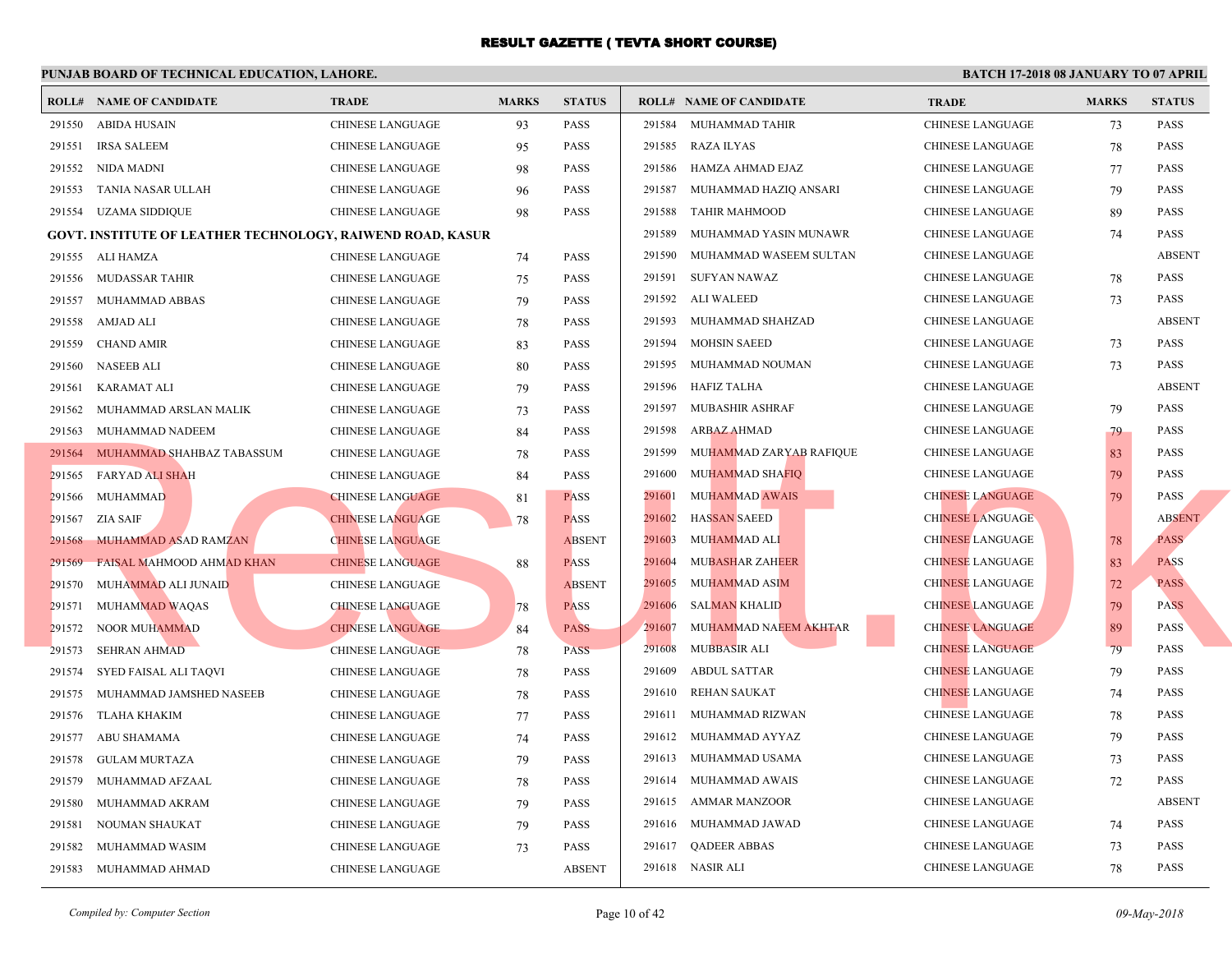# RESULT GAZETTE ( TEVTA SHORT COURSE)

**PUNJAB BOARD OF TECHNICAL EDUCATION, LAHORE.**

**BATCH 17-2018 08 JANUARY TO 07 APRIL**

| ROLL# | NAME OF CANDIDATE | TRADE | MARKS | STATUS |
|---|---|---|---|---|
| 291550 | ABIDA HUSAIN | CHINESE LANGUAGE | 93 | PASS |
| 291551 | IRSA SALEEM | CHINESE LANGUAGE | 95 | PASS |
| 291552 | NIDA MADNI | CHINESE LANGUAGE | 98 | PASS |
| 291553 | TANIA NASAR ULLAH | CHINESE LANGUAGE | 96 | PASS |
| 291554 | UZAMA SIDDIQUE | CHINESE LANGUAGE | 98 | PASS |

**GOVT. INSTITUTE OF LEATHER TECHNOLOGY, RAIWEND ROAD, KASUR**

| ROLL# | NAME OF CANDIDATE | TRADE | MARKS | STATUS |
|---|---|---|---|---|
| 291555 | ALI HAMZA | CHINESE LANGUAGE | 74 | PASS |
| 291556 | MUDASSAR TAHIR | CHINESE LANGUAGE | 75 | PASS |
| 291557 | MUHAMMAD ABBAS | CHINESE LANGUAGE | 79 | PASS |
| 291558 | AMJAD ALI | CHINESE LANGUAGE | 78 | PASS |
| 291559 | CHAND AMIR | CHINESE LANGUAGE | 83 | PASS |
| 291560 | NASEEB ALI | CHINESE LANGUAGE | 80 | PASS |
| 291561 | KARAMAT ALI | CHINESE LANGUAGE | 79 | PASS |
| 291562 | MUHAMMAD ARSLAN MALIK | CHINESE LANGUAGE | 73 | PASS |
| 291563 | MUHAMMAD NADEEM | CHINESE LANGUAGE | 84 | PASS |
| 291564 | MUHAMMAD SHAHBAZ TABASSUM | CHINESE LANGUAGE | 78 | PASS |
| 291565 | FARYAD ALI SHAH | CHINESE LANGUAGE | 84 | PASS |
| 291566 | MUHAMMAD | CHINESE LANGUAGE | 81 | PASS |
| 291567 | ZIA SAIF | CHINESE LANGUAGE | 78 | PASS |
| 291568 | MUHAMMAD ASAD RAMZAN | CHINESE LANGUAGE | | ABSENT |
| 291569 | FAISAL MAHMOOD AHMAD KHAN | CHINESE LANGUAGE | 88 | PASS |
| 291570 | MUHAMMAD ALI JUNAID | CHINESE LANGUAGE | | ABSENT |
| 291571 | MUHAMMAD WAQAS | CHINESE LANGUAGE | 78 | PASS |
| 291572 | NOOR MUHAMMAD | CHINESE LANGUAGE | 84 | PASS |
| 291573 | SEHRAN AHMAD | CHINESE LANGUAGE | 78 | PASS |
| 291574 | SYED FAISAL ALI TAQVI | CHINESE LANGUAGE | 78 | PASS |
| 291575 | MUHAMMAD JAMSHED NASEEB | CHINESE LANGUAGE | 78 | PASS |
| 291576 | TLAHA KHAKIM | CHINESE LANGUAGE | 77 | PASS |
| 291577 | ABU SHAMAMA | CHINESE LANGUAGE | 74 | PASS |
| 291578 | GULAM MURTAZA | CHINESE LANGUAGE | 79 | PASS |
| 291579 | MUHAMMAD AFZAAL | CHINESE LANGUAGE | 78 | PASS |
| 291580 | MUHAMMAD AKRAM | CHINESE LANGUAGE | 79 | PASS |
| 291581 | NOUMAN SHAUKAT | CHINESE LANGUAGE | 79 | PASS |
| 291582 | MUHAMMAD WASIM | CHINESE LANGUAGE | 73 | PASS |
| 291583 | MUHAMMAD AHMAD | CHINESE LANGUAGE | | ABSENT |
| 291584 | MUHAMMAD TAHIR | CHINESE LANGUAGE | 73 | PASS |
| 291585 | RAZA ILYAS | CHINESE LANGUAGE | 78 | PASS |
| 291586 | HAMZA AHMAD EJAZ | CHINESE LANGUAGE | 77 | PASS |
| 291587 | MUHAMMAD HAZIQ ANSARI | CHINESE LANGUAGE | 79 | PASS |
| 291588 | TAHIR MAHMOOD | CHINESE LANGUAGE | 89 | PASS |
| 291589 | MUHAMMAD YASIN MUNAWR | CHINESE LANGUAGE | 74 | PASS |
| 291590 | MUHAMMAD WASEEM SULTAN | CHINESE LANGUAGE | | ABSENT |
| 291591 | SUFYAN NAWAZ | CHINESE LANGUAGE | 78 | PASS |
| 291592 | ALI WALEED | CHINESE LANGUAGE | 73 | PASS |
| 291593 | MUHAMMAD SHAHZAD | CHINESE LANGUAGE | | ABSENT |
| 291594 | MOHSIN SAEED | CHINESE LANGUAGE | 73 | PASS |
| 291595 | MUHAMMAD NOUMAN | CHINESE LANGUAGE | 73 | PASS |
| 291596 | HAFIZ TALHA | CHINESE LANGUAGE | | ABSENT |
| 291597 | MUBASHIR ASHRAF | CHINESE LANGUAGE | 79 | PASS |
| 291598 | ARBAZ AHMAD | CHINESE LANGUAGE | 79 | PASS |
| 291599 | MUHAMMAD ZARYAB RAFIQUE | CHINESE LANGUAGE | 83 | PASS |
| 291600 | MUHAMMAD SHAFIQ | CHINESE LANGUAGE | 79 | PASS |
| 291601 | MUHAMMAD AWAIS | CHINESE LANGUAGE | 79 | PASS |
| 291602 | HASSAN SAEED | CHINESE LANGUAGE | | ABSENT |
| 291603 | MUHAMMAD ALI | CHINESE LANGUAGE | 78 | PASS |
| 291604 | MUBASHAR ZAHEER | CHINESE LANGUAGE | 83 | PASS |
| 291605 | MUHAMMAD ASIM | CHINESE LANGUAGE | 72 | PASS |
| 291606 | SALMAN KHALID | CHINESE LANGUAGE | 79 | PASS |
| 291607 | MUHAMMAD NAEEM AKHTAR | CHINESE LANGUAGE | 89 | PASS |
| 291608 | MUBBASIR ALI | CHINESE LANGUAGE | 79 | PASS |
| 291609 | ABDUL SATTAR | CHINESE LANGUAGE | 79 | PASS |
| 291610 | REHAN SAUKAT | CHINESE LANGUAGE | 74 | PASS |
| 291611 | MUHAMMAD RIZWAN | CHINESE LANGUAGE | 78 | PASS |
| 291612 | MUHAMMAD AYYAZ | CHINESE LANGUAGE | 79 | PASS |
| 291613 | MUHAMMAD USAMA | CHINESE LANGUAGE | 73 | PASS |
| 291614 | MUHAMMAD AWAIS | CHINESE LANGUAGE | 72 | PASS |
| 291615 | AMMAR MANZOOR | CHINESE LANGUAGE | | ABSENT |
| 291616 | MUHAMMAD JAWAD | CHINESE LANGUAGE | 74 | PASS |
| 291617 | QADEER ABBAS | CHINESE LANGUAGE | 73 | PASS |
| 291618 | NASIR ALI | CHINESE LANGUAGE | 78 | PASS |

*Compiled by: Computer Section*

*09-May-2018*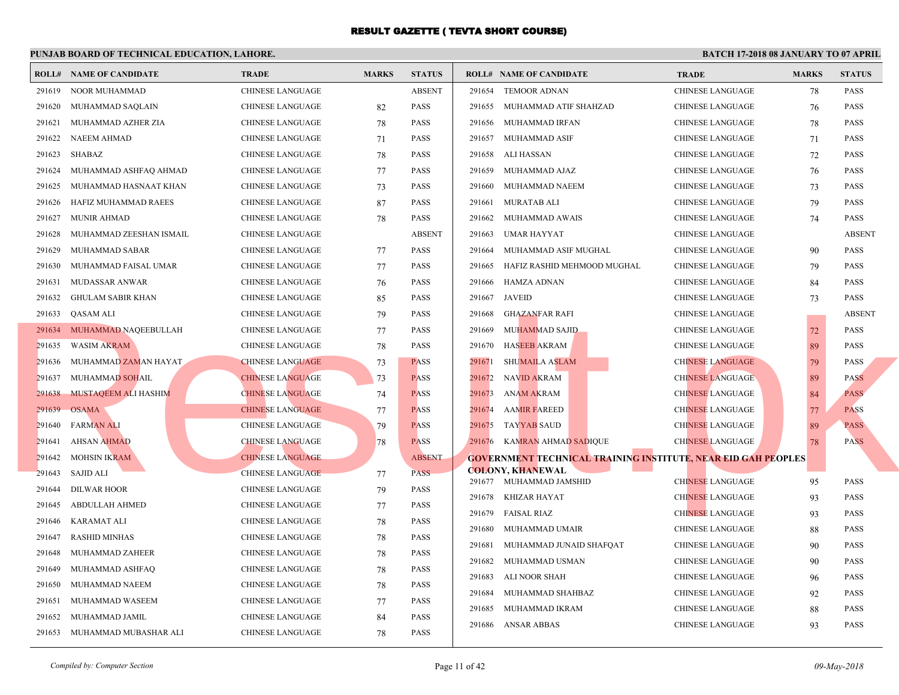# RESULT GAZETTE ( TEVTA SHORT COURSE)

**PUNJAB BOARD OF TECHNICAL EDUCATION, LAHORE.** **BATCH 17-2018 08 JANUARY TO 07 APRIL**

| ROLL# | NAME OF CANDIDATE | TRADE | MARKS | STATUS |
|---|---|---|---|---|
| 291619 | NOOR MUHAMMAD | CHINESE LANGUAGE | | ABSENT |
| 291620 | MUHAMMAD SAQLAIN | CHINESE LANGUAGE | 82 | PASS |
| 291621 | MUHAMMAD AZHER ZIA | CHINESE LANGUAGE | 78 | PASS |
| 291622 | NAEEM AHMAD | CHINESE LANGUAGE | 71 | PASS |
| 291623 | SHABAZ | CHINESE LANGUAGE | 78 | PASS |
| 291624 | MUHAMMAD ASHFAQ AHMAD | CHINESE LANGUAGE | 77 | PASS |
| 291625 | MUHAMMAD HASNAAT KHAN | CHINESE LANGUAGE | 73 | PASS |
| 291626 | HAFIZ MUHAMMAD RAEES | CHINESE LANGUAGE | 87 | PASS |
| 291627 | MUNIR AHMAD | CHINESE LANGUAGE | 78 | PASS |
| 291628 | MUHAMMAD ZEESHAN ISMAIL | CHINESE LANGUAGE | | ABSENT |
| 291629 | MUHAMMAD SABAR | CHINESE LANGUAGE | 77 | PASS |
| 291630 | MUHAMMAD FAISAL UMAR | CHINESE LANGUAGE | 77 | PASS |
| 291631 | MUDASSAR ANWAR | CHINESE LANGUAGE | 76 | PASS |
| 291632 | GHULAM SABIR KHAN | CHINESE LANGUAGE | 85 | PASS |
| 291633 | QASAM ALI | CHINESE LANGUAGE | 79 | PASS |
| 291634 | MUHAMMAD NAQEEBULLAH | CHINESE LANGUAGE | 77 | PASS |
| 291635 | WASIM AKRAM | CHINESE LANGUAGE | 78 | PASS |
| 291636 | MUHAMMAD ZAMAN HAYAT | CHINESE LANGUAGE | 73 | PASS |
| 291637 | MUHAMMAD SOHAIL | CHINESE LANGUAGE | 73 | PASS |
| 291638 | MUSTAQEEM ALI HASHIM | CHINESE LANGUAGE | 74 | PASS |
| 291639 | OSAMA | CHINESE LANGUAGE | 77 | PASS |
| 291640 | FARMAN ALI | CHINESE LANGUAGE | 79 | PASS |
| 291641 | AHSAN AHMAD | CHINESE LANGUAGE | 78 | PASS |
| 291642 | MOHSIN IKRAM | CHINESE LANGUAGE | | ABSENT |
| 291643 | SAJID ALI | CHINESE LANGUAGE | 77 | PASS |
| 291644 | DILWAR HOOR | CHINESE LANGUAGE | 79 | PASS |
| 291645 | ABDULLAH AHMED | CHINESE LANGUAGE | 77 | PASS |
| 291646 | KARAMAT ALI | CHINESE LANGUAGE | 78 | PASS |
| 291647 | RASHID MINHAS | CHINESE LANGUAGE | 78 | PASS |
| 291648 | MUHAMMAD ZAHEER | CHINESE LANGUAGE | 78 | PASS |
| 291649 | MUHAMMAD ASHFAQ | CHINESE LANGUAGE | 78 | PASS |
| 291650 | MUHAMMAD NAEEM | CHINESE LANGUAGE | 78 | PASS |
| 291651 | MUHAMMAD WASEEM | CHINESE LANGUAGE | 77 | PASS |
| 291652 | MUHAMMAD JAMIL | CHINESE LANGUAGE | 84 | PASS |
| 291653 | MUHAMMAD MUBASHAR ALI | CHINESE LANGUAGE | 78 | PASS |
| 291654 | TEMOOR ADNAN | CHINESE LANGUAGE | 78 | PASS |
| 291655 | MUHAMMAD ATIF SHAHZAD | CHINESE LANGUAGE | 76 | PASS |
| 291656 | MUHAMMAD IRFAN | CHINESE LANGUAGE | 78 | PASS |
| 291657 | MUHAMMAD ASIF | CHINESE LANGUAGE | 71 | PASS |
| 291658 | ALI HASSAN | CHINESE LANGUAGE | 72 | PASS |
| 291659 | MUHAMMAD AJAZ | CHINESE LANGUAGE | 76 | PASS |
| 291660 | MUHAMMAD NAEEM | CHINESE LANGUAGE | 73 | PASS |
| 291661 | MURATAB ALI | CHINESE LANGUAGE | 79 | PASS |
| 291662 | MUHAMMAD AWAIS | CHINESE LANGUAGE | 74 | PASS |
| 291663 | UMAR HAYYAT | CHINESE LANGUAGE | | ABSENT |
| 291664 | MUHAMMAD ASIF MUGHAL | CHINESE LANGUAGE | 90 | PASS |
| 291665 | HAFIZ RASHID MEHMOOD MUGHAL | CHINESE LANGUAGE | 79 | PASS |
| 291666 | HAMZA ADNAN | CHINESE LANGUAGE | 84 | PASS |
| 291667 | JAVEID | CHINESE LANGUAGE | 73 | PASS |
| 291668 | GHAZANFAR RAFI | CHINESE LANGUAGE | | ABSENT |
| 291669 | MUHAMMAD SAJID | CHINESE LANGUAGE | 72 | PASS |
| 291670 | HASEEB AKRAM | CHINESE LANGUAGE | 89 | PASS |
| 291671 | SHUMAILA ASLAM | CHINESE LANGUAGE | 79 | PASS |
| 291672 | NAVID AKRAM | CHINESE LANGUAGE | 89 | PASS |
| 291673 | ANAM AKRAM | CHINESE LANGUAGE | 84 | PASS |
| 291674 | AAMIR FAREED | CHINESE LANGUAGE | 77 | PASS |
| 291675 | TAYYAB SAUD | CHINESE LANGUAGE | 89 | PASS |
| 291676 | KAMRAN AHMAD SADIQUE | CHINESE LANGUAGE | 78 | PASS |

**GOVERNMENT TECHNICAL TRAINING INSTITUTE, NEAR EID GAH PEOPLES COLONY, KHANEWAL**

| ROLL# | NAME OF CANDIDATE | TRADE | MARKS | STATUS |
|---|---|---|---|---|
| 291677 | MUHAMMAD JAMSHID | CHINESE LANGUAGE | 95 | PASS |
| 291678 | KHIZAR HAYAT | CHINESE LANGUAGE | 93 | PASS |
| 291679 | FAISAL RIAZ | CHINESE LANGUAGE | 93 | PASS |
| 291680 | MUHAMMAD UMAIR | CHINESE LANGUAGE | 88 | PASS |
| 291681 | MUHAMMAD JUNAID SHAFQAT | CHINESE LANGUAGE | 90 | PASS |
| 291682 | MUHAMMAD USMAN | CHINESE LANGUAGE | 90 | PASS |
| 291683 | ALI NOOR SHAH | CHINESE LANGUAGE | 96 | PASS |
| 291684 | MUHAMMAD SHAHBAZ | CHINESE LANGUAGE | 92 | PASS |
| 291685 | MUHAMMAD IKRAM | CHINESE LANGUAGE | 88 | PASS |
| 291686 | ANSAR ABBAS | CHINESE LANGUAGE | 93 | PASS |

*Compiled by: Computer Section* *09-May-2018*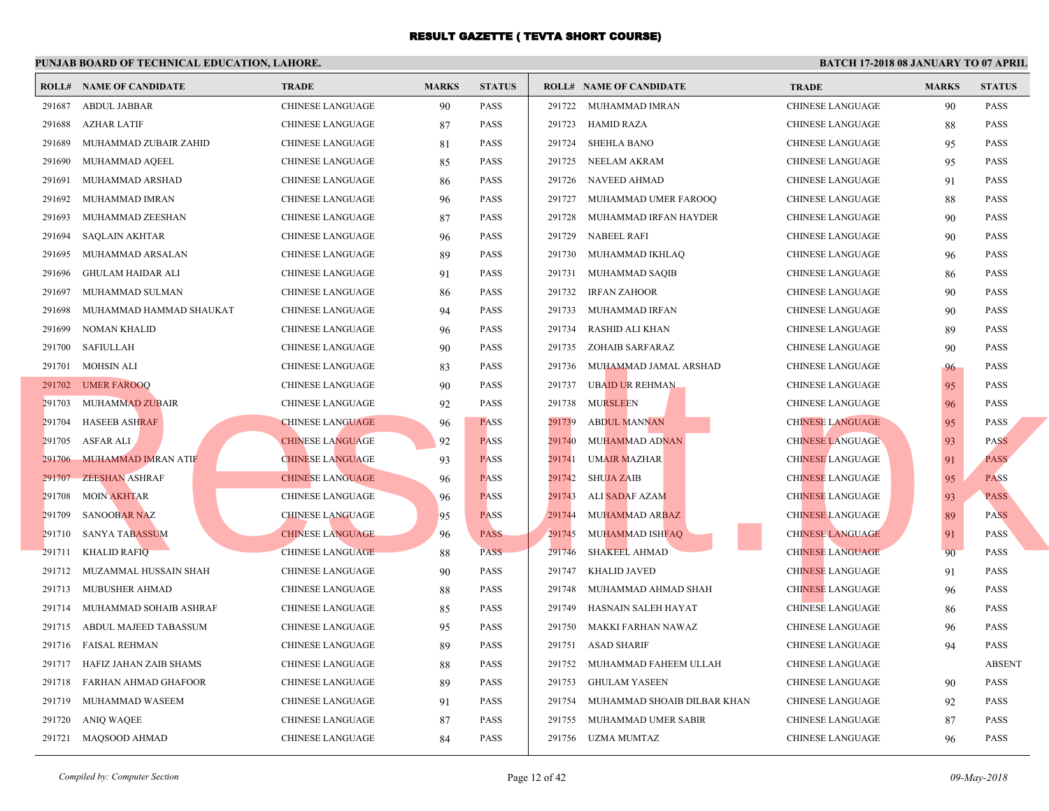# RESULT GAZETTE ( TEVTA SHORT COURSE)

**PUNJAB BOARD OF TECHNICAL EDUCATION, LAHORE.**

**BATCH 17-2018 08 JANUARY TO 07 APRIL**

| ROLL# | NAME OF CANDIDATE | TRADE | MARKS | STATUS |
|---|---|---|---|---|
| 291687 | ABDUL JABBAR | CHINESE LANGUAGE | 90 | PASS |
| 291688 | AZHAR LATIF | CHINESE LANGUAGE | 87 | PASS |
| 291689 | MUHAMMAD ZUBAIR ZAHID | CHINESE LANGUAGE | 81 | PASS |
| 291690 | MUHAMMAD AQEEL | CHINESE LANGUAGE | 85 | PASS |
| 291691 | MUHAMMAD ARSHAD | CHINESE LANGUAGE | 86 | PASS |
| 291692 | MUHAMMAD IMRAN | CHINESE LANGUAGE | 96 | PASS |
| 291693 | MUHAMMAD ZEESHAN | CHINESE LANGUAGE | 87 | PASS |
| 291694 | SAQLAIN AKHTAR | CHINESE LANGUAGE | 96 | PASS |
| 291695 | MUHAMMAD ARSALAN | CHINESE LANGUAGE | 89 | PASS |
| 291696 | GHULAM HAIDAR ALI | CHINESE LANGUAGE | 91 | PASS |
| 291697 | MUHAMMAD SULMAN | CHINESE LANGUAGE | 86 | PASS |
| 291698 | MUHAMMAD HAMMAD SHAUKAT | CHINESE LANGUAGE | 94 | PASS |
| 291699 | NOMAN KHALID | CHINESE LANGUAGE | 96 | PASS |
| 291700 | SAFIULLAH | CHINESE LANGUAGE | 90 | PASS |
| 291701 | MOHSIN ALI | CHINESE LANGUAGE | 83 | PASS |
| 291702 | UMER FAROOQ | CHINESE LANGUAGE | 90 | PASS |
| 291703 | MUHAMMAD ZUBAIR | CHINESE LANGUAGE | 92 | PASS |
| 291704 | HASEEB ASHRAF | CHINESE LANGUAGE | 96 | PASS |
| 291705 | ASFAR ALI | CHINESE LANGUAGE | 92 | PASS |
| 291706 | MUHAMMAD IMRAN ATIF | CHINESE LANGUAGE | 93 | PASS |
| 291707 | ZEESHAN ASHRAF | CHINESE LANGUAGE | 96 | PASS |
| 291708 | MOIN AKHTAR | CHINESE LANGUAGE | 96 | PASS |
| 291709 | SANOOBAR NAZ | CHINESE LANGUAGE | 95 | PASS |
| 291710 | SANYA TABASSUM | CHINESE LANGUAGE | 96 | PASS |
| 291711 | KHALID RAFIQ | CHINESE LANGUAGE | 88 | PASS |
| 291712 | MUZAMMAL HUSSAIN SHAH | CHINESE LANGUAGE | 90 | PASS |
| 291713 | MUBUSHER AHMAD | CHINESE LANGUAGE | 88 | PASS |
| 291714 | MUHAMMAD SOHAIB ASHRAF | CHINESE LANGUAGE | 85 | PASS |
| 291715 | ABDUL MAJEED TABASSUM | CHINESE LANGUAGE | 95 | PASS |
| 291716 | FAISAL REHMAN | CHINESE LANGUAGE | 89 | PASS |
| 291717 | HAFIZ JAHAN ZAIB SHAMS | CHINESE LANGUAGE | 88 | PASS |
| 291718 | FARHAN AHMAD GHAFOOR | CHINESE LANGUAGE | 89 | PASS |
| 291719 | MUHAMMAD WASEEM | CHINESE LANGUAGE | 91 | PASS |
| 291720 | ANIQ WAQEE | CHINESE LANGUAGE | 87 | PASS |
| 291721 | MAQSOOD AHMAD | CHINESE LANGUAGE | 84 | PASS |
| 291722 | MUHAMMAD IMRAN | CHINESE LANGUAGE | 90 | PASS |
| 291723 | HAMID RAZA | CHINESE LANGUAGE | 88 | PASS |
| 291724 | SHEHLA BANO | CHINESE LANGUAGE | 95 | PASS |
| 291725 | NEELAM AKRAM | CHINESE LANGUAGE | 95 | PASS |
| 291726 | NAVEED AHMAD | CHINESE LANGUAGE | 91 | PASS |
| 291727 | MUHAMMAD UMER FAROOQ | CHINESE LANGUAGE | 88 | PASS |
| 291728 | MUHAMMAD IRFAN HAYDER | CHINESE LANGUAGE | 90 | PASS |
| 291729 | NABEEL RAFI | CHINESE LANGUAGE | 90 | PASS |
| 291730 | MUHAMMAD IKHLAQ | CHINESE LANGUAGE | 96 | PASS |
| 291731 | MUHAMMAD SAQIB | CHINESE LANGUAGE | 86 | PASS |
| 291732 | IRFAN ZAHOOR | CHINESE LANGUAGE | 90 | PASS |
| 291733 | MUHAMMAD IRFAN | CHINESE LANGUAGE | 90 | PASS |
| 291734 | RASHID ALI KHAN | CHINESE LANGUAGE | 89 | PASS |
| 291735 | ZOHAIB SARFARAZ | CHINESE LANGUAGE | 90 | PASS |
| 291736 | MUHAMMAD JAMAL ARSHAD | CHINESE LANGUAGE | 96 | PASS |
| 291737 | UBAID UR REHMAN | CHINESE LANGUAGE | 95 | PASS |
| 291738 | MURSLEEN | CHINESE LANGUAGE | 96 | PASS |
| 291739 | ABDUL MANNAN | CHINESE LANGUAGE | 95 | PASS |
| 291740 | MUHAMMAD ADNAN | CHINESE LANGUAGE | 93 | PASS |
| 291741 | UMAIR MAZHAR | CHINESE LANGUAGE | 91 | PASS |
| 291742 | SHUJA ZAIB | CHINESE LANGUAGE | 95 | PASS |
| 291743 | ALI SADAF AZAM | CHINESE LANGUAGE | 93 | PASS |
| 291744 | MUHAMMAD ARBAZ | CHINESE LANGUAGE | 89 | PASS |
| 291745 | MUHAMMAD ISHFAQ | CHINESE LANGUAGE | 91 | PASS |
| 291746 | SHAKEEL AHMAD | CHINESE LANGUAGE | 90 | PASS |
| 291747 | KHALID JAVED | CHINESE LANGUAGE | 91 | PASS |
| 291748 | MUHAMMAD AHMAD SHAH | CHINESE LANGUAGE | 96 | PASS |
| 291749 | HASNAIN SALEH HAYAT | CHINESE LANGUAGE | 86 | PASS |
| 291750 | MAKKI FARHAN NAWAZ | CHINESE LANGUAGE | 96 | PASS |
| 291751 | ASAD SHARIF | CHINESE LANGUAGE | 94 | PASS |
| 291752 | MUHAMMAD FAHEEM ULLAH | CHINESE LANGUAGE | | ABSENT |
| 291753 | GHULAM YASEEN | CHINESE LANGUAGE | 90 | PASS |
| 291754 | MUHAMMAD SHOAIB DILBAR KHAN | CHINESE LANGUAGE | 92 | PASS |
| 291755 | MUHAMMAD UMER SABIR | CHINESE LANGUAGE | 87 | PASS |
| 291756 | UZMA MUMTAZ | CHINESE LANGUAGE | 96 | PASS |

*Compiled by: Computer Section*

*09-May-2018*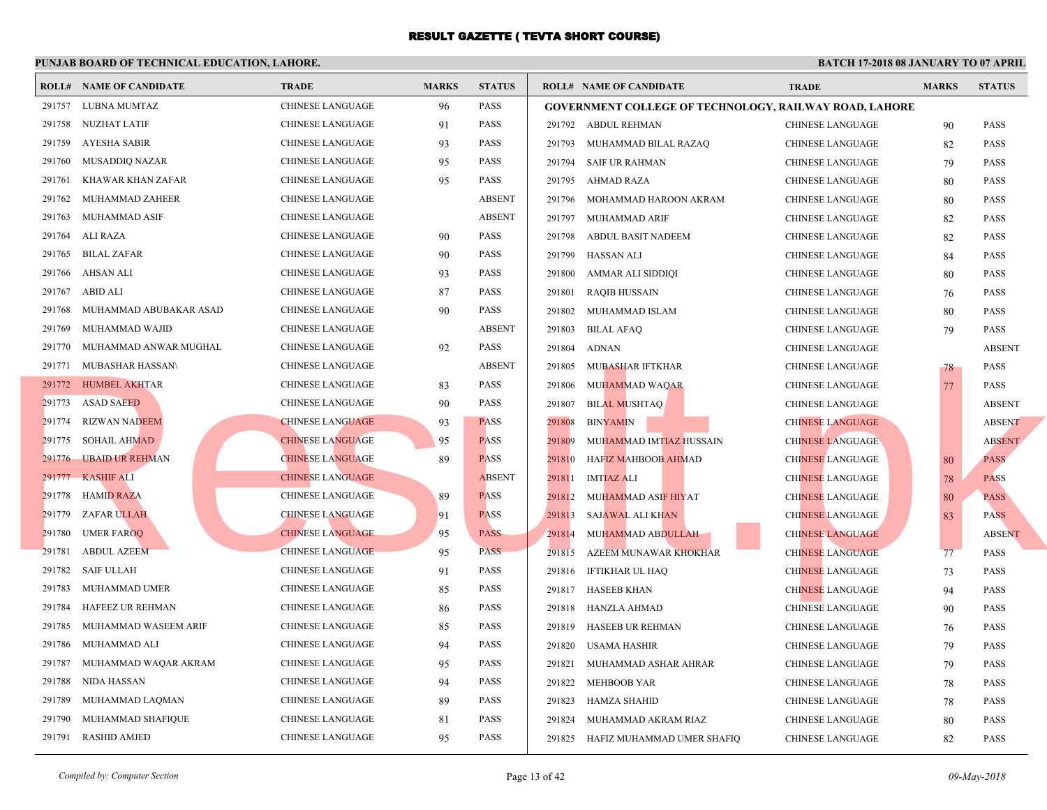# RESULT GAZETTE ( TEVTA SHORT COURSE)

**PUNJAB BOARD OF TECHNICAL EDUCATION, LAHORE.**

**BATCH 17-2018 08 JANUARY TO 07 APRIL**

| ROLL# | NAME OF CANDIDATE | TRADE | MARKS | STATUS |
|---|---|---|---|---|
| 291757 | LUBNA MUMTAZ | CHINESE LANGUAGE | 96 | PASS |
| 291758 | NUZHAT LATIF | CHINESE LANGUAGE | 91 | PASS |
| 291759 | AYESHA SABIR | CHINESE LANGUAGE | 93 | PASS |
| 291760 | MUSADDIQ NAZAR | CHINESE LANGUAGE | 95 | PASS |
| 291761 | KHAWAR KHAN ZAFAR | CHINESE LANGUAGE | 95 | PASS |
| 291762 | MUHAMMAD ZAHEER | CHINESE LANGUAGE | | ABSENT |
| 291763 | MUHAMMAD ASIF | CHINESE LANGUAGE | | ABSENT |
| 291764 | ALI RAZA | CHINESE LANGUAGE | 90 | PASS |
| 291765 | BILAL ZAFAR | CHINESE LANGUAGE | 90 | PASS |
| 291766 | AHSAN ALI | CHINESE LANGUAGE | 93 | PASS |
| 291767 | ABID ALI | CHINESE LANGUAGE | 87 | PASS |
| 291768 | MUHAMMAD ABUBAKAR ASAD | CHINESE LANGUAGE | 90 | PASS |
| 291769 | MUHAMMAD WAJID | CHINESE LANGUAGE | | ABSENT |
| 291770 | MUHAMMAD ANWAR MUGHAL | CHINESE LANGUAGE | 92 | PASS |
| 291771 | MUBASHAR HASSAN\ | CHINESE LANGUAGE | | ABSENT |
| 291772 | HUMBEL AKHTAR | CHINESE LANGUAGE | 83 | PASS |
| 291773 | ASAD SAEED | CHINESE LANGUAGE | 90 | PASS |
| 291774 | RIZWAN NADEEM | CHINESE LANGUAGE | 93 | PASS |
| 291775 | SOHAIL AHMAD | CHINESE LANGUAGE | 95 | PASS |
| 291776 | UBAID UR REHMAN | CHINESE LANGUAGE | 89 | PASS |
| 291777 | KASHIF ALI | CHINESE LANGUAGE | | ABSENT |
| 291778 | HAMID RAZA | CHINESE LANGUAGE | 89 | PASS |
| 291779 | ZAFAR ULLAH | CHINESE LANGUAGE | 91 | PASS |
| 291780 | UMER FAROQ | CHINESE LANGUAGE | 95 | PASS |
| 291781 | ABDUL AZEEM | CHINESE LANGUAGE | 95 | PASS |
| 291782 | SAIF ULLAH | CHINESE LANGUAGE | 91 | PASS |
| 291783 | MUHAMMAD UMER | CHINESE LANGUAGE | 85 | PASS |
| 291784 | HAFEEZ UR REHMAN | CHINESE LANGUAGE | 86 | PASS |
| 291785 | MUHAMMAD WASEEM ARIF | CHINESE LANGUAGE | 85 | PASS |
| 291786 | MUHAMMAD ALI | CHINESE LANGUAGE | 94 | PASS |
| 291787 | MUHAMMAD WAQAR AKRAM | CHINESE LANGUAGE | 95 | PASS |
| 291788 | NIDA HASSAN | CHINESE LANGUAGE | 94 | PASS |
| 291789 | MUHAMMAD LAQMAN | CHINESE LANGUAGE | 89 | PASS |
| 291790 | MUHAMMAD SHAFIQUE | CHINESE LANGUAGE | 81 | PASS |
| 291791 | RASHID AMJED | CHINESE LANGUAGE | 95 | PASS |

**GOVERNMENT COLLEGE OF TECHNOLOGY, RAILWAY ROAD, LAHORE**

| ROLL# | NAME OF CANDIDATE | TRADE | MARKS | STATUS |
|---|---|---|---|---|
| 291792 | ABDUL REHMAN | CHINESE LANGUAGE | 90 | PASS |
| 291793 | MUHAMMAD BILAL RAZAQ | CHINESE LANGUAGE | 82 | PASS |
| 291794 | SAIF UR RAHMAN | CHINESE LANGUAGE | 79 | PASS |
| 291795 | AHMAD RAZA | CHINESE LANGUAGE | 80 | PASS |
| 291796 | MOHAMMAD HAROON AKRAM | CHINESE LANGUAGE | 80 | PASS |
| 291797 | MUHAMMAD ARIF | CHINESE LANGUAGE | 82 | PASS |
| 291798 | ABDUL BASIT NADEEM | CHINESE LANGUAGE | 82 | PASS |
| 291799 | HASSAN ALI | CHINESE LANGUAGE | 84 | PASS |
| 291800 | AMMAR ALI SIDDIQI | CHINESE LANGUAGE | 80 | PASS |
| 291801 | RAQIB HUSSAIN | CHINESE LANGUAGE | 76 | PASS |
| 291802 | MUHAMMAD ISLAM | CHINESE LANGUAGE | 80 | PASS |
| 291803 | BILAL AFAQ | CHINESE LANGUAGE | 79 | PASS |
| 291804 | ADNAN | CHINESE LANGUAGE | | ABSENT |
| 291805 | MUBASHAR IFTKHAR | CHINESE LANGUAGE | 78 | PASS |
| 291806 | MUHAMMAD WAQAR | CHINESE LANGUAGE | 77 | PASS |
| 291807 | BILAL MUSHTAQ | CHINESE LANGUAGE | | ABSENT |
| 291808 | BINYAMIN | CHINESE LANGUAGE | | ABSENT |
| 291809 | MUHAMMAD IMTIAZ HUSSAIN | CHINESE LANGUAGE | | ABSENT |
| 291810 | HAFIZ MAHBOOB AHMAD | CHINESE LANGUAGE | 80 | PASS |
| 291811 | IMTIAZ ALI | CHINESE LANGUAGE | 78 | PASS |
| 291812 | MUHAMMAD ASIF HIYAT | CHINESE LANGUAGE | 80 | PASS |
| 291813 | SAJAWAL ALI KHAN | CHINESE LANGUAGE | 83 | PASS |
| 291814 | MUHAMMAD ABDULLAH | CHINESE LANGUAGE | | ABSENT |
| 291815 | AZEEM MUNAWAR KHOKHAR | CHINESE LANGUAGE | 77 | PASS |
| 291816 | IFTIKHAR UL HAQ | CHINESE LANGUAGE | 73 | PASS |
| 291817 | HASEEB KHAN | CHINESE LANGUAGE | 94 | PASS |
| 291818 | HANZLA AHMAD | CHINESE LANGUAGE | 90 | PASS |
| 291819 | HASEEB UR REHMAN | CHINESE LANGUAGE | 76 | PASS |
| 291820 | USAMA HASHIR | CHINESE LANGUAGE | 79 | PASS |
| 291821 | MUHAMMAD ASHAR AHRAR | CHINESE LANGUAGE | 79 | PASS |
| 291822 | MEHBOOB YAR | CHINESE LANGUAGE | 78 | PASS |
| 291823 | HAMZA SHAHID | CHINESE LANGUAGE | 78 | PASS |
| 291824 | MUHAMMAD AKRAM RIAZ | CHINESE LANGUAGE | 80 | PASS |
| 291825 | HAFIZ MUHAMMAD UMER SHAFIQ | CHINESE LANGUAGE | 82 | PASS |

*Compiled by: Computer Section*

*09-May-2018*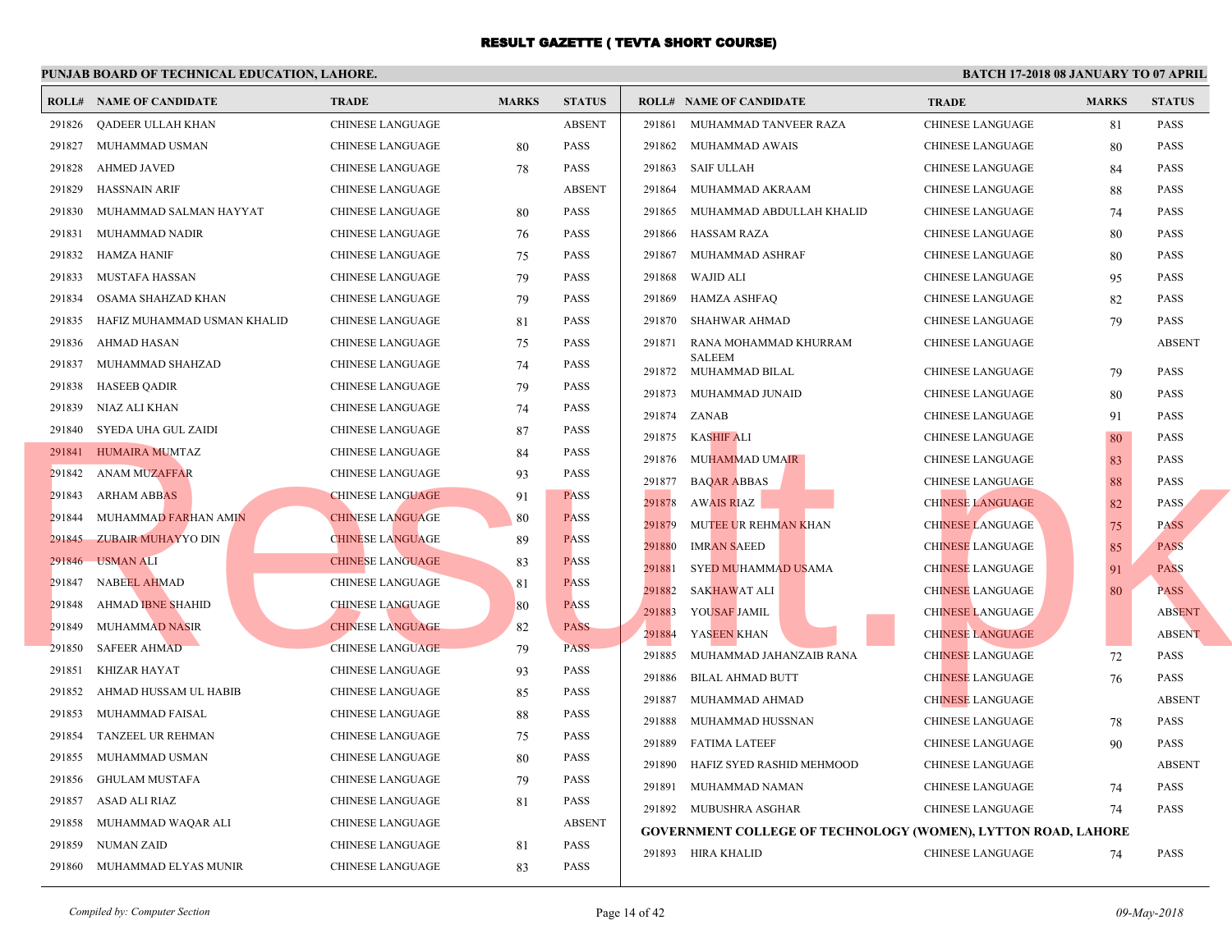# RESULT GAZETTE ( TEVTA SHORT COURSE)

**PUNJAB BOARD OF TECHNICAL EDUCATION, LAHORE.** **BATCH 17-2018 08 JANUARY TO 07 APRIL**

| ROLL# | NAME OF CANDIDATE | TRADE | MARKS | STATUS |
|---|---|---|---|---|
| 291826 | QADEER ULLAH KHAN | CHINESE LANGUAGE | | ABSENT |
| 291827 | MUHAMMAD USMAN | CHINESE LANGUAGE | 80 | PASS |
| 291828 | AHMED JAVED | CHINESE LANGUAGE | 78 | PASS |
| 291829 | HASSNAIN ARIF | CHINESE LANGUAGE | | ABSENT |
| 291830 | MUHAMMAD SALMAN HAYYAT | CHINESE LANGUAGE | 80 | PASS |
| 291831 | MUHAMMAD NADIR | CHINESE LANGUAGE | 76 | PASS |
| 291832 | HAMZA HANIF | CHINESE LANGUAGE | 75 | PASS |
| 291833 | MUSTAFA HASSAN | CHINESE LANGUAGE | 79 | PASS |
| 291834 | OSAMA SHAHZAD KHAN | CHINESE LANGUAGE | 79 | PASS |
| 291835 | HAFIZ MUHAMMAD USMAN KHALID | CHINESE LANGUAGE | 81 | PASS |
| 291836 | AHMAD HASAN | CHINESE LANGUAGE | 75 | PASS |
| 291837 | MUHAMMAD SHAHZAD | CHINESE LANGUAGE | 74 | PASS |
| 291838 | HASEEB QADIR | CHINESE LANGUAGE | 79 | PASS |
| 291839 | NIAZ ALI KHAN | CHINESE LANGUAGE | 74 | PASS |
| 291840 | SYEDA UHA GUL ZAIDI | CHINESE LANGUAGE | 87 | PASS |
| 291841 | HUMAIRA MUMTAZ | CHINESE LANGUAGE | 84 | PASS |
| 291842 | ANAM MUZAFFAR | CHINESE LANGUAGE | 93 | PASS |
| 291843 | ARHAM ABBAS | CHINESE LANGUAGE | 91 | PASS |
| 291844 | MUHAMMAD FARHAN AMIN | CHINESE LANGUAGE | 80 | PASS |
| 291845 | ZUBAIR MUHAYYO DIN | CHINESE LANGUAGE | 89 | PASS |
| 291846 | USMAN ALI | CHINESE LANGUAGE | 83 | PASS |
| 291847 | NABEEL AHMAD | CHINESE LANGUAGE | 81 | PASS |
| 291848 | AHMAD IBNE SHAHID | CHINESE LANGUAGE | 80 | PASS |
| 291849 | MUHAMMAD NASIR | CHINESE LANGUAGE | 82 | PASS |
| 291850 | SAFEER AHMAD | CHINESE LANGUAGE | 79 | PASS |
| 291851 | KHIZAR HAYAT | CHINESE LANGUAGE | 93 | PASS |
| 291852 | AHMAD HUSSAM UL HABIB | CHINESE LANGUAGE | 85 | PASS |
| 291853 | MUHAMMAD FAISAL | CHINESE LANGUAGE | 88 | PASS |
| 291854 | TANZEEL UR REHMAN | CHINESE LANGUAGE | 75 | PASS |
| 291855 | MUHAMMAD USMAN | CHINESE LANGUAGE | 80 | PASS |
| 291856 | GHULAM MUSTAFA | CHINESE LANGUAGE | 79 | PASS |
| 291857 | ASAD ALI RIAZ | CHINESE LANGUAGE | 81 | PASS |
| 291858 | MUHAMMAD WAQAR ALI | CHINESE LANGUAGE | | ABSENT |
| 291859 | NUMAN ZAID | CHINESE LANGUAGE | 81 | PASS |
| 291860 | MUHAMMAD ELYAS MUNIR | CHINESE LANGUAGE | 83 | PASS |
| 291861 | MUHAMMAD TANVEER RAZA | CHINESE LANGUAGE | 81 | PASS |
| 291862 | MUHAMMAD AWAIS | CHINESE LANGUAGE | 80 | PASS |
| 291863 | SAIF ULLAH | CHINESE LANGUAGE | 84 | PASS |
| 291864 | MUHAMMAD AKRAAM | CHINESE LANGUAGE | 88 | PASS |
| 291865 | MUHAMMAD ABDULLAH KHALID | CHINESE LANGUAGE | 74 | PASS |
| 291866 | HASSAM RAZA | CHINESE LANGUAGE | 80 | PASS |
| 291867 | MUHAMMAD ASHRAF | CHINESE LANGUAGE | 80 | PASS |
| 291868 | WAJID ALI | CHINESE LANGUAGE | 95 | PASS |
| 291869 | HAMZA ASHFAQ | CHINESE LANGUAGE | 82 | PASS |
| 291870 | SHAHWAR AHMAD | CHINESE LANGUAGE | 79 | PASS |
| 291871 | RANA MOHAMMAD KHURRAM SALEEM | CHINESE LANGUAGE | | ABSENT |
| 291872 | MUHAMMAD BILAL | CHINESE LANGUAGE | 79 | PASS |
| 291873 | MUHAMMAD JUNAID | CHINESE LANGUAGE | 80 | PASS |
| 291874 | ZANAB | CHINESE LANGUAGE | 91 | PASS |
| 291875 | KASHIF ALI | CHINESE LANGUAGE | 80 | PASS |
| 291876 | MUHAMMAD UMAIR | CHINESE LANGUAGE | 83 | PASS |
| 291877 | BAQAR ABBAS | CHINESE LANGUAGE | 88 | PASS |
| 291878 | AWAIS RIAZ | CHINESE LANGUAGE | 82 | PASS |
| 291879 | MUTEE UR REHMAN KHAN | CHINESE LANGUAGE | 75 | PASS |
| 291880 | IMRAN SAEED | CHINESE LANGUAGE | 85 | PASS |
| 291881 | SYED MUHAMMAD USAMA | CHINESE LANGUAGE | 91 | PASS |
| 291882 | SAKHAWAT ALI | CHINESE LANGUAGE | 80 | PASS |
| 291883 | YOUSAF JAMIL | CHINESE LANGUAGE | | ABSENT |
| 291884 | YASEEN KHAN | CHINESE LANGUAGE | | ABSENT |
| 291885 | MUHAMMAD JAHANZAIB RANA | CHINESE LANGUAGE | 72 | PASS |
| 291886 | BILAL AHMAD BUTT | CHINESE LANGUAGE | 76 | PASS |
| 291887 | MUHAMMAD AHMAD | CHINESE LANGUAGE | | ABSENT |
| 291888 | MUHAMMAD HUSSNAN | CHINESE LANGUAGE | 78 | PASS |
| 291889 | FATIMA LATEEF | CHINESE LANGUAGE | 90 | PASS |
| 291890 | HAFIZ SYED RASHID MEHMOOD | CHINESE LANGUAGE | | ABSENT |
| 291891 | MUHAMMAD NAMAN | CHINESE LANGUAGE | 74 | PASS |
| 291892 | MUBUSHRA ASGHAR | CHINESE LANGUAGE | 74 | PASS |

**GOVERNMENT COLLEGE OF TECHNOLOGY (WOMEN), LYTTON ROAD, LAHORE**

| ROLL# | NAME OF CANDIDATE | TRADE | MARKS | STATUS |
|---|---|---|---|---|
| 291893 | HIRA KHALID | CHINESE LANGUAGE | 74 | PASS |

*Compiled by: Computer Section* *09-May-2018*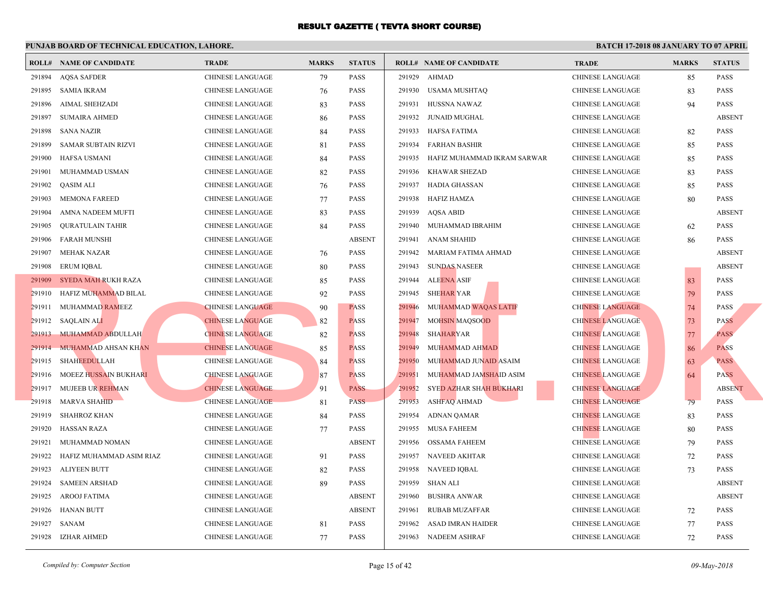# RESULT GAZETTE ( TEVTA SHORT COURSE)

**PUNJAB BOARD OF TECHNICAL EDUCATION, LAHORE.**

**BATCH 17-2018 08 JANUARY TO 07 APRIL**

| ROLL# | NAME OF CANDIDATE | TRADE | MARKS | STATUS |
|---|---|---|---|---|
| 291894 | AQSA SAFDER | CHINESE LANGUAGE | 79 | PASS |
| 291895 | SAMIA IKRAM | CHINESE LANGUAGE | 76 | PASS |
| 291896 | AIMAL SHEHZADI | CHINESE LANGUAGE | 83 | PASS |
| 291897 | SUMAIRA AHMED | CHINESE LANGUAGE | 86 | PASS |
| 291898 | SANA NAZIR | CHINESE LANGUAGE | 84 | PASS |
| 291899 | SAMAR SUBTAIN RIZVI | CHINESE LANGUAGE | 81 | PASS |
| 291900 | HAFSA USMANI | CHINESE LANGUAGE | 84 | PASS |
| 291901 | MUHAMMAD USMAN | CHINESE LANGUAGE | 82 | PASS |
| 291902 | QASIM ALI | CHINESE LANGUAGE | 76 | PASS |
| 291903 | MEMONA FAREED | CHINESE LANGUAGE | 77 | PASS |
| 291904 | AMNA NADEEM MUFTI | CHINESE LANGUAGE | 83 | PASS |
| 291905 | QURATULAIN TAHIR | CHINESE LANGUAGE | 84 | PASS |
| 291906 | FARAH MUNSHI | CHINESE LANGUAGE | | ABSENT |
| 291907 | MEHAK NAZAR | CHINESE LANGUAGE | 76 | PASS |
| 291908 | ERUM IQBAL | CHINESE LANGUAGE | 80 | PASS |
| 291909 | SYEDA MAH RUKH RAZA | CHINESE LANGUAGE | 85 | PASS |
| 291910 | HAFIZ MUHAMMAD BILAL | CHINESE LANGUAGE | 92 | PASS |
| 291911 | MUHAMMAD RAMEEZ | CHINESE LANGUAGE | 90 | PASS |
| 291912 | SAQLAIN ALI | CHINESE LANGUAGE | 82 | PASS |
| 291913 | MUHAMMAD ABDULLAH | CHINESE LANGUAGE | 82 | PASS |
| 291914 | MUHAMMAD AHSAN KHAN | CHINESE LANGUAGE | 85 | PASS |
| 291915 | SHAHEEDULLAH | CHINESE LANGUAGE | 84 | PASS |
| 291916 | MOEEZ HUSSAIN BUKHARI | CHINESE LANGUAGE | 87 | PASS |
| 291917 | MUJEEB UR REHMAN | CHINESE LANGUAGE | 91 | PASS |
| 291918 | MARVA SHAHID | CHINESE LANGUAGE | 81 | PASS |
| 291919 | SHAHROZ KHAN | CHINESE LANGUAGE | 84 | PASS |
| 291920 | HASSAN RAZA | CHINESE LANGUAGE | 77 | PASS |
| 291921 | MUHAMMAD NOMAN | CHINESE LANGUAGE | | ABSENT |
| 291922 | HAFIZ MUHAMMAD ASIM RIAZ | CHINESE LANGUAGE | 91 | PASS |
| 291923 | ALIYEEN BUTT | CHINESE LANGUAGE | 82 | PASS |
| 291924 | SAMEEN ARSHAD | CHINESE LANGUAGE | 89 | PASS |
| 291925 | AROOJ FATIMA | CHINESE LANGUAGE | | ABSENT |
| 291926 | HANAN BUTT | CHINESE LANGUAGE | | ABSENT |
| 291927 | SANAM | CHINESE LANGUAGE | 81 | PASS |
| 291928 | IZHAR AHMED | CHINESE LANGUAGE | 77 | PASS |
| 291929 | AHMAD | CHINESE LANGUAGE | 85 | PASS |
| 291930 | USAMA MUSHTAQ | CHINESE LANGUAGE | 83 | PASS |
| 291931 | HUSSNA NAWAZ | CHINESE LANGUAGE | 94 | PASS |
| 291932 | JUNAID MUGHAL | CHINESE LANGUAGE | | ABSENT |
| 291933 | HAFSA FATIMA | CHINESE LANGUAGE | 82 | PASS |
| 291934 | FARHAN BASHIR | CHINESE LANGUAGE | 85 | PASS |
| 291935 | HAFIZ MUHAMMAD IKRAM SARWAR | CHINESE LANGUAGE | 85 | PASS |
| 291936 | KHAWAR SHEZAD | CHINESE LANGUAGE | 83 | PASS |
| 291937 | HADIA GHASSAN | CHINESE LANGUAGE | 85 | PASS |
| 291938 | HAFIZ HAMZA | CHINESE LANGUAGE | 80 | PASS |
| 291939 | AQSA ABID | CHINESE LANGUAGE | | ABSENT |
| 291940 | MUHAMMAD IBRAHIM | CHINESE LANGUAGE | 62 | PASS |
| 291941 | ANAM SHAHID | CHINESE LANGUAGE | 86 | PASS |
| 291942 | MARIAM FATIMA AHMAD | CHINESE LANGUAGE | | ABSENT |
| 291943 | SUNDAS NASEER | CHINESE LANGUAGE | | ABSENT |
| 291944 | ALEENA ASIF | CHINESE LANGUAGE | 83 | PASS |
| 291945 | SHEHAR YAR | CHINESE LANGUAGE | 79 | PASS |
| 291946 | MUHAMMAD WAQAS LATIF | CHINESE LANGUAGE | 74 | PASS |
| 291947 | MOHSIN MAQSOOD | CHINESE LANGUAGE | 73 | PASS |
| 291948 | SHAHARYAR | CHINESE LANGUAGE | 77 | PASS |
| 291949 | MUHAMMAD AHMAD | CHINESE LANGUAGE | 86 | PASS |
| 291950 | MUHAMMAD JUNAID ASAIM | CHINESE LANGUAGE | 63 | PASS |
| 291951 | MUHAMMAD JAMSHAID ASIM | CHINESE LANGUAGE | 64 | PASS |
| 291952 | SYED AZHAR SHAH BUKHARI | CHINESE LANGUAGE | | ABSENT |
| 291953 | ASHFAQ AHMAD | CHINESE LANGUAGE | 79 | PASS |
| 291954 | ADNAN QAMAR | CHINESE LANGUAGE | 83 | PASS |
| 291955 | MUSA FAHEEM | CHINESE LANGUAGE | 80 | PASS |
| 291956 | OSSAMA FAHEEM | CHINESE LANGUAGE | 79 | PASS |
| 291957 | NAVEED AKHTAR | CHINESE LANGUAGE | 72 | PASS |
| 291958 | NAVEED IQBAL | CHINESE LANGUAGE | 73 | PASS |
| 291959 | SHAN ALI | CHINESE LANGUAGE | | ABSENT |
| 291960 | BUSHRA ANWAR | CHINESE LANGUAGE | | ABSENT |
| 291961 | RUBAB MUZAFFAR | CHINESE LANGUAGE | 72 | PASS |
| 291962 | ASAD IMRAN HAIDER | CHINESE LANGUAGE | 77 | PASS |
| 291963 | NADEEM ASHRAF | CHINESE LANGUAGE | 72 | PASS |

*Compiled by: Computer Section*

*09-May-2018*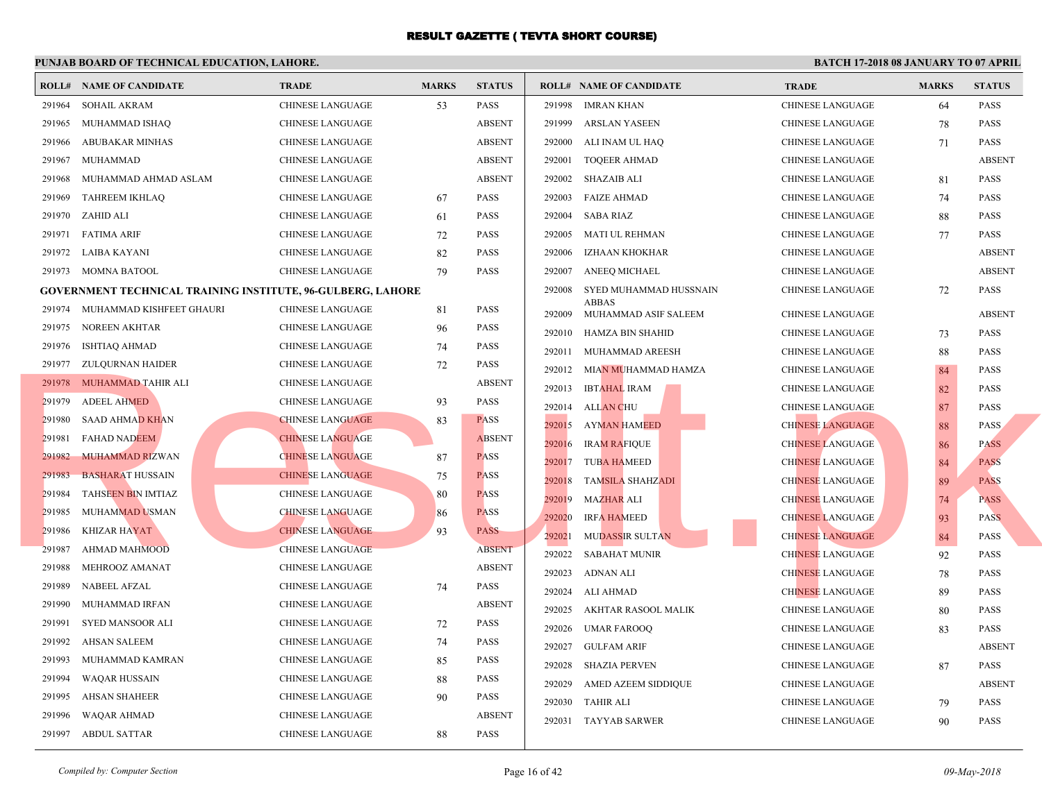# RESULT GAZETTE ( TEVTA SHORT COURSE)

**PUNJAB BOARD OF TECHNICAL EDUCATION, LAHORE.** | **BATCH 17-2018 08 JANUARY TO 07 APRIL**

| ROLL# | NAME OF CANDIDATE | TRADE | MARKS | STATUS |
|---|---|---|---|---|
| 291964 | SOHAIL AKRAM | CHINESE LANGUAGE | 53 | PASS |
| 291965 | MUHAMMAD ISHAQ | CHINESE LANGUAGE | | ABSENT |
| 291966 | ABUBAKAR MINHAS | CHINESE LANGUAGE | | ABSENT |
| 291967 | MUHAMMAD | CHINESE LANGUAGE | | ABSENT |
| 291968 | MUHAMMAD AHMAD ASLAM | CHINESE LANGUAGE | | ABSENT |
| 291969 | TAHREEM IKHLAQ | CHINESE LANGUAGE | 67 | PASS |
| 291970 | ZAHID ALI | CHINESE LANGUAGE | 61 | PASS |
| 291971 | FATIMA ARIF | CHINESE LANGUAGE | 72 | PASS |
| 291972 | LAIBA KAYANI | CHINESE LANGUAGE | 82 | PASS |
| 291973 | MOMNA BATOOL | CHINESE LANGUAGE | 79 | PASS |

**GOVERNMENT TECHNICAL TRAINING INSTITUTE, 96-GULBERG, LAHORE**

| ROLL# | NAME OF CANDIDATE | TRADE | MARKS | STATUS |
|---|---|---|---|---|
| 291974 | MUHAMMAD KISHFEET GHAURI | CHINESE LANGUAGE | 81 | PASS |
| 291975 | NOREEN AKHTAR | CHINESE LANGUAGE | 96 | PASS |
| 291976 | ISHTIAQ AHMAD | CHINESE LANGUAGE | 74 | PASS |
| 291977 | ZULQURNAN HAIDER | CHINESE LANGUAGE | 72 | PASS |
| 291978 | MUHAMMAD TAHIR ALI | CHINESE LANGUAGE | | ABSENT |
| 291979 | ADEEL AHMED | CHINESE LANGUAGE | 93 | PASS |
| 291980 | SAAD AHMAD KHAN | CHINESE LANGUAGE | 83 | PASS |
| 291981 | FAHAD NADEEM | CHINESE LANGUAGE | | ABSENT |
| 291982 | MUHAMMAD RIZWAN | CHINESE LANGUAGE | 87 | PASS |
| 291983 | BASHARAT HUSSAIN | CHINESE LANGUAGE | 75 | PASS |
| 291984 | TAHSEEN BIN IMTIAZ | CHINESE LANGUAGE | 80 | PASS |
| 291985 | MUHAMMAD USMAN | CHINESE LANGUAGE | 86 | PASS |
| 291986 | KHIZAR HAYAT | CHINESE LANGUAGE | 93 | PASS |
| 291987 | AHMAD MAHMOOD | CHINESE LANGUAGE | | ABSENT |
| 291988 | MEHROOZ AMANAT | CHINESE LANGUAGE | | ABSENT |
| 291989 | NABEEL AFZAL | CHINESE LANGUAGE | 74 | PASS |
| 291990 | MUHAMMAD IRFAN | CHINESE LANGUAGE | | ABSENT |
| 291991 | SYED MANSOOR ALI | CHINESE LANGUAGE | 72 | PASS |
| 291992 | AHSAN SALEEM | CHINESE LANGUAGE | 74 | PASS |
| 291993 | MUHAMMAD KAMRAN | CHINESE LANGUAGE | 85 | PASS |
| 291994 | WAQAR HUSSAIN | CHINESE LANGUAGE | 88 | PASS |
| 291995 | AHSAN SHAHEER | CHINESE LANGUAGE | 90 | PASS |
| 291996 | WAQAR AHMAD | CHINESE LANGUAGE | | ABSENT |
| 291997 | ABDUL SATTAR | CHINESE LANGUAGE | 88 | PASS |
| 291998 | IMRAN KHAN | CHINESE LANGUAGE | 64 | PASS |
| 291999 | ARSLAN YASEEN | CHINESE LANGUAGE | 78 | PASS |
| 292000 | ALI INAM UL HAQ | CHINESE LANGUAGE | 71 | PASS |
| 292001 | TOQEER AHMAD | CHINESE LANGUAGE | | ABSENT |
| 292002 | SHAZAIB ALI | CHINESE LANGUAGE | 81 | PASS |
| 292003 | FAIZE AHMAD | CHINESE LANGUAGE | 74 | PASS |
| 292004 | SABA RIAZ | CHINESE LANGUAGE | 88 | PASS |
| 292005 | MATI UL REHMAN | CHINESE LANGUAGE | 77 | PASS |
| 292006 | IZHAAN KHOKHAR | CHINESE LANGUAGE | | ABSENT |
| 292007 | ANEEQ MICHAEL | CHINESE LANGUAGE | | ABSENT |
| 292008 | SYED MUHAMMAD HUSSNAIN ABBAS | CHINESE LANGUAGE | 72 | PASS |
| 292009 | MUHAMMAD ASIF SALEEM | CHINESE LANGUAGE | | ABSENT |
| 292010 | HAMZA BIN SHAHID | CHINESE LANGUAGE | 73 | PASS |
| 292011 | MUHAMMAD AREESH | CHINESE LANGUAGE | 88 | PASS |
| 292012 | MIAN MUHAMMAD HAMZA | CHINESE LANGUAGE | 84 | PASS |
| 292013 | IBTAHAL IRAM | CHINESE LANGUAGE | 82 | PASS |
| 292014 | ALLAN CHU | CHINESE LANGUAGE | 87 | PASS |
| 292015 | AYMAN HAMEED | CHINESE LANGUAGE | 88 | PASS |
| 292016 | IRAM RAFIQUE | CHINESE LANGUAGE | 86 | PASS |
| 292017 | TUBA HAMEED | CHINESE LANGUAGE | 84 | PASS |
| 292018 | TAMSILA SHAHZADI | CHINESE LANGUAGE | 89 | PASS |
| 292019 | MAZHAR ALI | CHINESE LANGUAGE | 74 | PASS |
| 292020 | IRFA HAMEED | CHINESE LANGUAGE | 93 | PASS |
| 292021 | MUDASSIR SULTAN | CHINESE LANGUAGE | 84 | PASS |
| 292022 | SABAHAT MUNIR | CHINESE LANGUAGE | 92 | PASS |
| 292023 | ADNAN ALI | CHINESE LANGUAGE | 78 | PASS |
| 292024 | ALI AHMAD | CHINESE LANGUAGE | 89 | PASS |
| 292025 | AKHTAR RASOOL MALIK | CHINESE LANGUAGE | 80 | PASS |
| 292026 | UMAR FAROOQ | CHINESE LANGUAGE | 83 | PASS |
| 292027 | GULFAM ARIF | CHINESE LANGUAGE | | ABSENT |
| 292028 | SHAZIA PERVEN | CHINESE LANGUAGE | 87 | PASS |
| 292029 | AMED AZEEM SIDDIQUE | CHINESE LANGUAGE | | ABSENT |
| 292030 | TAHIR ALI | CHINESE LANGUAGE | 79 | PASS |
| 292031 | TAYYAB SARWER | CHINESE LANGUAGE | 90 | PASS |

*Compiled by: Computer Section* | *09-May-2018*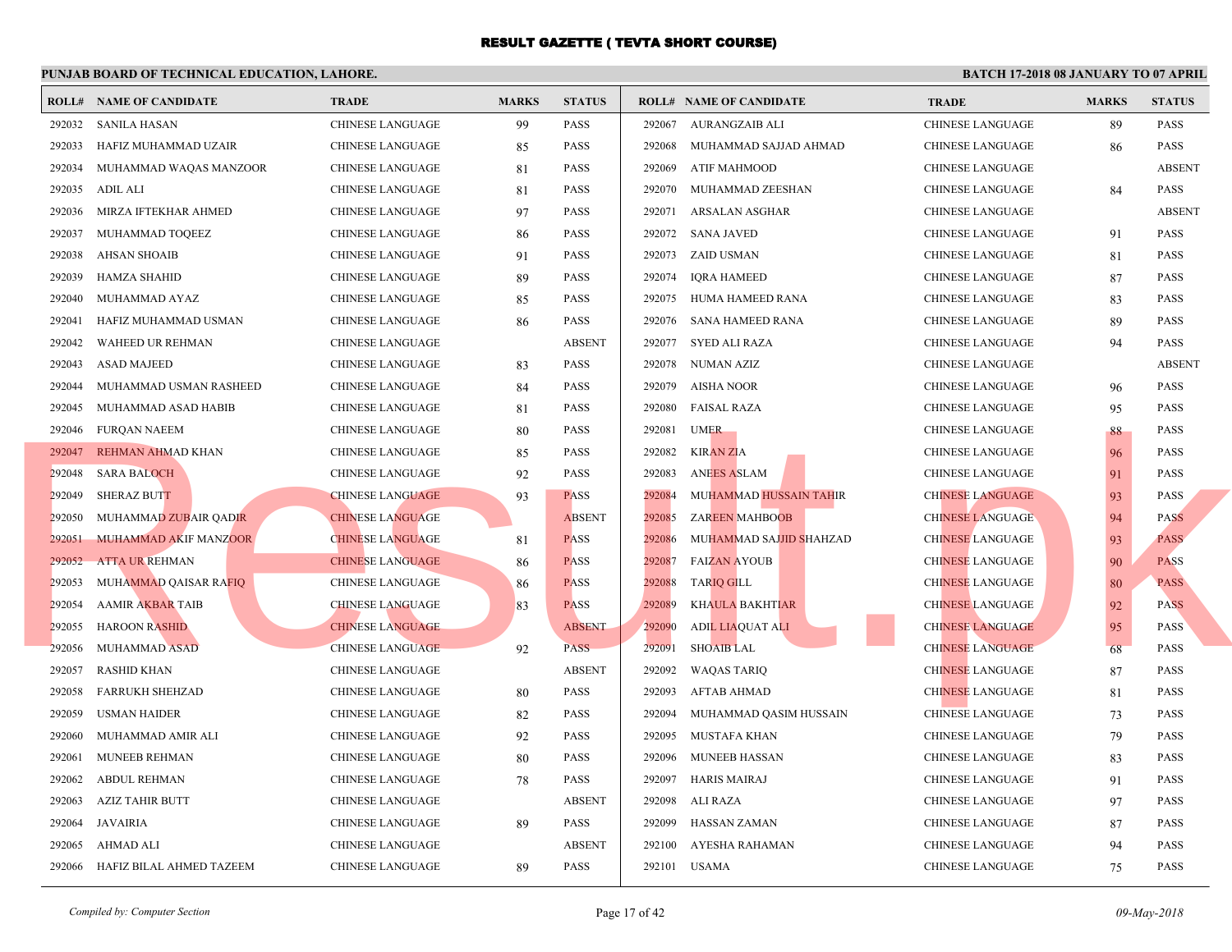# RESULT GAZETTE ( TEVTA SHORT COURSE)

**PUNJAB BOARD OF TECHNICAL EDUCATION, LAHORE.**

**BATCH 17-2018 08 JANUARY TO 07 APRIL**

| ROLL# | NAME OF CANDIDATE | TRADE | MARKS | STATUS |
|---|---|---|---|---|
| 292032 | SANILA HASAN | CHINESE LANGUAGE | 99 | PASS |
| 292033 | HAFIZ MUHAMMAD UZAIR | CHINESE LANGUAGE | 85 | PASS |
| 292034 | MUHAMMAD WAQAS MANZOOR | CHINESE LANGUAGE | 81 | PASS |
| 292035 | ADIL ALI | CHINESE LANGUAGE | 81 | PASS |
| 292036 | MIRZA IFTEKHAR AHMED | CHINESE LANGUAGE | 97 | PASS |
| 292037 | MUHAMMAD TOQEEZ | CHINESE LANGUAGE | 86 | PASS |
| 292038 | AHSAN SHOAIB | CHINESE LANGUAGE | 91 | PASS |
| 292039 | HAMZA SHAHID | CHINESE LANGUAGE | 89 | PASS |
| 292040 | MUHAMMAD AYAZ | CHINESE LANGUAGE | 85 | PASS |
| 292041 | HAFIZ MUHAMMAD USMAN | CHINESE LANGUAGE | 86 | PASS |
| 292042 | WAHEED UR REHMAN | CHINESE LANGUAGE | | ABSENT |
| 292043 | ASAD MAJEED | CHINESE LANGUAGE | 83 | PASS |
| 292044 | MUHAMMAD USMAN RASHEED | CHINESE LANGUAGE | 84 | PASS |
| 292045 | MUHAMMAD ASAD HABIB | CHINESE LANGUAGE | 81 | PASS |
| 292046 | FURQAN NAEEM | CHINESE LANGUAGE | 80 | PASS |
| 292047 | REHMAN AHMAD KHAN | CHINESE LANGUAGE | 85 | PASS |
| 292048 | SARA BALOCH | CHINESE LANGUAGE | 92 | PASS |
| 292049 | SHERAZ BUTT | CHINESE LANGUAGE | 93 | PASS |
| 292050 | MUHAMMAD ZUBAIR QADIR | CHINESE LANGUAGE | | ABSENT |
| 292051 | MUHAMMAD AKIF MANZOOR | CHINESE LANGUAGE | 81 | PASS |
| 292052 | ATTA UR REHMAN | CHINESE LANGUAGE | 86 | PASS |
| 292053 | MUHAMMAD QAISAR RAFIQ | CHINESE LANGUAGE | 86 | PASS |
| 292054 | AAMIR AKBAR TAIB | CHINESE LANGUAGE | 83 | PASS |
| 292055 | HAROON RASHID | CHINESE LANGUAGE | | ABSENT |
| 292056 | MUHAMMAD ASAD | CHINESE LANGUAGE | 92 | PASS |
| 292057 | RASHID KHAN | CHINESE LANGUAGE | | ABSENT |
| 292058 | FARRUKH SHEHZAD | CHINESE LANGUAGE | 80 | PASS |
| 292059 | USMAN HAIDER | CHINESE LANGUAGE | 82 | PASS |
| 292060 | MUHAMMAD AMIR ALI | CHINESE LANGUAGE | 92 | PASS |
| 292061 | MUNEEB REHMAN | CHINESE LANGUAGE | 80 | PASS |
| 292062 | ABDUL REHMAN | CHINESE LANGUAGE | 78 | PASS |
| 292063 | AZIZ TAHIR BUTT | CHINESE LANGUAGE | | ABSENT |
| 292064 | JAVAIRIA | CHINESE LANGUAGE | 89 | PASS |
| 292065 | AHMAD ALI | CHINESE LANGUAGE | | ABSENT |
| 292066 | HAFIZ BILAL AHMED TAZEEM | CHINESE LANGUAGE | 89 | PASS |
| 292067 | AURANGZAIB ALI | CHINESE LANGUAGE | 89 | PASS |
| 292068 | MUHAMMAD SAJJAD AHMAD | CHINESE LANGUAGE | 86 | PASS |
| 292069 | ATIF MAHMOOD | CHINESE LANGUAGE | | ABSENT |
| 292070 | MUHAMMAD ZEESHAN | CHINESE LANGUAGE | 84 | PASS |
| 292071 | ARSALAN ASGHAR | CHINESE LANGUAGE | | ABSENT |
| 292072 | SANA JAVED | CHINESE LANGUAGE | 91 | PASS |
| 292073 | ZAID USMAN | CHINESE LANGUAGE | 81 | PASS |
| 292074 | IQRA HAMEED | CHINESE LANGUAGE | 87 | PASS |
| 292075 | HUMA HAMEED RANA | CHINESE LANGUAGE | 83 | PASS |
| 292076 | SANA HAMEED RANA | CHINESE LANGUAGE | 89 | PASS |
| 292077 | SYED ALI RAZA | CHINESE LANGUAGE | 94 | PASS |
| 292078 | NUMAN AZIZ | CHINESE LANGUAGE | | ABSENT |
| 292079 | AISHA NOOR | CHINESE LANGUAGE | 96 | PASS |
| 292080 | FAISAL RAZA | CHINESE LANGUAGE | 95 | PASS |
| 292081 | UMER | CHINESE LANGUAGE | 88 | PASS |
| 292082 | KIRAN ZIA | CHINESE LANGUAGE | 96 | PASS |
| 292083 | ANEES ASLAM | CHINESE LANGUAGE | 91 | PASS |
| 292084 | MUHAMMAD HUSSAIN TAHIR | CHINESE LANGUAGE | 93 | PASS |
| 292085 | ZAREEN MAHBOOB | CHINESE LANGUAGE | 94 | PASS |
| 292086 | MUHAMMAD SAJJID SHAHZAD | CHINESE LANGUAGE | 93 | PASS |
| 292087 | FAIZAN AYOUB | CHINESE LANGUAGE | 90 | PASS |
| 292088 | TARIQ GILL | CHINESE LANGUAGE | 80 | PASS |
| 292089 | KHAULA BAKHTIAR | CHINESE LANGUAGE | 92 | PASS |
| 292090 | ADIL LIAQUAT ALI | CHINESE LANGUAGE | 95 | PASS |
| 292091 | SHOAIB LAL | CHINESE LANGUAGE | 68 | PASS |
| 292092 | WAQAS TARIQ | CHINESE LANGUAGE | 87 | PASS |
| 292093 | AFTAB AHMAD | CHINESE LANGUAGE | 81 | PASS |
| 292094 | MUHAMMAD QASIM HUSSAIN | CHINESE LANGUAGE | 73 | PASS |
| 292095 | MUSTAFA KHAN | CHINESE LANGUAGE | 79 | PASS |
| 292096 | MUNEEB HASSAN | CHINESE LANGUAGE | 83 | PASS |
| 292097 | HARIS MAIRAJ | CHINESE LANGUAGE | 91 | PASS |
| 292098 | ALI RAZA | CHINESE LANGUAGE | 97 | PASS |
| 292099 | HASSAN ZAMAN | CHINESE LANGUAGE | 87 | PASS |
| 292100 | AYESHA RAHAMAN | CHINESE LANGUAGE | 94 | PASS |
| 292101 | USAMA | CHINESE LANGUAGE | 75 | PASS |

*Compiled by: Computer Section*

*09-May-2018*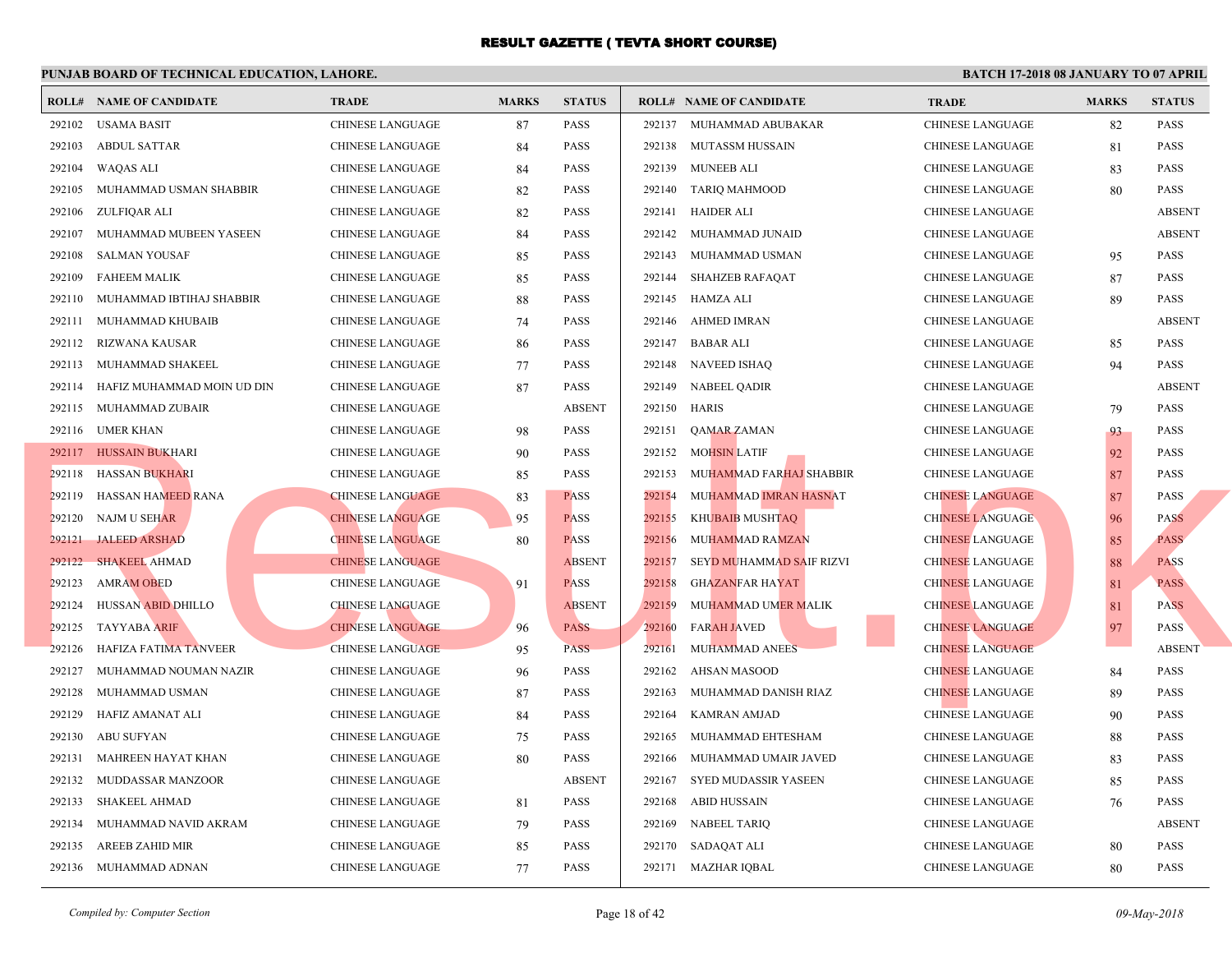# RESULT GAZETTE ( TEVTA SHORT COURSE)

**PUNJAB BOARD OF TECHNICAL EDUCATION, LAHORE.**

**BATCH 17-2018 08 JANUARY TO 07 APRIL**

| ROLL# | NAME OF CANDIDATE | TRADE | MARKS | STATUS |
|---|---|---|---|---|
| 292102 | USAMA BASIT | CHINESE LANGUAGE | 87 | PASS |
| 292103 | ABDUL SATTAR | CHINESE LANGUAGE | 84 | PASS |
| 292104 | WAQAS ALI | CHINESE LANGUAGE | 84 | PASS |
| 292105 | MUHAMMAD USMAN SHABBIR | CHINESE LANGUAGE | 82 | PASS |
| 292106 | ZULFIQAR ALI | CHINESE LANGUAGE | 82 | PASS |
| 292107 | MUHAMMAD MUBEEN YASEEN | CHINESE LANGUAGE | 84 | PASS |
| 292108 | SALMAN YOUSAF | CHINESE LANGUAGE | 85 | PASS |
| 292109 | FAHEEM MALIK | CHINESE LANGUAGE | 85 | PASS |
| 292110 | MUHAMMAD IBTIHAJ SHABBIR | CHINESE LANGUAGE | 88 | PASS |
| 292111 | MUHAMMAD KHUBAIB | CHINESE LANGUAGE | 74 | PASS |
| 292112 | RIZWANA KAUSAR | CHINESE LANGUAGE | 86 | PASS |
| 292113 | MUHAMMAD SHAKEEL | CHINESE LANGUAGE | 77 | PASS |
| 292114 | HAFIZ MUHAMMAD MOIN UD DIN | CHINESE LANGUAGE | 87 | PASS |
| 292115 | MUHAMMAD ZUBAIR | CHINESE LANGUAGE | | ABSENT |
| 292116 | UMER KHAN | CHINESE LANGUAGE | 98 | PASS |
| 292117 | HUSSAIN BUKHARI | CHINESE LANGUAGE | 90 | PASS |
| 292118 | HASSAN BUKHARI | CHINESE LANGUAGE | 85 | PASS |
| 292119 | HASSAN HAMEED RANA | CHINESE LANGUAGE | 83 | PASS |
| 292120 | NAJM U SEHAR | CHINESE LANGUAGE | 95 | PASS |
| 292121 | JALEED ARSHAD | CHINESE LANGUAGE | 80 | PASS |
| 292122 | SHAKEEL AHMAD | CHINESE LANGUAGE | | ABSENT |
| 292123 | AMRAM OBED | CHINESE LANGUAGE | 91 | PASS |
| 292124 | HUSSAN ABID DHILLO | CHINESE LANGUAGE | | ABSENT |
| 292125 | TAYYABA ARIF | CHINESE LANGUAGE | 96 | PASS |
| 292126 | HAFIZA FATIMA TANVEER | CHINESE LANGUAGE | 95 | PASS |
| 292127 | MUHAMMAD NOUMAN NAZIR | CHINESE LANGUAGE | 96 | PASS |
| 292128 | MUHAMMAD USMAN | CHINESE LANGUAGE | 87 | PASS |
| 292129 | HAFIZ AMANAT ALI | CHINESE LANGUAGE | 84 | PASS |
| 292130 | ABU SUFYAN | CHINESE LANGUAGE | 75 | PASS |
| 292131 | MAHREEN HAYAT KHAN | CHINESE LANGUAGE | 80 | PASS |
| 292132 | MUDDASSAR MANZOOR | CHINESE LANGUAGE | | ABSENT |
| 292133 | SHAKEEL AHMAD | CHINESE LANGUAGE | 81 | PASS |
| 292134 | MUHAMMAD NAVID AKRAM | CHINESE LANGUAGE | 79 | PASS |
| 292135 | AREEB ZAHID MIR | CHINESE LANGUAGE | 85 | PASS |
| 292136 | MUHAMMAD ADNAN | CHINESE LANGUAGE | 77 | PASS |
| 292137 | MUHAMMAD ABUBAKAR | CHINESE LANGUAGE | 82 | PASS |
| 292138 | MUTASSM HUSSAIN | CHINESE LANGUAGE | 81 | PASS |
| 292139 | MUNEEB ALI | CHINESE LANGUAGE | 83 | PASS |
| 292140 | TARIQ MAHMOOD | CHINESE LANGUAGE | 80 | PASS |
| 292141 | HAIDER ALI | CHINESE LANGUAGE | | ABSENT |
| 292142 | MUHAMMAD JUNAID | CHINESE LANGUAGE | | ABSENT |
| 292143 | MUHAMMAD USMAN | CHINESE LANGUAGE | 95 | PASS |
| 292144 | SHAHZEB RAFAQAT | CHINESE LANGUAGE | 87 | PASS |
| 292145 | HAMZA ALI | CHINESE LANGUAGE | 89 | PASS |
| 292146 | AHMED IMRAN | CHINESE LANGUAGE | | ABSENT |
| 292147 | BABAR ALI | CHINESE LANGUAGE | 85 | PASS |
| 292148 | NAVEED ISHAQ | CHINESE LANGUAGE | 94 | PASS |
| 292149 | NABEEL QADIR | CHINESE LANGUAGE | | ABSENT |
| 292150 | HARIS | CHINESE LANGUAGE | 79 | PASS |
| 292151 | QAMAR ZAMAN | CHINESE LANGUAGE | 93 | PASS |
| 292152 | MOHSIN LATIF | CHINESE LANGUAGE | 92 | PASS |
| 292153 | MUHAMMAD FARHAJ SHABBIR | CHINESE LANGUAGE | 87 | PASS |
| 292154 | MUHAMMAD IMRAN HASNAT | CHINESE LANGUAGE | 87 | PASS |
| 292155 | KHUBAIB MUSHTAQ | CHINESE LANGUAGE | 96 | PASS |
| 292156 | MUHAMMAD RAMZAN | CHINESE LANGUAGE | 85 | PASS |
| 292157 | SEYD MUHAMMAD SAIF RIZVI | CHINESE LANGUAGE | 88 | PASS |
| 292158 | GHAZANFAR HAYAT | CHINESE LANGUAGE | 81 | PASS |
| 292159 | MUHAMMAD UMER MALIK | CHINESE LANGUAGE | 81 | PASS |
| 292160 | FARAH JAVED | CHINESE LANGUAGE | 97 | PASS |
| 292161 | MUHAMMAD ANEES | CHINESE LANGUAGE | | ABSENT |
| 292162 | AHSAN MASOOD | CHINESE LANGUAGE | 84 | PASS |
| 292163 | MUHAMMAD DANISH RIAZ | CHINESE LANGUAGE | 89 | PASS |
| 292164 | KAMRAN AMJAD | CHINESE LANGUAGE | 90 | PASS |
| 292165 | MUHAMMAD EHTESHAM | CHINESE LANGUAGE | 88 | PASS |
| 292166 | MUHAMMAD UMAIR JAVED | CHINESE LANGUAGE | 83 | PASS |
| 292167 | SYED MUDASSIR YASEEN | CHINESE LANGUAGE | 85 | PASS |
| 292168 | ABID HUSSAIN | CHINESE LANGUAGE | 76 | PASS |
| 292169 | NABEEL TARIQ | CHINESE LANGUAGE | | ABSENT |
| 292170 | SADAQAT ALI | CHINESE LANGUAGE | 80 | PASS |
| 292171 | MAZHAR IQBAL | CHINESE LANGUAGE | 80 | PASS |

*Compiled by: Computer Section*

*09-May-2018*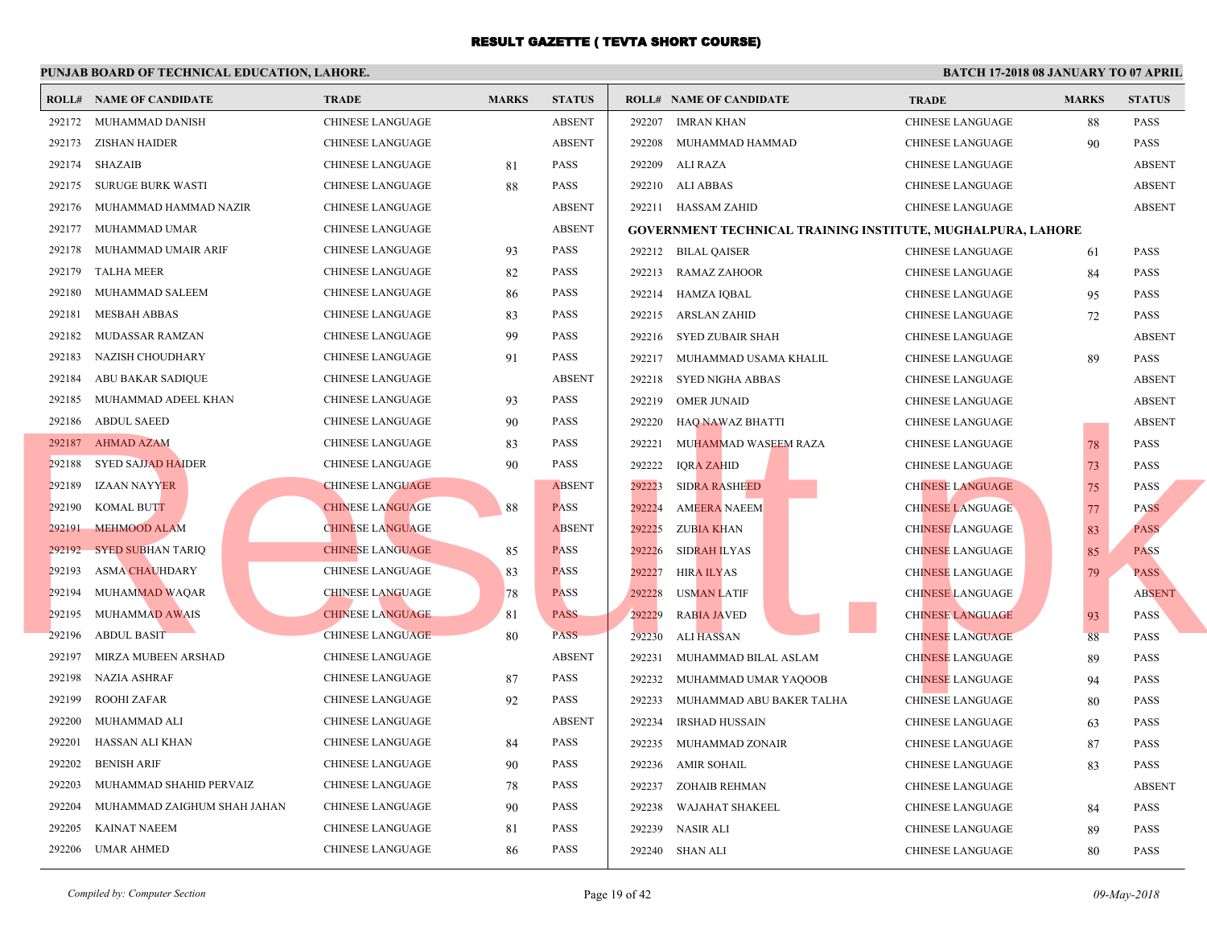# RESULT GAZETTE ( TEVTA SHORT COURSE)

**PUNJAB BOARD OF TECHNICAL EDUCATION, LAHORE.**

**BATCH 17-2018 08 JANUARY TO 07 APRIL**

| ROLL# | NAME OF CANDIDATE | TRADE | MARKS | STATUS |
|---|---|---|---|---|
| 292172 | MUHAMMAD DANISH | CHINESE LANGUAGE | | ABSENT |
| 292173 | ZISHAN HAIDER | CHINESE LANGUAGE | | ABSENT |
| 292174 | SHAZAIB | CHINESE LANGUAGE | 81 | PASS |
| 292175 | SURUGE BURK WASTI | CHINESE LANGUAGE | 88 | PASS |
| 292176 | MUHAMMAD HAMMAD NAZIR | CHINESE LANGUAGE | | ABSENT |
| 292177 | MUHAMMAD UMAR | CHINESE LANGUAGE | | ABSENT |
| 292178 | MUHAMMAD UMAIR ARIF | CHINESE LANGUAGE | 93 | PASS |
| 292179 | TALHA MEER | CHINESE LANGUAGE | 82 | PASS |
| 292180 | MUHAMMAD SALEEM | CHINESE LANGUAGE | 86 | PASS |
| 292181 | MESBAH ABBAS | CHINESE LANGUAGE | 83 | PASS |
| 292182 | MUDASSAR RAMZAN | CHINESE LANGUAGE | 99 | PASS |
| 292183 | NAZISH CHOUDHARY | CHINESE LANGUAGE | 91 | PASS |
| 292184 | ABU BAKAR SADIQUE | CHINESE LANGUAGE | | ABSENT |
| 292185 | MUHAMMAD ADEEL KHAN | CHINESE LANGUAGE | 93 | PASS |
| 292186 | ABDUL SAEED | CHINESE LANGUAGE | 90 | PASS |
| 292187 | AHMAD AZAM | CHINESE LANGUAGE | 83 | PASS |
| 292188 | SYED SAJJAD HAIDER | CHINESE LANGUAGE | 90 | PASS |
| 292189 | IZAAN NAYYER | CHINESE LANGUAGE | | ABSENT |
| 292190 | KOMAL BUTT | CHINESE LANGUAGE | 88 | PASS |
| 292191 | MEHMOOD ALAM | CHINESE LANGUAGE | | ABSENT |
| 292192 | SYED SUBHAN TARIQ | CHINESE LANGUAGE | 85 | PASS |
| 292193 | ASMA CHAUHDARY | CHINESE LANGUAGE | 83 | PASS |
| 292194 | MUHAMMAD WAQAR | CHINESE LANGUAGE | 78 | PASS |
| 292195 | MUHAMMAD AWAIS | CHINESE LANGUAGE | 81 | PASS |
| 292196 | ABDUL BASIT | CHINESE LANGUAGE | 80 | PASS |
| 292197 | MIRZA MUBEEN ARSHAD | CHINESE LANGUAGE | | ABSENT |
| 292198 | NAZIA ASHRAF | CHINESE LANGUAGE | 87 | PASS |
| 292199 | ROOHI ZAFAR | CHINESE LANGUAGE | 92 | PASS |
| 292200 | MUHAMMAD ALI | CHINESE LANGUAGE | | ABSENT |
| 292201 | HASSAN ALI KHAN | CHINESE LANGUAGE | 84 | PASS |
| 292202 | BENISH ARIF | CHINESE LANGUAGE | 90 | PASS |
| 292203 | MUHAMMAD SHAHID PERVAIZ | CHINESE LANGUAGE | 78 | PASS |
| 292204 | MUHAMMAD ZAIGHUM SHAH JAHAN | CHINESE LANGUAGE | 90 | PASS |
| 292205 | KAINAT NAEEM | CHINESE LANGUAGE | 81 | PASS |
| 292206 | UMAR AHMED | CHINESE LANGUAGE | 86 | PASS |
| 292207 | IMRAN KHAN | CHINESE LANGUAGE | 88 | PASS |
| 292208 | MUHAMMAD HAMMAD | CHINESE LANGUAGE | 90 | PASS |
| 292209 | ALI RAZA | CHINESE LANGUAGE | | ABSENT |
| 292210 | ALI ABBAS | CHINESE LANGUAGE | | ABSENT |
| 292211 | HASSAM ZAHID | CHINESE LANGUAGE | | ABSENT |

**GOVERNMENT TECHNICAL TRAINING INSTITUTE, MUGHALPURA, LAHORE**

| ROLL# | NAME OF CANDIDATE | TRADE | MARKS | STATUS |
|---|---|---|---|---|
| 292212 | BILAL QAISER | CHINESE LANGUAGE | 61 | PASS |
| 292213 | RAMAZ ZAHOOR | CHINESE LANGUAGE | 84 | PASS |
| 292214 | HAMZA IQBAL | CHINESE LANGUAGE | 95 | PASS |
| 292215 | ARSLAN ZAHID | CHINESE LANGUAGE | 72 | PASS |
| 292216 | SYED ZUBAIR SHAH | CHINESE LANGUAGE | | ABSENT |
| 292217 | MUHAMMAD USAMA KHALIL | CHINESE LANGUAGE | 89 | PASS |
| 292218 | SYED NIGHA ABBAS | CHINESE LANGUAGE | | ABSENT |
| 292219 | OMER JUNAID | CHINESE LANGUAGE | | ABSENT |
| 292220 | HAQ NAWAZ BHATTI | CHINESE LANGUAGE | | ABSENT |
| 292221 | MUHAMMAD WASEEM RAZA | CHINESE LANGUAGE | 78 | PASS |
| 292222 | IQRA ZAHID | CHINESE LANGUAGE | 73 | PASS |
| 292223 | SIDRA RASHEED | CHINESE LANGUAGE | 75 | PASS |
| 292224 | AMEERA NAEEM | CHINESE LANGUAGE | 77 | PASS |
| 292225 | ZUBIA KHAN | CHINESE LANGUAGE | 83 | PASS |
| 292226 | SIDRAH ILYAS | CHINESE LANGUAGE | 85 | PASS |
| 292227 | HIRA ILYAS | CHINESE LANGUAGE | 79 | PASS |
| 292228 | USMAN LATIF | CHINESE LANGUAGE | | ABSENT |
| 292229 | RABIA JAVED | CHINESE LANGUAGE | 93 | PASS |
| 292230 | ALI HASSAN | CHINESE LANGUAGE | 88 | PASS |
| 292231 | MUHAMMAD BILAL ASLAM | CHINESE LANGUAGE | 89 | PASS |
| 292232 | MUHAMMAD UMAR YAQOOB | CHINESE LANGUAGE | 94 | PASS |
| 292233 | MUHAMMAD ABU BAKER TALHA | CHINESE LANGUAGE | 80 | PASS |
| 292234 | IRSHAD HUSSAIN | CHINESE LANGUAGE | 63 | PASS |
| 292235 | MUHAMMAD ZONAIR | CHINESE LANGUAGE | 87 | PASS |
| 292236 | AMIR SOHAIL | CHINESE LANGUAGE | 83 | PASS |
| 292237 | ZOHAIB REHMAN | CHINESE LANGUAGE | | ABSENT |
| 292238 | WAJAHAT SHAKEEL | CHINESE LANGUAGE | 84 | PASS |
| 292239 | NASIR ALI | CHINESE LANGUAGE | 89 | PASS |
| 292240 | SHAN ALI | CHINESE LANGUAGE | 80 | PASS |

*Compiled by: Computer Section*

*09-May-2018*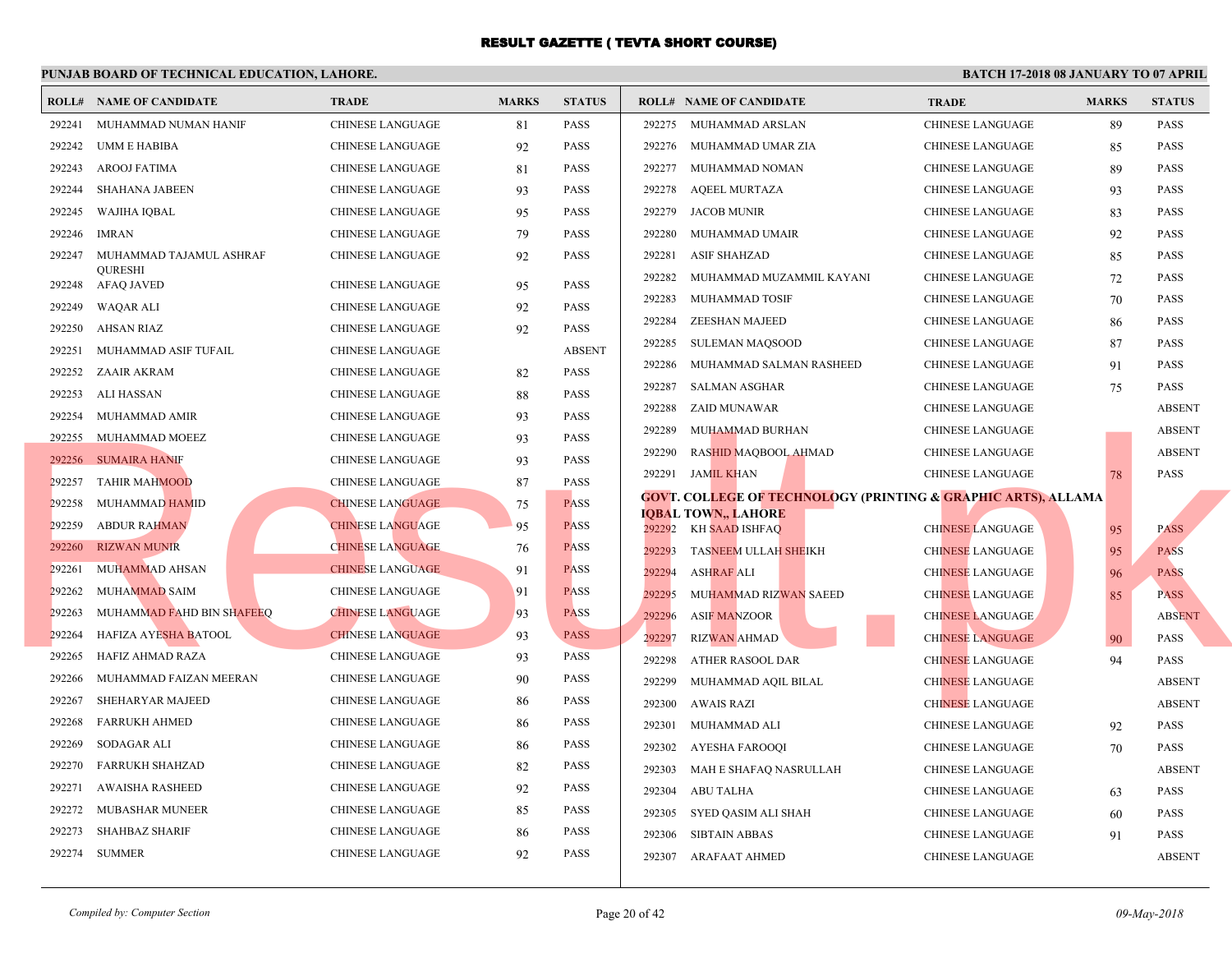# RESULT GAZETTE ( TEVTA SHORT COURSE)

**PUNJAB BOARD OF TECHNICAL EDUCATION, LAHORE.**

**BATCH 17-2018 08 JANUARY TO 07 APRIL**

| ROLL# | NAME OF CANDIDATE | TRADE | MARKS | STATUS |
|---|---|---|---|---|
| 292241 | MUHAMMAD NUMAN HANIF | CHINESE LANGUAGE | 81 | PASS |
| 292242 | UMM E HABIBA | CHINESE LANGUAGE | 92 | PASS |
| 292243 | AROOJ FATIMA | CHINESE LANGUAGE | 81 | PASS |
| 292244 | SHAHANA JABEEN | CHINESE LANGUAGE | 93 | PASS |
| 292245 | WAJIHA IQBAL | CHINESE LANGUAGE | 95 | PASS |
| 292246 | IMRAN | CHINESE LANGUAGE | 79 | PASS |
| 292247 | MUHAMMAD TAJAMUL ASHRAF QURESHI | CHINESE LANGUAGE | 92 | PASS |
| 292248 | AFAQ JAVED | CHINESE LANGUAGE | 95 | PASS |
| 292249 | WAQAR ALI | CHINESE LANGUAGE | 92 | PASS |
| 292250 | AHSAN RIAZ | CHINESE LANGUAGE | 92 | PASS |
| 292251 | MUHAMMAD ASIF TUFAIL | CHINESE LANGUAGE | | ABSENT |
| 292252 | ZAAIR AKRAM | CHINESE LANGUAGE | 82 | PASS |
| 292253 | ALI HASSAN | CHINESE LANGUAGE | 88 | PASS |
| 292254 | MUHAMMAD AMIR | CHINESE LANGUAGE | 93 | PASS |
| 292255 | MUHAMMAD MOEEZ | CHINESE LANGUAGE | 93 | PASS |
| 292256 | SUMAIRA HANIF | CHINESE LANGUAGE | 93 | PASS |
| 292257 | TAHIR MAHMOOD | CHINESE LANGUAGE | 87 | PASS |
| 292258 | MUHAMMAD HAMID | CHINESE LANGUAGE | 75 | PASS |
| 292259 | ABDUR RAHMAN | CHINESE LANGUAGE | 95 | PASS |
| 292260 | RIZWAN MUNIR | CHINESE LANGUAGE | 76 | PASS |
| 292261 | MUHAMMAD AHSAN | CHINESE LANGUAGE | 91 | PASS |
| 292262 | MUHAMMAD SAIM | CHINESE LANGUAGE | 91 | PASS |
| 292263 | MUHAMMAD FAHD BIN SHAFEEQ | CHINESE LANGUAGE | 93 | PASS |
| 292264 | HAFIZA AYESHA BATOOL | CHINESE LANGUAGE | 93 | PASS |
| 292265 | HAFIZ AHMAD RAZA | CHINESE LANGUAGE | 93 | PASS |
| 292266 | MUHAMMAD FAIZAN MEERAN | CHINESE LANGUAGE | 90 | PASS |
| 292267 | SHEHARYAR MAJEED | CHINESE LANGUAGE | 86 | PASS |
| 292268 | FARRUKH AHMED | CHINESE LANGUAGE | 86 | PASS |
| 292269 | SODAGAR ALI | CHINESE LANGUAGE | 86 | PASS |
| 292270 | FARRUKH SHAHZAD | CHINESE LANGUAGE | 82 | PASS |
| 292271 | AWAISHA RASHEED | CHINESE LANGUAGE | 92 | PASS |
| 292272 | MUBASHAR MUNEER | CHINESE LANGUAGE | 85 | PASS |
| 292273 | SHAHBAZ SHARIF | CHINESE LANGUAGE | 86 | PASS |
| 292274 | SUMMER | CHINESE LANGUAGE | 92 | PASS |
| 292275 | MUHAMMAD ARSLAN | CHINESE LANGUAGE | 89 | PASS |
| 292276 | MUHAMMAD UMAR ZIA | CHINESE LANGUAGE | 85 | PASS |
| 292277 | MUHAMMAD NOMAN | CHINESE LANGUAGE | 89 | PASS |
| 292278 | AQEEL MURTAZA | CHINESE LANGUAGE | 93 | PASS |
| 292279 | JACOB MUNIR | CHINESE LANGUAGE | 83 | PASS |
| 292280 | MUHAMMAD UMAIR | CHINESE LANGUAGE | 92 | PASS |
| 292281 | ASIF SHAHZAD | CHINESE LANGUAGE | 85 | PASS |
| 292282 | MUHAMMAD MUZAMMIL KAYANI | CHINESE LANGUAGE | 72 | PASS |
| 292283 | MUHAMMAD TOSIF | CHINESE LANGUAGE | 70 | PASS |
| 292284 | ZEESHAN MAJEED | CHINESE LANGUAGE | 86 | PASS |
| 292285 | SULEMAN MAQSOOD | CHINESE LANGUAGE | 87 | PASS |
| 292286 | MUHAMMAD SALMAN RASHEED | CHINESE LANGUAGE | 91 | PASS |
| 292287 | SALMAN ASGHAR | CHINESE LANGUAGE | 75 | PASS |
| 292288 | ZAID MUNAWAR | CHINESE LANGUAGE | | ABSENT |
| 292289 | MUHAMMAD BURHAN | CHINESE LANGUAGE | | ABSENT |
| 292290 | RASHID MAQBOOL AHMAD | CHINESE LANGUAGE | | ABSENT |
| 292291 | JAMIL KHAN | CHINESE LANGUAGE | 78 | PASS |

**GOVT. COLLEGE OF TECHNOLOGY (PRINTING & GRAPHIC ARTS), ALLAMA IQBAL TOWN,, LAHORE**

| ROLL# | NAME OF CANDIDATE | TRADE | MARKS | STATUS |
|---|---|---|---|---|
| 292292 | KH SAAD ISHFAQ | CHINESE LANGUAGE | 95 | PASS |
| 292293 | TASNEEM ULLAH SHEIKH | CHINESE LANGUAGE | 95 | PASS |
| 292294 | ASHRAF ALI | CHINESE LANGUAGE | 96 | PASS |
| 292295 | MUHAMMAD RIZWAN SAEED | CHINESE LANGUAGE | 85 | PASS |
| 292296 | ASIF MANZOOR | CHINESE LANGUAGE | | ABSENT |
| 292297 | RIZWAN AHMAD | CHINESE LANGUAGE | 90 | PASS |
| 292298 | ATHER RASOOL DAR | CHINESE LANGUAGE | 94 | PASS |
| 292299 | MUHAMMAD AQIL BILAL | CHINESE LANGUAGE | | ABSENT |
| 292300 | AWAIS RAZI | CHINESE LANGUAGE | | ABSENT |
| 292301 | MUHAMMAD ALI | CHINESE LANGUAGE | 92 | PASS |
| 292302 | AYESHA FAROOQI | CHINESE LANGUAGE | 70 | PASS |
| 292303 | MAH E SHAFAQ NASRULLAH | CHINESE LANGUAGE | | ABSENT |
| 292304 | ABU TALHA | CHINESE LANGUAGE | 63 | PASS |
| 292305 | SYED QASIM ALI SHAH | CHINESE LANGUAGE | 60 | PASS |
| 292306 | SIBTAIN ABBAS | CHINESE LANGUAGE | 91 | PASS |
| 292307 | ARAFAAT AHMED | CHINESE LANGUAGE | | ABSENT |

*Compiled by: Computer Section*

*09-May-2018*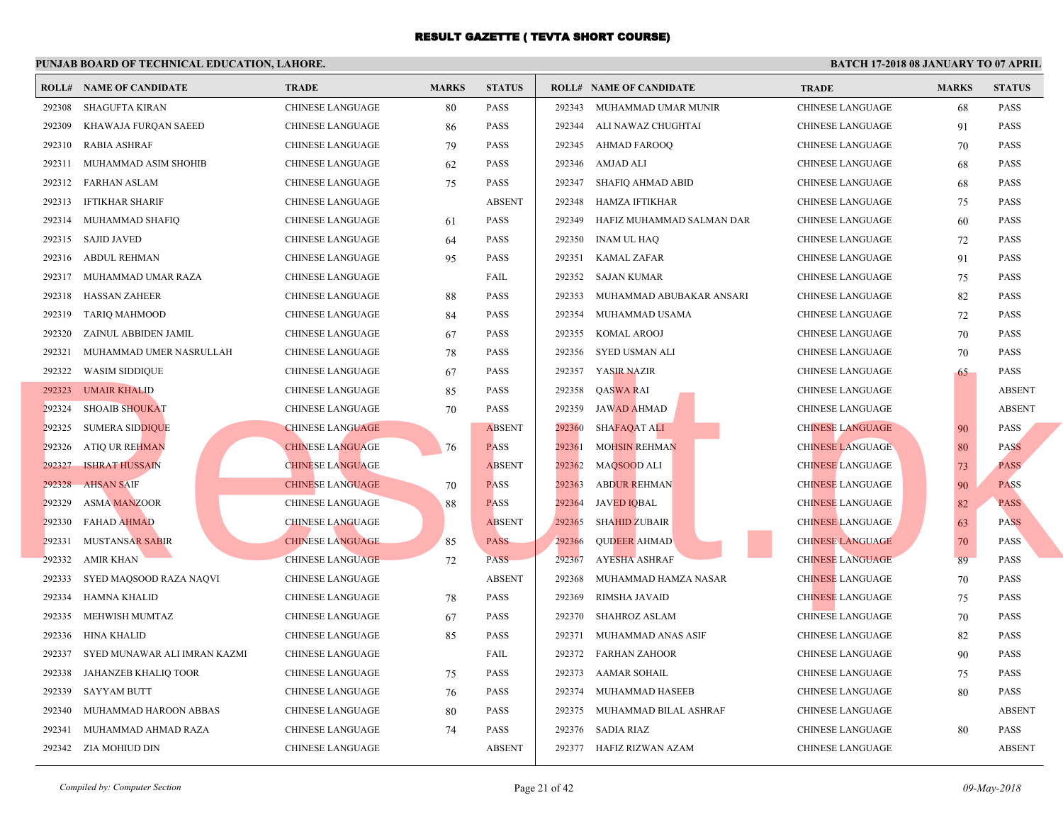# RESULT GAZETTE ( TEVTA SHORT COURSE)

**PUNJAB BOARD OF TECHNICAL EDUCATION, LAHORE.**

**BATCH 17-2018 08 JANUARY TO 07 APRIL**

| ROLL# | NAME OF CANDIDATE | TRADE | MARKS | STATUS |
|---|---|---|---|---|
| 292308 | SHAGUFTA KIRAN | CHINESE LANGUAGE | 80 | PASS |
| 292309 | KHAWAJA FURQAN SAEED | CHINESE LANGUAGE | 86 | PASS |
| 292310 | RABIA ASHRAF | CHINESE LANGUAGE | 79 | PASS |
| 292311 | MUHAMMAD ASIM SHOHIB | CHINESE LANGUAGE | 62 | PASS |
| 292312 | FARHAN ASLAM | CHINESE LANGUAGE | 75 | PASS |
| 292313 | IFTIKHAR SHARIF | CHINESE LANGUAGE | | ABSENT |
| 292314 | MUHAMMAD SHAFIQ | CHINESE LANGUAGE | 61 | PASS |
| 292315 | SAJID JAVED | CHINESE LANGUAGE | 64 | PASS |
| 292316 | ABDUL REHMAN | CHINESE LANGUAGE | 95 | PASS |
| 292317 | MUHAMMAD UMAR RAZA | CHINESE LANGUAGE | | FAIL |
| 292318 | HASSAN ZAHEER | CHINESE LANGUAGE | 88 | PASS |
| 292319 | TARIQ MAHMOOD | CHINESE LANGUAGE | 84 | PASS |
| 292320 | ZAINUL ABBIDEN JAMIL | CHINESE LANGUAGE | 67 | PASS |
| 292321 | MUHAMMAD UMER NASRULLAH | CHINESE LANGUAGE | 78 | PASS |
| 292322 | WASIM SIDDIQUE | CHINESE LANGUAGE | 67 | PASS |
| 292323 | UMAIR KHALID | CHINESE LANGUAGE | 85 | PASS |
| 292324 | SHOAIB SHOUKAT | CHINESE LANGUAGE | 70 | PASS |
| 292325 | SUMERA SIDDIQUE | CHINESE LANGUAGE | | ABSENT |
| 292326 | ATIQ UR REHMAN | CHINESE LANGUAGE | 76 | PASS |
| 292327 | ISHRAT HUSSAIN | CHINESE LANGUAGE | | ABSENT |
| 292328 | AHSAN SAIF | CHINESE LANGUAGE | 70 | PASS |
| 292329 | ASMA MANZOOR | CHINESE LANGUAGE | 88 | PASS |
| 292330 | FAHAD AHMAD | CHINESE LANGUAGE | | ABSENT |
| 292331 | MUSTANSAR SABIR | CHINESE LANGUAGE | 85 | PASS |
| 292332 | AMIR KHAN | CHINESE LANGUAGE | 72 | PASS |
| 292333 | SYED MAQSOOD RAZA NAQVI | CHINESE LANGUAGE | | ABSENT |
| 292334 | HAMNA KHALID | CHINESE LANGUAGE | 78 | PASS |
| 292335 | MEHWISH MUMTAZ | CHINESE LANGUAGE | 67 | PASS |
| 292336 | HINA KHALID | CHINESE LANGUAGE | 85 | PASS |
| 292337 | SYED MUNAWAR ALI IMRAN KAZMI | CHINESE LANGUAGE | | FAIL |
| 292338 | JAHANZEB KHALIQ TOOR | CHINESE LANGUAGE | 75 | PASS |
| 292339 | SAYYAM BUTT | CHINESE LANGUAGE | 76 | PASS |
| 292340 | MUHAMMAD HAROON ABBAS | CHINESE LANGUAGE | 80 | PASS |
| 292341 | MUHAMMAD AHMAD RAZA | CHINESE LANGUAGE | 74 | PASS |
| 292342 | ZIA MOHIUD DIN | CHINESE LANGUAGE | | ABSENT |
| 292343 | MUHAMMAD UMAR MUNIR | CHINESE LANGUAGE | 68 | PASS |
| 292344 | ALI NAWAZ CHUGHTAI | CHINESE LANGUAGE | 91 | PASS |
| 292345 | AHMAD FAROOQ | CHINESE LANGUAGE | 70 | PASS |
| 292346 | AMJAD ALI | CHINESE LANGUAGE | 68 | PASS |
| 292347 | SHAFIQ AHMAD ABID | CHINESE LANGUAGE | 68 | PASS |
| 292348 | HAMZA IFTIKHAR | CHINESE LANGUAGE | 75 | PASS |
| 292349 | HAFIZ MUHAMMAD SALMAN DAR | CHINESE LANGUAGE | 60 | PASS |
| 292350 | INAM UL HAQ | CHINESE LANGUAGE | 72 | PASS |
| 292351 | KAMAL ZAFAR | CHINESE LANGUAGE | 91 | PASS |
| 292352 | SAJAN KUMAR | CHINESE LANGUAGE | 75 | PASS |
| 292353 | MUHAMMAD ABUBAKAR ANSARI | CHINESE LANGUAGE | 82 | PASS |
| 292354 | MUHAMMAD USAMA | CHINESE LANGUAGE | 72 | PASS |
| 292355 | KOMAL AROOJ | CHINESE LANGUAGE | 70 | PASS |
| 292356 | SYED USMAN ALI | CHINESE LANGUAGE | 70 | PASS |
| 292357 | YASIR NAZIR | CHINESE LANGUAGE | 65 | PASS |
| 292358 | QASWA RAI | CHINESE LANGUAGE | | ABSENT |
| 292359 | JAWAD AHMAD | CHINESE LANGUAGE | | ABSENT |
| 292360 | SHAFAQAT ALI | CHINESE LANGUAGE | 90 | PASS |
| 292361 | MOHSIN REHMAN | CHINESE LANGUAGE | 80 | PASS |
| 292362 | MAQSOOD ALI | CHINESE LANGUAGE | 73 | PASS |
| 292363 | ABDUR REHMAN | CHINESE LANGUAGE | 90 | PASS |
| 292364 | JAVED IQBAL | CHINESE LANGUAGE | 82 | PASS |
| 292365 | SHAHID ZUBAIR | CHINESE LANGUAGE | 63 | PASS |
| 292366 | QUDEER AHMAD | CHINESE LANGUAGE | 70 | PASS |
| 292367 | AYESHA ASHRAF | CHINESE LANGUAGE | 89 | PASS |
| 292368 | MUHAMMAD HAMZA NASAR | CHINESE LANGUAGE | 70 | PASS |
| 292369 | RIMSHA JAVAID | CHINESE LANGUAGE | 75 | PASS |
| 292370 | SHAHROZ ASLAM | CHINESE LANGUAGE | 70 | PASS |
| 292371 | MUHAMMAD ANAS ASIF | CHINESE LANGUAGE | 82 | PASS |
| 292372 | FARHAN ZAHOOR | CHINESE LANGUAGE | 90 | PASS |
| 292373 | AAMAR SOHAIL | CHINESE LANGUAGE | 75 | PASS |
| 292374 | MUHAMMAD HASEEB | CHINESE LANGUAGE | 80 | PASS |
| 292375 | MUHAMMAD BILAL ASHRAF | CHINESE LANGUAGE | | ABSENT |
| 292376 | SADIA RIAZ | CHINESE LANGUAGE | 80 | PASS |
| 292377 | HAFIZ RIZWAN AZAM | CHINESE LANGUAGE | | ABSENT |

*Compiled by: Computer Section*

*09-May-2018*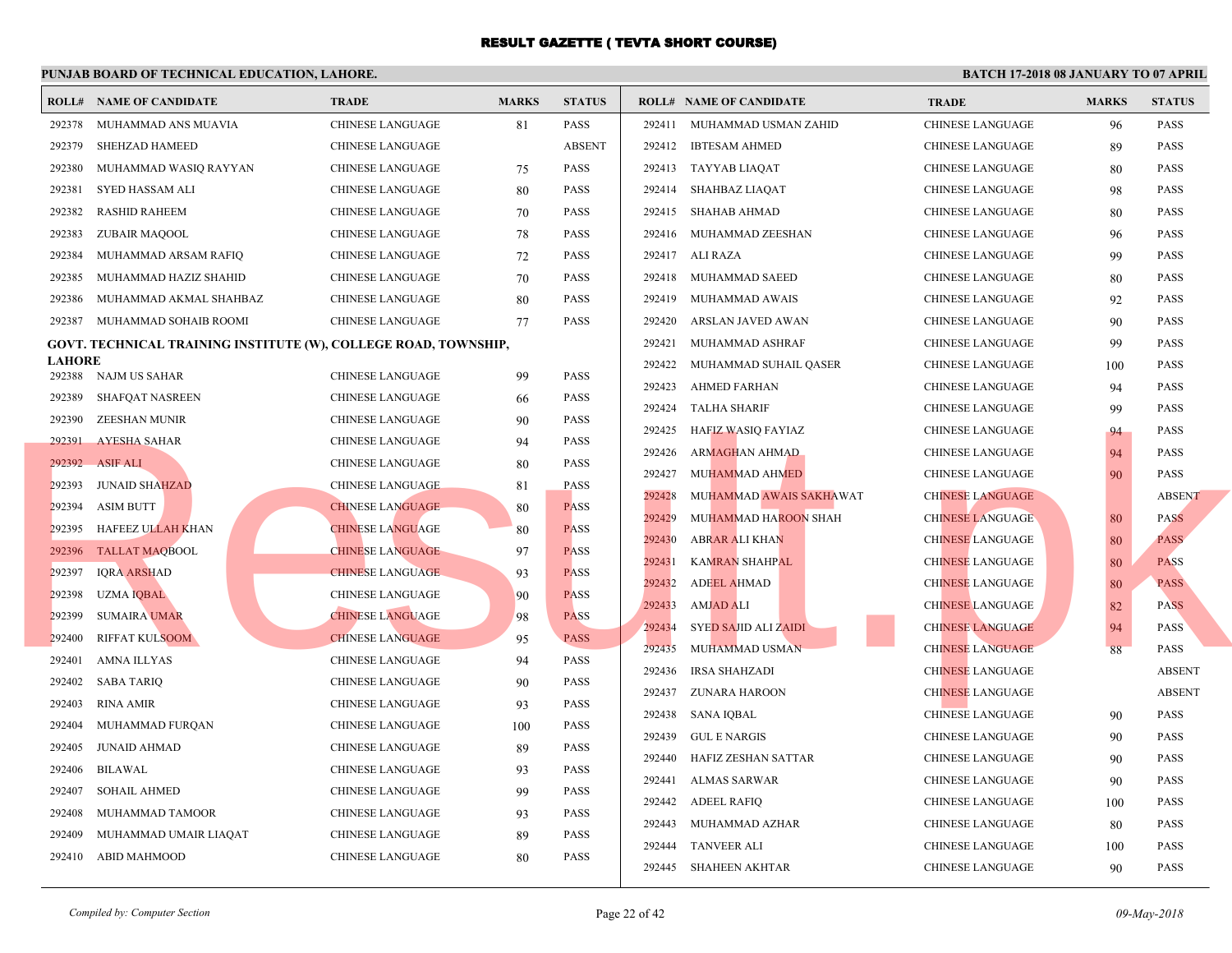# RESULT GAZETTE ( TEVTA SHORT COURSE)

**PUNJAB BOARD OF TECHNICAL EDUCATION, LAHORE.**

**BATCH 17-2018 08 JANUARY TO 07 APRIL**

| ROLL# | NAME OF CANDIDATE | TRADE | MARKS | STATUS |
|---|---|---|---|---|
| 292378 | MUHAMMAD ANS MUAVIA | CHINESE LANGUAGE | 81 | PASS |
| 292379 | SHEHZAD HAMEED | CHINESE LANGUAGE | | ABSENT |
| 292380 | MUHAMMAD WASIQ RAYYAN | CHINESE LANGUAGE | 75 | PASS |
| 292381 | SYED HASSAM ALI | CHINESE LANGUAGE | 80 | PASS |
| 292382 | RASHID RAHEEM | CHINESE LANGUAGE | 70 | PASS |
| 292383 | ZUBAIR MAQOOL | CHINESE LANGUAGE | 78 | PASS |
| 292384 | MUHAMMAD ARSAM RAFIQ | CHINESE LANGUAGE | 72 | PASS |
| 292385 | MUHAMMAD HAZIZ SHAHID | CHINESE LANGUAGE | 70 | PASS |
| 292386 | MUHAMMAD AKMAL SHAHBAZ | CHINESE LANGUAGE | 80 | PASS |
| 292387 | MUHAMMAD SOHAIB ROOMI | CHINESE LANGUAGE | 77 | PASS |

**GOVT. TECHNICAL TRAINING INSTITUTE (W), COLLEGE ROAD, TOWNSHIP, LAHORE**

| ROLL# | NAME OF CANDIDATE | TRADE | MARKS | STATUS |
|---|---|---|---|---|
| 292388 | NAJM US SAHAR | CHINESE LANGUAGE | 99 | PASS |
| 292389 | SHAFQAT NASREEN | CHINESE LANGUAGE | 66 | PASS |
| 292390 | ZEESHAN MUNIR | CHINESE LANGUAGE | 90 | PASS |
| 292391 | AYESHA SAHAR | CHINESE LANGUAGE | 94 | PASS |
| 292392 | ASIF ALI | CHINESE LANGUAGE | 80 | PASS |
| 292393 | JUNAID SHAHZAD | CHINESE LANGUAGE | 81 | PASS |
| 292394 | ASIM BUTT | CHINESE LANGUAGE | 80 | PASS |
| 292395 | HAFEEZ ULLAH KHAN | CHINESE LANGUAGE | 80 | PASS |
| 292396 | TALLAT MAQBOOL | CHINESE LANGUAGE | 97 | PASS |
| 292397 | IQRA ARSHAD | CHINESE LANGUAGE | 93 | PASS |
| 292398 | UZMA IQBAL | CHINESE LANGUAGE | 90 | PASS |
| 292399 | SUMAIRA UMAR | CHINESE LANGUAGE | 98 | PASS |
| 292400 | RIFFAT KULSOOM | CHINESE LANGUAGE | 95 | PASS |
| 292401 | AMNA ILLYAS | CHINESE LANGUAGE | 94 | PASS |
| 292402 | SABA TARIQ | CHINESE LANGUAGE | 90 | PASS |
| 292403 | RINA AMIR | CHINESE LANGUAGE | 93 | PASS |
| 292404 | MUHAMMAD FURQAN | CHINESE LANGUAGE | 100 | PASS |
| 292405 | JUNAID AHMAD | CHINESE LANGUAGE | 89 | PASS |
| 292406 | BILAWAL | CHINESE LANGUAGE | 93 | PASS |
| 292407 | SOHAIL AHMED | CHINESE LANGUAGE | 99 | PASS |
| 292408 | MUHAMMAD TAMOOR | CHINESE LANGUAGE | 93 | PASS |
| 292409 | MUHAMMAD UMAIR LIAQAT | CHINESE LANGUAGE | 89 | PASS |
| 292410 | ABID MAHMOOD | CHINESE LANGUAGE | 80 | PASS |
| 292411 | MUHAMMAD USMAN ZAHID | CHINESE LANGUAGE | 96 | PASS |
| 292412 | IBTESAM AHMED | CHINESE LANGUAGE | 89 | PASS |
| 292413 | TAYYAB LIAQAT | CHINESE LANGUAGE | 80 | PASS |
| 292414 | SHAHBAZ LIAQAT | CHINESE LANGUAGE | 98 | PASS |
| 292415 | SHAHAB AHMAD | CHINESE LANGUAGE | 80 | PASS |
| 292416 | MUHAMMAD ZEESHAN | CHINESE LANGUAGE | 96 | PASS |
| 292417 | ALI RAZA | CHINESE LANGUAGE | 99 | PASS |
| 292418 | MUHAMMAD SAEED | CHINESE LANGUAGE | 80 | PASS |
| 292419 | MUHAMMAD AWAIS | CHINESE LANGUAGE | 92 | PASS |
| 292420 | ARSLAN JAVED AWAN | CHINESE LANGUAGE | 90 | PASS |
| 292421 | MUHAMMAD ASHRAF | CHINESE LANGUAGE | 99 | PASS |
| 292422 | MUHAMMAD SUHAIL QASER | CHINESE LANGUAGE | 100 | PASS |
| 292423 | AHMED FARHAN | CHINESE LANGUAGE | 94 | PASS |
| 292424 | TALHA SHARIF | CHINESE LANGUAGE | 99 | PASS |
| 292425 | HAFIZ WASIQ FAYIAZ | CHINESE LANGUAGE | 94 | PASS |
| 292426 | ARMAGHAN AHMAD | CHINESE LANGUAGE | 94 | PASS |
| 292427 | MUHAMMAD AHMED | CHINESE LANGUAGE | 90 | PASS |
| 292428 | MUHAMMAD AWAIS SAKHAWAT | CHINESE LANGUAGE | | ABSENT |
| 292429 | MUHAMMAD HAROON SHAH | CHINESE LANGUAGE | 80 | PASS |
| 292430 | ABRAR ALI KHAN | CHINESE LANGUAGE | 80 | PASS |
| 292431 | KAMRAN SHAHPAL | CHINESE LANGUAGE | 80 | PASS |
| 292432 | ADEEL AHMAD | CHINESE LANGUAGE | 80 | PASS |
| 292433 | AMJAD ALI | CHINESE LANGUAGE | 82 | PASS |
| 292434 | SYED SAJID ALI ZAIDI | CHINESE LANGUAGE | 94 | PASS |
| 292435 | MUHAMMAD USMAN | CHINESE LANGUAGE | 88 | PASS |
| 292436 | IRSA SHAHZADI | CHINESE LANGUAGE | | ABSENT |
| 292437 | ZUNARA HAROON | CHINESE LANGUAGE | | ABSENT |
| 292438 | SANA IQBAL | CHINESE LANGUAGE | 90 | PASS |
| 292439 | GUL E NARGIS | CHINESE LANGUAGE | 90 | PASS |
| 292440 | HAFIZ ZESHAN SATTAR | CHINESE LANGUAGE | 90 | PASS |
| 292441 | ALMAS SARWAR | CHINESE LANGUAGE | 90 | PASS |
| 292442 | ADEEL RAFIQ | CHINESE LANGUAGE | 100 | PASS |
| 292443 | MUHAMMAD AZHAR | CHINESE LANGUAGE | 80 | PASS |
| 292444 | TANVEER ALI | CHINESE LANGUAGE | 100 | PASS |
| 292445 | SHAHEEN AKHTAR | CHINESE LANGUAGE | 90 | PASS |

*Compiled by: Computer Section*

*09-May-2018*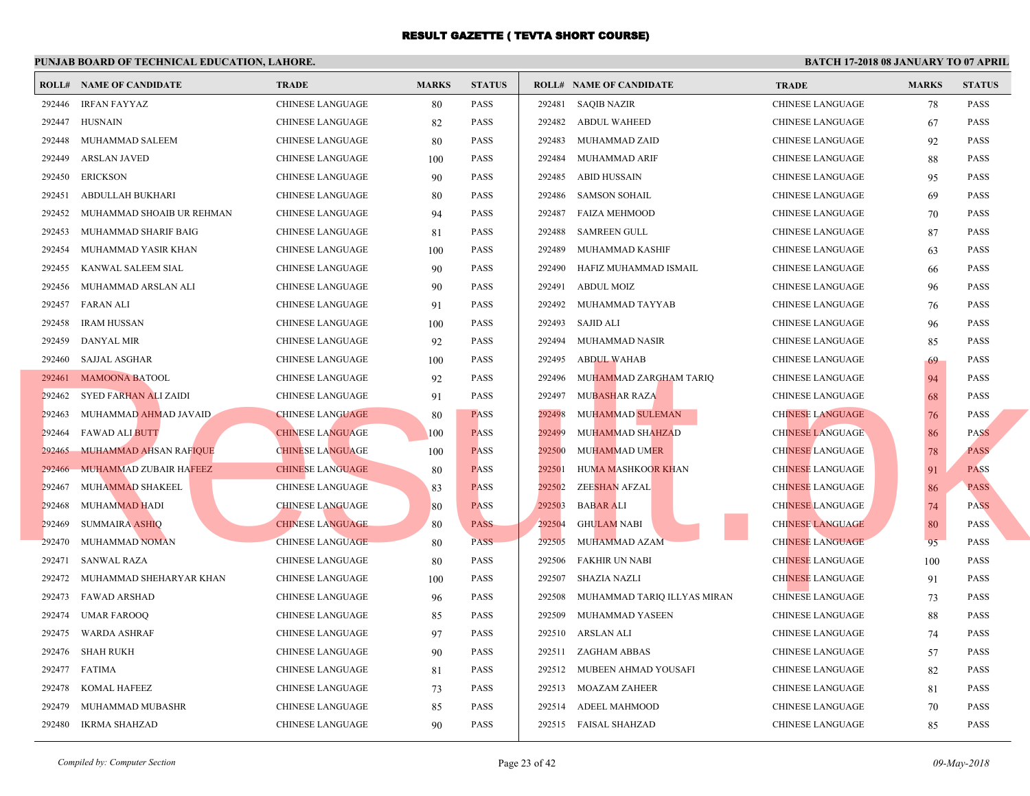# RESULT GAZETTE ( TEVTA SHORT COURSE)

**PUNJAB BOARD OF TECHNICAL EDUCATION, LAHORE.** **BATCH 17-2018 08 JANUARY TO 07 APRIL**

| ROLL# | NAME OF CANDIDATE | TRADE | MARKS | STATUS |
|---|---|---|---|---|
| 292446 | IRFAN FAYYAZ | CHINESE LANGUAGE | 80 | PASS |
| 292447 | HUSNAIN | CHINESE LANGUAGE | 82 | PASS |
| 292448 | MUHAMMAD SALEEM | CHINESE LANGUAGE | 80 | PASS |
| 292449 | ARSLAN JAVED | CHINESE LANGUAGE | 100 | PASS |
| 292450 | ERICKSON | CHINESE LANGUAGE | 90 | PASS |
| 292451 | ABDULLAH BUKHARI | CHINESE LANGUAGE | 80 | PASS |
| 292452 | MUHAMMAD SHOAIB UR REHMAN | CHINESE LANGUAGE | 94 | PASS |
| 292453 | MUHAMMAD SHARIF BAIG | CHINESE LANGUAGE | 81 | PASS |
| 292454 | MUHAMMAD YASIR KHAN | CHINESE LANGUAGE | 100 | PASS |
| 292455 | KANWAL SALEEM SIAL | CHINESE LANGUAGE | 90 | PASS |
| 292456 | MUHAMMAD ARSLAN ALI | CHINESE LANGUAGE | 90 | PASS |
| 292457 | FARAN ALI | CHINESE LANGUAGE | 91 | PASS |
| 292458 | IRAM HUSSAN | CHINESE LANGUAGE | 100 | PASS |
| 292459 | DANYAL MIR | CHINESE LANGUAGE | 92 | PASS |
| 292460 | SAJJAL ASGHAR | CHINESE LANGUAGE | 100 | PASS |
| 292461 | MAMOONA BATOOL | CHINESE LANGUAGE | 92 | PASS |
| 292462 | SYED FARHAN ALI ZAIDI | CHINESE LANGUAGE | 91 | PASS |
| 292463 | MUHAMMAD AHMAD JAVAID | CHINESE LANGUAGE | 80 | PASS |
| 292464 | FAWAD ALI BUTT | CHINESE LANGUAGE | 100 | PASS |
| 292465 | MUHAMMAD AHSAN RAFIQUE | CHINESE LANGUAGE | 100 | PASS |
| 292466 | MUHAMMAD ZUBAIR HAFEEZ | CHINESE LANGUAGE | 80 | PASS |
| 292467 | MUHAMMAD SHAKEEL | CHINESE LANGUAGE | 83 | PASS |
| 292468 | MUHAMMAD HADI | CHINESE LANGUAGE | 80 | PASS |
| 292469 | SUMMAIRA ASHIQ | CHINESE LANGUAGE | 80 | PASS |
| 292470 | MUHAMMAD NOMAN | CHINESE LANGUAGE | 80 | PASS |
| 292471 | SANWAL RAZA | CHINESE LANGUAGE | 80 | PASS |
| 292472 | MUHAMMAD SHEHARYAR KHAN | CHINESE LANGUAGE | 100 | PASS |
| 292473 | FAWAD ARSHAD | CHINESE LANGUAGE | 96 | PASS |
| 292474 | UMAR FAROOQ | CHINESE LANGUAGE | 85 | PASS |
| 292475 | WARDA ASHRAF | CHINESE LANGUAGE | 97 | PASS |
| 292476 | SHAH RUKH | CHINESE LANGUAGE | 90 | PASS |
| 292477 | FATIMA | CHINESE LANGUAGE | 81 | PASS |
| 292478 | KOMAL HAFEEZ | CHINESE LANGUAGE | 73 | PASS |
| 292479 | MUHAMMAD MUBASHR | CHINESE LANGUAGE | 85 | PASS |
| 292480 | IKRMA SHAHZAD | CHINESE LANGUAGE | 90 | PASS |
| 292481 | SAQIB NAZIR | CHINESE LANGUAGE | 78 | PASS |
| 292482 | ABDUL WAHEED | CHINESE LANGUAGE | 67 | PASS |
| 292483 | MUHAMMAD ZAID | CHINESE LANGUAGE | 92 | PASS |
| 292484 | MUHAMMAD ARIF | CHINESE LANGUAGE | 88 | PASS |
| 292485 | ABID HUSSAIN | CHINESE LANGUAGE | 95 | PASS |
| 292486 | SAMSON SOHAIL | CHINESE LANGUAGE | 69 | PASS |
| 292487 | FAIZA MEHMOOD | CHINESE LANGUAGE | 70 | PASS |
| 292488 | SAMREEN GULL | CHINESE LANGUAGE | 87 | PASS |
| 292489 | MUHAMMAD KASHIF | CHINESE LANGUAGE | 63 | PASS |
| 292490 | HAFIZ MUHAMMAD ISMAIL | CHINESE LANGUAGE | 66 | PASS |
| 292491 | ABDUL MOIZ | CHINESE LANGUAGE | 96 | PASS |
| 292492 | MUHAMMAD TAYYAB | CHINESE LANGUAGE | 76 | PASS |
| 292493 | SAJID ALI | CHINESE LANGUAGE | 96 | PASS |
| 292494 | MUHAMMAD NASIR | CHINESE LANGUAGE | 85 | PASS |
| 292495 | ABDUL WAHAB | CHINESE LANGUAGE | 69 | PASS |
| 292496 | MUHAMMAD ZARGHAM TARIQ | CHINESE LANGUAGE | 94 | PASS |
| 292497 | MUBASHAR RAZA | CHINESE LANGUAGE | 68 | PASS |
| 292498 | MUHAMMAD SULEMAN | CHINESE LANGUAGE | 76 | PASS |
| 292499 | MUHAMMAD SHAHZAD | CHINESE LANGUAGE | 86 | PASS |
| 292500 | MUHAMMAD UMER | CHINESE LANGUAGE | 78 | PASS |
| 292501 | HUMA MASHKOOR KHAN | CHINESE LANGUAGE | 91 | PASS |
| 292502 | ZEESHAN AFZAL | CHINESE LANGUAGE | 86 | PASS |
| 292503 | BABAR ALI | CHINESE LANGUAGE | 74 | PASS |
| 292504 | GHULAM NABI | CHINESE LANGUAGE | 80 | PASS |
| 292505 | MUHAMMAD AZAM | CHINESE LANGUAGE | 95 | PASS |
| 292506 | FAKHIR UN NABI | CHINESE LANGUAGE | 100 | PASS |
| 292507 | SHAZIA NAZLI | CHINESE LANGUAGE | 91 | PASS |
| 292508 | MUHAMMAD TARIQ ILLYAS MIRAN | CHINESE LANGUAGE | 73 | PASS |
| 292509 | MUHAMMAD YASEEN | CHINESE LANGUAGE | 88 | PASS |
| 292510 | ARSLAN ALI | CHINESE LANGUAGE | 74 | PASS |
| 292511 | ZAGHAM ABBAS | CHINESE LANGUAGE | 57 | PASS |
| 292512 | MUBEEN AHMAD YOUSAFI | CHINESE LANGUAGE | 82 | PASS |
| 292513 | MOAZAM ZAHEER | CHINESE LANGUAGE | 81 | PASS |
| 292514 | ADEEL MAHMOOD | CHINESE LANGUAGE | 70 | PASS |
| 292515 | FAISAL SHAHZAD | CHINESE LANGUAGE | 85 | PASS |

*Compiled by: Computer Section* *09-May-2018*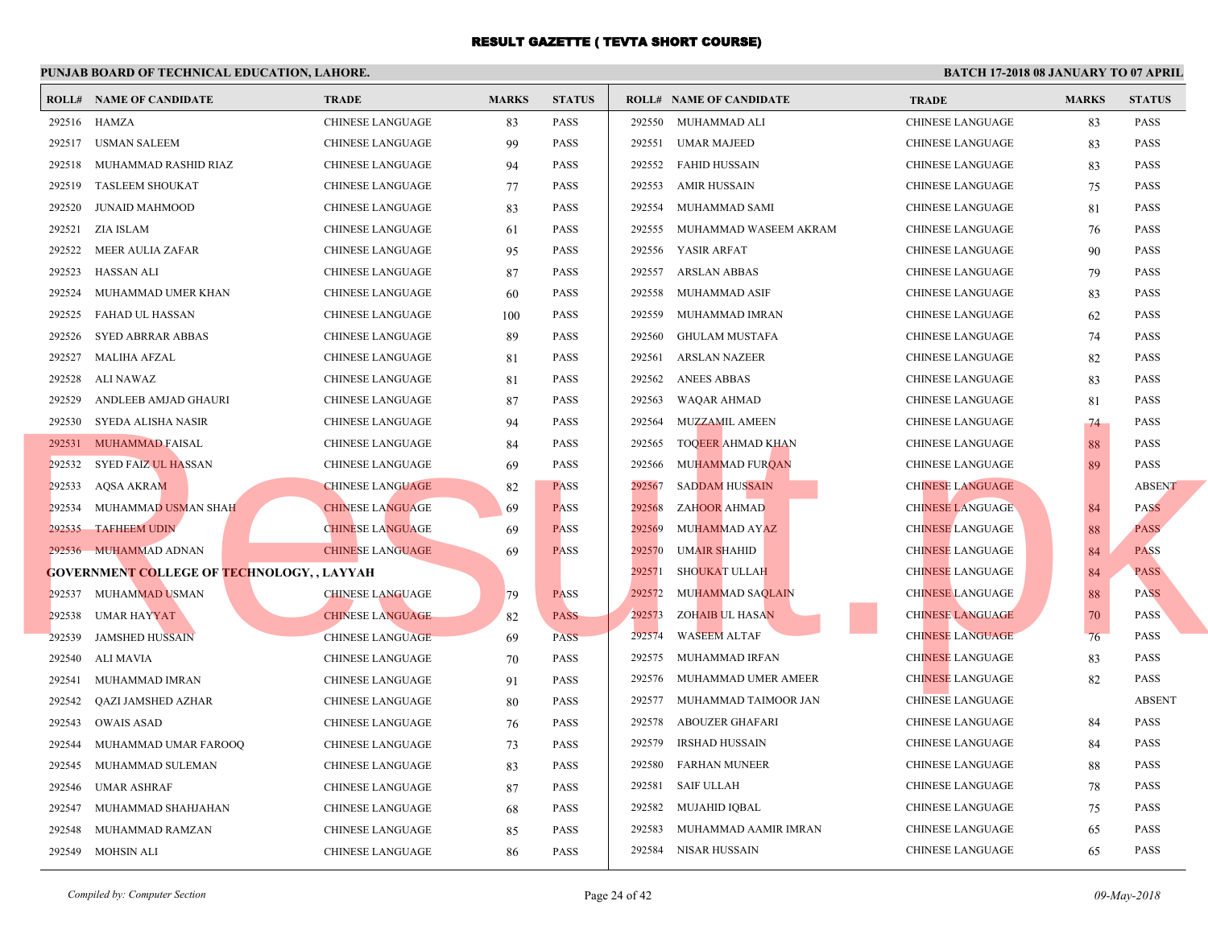# RESULT GAZETTE ( TEVTA SHORT COURSE)

**PUNJAB BOARD OF TECHNICAL EDUCATION, LAHORE.** **BATCH 17-2018 08 JANUARY TO 07 APRIL**

| ROLL# | NAME OF CANDIDATE | TRADE | MARKS | STATUS |
|---|---|---|---|---|
| 292516 | HAMZA | CHINESE LANGUAGE | 83 | PASS |
| 292517 | USMAN SALEEM | CHINESE LANGUAGE | 99 | PASS |
| 292518 | MUHAMMAD RASHID RIAZ | CHINESE LANGUAGE | 94 | PASS |
| 292519 | TASLEEM SHOUKAT | CHINESE LANGUAGE | 77 | PASS |
| 292520 | JUNAID MAHMOOD | CHINESE LANGUAGE | 83 | PASS |
| 292521 | ZIA ISLAM | CHINESE LANGUAGE | 61 | PASS |
| 292522 | MEER AULIA ZAFAR | CHINESE LANGUAGE | 95 | PASS |
| 292523 | HASSAN ALI | CHINESE LANGUAGE | 87 | PASS |
| 292524 | MUHAMMAD UMER KHAN | CHINESE LANGUAGE | 60 | PASS |
| 292525 | FAHAD UL HASSAN | CHINESE LANGUAGE | 100 | PASS |
| 292526 | SYED ABRRAR ABBAS | CHINESE LANGUAGE | 89 | PASS |
| 292527 | MALIHA AFZAL | CHINESE LANGUAGE | 81 | PASS |
| 292528 | ALI NAWAZ | CHINESE LANGUAGE | 81 | PASS |
| 292529 | ANDLEEB AMJAD GHAURI | CHINESE LANGUAGE | 87 | PASS |
| 292530 | SYEDA ALISHA NASIR | CHINESE LANGUAGE | 94 | PASS |
| 292531 | MUHAMMAD FAISAL | CHINESE LANGUAGE | 84 | PASS |
| 292532 | SYED FAIZ UL HASSAN | CHINESE LANGUAGE | 69 | PASS |
| 292533 | AQSA AKRAM | CHINESE LANGUAGE | 82 | PASS |
| 292534 | MUHAMMAD USMAN SHAH | CHINESE LANGUAGE | 69 | PASS |
| 292535 | TAFHEEM UDIN | CHINESE LANGUAGE | 69 | PASS |
| 292536 | MUHAMMAD ADNAN | CHINESE LANGUAGE | 69 | PASS |
| **GOVERNMENT COLLEGE OF TECHNOLOGY, , LAYYAH** | | | | |
| 292537 | MUHAMMAD USMAN | CHINESE LANGUAGE | 79 | PASS |
| 292538 | UMAR HAYYAT | CHINESE LANGUAGE | 82 | PASS |
| 292539 | JAMSHED HUSSAIN | CHINESE LANGUAGE | 69 | PASS |
| 292540 | ALI MAVIA | CHINESE LANGUAGE | 70 | PASS |
| 292541 | MUHAMMAD IMRAN | CHINESE LANGUAGE | 91 | PASS |
| 292542 | QAZI JAMSHED AZHAR | CHINESE LANGUAGE | 80 | PASS |
| 292543 | OWAIS ASAD | CHINESE LANGUAGE | 76 | PASS |
| 292544 | MUHAMMAD UMAR FAROOQ | CHINESE LANGUAGE | 73 | PASS |
| 292545 | MUHAMMAD SULEMAN | CHINESE LANGUAGE | 83 | PASS |
| 292546 | UMAR ASHRAF | CHINESE LANGUAGE | 87 | PASS |
| 292547 | MUHAMMAD SHAHJAHAN | CHINESE LANGUAGE | 68 | PASS |
| 292548 | MUHAMMAD RAMZAN | CHINESE LANGUAGE | 85 | PASS |
| 292549 | MOHSIN ALI | CHINESE LANGUAGE | 86 | PASS |
| 292550 | MUHAMMAD ALI | CHINESE LANGUAGE | 83 | PASS |
| 292551 | UMAR MAJEED | CHINESE LANGUAGE | 83 | PASS |
| 292552 | FAHID HUSSAIN | CHINESE LANGUAGE | 83 | PASS |
| 292553 | AMIR HUSSAIN | CHINESE LANGUAGE | 75 | PASS |
| 292554 | MUHAMMAD SAMI | CHINESE LANGUAGE | 81 | PASS |
| 292555 | MUHAMMAD WASEEM AKRAM | CHINESE LANGUAGE | 76 | PASS |
| 292556 | YASIR ARFAT | CHINESE LANGUAGE | 90 | PASS |
| 292557 | ARSLAN ABBAS | CHINESE LANGUAGE | 79 | PASS |
| 292558 | MUHAMMAD ASIF | CHINESE LANGUAGE | 83 | PASS |
| 292559 | MUHAMMAD IMRAN | CHINESE LANGUAGE | 62 | PASS |
| 292560 | GHULAM MUSTAFA | CHINESE LANGUAGE | 74 | PASS |
| 292561 | ARSLAN NAZEER | CHINESE LANGUAGE | 82 | PASS |
| 292562 | ANEES ABBAS | CHINESE LANGUAGE | 83 | PASS |
| 292563 | WAQAR AHMAD | CHINESE LANGUAGE | 81 | PASS |
| 292564 | MUZZAMIL AMEEN | CHINESE LANGUAGE | 74 | PASS |
| 292565 | TOQEER AHMAD KHAN | CHINESE LANGUAGE | 88 | PASS |
| 292566 | MUHAMMAD FURQAN | CHINESE LANGUAGE | 89 | PASS |
| 292567 | SADDAM HUSSAIN | CHINESE LANGUAGE | | ABSENT |
| 292568 | ZAHOOR AHMAD | CHINESE LANGUAGE | 84 | PASS |
| 292569 | MUHAMMAD AYAZ | CHINESE LANGUAGE | 88 | PASS |
| 292570 | UMAIR SHAHID | CHINESE LANGUAGE | 84 | PASS |
| 292571 | SHOUKAT ULLAH | CHINESE LANGUAGE | 84 | PASS |
| 292572 | MUHAMMAD SAQLAIN | CHINESE LANGUAGE | 88 | PASS |
| 292573 | ZOHAIB UL HASAN | CHINESE LANGUAGE | 70 | PASS |
| 292574 | WASEEM ALTAF | CHINESE LANGUAGE | 76 | PASS |
| 292575 | MUHAMMAD IRFAN | CHINESE LANGUAGE | 83 | PASS |
| 292576 | MUHAMMAD UMER AMEER | CHINESE LANGUAGE | 82 | PASS |
| 292577 | MUHAMMAD TAIMOOR JAN | CHINESE LANGUAGE | | ABSENT |
| 292578 | ABOUZER GHAFARI | CHINESE LANGUAGE | 84 | PASS |
| 292579 | IRSHAD HUSSAIN | CHINESE LANGUAGE | 84 | PASS |
| 292580 | FARHAN MUNEER | CHINESE LANGUAGE | 88 | PASS |
| 292581 | SAIF ULLAH | CHINESE LANGUAGE | 78 | PASS |
| 292582 | MUJAHID IQBAL | CHINESE LANGUAGE | 75 | PASS |
| 292583 | MUHAMMAD AAMIR IMRAN | CHINESE LANGUAGE | 65 | PASS |
| 292584 | NISAR HUSSAIN | CHINESE LANGUAGE | 65 | PASS |

*Compiled by: Computer Section* *09-May-2018*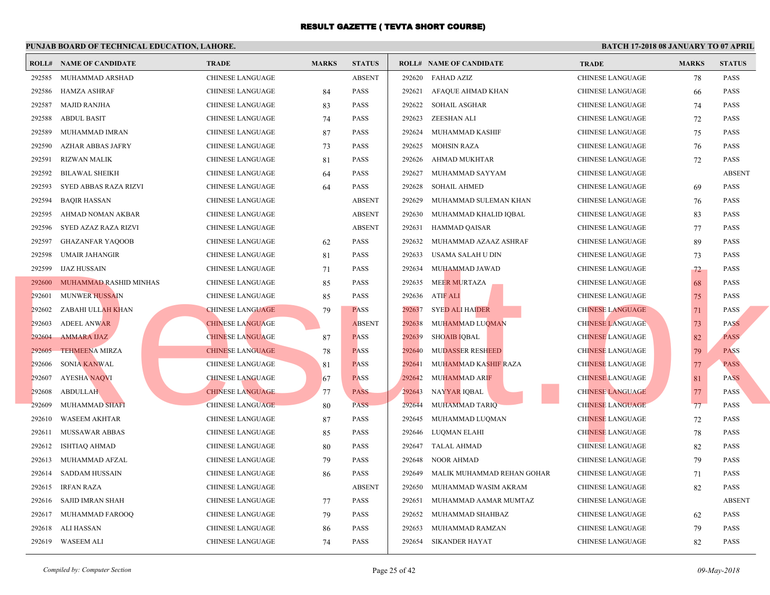# RESULT GAZETTE ( TEVTA SHORT COURSE)

**PUNJAB BOARD OF TECHNICAL EDUCATION, LAHORE.**

**BATCH 17-2018 08 JANUARY TO 07 APRIL**

| ROLL# | NAME OF CANDIDATE | TRADE | MARKS | STATUS |
|---|---|---|---|---|
| 292585 | MUHAMMAD ARSHAD | CHINESE LANGUAGE | | ABSENT |
| 292586 | HAMZA ASHRAF | CHINESE LANGUAGE | 84 | PASS |
| 292587 | MAJID RANJHA | CHINESE LANGUAGE | 83 | PASS |
| 292588 | ABDUL BASIT | CHINESE LANGUAGE | 74 | PASS |
| 292589 | MUHAMMAD IMRAN | CHINESE LANGUAGE | 87 | PASS |
| 292590 | AZHAR ABBAS JAFRY | CHINESE LANGUAGE | 73 | PASS |
| 292591 | RIZWAN MALIK | CHINESE LANGUAGE | 81 | PASS |
| 292592 | BILAWAL SHEIKH | CHINESE LANGUAGE | 64 | PASS |
| 292593 | SYED ABBAS RAZA RIZVI | CHINESE LANGUAGE | 64 | PASS |
| 292594 | BAQIR HASSAN | CHINESE LANGUAGE | | ABSENT |
| 292595 | AHMAD NOMAN AKBAR | CHINESE LANGUAGE | | ABSENT |
| 292596 | SYED AZAZ RAZA RIZVI | CHINESE LANGUAGE | | ABSENT |
| 292597 | GHAZANFAR YAQOOB | CHINESE LANGUAGE | 62 | PASS |
| 292598 | UMAIR JAHANGIR | CHINESE LANGUAGE | 81 | PASS |
| 292599 | IJAZ HUSSAIN | CHINESE LANGUAGE | 71 | PASS |
| 292600 | MUHAMMAD RASHID MINHAS | CHINESE LANGUAGE | 85 | PASS |
| 292601 | MUNWER HUSSAIN | CHINESE LANGUAGE | 85 | PASS |
| 292602 | ZABAHI ULLAH KHAN | CHINESE LANGUAGE | 79 | PASS |
| 292603 | ADEEL ANWAR | CHINESE LANGUAGE | | ABSENT |
| 292604 | AMMARA IJAZ | CHINESE LANGUAGE | 87 | PASS |
| 292605 | TEHMEENA MIRZA | CHINESE LANGUAGE | 78 | PASS |
| 292606 | SONIA KANWAL | CHINESE LANGUAGE | 81 | PASS |
| 292607 | AYESHA NAQVI | CHINESE LANGUAGE | 67 | PASS |
| 292608 | ABDULLAH | CHINESE LANGUAGE | 77 | PASS |
| 292609 | MUHAMMAD SHAFI | CHINESE LANGUAGE | 80 | PASS |
| 292610 | WASEEM AKHTAR | CHINESE LANGUAGE | 87 | PASS |
| 292611 | MUSSAWAR ABBAS | CHINESE LANGUAGE | 85 | PASS |
| 292612 | ISHTIAQ AHMAD | CHINESE LANGUAGE | 80 | PASS |
| 292613 | MUHAMMAD AFZAL | CHINESE LANGUAGE | 79 | PASS |
| 292614 | SADDAM HUSSAIN | CHINESE LANGUAGE | 86 | PASS |
| 292615 | IRFAN RAZA | CHINESE LANGUAGE | | ABSENT |
| 292616 | SAJID IMRAN SHAH | CHINESE LANGUAGE | 77 | PASS |
| 292617 | MUHAMMAD FAROOQ | CHINESE LANGUAGE | 79 | PASS |
| 292618 | ALI HASSAN | CHINESE LANGUAGE | 86 | PASS |
| 292619 | WASEEM ALI | CHINESE LANGUAGE | 74 | PASS |
| 292620 | FAHAD AZIZ | CHINESE LANGUAGE | 78 | PASS |
| 292621 | AFAQUE AHMAD KHAN | CHINESE LANGUAGE | 66 | PASS |
| 292622 | SOHAIL ASGHAR | CHINESE LANGUAGE | 74 | PASS |
| 292623 | ZEESHAN ALI | CHINESE LANGUAGE | 72 | PASS |
| 292624 | MUHAMMAD KASHIF | CHINESE LANGUAGE | 75 | PASS |
| 292625 | MOHSIN RAZA | CHINESE LANGUAGE | 76 | PASS |
| 292626 | AHMAD MUKHTAR | CHINESE LANGUAGE | 72 | PASS |
| 292627 | MUHAMMAD SAYYAM | CHINESE LANGUAGE | | ABSENT |
| 292628 | SOHAIL AHMED | CHINESE LANGUAGE | 69 | PASS |
| 292629 | MUHAMMAD SULEMAN KHAN | CHINESE LANGUAGE | 76 | PASS |
| 292630 | MUHAMMAD KHALID IQBAL | CHINESE LANGUAGE | 83 | PASS |
| 292631 | HAMMAD QAISAR | CHINESE LANGUAGE | 77 | PASS |
| 292632 | MUHAMMAD AZAAZ ASHRAF | CHINESE LANGUAGE | 89 | PASS |
| 292633 | USAMA SALAH U DIN | CHINESE LANGUAGE | 73 | PASS |
| 292634 | MUHAMMAD JAWAD | CHINESE LANGUAGE | 72 | PASS |
| 292635 | MEER MURTAZA | CHINESE LANGUAGE | 68 | PASS |
| 292636 | ATIF ALI | CHINESE LANGUAGE | 75 | PASS |
| 292637 | SYED ALI HAIDER | CHINESE LANGUAGE | 71 | PASS |
| 292638 | MUHAMMAD LUQMAN | CHINESE LANGUAGE | 73 | PASS |
| 292639 | SHOAIB IQBAL | CHINESE LANGUAGE | 82 | PASS |
| 292640 | MUDASSER RESHEED | CHINESE LANGUAGE | 79 | PASS |
| 292641 | MUHAMMAD KASHIF RAZA | CHINESE LANGUAGE | 77 | PASS |
| 292642 | MUHAMMAD ARIF | CHINESE LANGUAGE | 81 | PASS |
| 292643 | NAYYAR IQBAL | CHINESE LANGUAGE | 77 | PASS |
| 292644 | MUHAMMAD TARIQ | CHINESE LANGUAGE | 77 | PASS |
| 292645 | MUHAMMAD LUQMAN | CHINESE LANGUAGE | 72 | PASS |
| 292646 | LUQMAN ELAHI | CHINESE LANGUAGE | 78 | PASS |
| 292647 | TALAL AHMAD | CHINESE LANGUAGE | 82 | PASS |
| 292648 | NOOR AHMAD | CHINESE LANGUAGE | 79 | PASS |
| 292649 | MALIK MUHAMMAD REHAN GOHAR | CHINESE LANGUAGE | 71 | PASS |
| 292650 | MUHAMMAD WASIM AKRAM | CHINESE LANGUAGE | 82 | PASS |
| 292651 | MUHAMMAD AAMAR MUMTAZ | CHINESE LANGUAGE | | ABSENT |
| 292652 | MUHAMMAD SHAHBAZ | CHINESE LANGUAGE | 62 | PASS |
| 292653 | MUHAMMAD RAMZAN | CHINESE LANGUAGE | 79 | PASS |
| 292654 | SIKANDER HAYAT | CHINESE LANGUAGE | 82 | PASS |

*Compiled by: Computer Section*

*09-May-2018*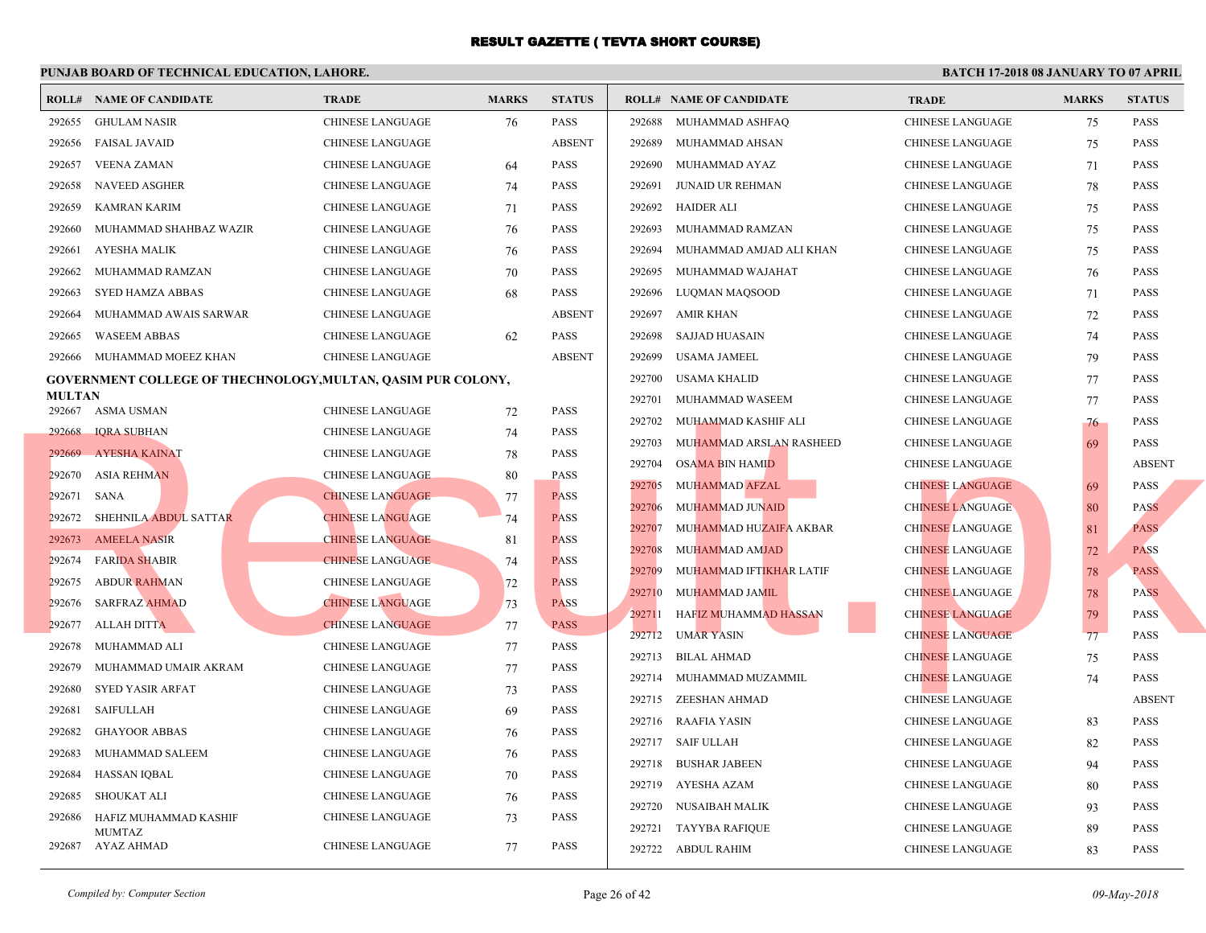# RESULT GAZETTE ( TEVTA SHORT COURSE)

**PUNJAB BOARD OF TECHNICAL EDUCATION, LAHORE.**

**BATCH 17-2018 08 JANUARY TO 07 APRIL**

| ROLL# | NAME OF CANDIDATE | TRADE | MARKS | STATUS |
|---|---|---|---|---|
| 292655 | GHULAM NASIR | CHINESE LANGUAGE | 76 | PASS |
| 292656 | FAISAL JAVAID | CHINESE LANGUAGE | | ABSENT |
| 292657 | VEENA ZAMAN | CHINESE LANGUAGE | 64 | PASS |
| 292658 | NAVEED ASGHER | CHINESE LANGUAGE | 74 | PASS |
| 292659 | KAMRAN KARIM | CHINESE LANGUAGE | 71 | PASS |
| 292660 | MUHAMMAD SHAHBAZ WAZIR | CHINESE LANGUAGE | 76 | PASS |
| 292661 | AYESHA MALIK | CHINESE LANGUAGE | 76 | PASS |
| 292662 | MUHAMMAD RAMZAN | CHINESE LANGUAGE | 70 | PASS |
| 292663 | SYED HAMZA ABBAS | CHINESE LANGUAGE | 68 | PASS |
| 292664 | MUHAMMAD AWAIS SARWAR | CHINESE LANGUAGE | | ABSENT |
| 292665 | WASEEM ABBAS | CHINESE LANGUAGE | 62 | PASS |
| 292666 | MUHAMMAD MOEEZ KHAN | CHINESE LANGUAGE | | ABSENT |

**GOVERNMENT COLLEGE OF THECHNOLOGY,MULTAN, QASIM PUR COLONY, MULTAN**

| ROLL# | NAME OF CANDIDATE | TRADE | MARKS | STATUS |
|---|---|---|---|---|
| 292667 | ASMA USMAN | CHINESE LANGUAGE | 72 | PASS |
| 292668 | IQRA SUBHAN | CHINESE LANGUAGE | 74 | PASS |
| 292669 | AYESHA KAINAT | CHINESE LANGUAGE | 78 | PASS |
| 292670 | ASIA REHMAN | CHINESE LANGUAGE | 80 | PASS |
| 292671 | SANA | CHINESE LANGUAGE | 77 | PASS |
| 292672 | SHEHNILA ABDUL SATTAR | CHINESE LANGUAGE | 74 | PASS |
| 292673 | AMEELA NASIR | CHINESE LANGUAGE | 81 | PASS |
| 292674 | FARIDA SHABIR | CHINESE LANGUAGE | 74 | PASS |
| 292675 | ABDUR RAHMAN | CHINESE LANGUAGE | 72 | PASS |
| 292676 | SARFRAZ AHMAD | CHINESE LANGUAGE | 73 | PASS |
| 292677 | ALLAH DITTA | CHINESE LANGUAGE | 77 | PASS |
| 292678 | MUHAMMAD ALI | CHINESE LANGUAGE | 77 | PASS |
| 292679 | MUHAMMAD UMAIR AKRAM | CHINESE LANGUAGE | 77 | PASS |
| 292680 | SYED YASIR ARFAT | CHINESE LANGUAGE | 73 | PASS |
| 292681 | SAIFULLAH | CHINESE LANGUAGE | 69 | PASS |
| 292682 | GHAYOOR ABBAS | CHINESE LANGUAGE | 76 | PASS |
| 292683 | MUHAMMAD SALEEM | CHINESE LANGUAGE | 76 | PASS |
| 292684 | HASSAN IQBAL | CHINESE LANGUAGE | 70 | PASS |
| 292685 | SHOUKAT ALI | CHINESE LANGUAGE | 76 | PASS |
| 292686 | HAFIZ MUHAMMAD KASHIF MUMTAZ | CHINESE LANGUAGE | 73 | PASS |
| 292687 | AYAZ AHMAD | CHINESE LANGUAGE | 77 | PASS |
| 292688 | MUHAMMAD ASHFAQ | CHINESE LANGUAGE | 75 | PASS |
| 292689 | MUHAMMAD AHSAN | CHINESE LANGUAGE | 75 | PASS |
| 292690 | MUHAMMAD AYAZ | CHINESE LANGUAGE | 71 | PASS |
| 292691 | JUNAID UR REHMAN | CHINESE LANGUAGE | 78 | PASS |
| 292692 | HAIDER ALI | CHINESE LANGUAGE | 75 | PASS |
| 292693 | MUHAMMAD RAMZAN | CHINESE LANGUAGE | 75 | PASS |
| 292694 | MUHAMMAD AMJAD ALI KHAN | CHINESE LANGUAGE | 75 | PASS |
| 292695 | MUHAMMAD WAJAHAT | CHINESE LANGUAGE | 76 | PASS |
| 292696 | LUQMAN MAQSOOD | CHINESE LANGUAGE | 71 | PASS |
| 292697 | AMIR KHAN | CHINESE LANGUAGE | 72 | PASS |
| 292698 | SAJJAD HUASAIN | CHINESE LANGUAGE | 74 | PASS |
| 292699 | USAMA JAMEEL | CHINESE LANGUAGE | 79 | PASS |
| 292700 | USAMA KHALID | CHINESE LANGUAGE | 77 | PASS |
| 292701 | MUHAMMAD WASEEM | CHINESE LANGUAGE | 77 | PASS |
| 292702 | MUHAMMAD KASHIF ALI | CHINESE LANGUAGE | 76 | PASS |
| 292703 | MUHAMMAD ARSLAN RASHEED | CHINESE LANGUAGE | 69 | PASS |
| 292704 | OSAMA BIN HAMID | CHINESE LANGUAGE | | ABSENT |
| 292705 | MUHAMMAD AFZAL | CHINESE LANGUAGE | 69 | PASS |
| 292706 | MUHAMMAD JUNAID | CHINESE LANGUAGE | 80 | PASS |
| 292707 | MUHAMMAD HUZAIFA AKBAR | CHINESE LANGUAGE | 81 | PASS |
| 292708 | MUHAMMAD AMJAD | CHINESE LANGUAGE | 72 | PASS |
| 292709 | MUHAMMAD IFTIKHAR LATIF | CHINESE LANGUAGE | 78 | PASS |
| 292710 | MUHAMMAD JAMIL | CHINESE LANGUAGE | 78 | PASS |
| 292711 | HAFIZ MUHAMMAD HASSAN | CHINESE LANGUAGE | 79 | PASS |
| 292712 | UMAR YASIN | CHINESE LANGUAGE | 77 | PASS |
| 292713 | BILAL AHMAD | CHINESE LANGUAGE | 75 | PASS |
| 292714 | MUHAMMAD MUZAMMIL | CHINESE LANGUAGE | 74 | PASS |
| 292715 | ZEESHAN AHMAD | CHINESE LANGUAGE | | ABSENT |
| 292716 | RAAFIA YASIN | CHINESE LANGUAGE | 83 | PASS |
| 292717 | SAIF ULLAH | CHINESE LANGUAGE | 82 | PASS |
| 292718 | BUSHAR JABEEN | CHINESE LANGUAGE | 94 | PASS |
| 292719 | AYESHA AZAM | CHINESE LANGUAGE | 80 | PASS |
| 292720 | NUSAIBAH MALIK | CHINESE LANGUAGE | 93 | PASS |
| 292721 | TAYYBA RAFIQUE | CHINESE LANGUAGE | 89 | PASS |
| 292722 | ABDUL RAHIM | CHINESE LANGUAGE | 83 | PASS |

*Compiled by: Computer Section*

*09-May-2018*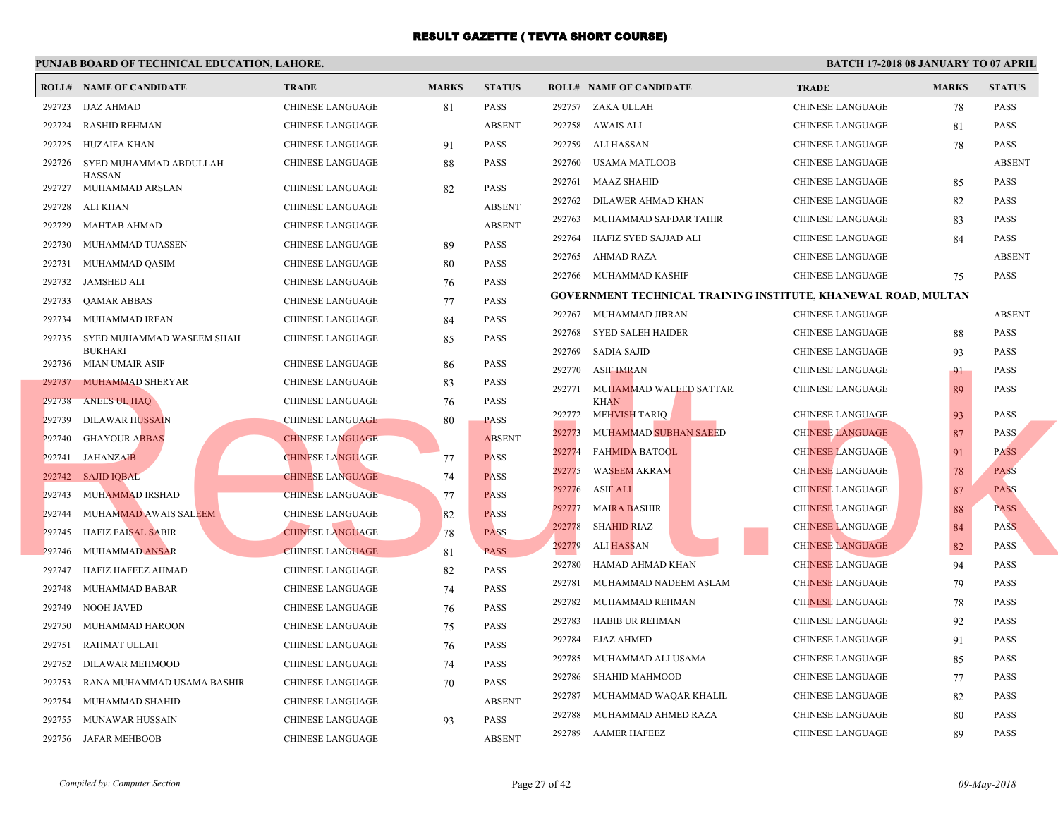# RESULT GAZETTE ( TEVTA SHORT COURSE)

**PUNJAB BOARD OF TECHNICAL EDUCATION, LAHORE.** — **BATCH 17-2018 08 JANUARY TO 07 APRIL**

| ROLL# | NAME OF CANDIDATE | TRADE | MARKS | STATUS |
|---|---|---|---|---|
| 292723 | IJAZ AHMAD | CHINESE LANGUAGE | 81 | PASS |
| 292724 | RASHID REHMAN | CHINESE LANGUAGE | | ABSENT |
| 292725 | HUZAIFA KHAN | CHINESE LANGUAGE | 91 | PASS |
| 292726 | SYED MUHAMMAD ABDULLAH HASSAN | CHINESE LANGUAGE | 88 | PASS |
| 292727 | MUHAMMAD ARSLAN | CHINESE LANGUAGE | 82 | PASS |
| 292728 | ALI KHAN | CHINESE LANGUAGE | | ABSENT |
| 292729 | MAHTAB AHMAD | CHINESE LANGUAGE | | ABSENT |
| 292730 | MUHAMMAD TUASSEN | CHINESE LANGUAGE | 89 | PASS |
| 292731 | MUHAMMAD QASIM | CHINESE LANGUAGE | 80 | PASS |
| 292732 | JAMSHED ALI | CHINESE LANGUAGE | 76 | PASS |
| 292733 | QAMAR ABBAS | CHINESE LANGUAGE | 77 | PASS |
| 292734 | MUHAMMAD IRFAN | CHINESE LANGUAGE | 84 | PASS |
| 292735 | SYED MUHAMMAD WASEEM SHAH BUKHARI | CHINESE LANGUAGE | 85 | PASS |
| 292736 | MIAN UMAIR ASIF | CHINESE LANGUAGE | 86 | PASS |
| 292737 | MUHAMMAD SHERYAR | CHINESE LANGUAGE | 83 | PASS |
| 292738 | ANEES UL HAQ | CHINESE LANGUAGE | 76 | PASS |
| 292739 | DILAWAR HUSSAIN | CHINESE LANGUAGE | 80 | PASS |
| 292740 | GHAYOUR ABBAS | CHINESE LANGUAGE | | ABSENT |
| 292741 | JAHANZAIB | CHINESE LANGUAGE | 77 | PASS |
| 292742 | SAJID IQBAL | CHINESE LANGUAGE | 74 | PASS |
| 292743 | MUHAMMAD IRSHAD | CHINESE LANGUAGE | 77 | PASS |
| 292744 | MUHAMMAD AWAIS SALEEM | CHINESE LANGUAGE | 82 | PASS |
| 292745 | HAFIZ FAISAL SABIR | CHINESE LANGUAGE | 78 | PASS |
| 292746 | MUHAMMAD ANSAR | CHINESE LANGUAGE | 81 | PASS |
| 292747 | HAFIZ HAFEEZ AHMAD | CHINESE LANGUAGE | 82 | PASS |
| 292748 | MUHAMMAD BABAR | CHINESE LANGUAGE | 74 | PASS |
| 292749 | NOOH JAVED | CHINESE LANGUAGE | 76 | PASS |
| 292750 | MUHAMMAD HAROON | CHINESE LANGUAGE | 75 | PASS |
| 292751 | RAHMAT ULLAH | CHINESE LANGUAGE | 76 | PASS |
| 292752 | DILAWAR MEHMOOD | CHINESE LANGUAGE | 74 | PASS |
| 292753 | RANA MUHAMMAD USAMA BASHIR | CHINESE LANGUAGE | 70 | PASS |
| 292754 | MUHAMMAD SHAHID | CHINESE LANGUAGE | | ABSENT |
| 292755 | MUNAWAR HUSSAIN | CHINESE LANGUAGE | 93 | PASS |
| 292756 | JAFAR MEHBOOB | CHINESE LANGUAGE | | ABSENT |
| 292757 | ZAKA ULLAH | CHINESE LANGUAGE | 78 | PASS |
| 292758 | AWAIS ALI | CHINESE LANGUAGE | 81 | PASS |
| 292759 | ALI HASSAN | CHINESE LANGUAGE | 78 | PASS |
| 292760 | USAMA MATLOOB | CHINESE LANGUAGE | | ABSENT |
| 292761 | MAAZ SHAHID | CHINESE LANGUAGE | 85 | PASS |
| 292762 | DILAWER AHMAD KHAN | CHINESE LANGUAGE | 82 | PASS |
| 292763 | MUHAMMAD SAFDAR TAHIR | CHINESE LANGUAGE | 83 | PASS |
| 292764 | HAFIZ SYED SAJJAD ALI | CHINESE LANGUAGE | 84 | PASS |
| 292765 | AHMAD RAZA | CHINESE LANGUAGE | | ABSENT |
| 292766 | MUHAMMAD KASHIF | CHINESE LANGUAGE | 75 | PASS |

**GOVERNMENT TECHNICAL TRAINING INSTITUTE, KHANEWAL ROAD, MULTAN**

| ROLL# | NAME OF CANDIDATE | TRADE | MARKS | STATUS |
|---|---|---|---|---|
| 292767 | MUHAMMAD JIBRAN | CHINESE LANGUAGE | | ABSENT |
| 292768 | SYED SALEH HAIDER | CHINESE LANGUAGE | 88 | PASS |
| 292769 | SADIA SAJID | CHINESE LANGUAGE | 93 | PASS |
| 292770 | ASIF IMRAN | CHINESE LANGUAGE | 91 | PASS |
| 292771 | MUHAMMAD WALEED SATTAR KHAN | CHINESE LANGUAGE | 89 | PASS |
| 292772 | MEHVISH TARIQ | CHINESE LANGUAGE | 93 | PASS |
| 292773 | MUHAMMAD SUBHAN SAEED | CHINESE LANGUAGE | 87 | PASS |
| 292774 | FAHMIDA BATOOL | CHINESE LANGUAGE | 91 | PASS |
| 292775 | WASEEM AKRAM | CHINESE LANGUAGE | 78 | PASS |
| 292776 | ASIF ALI | CHINESE LANGUAGE | 87 | PASS |
| 292777 | MAIRA BASHIR | CHINESE LANGUAGE | 88 | PASS |
| 292778 | SHAHID RIAZ | CHINESE LANGUAGE | 84 | PASS |
| 292779 | ALI HASSAN | CHINESE LANGUAGE | 82 | PASS |
| 292780 | HAMAD AHMAD KHAN | CHINESE LANGUAGE | 94 | PASS |
| 292781 | MUHAMMAD NADEEM ASLAM | CHINESE LANGUAGE | 79 | PASS |
| 292782 | MUHAMMAD REHMAN | CHINESE LANGUAGE | 78 | PASS |
| 292783 | HABIB UR REHMAN | CHINESE LANGUAGE | 92 | PASS |
| 292784 | EJAZ AHMED | CHINESE LANGUAGE | 91 | PASS |
| 292785 | MUHAMMAD ALI USAMA | CHINESE LANGUAGE | 85 | PASS |
| 292786 | SHAHID MAHMOOD | CHINESE LANGUAGE | 77 | PASS |
| 292787 | MUHAMMAD WAQAR KHALIL | CHINESE LANGUAGE | 82 | PASS |
| 292788 | MUHAMMAD AHMED RAZA | CHINESE LANGUAGE | 80 | PASS |
| 292789 | AAMER HAFEEZ | CHINESE LANGUAGE | 89 | PASS |

*Compiled by: Computer Section* — *09-May-2018*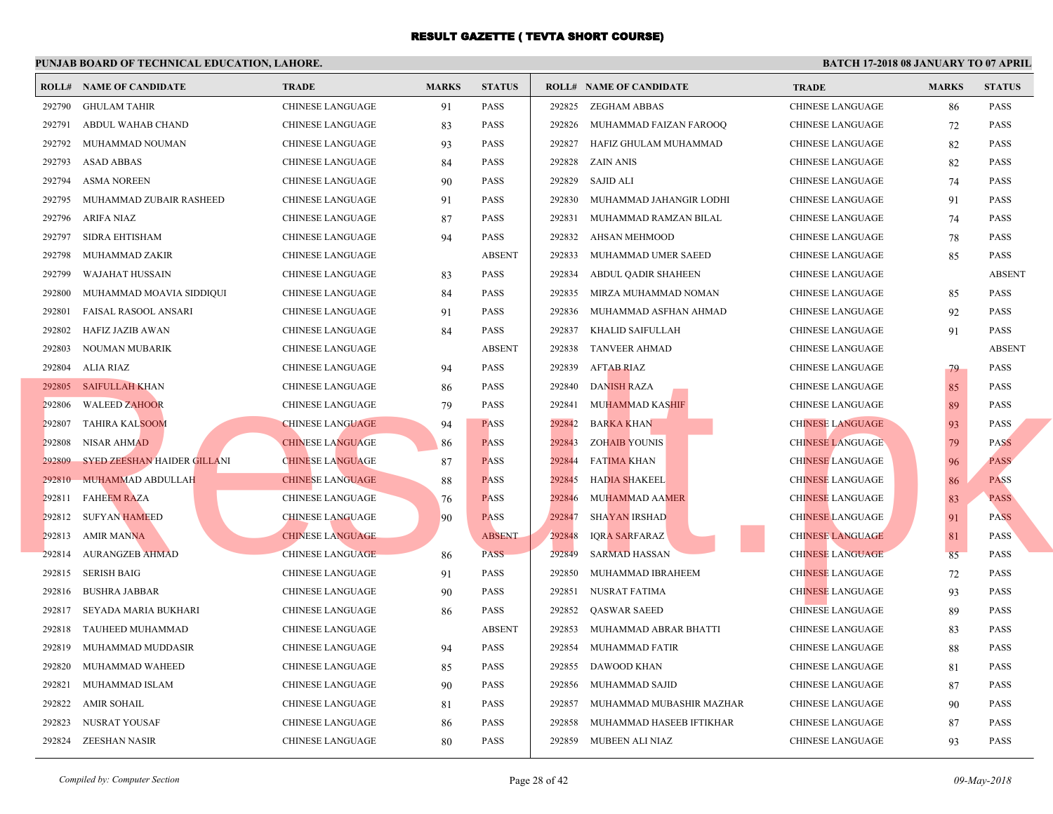# RESULT GAZETTE ( TEVTA SHORT COURSE)

**PUNJAB BOARD OF TECHNICAL EDUCATION, LAHORE.**

**BATCH 17-2018 08 JANUARY TO 07 APRIL**

| ROLL# | NAME OF CANDIDATE | TRADE | MARKS | STATUS |
|---|---|---|---|---|
| 292790 | GHULAM TAHIR | CHINESE LANGUAGE | 91 | PASS |
| 292791 | ABDUL WAHAB CHAND | CHINESE LANGUAGE | 83 | PASS |
| 292792 | MUHAMMAD NOUMAN | CHINESE LANGUAGE | 93 | PASS |
| 292793 | ASAD ABBAS | CHINESE LANGUAGE | 84 | PASS |
| 292794 | ASMA NOREEN | CHINESE LANGUAGE | 90 | PASS |
| 292795 | MUHAMMAD ZUBAIR RASHEED | CHINESE LANGUAGE | 91 | PASS |
| 292796 | ARIFA NIAZ | CHINESE LANGUAGE | 87 | PASS |
| 292797 | SIDRA EHTISHAM | CHINESE LANGUAGE | 94 | PASS |
| 292798 | MUHAMMAD ZAKIR | CHINESE LANGUAGE | | ABSENT |
| 292799 | WAJAHAT HUSSAIN | CHINESE LANGUAGE | 83 | PASS |
| 292800 | MUHAMMAD MOAVIA SIDDIQUI | CHINESE LANGUAGE | 84 | PASS |
| 292801 | FAISAL RASOOL ANSARI | CHINESE LANGUAGE | 91 | PASS |
| 292802 | HAFIZ JAZIB AWAN | CHINESE LANGUAGE | 84 | PASS |
| 292803 | NOUMAN MUBARIK | CHINESE LANGUAGE | | ABSENT |
| 292804 | ALIA RIAZ | CHINESE LANGUAGE | 94 | PASS |
| 292805 | SAIFULLAH KHAN | CHINESE LANGUAGE | 86 | PASS |
| 292806 | WALEED ZAHOOR | CHINESE LANGUAGE | 79 | PASS |
| 292807 | TAHIRA KALSOOM | CHINESE LANGUAGE | 94 | PASS |
| 292808 | NISAR AHMAD | CHINESE LANGUAGE | 86 | PASS |
| 292809 | SYED ZEESHAN HAIDER GILLANI | CHINESE LANGUAGE | 87 | PASS |
| 292810 | MUHAMMAD ABDULLAH | CHINESE LANGUAGE | 88 | PASS |
| 292811 | FAHEEM RAZA | CHINESE LANGUAGE | 76 | PASS |
| 292812 | SUFYAN HAMEED | CHINESE LANGUAGE | 90 | PASS |
| 292813 | AMIR MANNA | CHINESE LANGUAGE | | ABSENT |
| 292814 | AURANGZEB AHMAD | CHINESE LANGUAGE | 86 | PASS |
| 292815 | SERISH BAIG | CHINESE LANGUAGE | 91 | PASS |
| 292816 | BUSHRA JABBAR | CHINESE LANGUAGE | 90 | PASS |
| 292817 | SEYADA MARIA BUKHARI | CHINESE LANGUAGE | 86 | PASS |
| 292818 | TAUHEED MUHAMMAD | CHINESE LANGUAGE | | ABSENT |
| 292819 | MUHAMMAD MUDDASIR | CHINESE LANGUAGE | 94 | PASS |
| 292820 | MUHAMMAD WAHEED | CHINESE LANGUAGE | 85 | PASS |
| 292821 | MUHAMMAD ISLAM | CHINESE LANGUAGE | 90 | PASS |
| 292822 | AMIR SOHAIL | CHINESE LANGUAGE | 81 | PASS |
| 292823 | NUSRAT YOUSAF | CHINESE LANGUAGE | 86 | PASS |
| 292824 | ZEESHAN NASIR | CHINESE LANGUAGE | 80 | PASS |
| 292825 | ZEGHAM ABBAS | CHINESE LANGUAGE | 86 | PASS |
| 292826 | MUHAMMAD FAIZAN FAROOQ | CHINESE LANGUAGE | 72 | PASS |
| 292827 | HAFIZ GHULAM MUHAMMAD | CHINESE LANGUAGE | 82 | PASS |
| 292828 | ZAIN ANIS | CHINESE LANGUAGE | 82 | PASS |
| 292829 | SAJID ALI | CHINESE LANGUAGE | 74 | PASS |
| 292830 | MUHAMMAD JAHANGIR LODHI | CHINESE LANGUAGE | 91 | PASS |
| 292831 | MUHAMMAD RAMZAN BILAL | CHINESE LANGUAGE | 74 | PASS |
| 292832 | AHSAN MEHMOOD | CHINESE LANGUAGE | 78 | PASS |
| 292833 | MUHAMMAD UMER SAEED | CHINESE LANGUAGE | 85 | PASS |
| 292834 | ABDUL QADIR SHAHEEN | CHINESE LANGUAGE | | ABSENT |
| 292835 | MIRZA MUHAMMAD NOMAN | CHINESE LANGUAGE | 85 | PASS |
| 292836 | MUHAMMAD ASFHAN AHMAD | CHINESE LANGUAGE | 92 | PASS |
| 292837 | KHALID SAIFULLAH | CHINESE LANGUAGE | 91 | PASS |
| 292838 | TANVEER AHMAD | CHINESE LANGUAGE | | ABSENT |
| 292839 | AFTAB RIAZ | CHINESE LANGUAGE | 79 | PASS |
| 292840 | DANISH RAZA | CHINESE LANGUAGE | 85 | PASS |
| 292841 | MUHAMMAD KASHIF | CHINESE LANGUAGE | 89 | PASS |
| 292842 | BARKA KHAN | CHINESE LANGUAGE | 93 | PASS |
| 292843 | ZOHAIB YOUNIS | CHINESE LANGUAGE | 79 | PASS |
| 292844 | FATIMA KHAN | CHINESE LANGUAGE | 96 | PASS |
| 292845 | HADIA SHAKEEL | CHINESE LANGUAGE | 86 | PASS |
| 292846 | MUHAMMAD AAMER | CHINESE LANGUAGE | 83 | PASS |
| 292847 | SHAYAN IRSHAD | CHINESE LANGUAGE | 91 | PASS |
| 292848 | IQRA SARFARAZ | CHINESE LANGUAGE | 81 | PASS |
| 292849 | SARMAD HASSAN | CHINESE LANGUAGE | 85 | PASS |
| 292850 | MUHAMMAD IBRAHEEM | CHINESE LANGUAGE | 72 | PASS |
| 292851 | NUSRAT FATIMA | CHINESE LANGUAGE | 93 | PASS |
| 292852 | QASWAR SAEED | CHINESE LANGUAGE | 89 | PASS |
| 292853 | MUHAMMAD ABRAR BHATTI | CHINESE LANGUAGE | 83 | PASS |
| 292854 | MUHAMMAD FATIR | CHINESE LANGUAGE | 88 | PASS |
| 292855 | DAWOOD KHAN | CHINESE LANGUAGE | 81 | PASS |
| 292856 | MUHAMMAD SAJID | CHINESE LANGUAGE | 87 | PASS |
| 292857 | MUHAMMAD MUBASHIR MAZHAR | CHINESE LANGUAGE | 90 | PASS |
| 292858 | MUHAMMAD HASEEB IFTIKHAR | CHINESE LANGUAGE | 87 | PASS |
| 292859 | MUBEEN ALI NIAZ | CHINESE LANGUAGE | 93 | PASS |

*Compiled by: Computer Section*

*09-May-2018*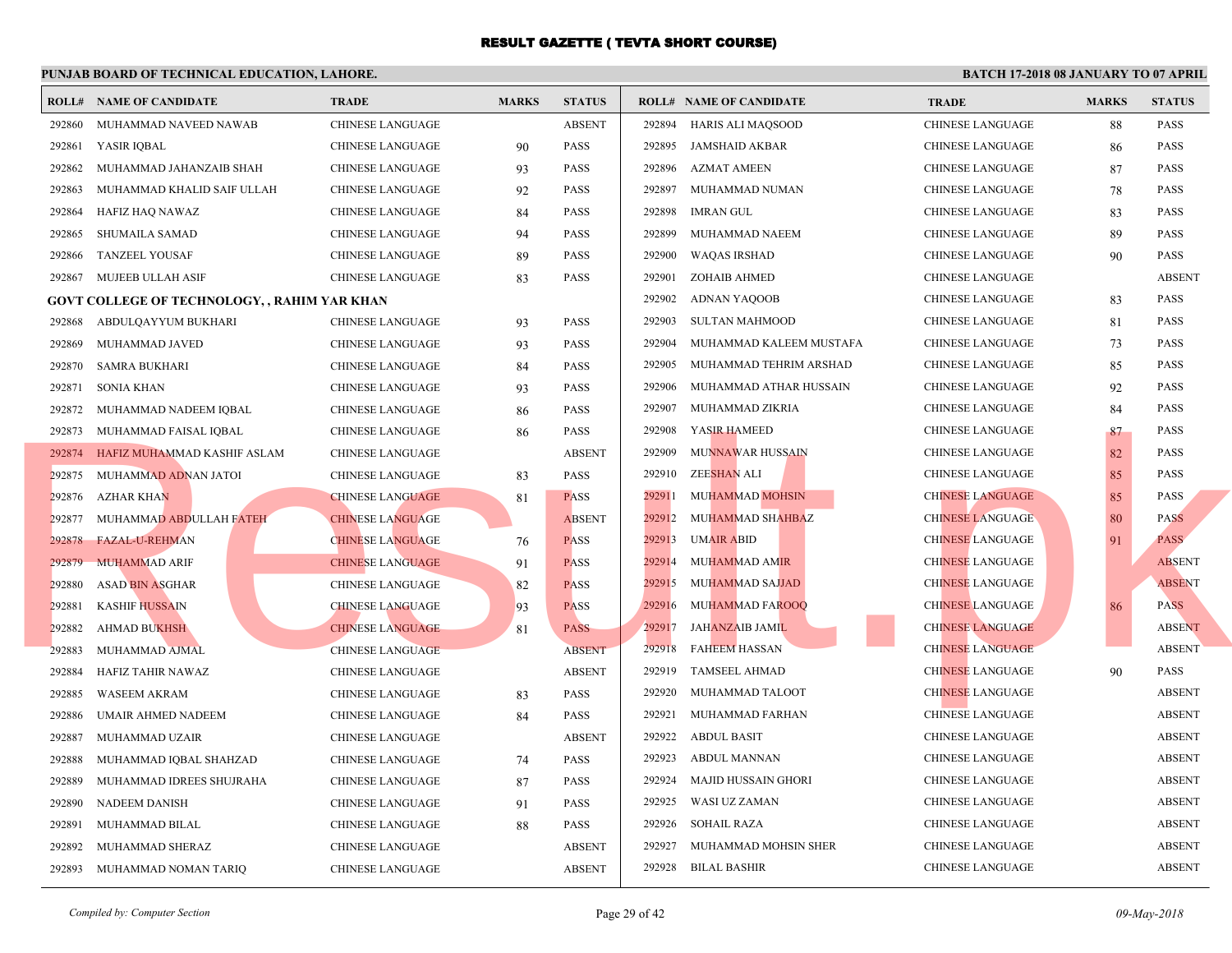# RESULT GAZETTE ( TEVTA SHORT COURSE)

## PUNJAB BOARD OF TECHNICAL EDUCATION, LAHORE.

**BATCH 17-2018 08 JANUARY TO 07 APRIL**

| ROLL# | NAME OF CANDIDATE | TRADE | MARKS | STATUS |
|---|---|---|---|---|
| 292860 | MUHAMMAD NAVEED NAWAB | CHINESE LANGUAGE | | ABSENT |
| 292861 | YASIR IQBAL | CHINESE LANGUAGE | 90 | PASS |
| 292862 | MUHAMMAD JAHANZAIB SHAH | CHINESE LANGUAGE | 93 | PASS |
| 292863 | MUHAMMAD KHALID SAIF ULLAH | CHINESE LANGUAGE | 92 | PASS |
| 292864 | HAFIZ HAQ NAWAZ | CHINESE LANGUAGE | 84 | PASS |
| 292865 | SHUMAILA SAMAD | CHINESE LANGUAGE | 94 | PASS |
| 292866 | TANZEEL YOUSAF | CHINESE LANGUAGE | 89 | PASS |
| 292867 | MUJEEB ULLAH ASIF | CHINESE LANGUAGE | 83 | PASS |

**GOVT COLLEGE OF TECHNOLOGY, , RAHIM YAR KHAN**

| ROLL# | NAME OF CANDIDATE | TRADE | MARKS | STATUS |
|---|---|---|---|---|
| 292868 | ABDULQAYYUM BUKHARI | CHINESE LANGUAGE | 93 | PASS |
| 292869 | MUHAMMAD JAVED | CHINESE LANGUAGE | 93 | PASS |
| 292870 | SAMRA BUKHARI | CHINESE LANGUAGE | 84 | PASS |
| 292871 | SONIA KHAN | CHINESE LANGUAGE | 93 | PASS |
| 292872 | MUHAMMAD NADEEM IQBAL | CHINESE LANGUAGE | 86 | PASS |
| 292873 | MUHAMMAD FAISAL IQBAL | CHINESE LANGUAGE | 86 | PASS |
| 292874 | HAFIZ MUHAMMAD KASHIF ASLAM | CHINESE LANGUAGE | | ABSENT |
| 292875 | MUHAMMAD ADNAN JATOI | CHINESE LANGUAGE | 83 | PASS |
| 292876 | AZHAR KHAN | CHINESE LANGUAGE | 81 | PASS |
| 292877 | MUHAMMAD ABDULLAH FATEH | CHINESE LANGUAGE | | ABSENT |
| 292878 | FAZAL-U-REHMAN | CHINESE LANGUAGE | 76 | PASS |
| 292879 | MUHAMMAD ARIF | CHINESE LANGUAGE | 91 | PASS |
| 292880 | ASAD BIN ASGHAR | CHINESE LANGUAGE | 82 | PASS |
| 292881 | KASHIF HUSSAIN | CHINESE LANGUAGE | 93 | PASS |
| 292882 | AHMAD BUKHSH | CHINESE LANGUAGE | 81 | PASS |
| 292883 | MUHAMMAD AJMAL | CHINESE LANGUAGE | | ABSENT |
| 292884 | HAFIZ TAHIR NAWAZ | CHINESE LANGUAGE | | ABSENT |
| 292885 | WASEEM AKRAM | CHINESE LANGUAGE | 83 | PASS |
| 292886 | UMAIR AHMED NADEEM | CHINESE LANGUAGE | 84 | PASS |
| 292887 | MUHAMMAD UZAIR | CHINESE LANGUAGE | | ABSENT |
| 292888 | MUHAMMAD IQBAL SHAHZAD | CHINESE LANGUAGE | 74 | PASS |
| 292889 | MUHAMMAD IDREES SHUJRAHA | CHINESE LANGUAGE | 87 | PASS |
| 292890 | NADEEM DANISH | CHINESE LANGUAGE | 91 | PASS |
| 292891 | MUHAMMAD BILAL | CHINESE LANGUAGE | 88 | PASS |
| 292892 | MUHAMMAD SHERAZ | CHINESE LANGUAGE | | ABSENT |
| 292893 | MUHAMMAD NOMAN TARIQ | CHINESE LANGUAGE | | ABSENT |
| 292894 | HARIS ALI MAQSOOD | CHINESE LANGUAGE | 88 | PASS |
| 292895 | JAMSHAID AKBAR | CHINESE LANGUAGE | 86 | PASS |
| 292896 | AZMAT AMEEN | CHINESE LANGUAGE | 87 | PASS |
| 292897 | MUHAMMAD NUMAN | CHINESE LANGUAGE | 78 | PASS |
| 292898 | IMRAN GUL | CHINESE LANGUAGE | 83 | PASS |
| 292899 | MUHAMMAD NAEEM | CHINESE LANGUAGE | 89 | PASS |
| 292900 | WAQAS IRSHAD | CHINESE LANGUAGE | 90 | PASS |
| 292901 | ZOHAIB AHMED | CHINESE LANGUAGE | | ABSENT |
| 292902 | ADNAN YAQOOB | CHINESE LANGUAGE | 83 | PASS |
| 292903 | SULTAN MAHMOOD | CHINESE LANGUAGE | 81 | PASS |
| 292904 | MUHAMMAD KALEEM MUSTAFA | CHINESE LANGUAGE | 73 | PASS |
| 292905 | MUHAMMAD TEHRIM ARSHAD | CHINESE LANGUAGE | 85 | PASS |
| 292906 | MUHAMMAD ATHAR HUSSAIN | CHINESE LANGUAGE | 92 | PASS |
| 292907 | MUHAMMAD ZIKRIA | CHINESE LANGUAGE | 84 | PASS |
| 292908 | YASIR HAMEED | CHINESE LANGUAGE | 87 | PASS |
| 292909 | MUNNAWAR HUSSAIN | CHINESE LANGUAGE | 82 | PASS |
| 292910 | ZEESHAN ALI | CHINESE LANGUAGE | 85 | PASS |
| 292911 | MUHAMMAD MOHSIN | CHINESE LANGUAGE | 85 | PASS |
| 292912 | MUHAMMAD SHAHBAZ | CHINESE LANGUAGE | 80 | PASS |
| 292913 | UMAIR ABID | CHINESE LANGUAGE | 91 | PASS |
| 292914 | MUHAMMAD AMIR | CHINESE LANGUAGE | | ABSENT |
| 292915 | MUHAMMAD SAJJAD | CHINESE LANGUAGE | | ABSENT |
| 292916 | MUHAMMAD FAROOQ | CHINESE LANGUAGE | 86 | PASS |
| 292917 | JAHANZAIB JAMIL | CHINESE LANGUAGE | | ABSENT |
| 292918 | FAHEEM HASSAN | CHINESE LANGUAGE | | ABSENT |
| 292919 | TAMSEEL AHMAD | CHINESE LANGUAGE | 90 | PASS |
| 292920 | MUHAMMAD TALOOT | CHINESE LANGUAGE | | ABSENT |
| 292921 | MUHAMMAD FARHAN | CHINESE LANGUAGE | | ABSENT |
| 292922 | ABDUL BASIT | CHINESE LANGUAGE | | ABSENT |
| 292923 | ABDUL MANNAN | CHINESE LANGUAGE | | ABSENT |
| 292924 | MAJID HUSSAIN GHORI | CHINESE LANGUAGE | | ABSENT |
| 292925 | WASI UZ ZAMAN | CHINESE LANGUAGE | | ABSENT |
| 292926 | SOHAIL RAZA | CHINESE LANGUAGE | | ABSENT |
| 292927 | MUHAMMAD MOHSIN SHER | CHINESE LANGUAGE | | ABSENT |
| 292928 | BILAL BASHIR | CHINESE LANGUAGE | | ABSENT |

*Compiled by: Computer Section*

*09-May-2018*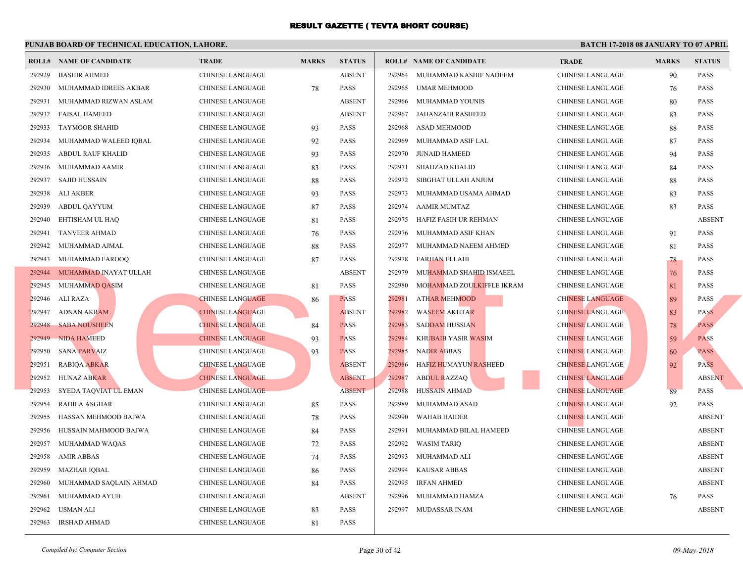# RESULT GAZETTE ( TEVTA SHORT COURSE)

**PUNJAB BOARD OF TECHNICAL EDUCATION, LAHORE.** **BATCH 17-2018 08 JANUARY TO 07 APRIL**

| ROLL# | NAME OF CANDIDATE | TRADE | MARKS | STATUS |
|---|---|---|---|---|
| 292929 | BASHIR AHMED | CHINESE LANGUAGE | | ABSENT |
| 292930 | MUHAMMAD IDREES AKBAR | CHINESE LANGUAGE | 78 | PASS |
| 292931 | MUHAMMAD RIZWAN ASLAM | CHINESE LANGUAGE | | ABSENT |
| 292932 | FAISAL HAMEED | CHINESE LANGUAGE | | ABSENT |
| 292933 | TAYMOOR SHAHID | CHINESE LANGUAGE | 93 | PASS |
| 292934 | MUHAMMAD WALEED IQBAL | CHINESE LANGUAGE | 92 | PASS |
| 292935 | ABDUL RAUF KHALID | CHINESE LANGUAGE | 93 | PASS |
| 292936 | MUHAMMAD AAMIR | CHINESE LANGUAGE | 83 | PASS |
| 292937 | SAJID HUSSAIN | CHINESE LANGUAGE | 88 | PASS |
| 292938 | ALI AKBER | CHINESE LANGUAGE | 93 | PASS |
| 292939 | ABDUL QAYYUM | CHINESE LANGUAGE | 87 | PASS |
| 292940 | EHTISHAM UL HAQ | CHINESE LANGUAGE | 81 | PASS |
| 292941 | TANVEER AHMAD | CHINESE LANGUAGE | 76 | PASS |
| 292942 | MUHAMMAD AJMAL | CHINESE LANGUAGE | 88 | PASS |
| 292943 | MUHAMMAD FAROOQ | CHINESE LANGUAGE | 87 | PASS |
| 292944 | MUHAMMAD INAYAT ULLAH | CHINESE LANGUAGE | | ABSENT |
| 292945 | MUHAMMAD QASIM | CHINESE LANGUAGE | 81 | PASS |
| 292946 | ALI RAZA | CHINESE LANGUAGE | 86 | PASS |
| 292947 | ADNAN AKRAM | CHINESE LANGUAGE | | ABSENT |
| 292948 | SABA NOUSHEEN | CHINESE LANGUAGE | 84 | PASS |
| 292949 | NIDA HAMEED | CHINESE LANGUAGE | 93 | PASS |
| 292950 | SANA PARVAIZ | CHINESE LANGUAGE | 93 | PASS |
| 292951 | RABIQA ABKAR | CHINESE LANGUAGE | | ABSENT |
| 292952 | HUNAZ ABKAR | CHINESE LANGUAGE | | ABSENT |
| 292953 | SYEDA TAQVIAT UL EMAN | CHINESE LANGUAGE | | ABSENT |
| 292954 | RAHILA ASGHAR | CHINESE LANGUAGE | 85 | PASS |
| 292955 | HASSAN MEHMOOD BAJWA | CHINESE LANGUAGE | 78 | PASS |
| 292956 | HUSSAIN MAHMOOD BAJWA | CHINESE LANGUAGE | 84 | PASS |
| 292957 | MUHAMMAD WAQAS | CHINESE LANGUAGE | 72 | PASS |
| 292958 | AMIR ABBAS | CHINESE LANGUAGE | 74 | PASS |
| 292959 | MAZHAR IQBAL | CHINESE LANGUAGE | 86 | PASS |
| 292960 | MUHAMMAD SAQLAIN AHMAD | CHINESE LANGUAGE | 84 | PASS |
| 292961 | MUHAMMAD AYUB | CHINESE LANGUAGE | | ABSENT |
| 292962 | USMAN ALI | CHINESE LANGUAGE | 83 | PASS |
| 292963 | IRSHAD AHMAD | CHINESE LANGUAGE | 81 | PASS |
| 292964 | MUHAMMAD KASHIF NADEEM | CHINESE LANGUAGE | 90 | PASS |
| 292965 | UMAR MEHMOOD | CHINESE LANGUAGE | 76 | PASS |
| 292966 | MUHAMMAD YOUNIS | CHINESE LANGUAGE | 80 | PASS |
| 292967 | JAHANZAIB RASHEED | CHINESE LANGUAGE | 83 | PASS |
| 292968 | ASAD MEHMOOD | CHINESE LANGUAGE | 88 | PASS |
| 292969 | MUHAMMAD ASIF LAL | CHINESE LANGUAGE | 87 | PASS |
| 292970 | JUNAID HAMEED | CHINESE LANGUAGE | 94 | PASS |
| 292971 | SHAHZAD KHALID | CHINESE LANGUAGE | 84 | PASS |
| 292972 | SIBGHAT ULLAH ANJUM | CHINESE LANGUAGE | 88 | PASS |
| 292973 | MUHAMMAD USAMA AHMAD | CHINESE LANGUAGE | 83 | PASS |
| 292974 | AAMIR MUMTAZ | CHINESE LANGUAGE | 83 | PASS |
| 292975 | HAFIZ FASIH UR REHMAN | CHINESE LANGUAGE | | ABSENT |
| 292976 | MUHAMMAD ASIF KHAN | CHINESE LANGUAGE | 91 | PASS |
| 292977 | MUHAMMAD NAEEM AHMED | CHINESE LANGUAGE | 81 | PASS |
| 292978 | FARHAN ELLAHI | CHINESE LANGUAGE | 78 | PASS |
| 292979 | MUHAMMAD SHAHID ISMAEEL | CHINESE LANGUAGE | 76 | PASS |
| 292980 | MOHAMMAD ZOULKIFFLE IKRAM | CHINESE LANGUAGE | 81 | PASS |
| 292981 | ATHAR MEHMOOD | CHINESE LANGUAGE | 89 | PASS |
| 292982 | WASEEM AKHTAR | CHINESE LANGUAGE | 83 | PASS |
| 292983 | SADDAM HUSSIAN | CHINESE LANGUAGE | 78 | PASS |
| 292984 | KHUBAIB YASIR WASIM | CHINESE LANGUAGE | 59 | PASS |
| 292985 | NADIR ABBAS | CHINESE LANGUAGE | 60 | PASS |
| 292986 | HAFIZ HUMAYUN RASHEED | CHINESE LANGUAGE | 92 | PASS |
| 292987 | ABDUL RAZZAQ | CHINESE LANGUAGE | | ABSENT |
| 292988 | HUSSAIN AHMAD | CHINESE LANGUAGE | 89 | PASS |
| 292989 | MUHAMMAD ASAD | CHINESE LANGUAGE | 92 | PASS |
| 292990 | WAHAB HAIDER | CHINESE LANGUAGE | | ABSENT |
| 292991 | MUHAMMAD BILAL HAMEED | CHINESE LANGUAGE | | ABSENT |
| 292992 | WASIM TARIQ | CHINESE LANGUAGE | | ABSENT |
| 292993 | MUHAMMAD ALI | CHINESE LANGUAGE | | ABSENT |
| 292994 | KAUSAR ABBAS | CHINESE LANGUAGE | | ABSENT |
| 292995 | IRFAN AHMED | CHINESE LANGUAGE | | ABSENT |
| 292996 | MUHAMMAD HAMZA | CHINESE LANGUAGE | 76 | PASS |
| 292997 | MUDASSAR INAM | CHINESE LANGUAGE | | ABSENT |

*Compiled by: Computer Section* *09-May-2018*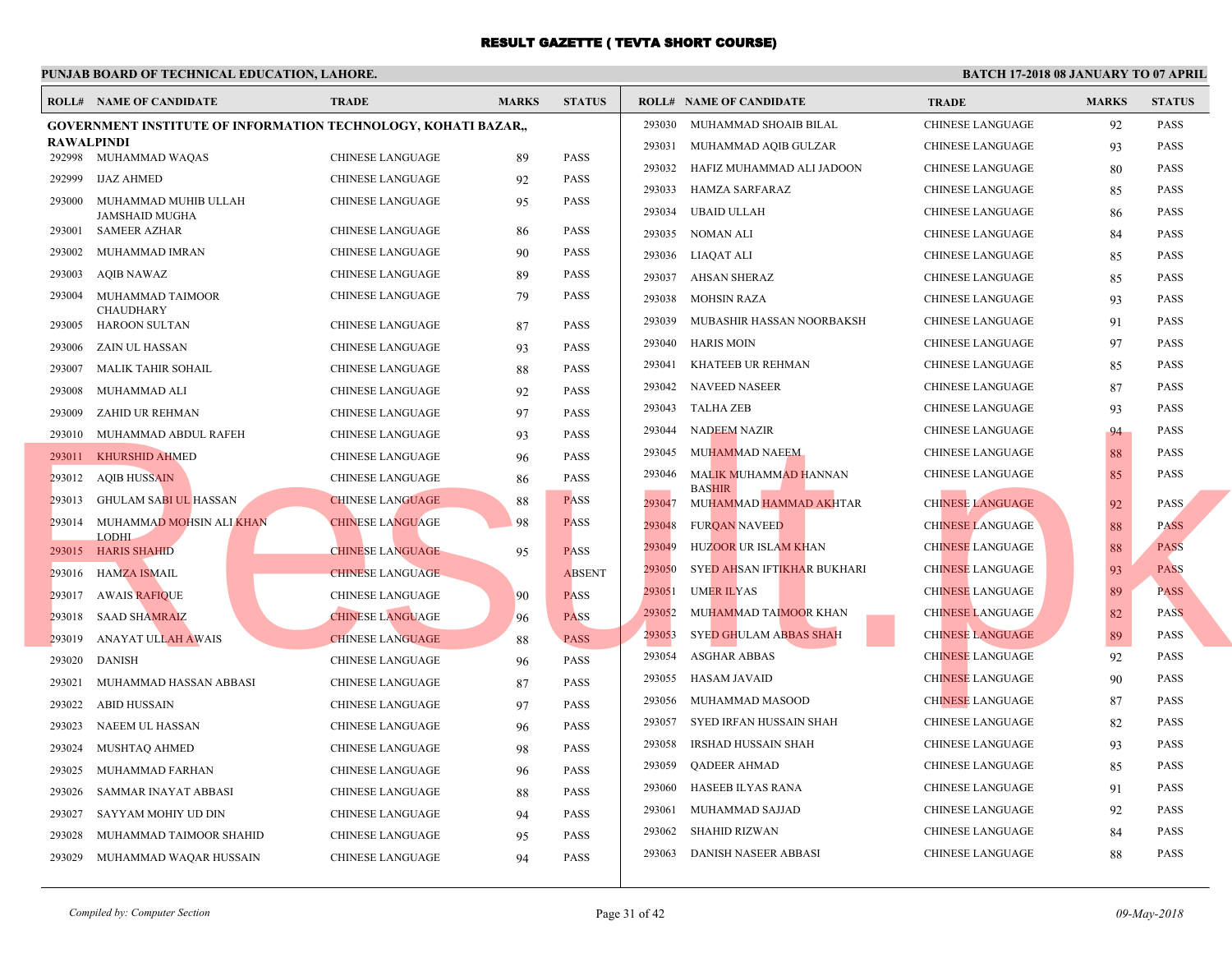# RESULT GAZETTE ( TEVTA SHORT COURSE)

**PUNJAB BOARD OF TECHNICAL EDUCATION, LAHORE.**

**BATCH 17-2018 08 JANUARY TO 07 APRIL**

**GOVERNMENT INSTITUTE OF INFORMATION TECHNOLOGY, KOHATI BAZAR,, RAWALPINDI**

| ROLL# | NAME OF CANDIDATE | TRADE | MARKS | STATUS |
|---|---|---|---|---|
| 292998 | MUHAMMAD WAQAS | CHINESE LANGUAGE | 89 | PASS |
| 292999 | IJAZ AHMED | CHINESE LANGUAGE | 92 | PASS |
| 293000 | MUHAMMAD MUHIB ULLAH JAMSHAID MUGHA | CHINESE LANGUAGE | 95 | PASS |
| 293001 | SAMEER AZHAR | CHINESE LANGUAGE | 86 | PASS |
| 293002 | MUHAMMAD IMRAN | CHINESE LANGUAGE | 90 | PASS |
| 293003 | AQIB NAWAZ | CHINESE LANGUAGE | 89 | PASS |
| 293004 | MUHAMMAD TAIMOOR CHAUDHARY | CHINESE LANGUAGE | 79 | PASS |
| 293005 | HAROON SULTAN | CHINESE LANGUAGE | 87 | PASS |
| 293006 | ZAIN UL HASSAN | CHINESE LANGUAGE | 93 | PASS |
| 293007 | MALIK TAHIR SOHAIL | CHINESE LANGUAGE | 88 | PASS |
| 293008 | MUHAMMAD ALI | CHINESE LANGUAGE | 92 | PASS |
| 293009 | ZAHID UR REHMAN | CHINESE LANGUAGE | 97 | PASS |
| 293010 | MUHAMMAD ABDUL RAFEH | CHINESE LANGUAGE | 93 | PASS |
| 293011 | KHURSHID AHMED | CHINESE LANGUAGE | 96 | PASS |
| 293012 | AQIB HUSSAIN | CHINESE LANGUAGE | 86 | PASS |
| 293013 | GHULAM SABI UL HASSAN | CHINESE LANGUAGE | 88 | PASS |
| 293014 | MUHAMMAD MOHSIN ALI KHAN LODHI | CHINESE LANGUAGE | 98 | PASS |
| 293015 | HARIS SHAHID | CHINESE LANGUAGE | 95 | PASS |
| 293016 | HAMZA ISMAIL | CHINESE LANGUAGE | | ABSENT |
| 293017 | AWAIS RAFIQUE | CHINESE LANGUAGE | 90 | PASS |
| 293018 | SAAD SHAMRAIZ | CHINESE LANGUAGE | 96 | PASS |
| 293019 | ANAYAT ULLAH AWAIS | CHINESE LANGUAGE | 88 | PASS |
| 293020 | DANISH | CHINESE LANGUAGE | 96 | PASS |
| 293021 | MUHAMMAD HASSAN ABBASI | CHINESE LANGUAGE | 87 | PASS |
| 293022 | ABID HUSSAIN | CHINESE LANGUAGE | 97 | PASS |
| 293023 | NAEEM UL HASSAN | CHINESE LANGUAGE | 96 | PASS |
| 293024 | MUSHTAQ AHMED | CHINESE LANGUAGE | 98 | PASS |
| 293025 | MUHAMMAD FARHAN | CHINESE LANGUAGE | 96 | PASS |
| 293026 | SAMMAR INAYAT ABBASI | CHINESE LANGUAGE | 88 | PASS |
| 293027 | SAYYAM MOHIY UD DIN | CHINESE LANGUAGE | 94 | PASS |
| 293028 | MUHAMMAD TAIMOOR SHAHID | CHINESE LANGUAGE | 95 | PASS |
| 293029 | MUHAMMAD WAQAR HUSSAIN | CHINESE LANGUAGE | 94 | PASS |
| 293030 | MUHAMMAD SHOAIB BILAL | CHINESE LANGUAGE | 92 | PASS |
| 293031 | MUHAMMAD AQIB GULZAR | CHINESE LANGUAGE | 93 | PASS |
| 293032 | HAFIZ MUHAMMAD ALI JADOON | CHINESE LANGUAGE | 80 | PASS |
| 293033 | HAMZA SARFARAZ | CHINESE LANGUAGE | 85 | PASS |
| 293034 | UBAID ULLAH | CHINESE LANGUAGE | 86 | PASS |
| 293035 | NOMAN ALI | CHINESE LANGUAGE | 84 | PASS |
| 293036 | LIAQAT ALI | CHINESE LANGUAGE | 85 | PASS |
| 293037 | AHSAN SHERAZ | CHINESE LANGUAGE | 85 | PASS |
| 293038 | MOHSIN RAZA | CHINESE LANGUAGE | 93 | PASS |
| 293039 | MUBASHIR HASSAN NOORBAKSH | CHINESE LANGUAGE | 91 | PASS |
| 293040 | HARIS MOIN | CHINESE LANGUAGE | 97 | PASS |
| 293041 | KHATEEB UR REHMAN | CHINESE LANGUAGE | 85 | PASS |
| 293042 | NAVEED NASEER | CHINESE LANGUAGE | 87 | PASS |
| 293043 | TALHA ZEB | CHINESE LANGUAGE | 93 | PASS |
| 293044 | NADEEM NAZIR | CHINESE LANGUAGE | 94 | PASS |
| 293045 | MUHAMMAD NAEEM | CHINESE LANGUAGE | 88 | PASS |
| 293046 | MALIK MUHAMMAD HANNAN BASHIR | CHINESE LANGUAGE | 85 | PASS |
| 293047 | MUHAMMAD HAMMAD AKHTAR | CHINESE LANGUAGE | 92 | PASS |
| 293048 | FURQAN NAVEED | CHINESE LANGUAGE | 88 | PASS |
| 293049 | HUZOOR UR ISLAM KHAN | CHINESE LANGUAGE | 88 | PASS |
| 293050 | SYED AHSAN IFTIKHAR BUKHARI | CHINESE LANGUAGE | 93 | PASS |
| 293051 | UMER ILYAS | CHINESE LANGUAGE | 89 | PASS |
| 293052 | MUHAMMAD TAIMOOR KHAN | CHINESE LANGUAGE | 82 | PASS |
| 293053 | SYED GHULAM ABBAS SHAH | CHINESE LANGUAGE | 89 | PASS |
| 293054 | ASGHAR ABBAS | CHINESE LANGUAGE | 92 | PASS |
| 293055 | HASAM JAVAID | CHINESE LANGUAGE | 90 | PASS |
| 293056 | MUHAMMAD MASOOD | CHINESE LANGUAGE | 87 | PASS |
| 293057 | SYED IRFAN HUSSAIN SHAH | CHINESE LANGUAGE | 82 | PASS |
| 293058 | IRSHAD HUSSAIN SHAH | CHINESE LANGUAGE | 93 | PASS |
| 293059 | QADEER AHMAD | CHINESE LANGUAGE | 85 | PASS |
| 293060 | HASEEB ILYAS RANA | CHINESE LANGUAGE | 91 | PASS |
| 293061 | MUHAMMAD SAJJAD | CHINESE LANGUAGE | 92 | PASS |
| 293062 | SHAHID RIZWAN | CHINESE LANGUAGE | 84 | PASS |
| 293063 | DANISH NASEER ABBASI | CHINESE LANGUAGE | 88 | PASS |

*Compiled by: Computer Section*

*09-May-2018*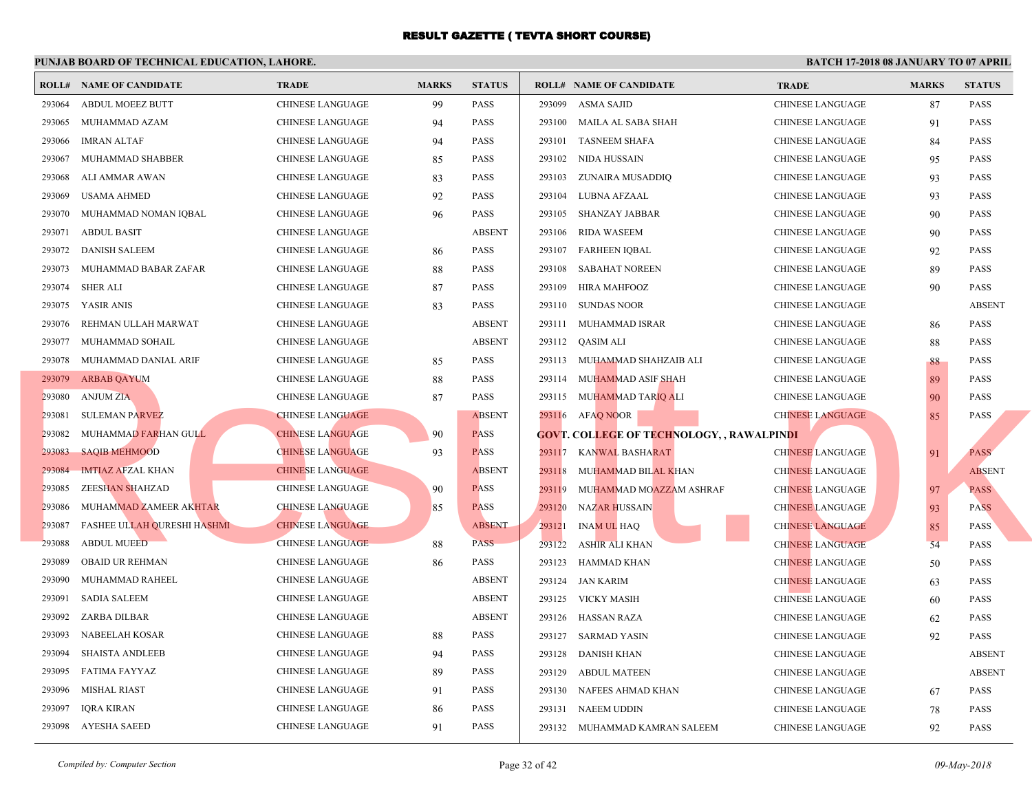# RESULT GAZETTE ( TEVTA SHORT COURSE)

**PUNJAB BOARD OF TECHNICAL EDUCATION, LAHORE.**

**BATCH 17-2018 08 JANUARY TO 07 APRIL**

| ROLL# | NAME OF CANDIDATE | TRADE | MARKS | STATUS |
|---|---|---|---|---|
| 293064 | ABDUL MOEEZ BUTT | CHINESE LANGUAGE | 99 | PASS |
| 293065 | MUHAMMAD AZAM | CHINESE LANGUAGE | 94 | PASS |
| 293066 | IMRAN ALTAF | CHINESE LANGUAGE | 94 | PASS |
| 293067 | MUHAMMAD SHABBER | CHINESE LANGUAGE | 85 | PASS |
| 293068 | ALI AMMAR AWAN | CHINESE LANGUAGE | 83 | PASS |
| 293069 | USAMA AHMED | CHINESE LANGUAGE | 92 | PASS |
| 293070 | MUHAMMAD NOMAN IQBAL | CHINESE LANGUAGE | 96 | PASS |
| 293071 | ABDUL BASIT | CHINESE LANGUAGE | | ABSENT |
| 293072 | DANISH SALEEM | CHINESE LANGUAGE | 86 | PASS |
| 293073 | MUHAMMAD BABAR ZAFAR | CHINESE LANGUAGE | 88 | PASS |
| 293074 | SHER ALI | CHINESE LANGUAGE | 87 | PASS |
| 293075 | YASIR ANIS | CHINESE LANGUAGE | 83 | PASS |
| 293076 | REHMAN ULLAH MARWAT | CHINESE LANGUAGE | | ABSENT |
| 293077 | MUHAMMAD SOHAIL | CHINESE LANGUAGE | | ABSENT |
| 293078 | MUHAMMAD DANIAL ARIF | CHINESE LANGUAGE | 85 | PASS |
| 293079 | ARBAB QAYUM | CHINESE LANGUAGE | 88 | PASS |
| 293080 | ANJUM ZIA | CHINESE LANGUAGE | 87 | PASS |
| 293081 | SULEMAN PARVEZ | CHINESE LANGUAGE | | ABSENT |
| 293082 | MUHAMMAD FARHAN GULL | CHINESE LANGUAGE | 90 | PASS |
| 293083 | SAQIB MEHMOOD | CHINESE LANGUAGE | 93 | PASS |
| 293084 | IMTIAZ AFZAL KHAN | CHINESE LANGUAGE | | ABSENT |
| 293085 | ZEESHAN SHAHZAD | CHINESE LANGUAGE | 90 | PASS |
| 293086 | MUHAMMAD ZAMEER AKHTAR | CHINESE LANGUAGE | 85 | PASS |
| 293087 | FASHEE ULLAH QURESHI HASHMI | CHINESE LANGUAGE | | ABSENT |
| 293088 | ABDUL MUEED | CHINESE LANGUAGE | 88 | PASS |
| 293089 | OBAID UR REHMAN | CHINESE LANGUAGE | 86 | PASS |
| 293090 | MUHAMMAD RAHEEL | CHINESE LANGUAGE | | ABSENT |
| 293091 | SADIA SALEEM | CHINESE LANGUAGE | | ABSENT |
| 293092 | ZARBA DILBAR | CHINESE LANGUAGE | | ABSENT |
| 293093 | NABEELAH KOSAR | CHINESE LANGUAGE | 88 | PASS |
| 293094 | SHAISTA ANDLEEB | CHINESE LANGUAGE | 94 | PASS |
| 293095 | FATIMA FAYYAZ | CHINESE LANGUAGE | 89 | PASS |
| 293096 | MISHAL RIAST | CHINESE LANGUAGE | 91 | PASS |
| 293097 | IQRA KIRAN | CHINESE LANGUAGE | 86 | PASS |
| 293098 | AYESHA SAEED | CHINESE LANGUAGE | 91 | PASS |
| 293099 | ASMA SAJID | CHINESE LANGUAGE | 87 | PASS |
| 293100 | MAILA AL SABA SHAH | CHINESE LANGUAGE | 91 | PASS |
| 293101 | TASNEEM SHAFA | CHINESE LANGUAGE | 84 | PASS |
| 293102 | NIDA HUSSAIN | CHINESE LANGUAGE | 95 | PASS |
| 293103 | ZUNAIRA MUSADDIQ | CHINESE LANGUAGE | 93 | PASS |
| 293104 | LUBNA AFZAAL | CHINESE LANGUAGE | 93 | PASS |
| 293105 | SHANZAY JABBAR | CHINESE LANGUAGE | 90 | PASS |
| 293106 | RIDA WASEEM | CHINESE LANGUAGE | 90 | PASS |
| 293107 | FARHEEN IQBAL | CHINESE LANGUAGE | 92 | PASS |
| 293108 | SABAHAT NOREEN | CHINESE LANGUAGE | 89 | PASS |
| 293109 | HIRA MAHFOOZ | CHINESE LANGUAGE | 90 | PASS |
| 293110 | SUNDAS NOOR | CHINESE LANGUAGE | | ABSENT |
| 293111 | MUHAMMAD ISRAR | CHINESE LANGUAGE | 86 | PASS |
| 293112 | QASIM ALI | CHINESE LANGUAGE | 88 | PASS |
| 293113 | MUHAMMAD SHAHZAIB ALI | CHINESE LANGUAGE | 88 | PASS |
| 293114 | MUHAMMAD ASIF SHAH | CHINESE LANGUAGE | 89 | PASS |
| 293115 | MUHAMMAD TARIQ ALI | CHINESE LANGUAGE | 90 | PASS |
| 293116 | AFAQ NOOR | CHINESE LANGUAGE | 85 | PASS |

**GOVT. COLLEGE OF TECHNOLOGY, , RAWALPINDI**

| ROLL# | NAME OF CANDIDATE | TRADE | MARKS | STATUS |
|---|---|---|---|---|
| 293117 | KANWAL BASHARAT | CHINESE LANGUAGE | 91 | PASS |
| 293118 | MUHAMMAD BILAL KHAN | CHINESE LANGUAGE | | ABSENT |
| 293119 | MUHAMMAD MOAZZAM ASHRAF | CHINESE LANGUAGE | 97 | PASS |
| 293120 | NAZAR HUSSAIN | CHINESE LANGUAGE | 93 | PASS |
| 293121 | INAM UL HAQ | CHINESE LANGUAGE | 85 | PASS |
| 293122 | ASHIR ALI KHAN | CHINESE LANGUAGE | 54 | PASS |
| 293123 | HAMMAD KHAN | CHINESE LANGUAGE | 50 | PASS |
| 293124 | JAN KARIM | CHINESE LANGUAGE | 63 | PASS |
| 293125 | VICKY MASIH | CHINESE LANGUAGE | 60 | PASS |
| 293126 | HASSAN RAZA | CHINESE LANGUAGE | 62 | PASS |
| 293127 | SARMAD YASIN | CHINESE LANGUAGE | 92 | PASS |
| 293128 | DANISH KHAN | CHINESE LANGUAGE | | ABSENT |
| 293129 | ABDUL MATEEN | CHINESE LANGUAGE | | ABSENT |
| 293130 | NAFEES AHMAD KHAN | CHINESE LANGUAGE | 67 | PASS |
| 293131 | NAEEM UDDIN | CHINESE LANGUAGE | 78 | PASS |
| 293132 | MUHAMMAD KAMRAN SALEEM | CHINESE LANGUAGE | 92 | PASS |

*Compiled by: Computer Section*

*09-May-2018*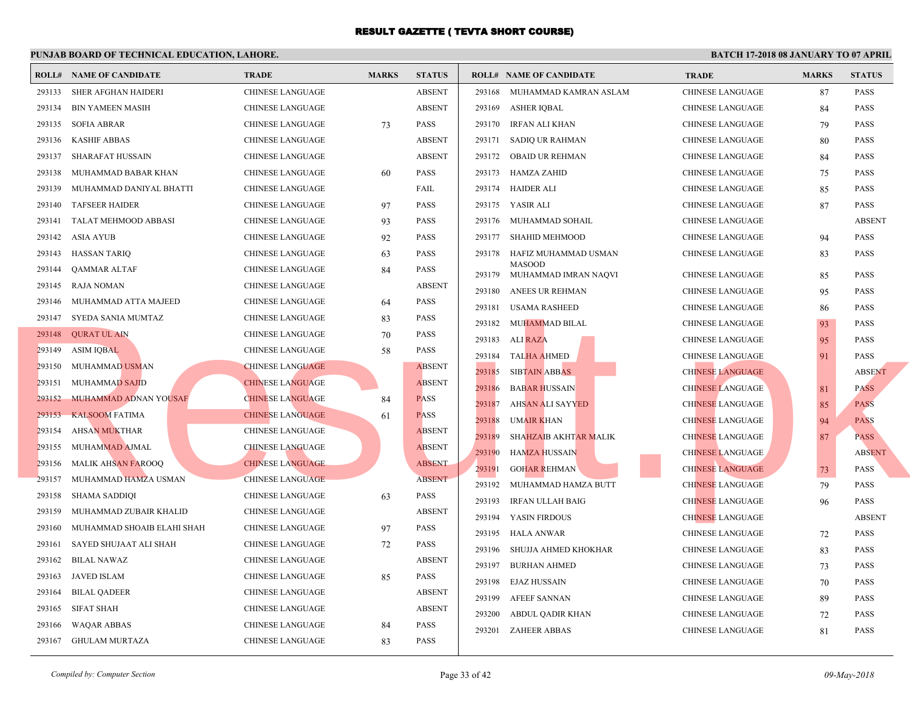# RESULT GAZETTE ( TEVTA SHORT COURSE)

**PUNJAB BOARD OF TECHNICAL EDUCATION, LAHORE.** | **BATCH 17-2018 08 JANUARY TO 07 APRIL**

| ROLL# | NAME OF CANDIDATE | TRADE | MARKS | STATUS |
|---|---|---|---|---|
| 293133 | SHER AFGHAN HAIDERI | CHINESE LANGUAGE | | ABSENT |
| 293134 | BIN YAMEEN MASIH | CHINESE LANGUAGE | | ABSENT |
| 293135 | SOFIA ABRAR | CHINESE LANGUAGE | 73 | PASS |
| 293136 | KASHIF ABBAS | CHINESE LANGUAGE | | ABSENT |
| 293137 | SHARAFAT HUSSAIN | CHINESE LANGUAGE | | ABSENT |
| 293138 | MUHAMMAD BABAR KHAN | CHINESE LANGUAGE | 60 | PASS |
| 293139 | MUHAMMAD DANIYAL BHATTI | CHINESE LANGUAGE | | FAIL |
| 293140 | TAFSEER HAIDER | CHINESE LANGUAGE | 97 | PASS |
| 293141 | TALAT MEHMOOD ABBASI | CHINESE LANGUAGE | 93 | PASS |
| 293142 | ASIA AYUB | CHINESE LANGUAGE | 92 | PASS |
| 293143 | HASSAN TARIQ | CHINESE LANGUAGE | 63 | PASS |
| 293144 | QAMMAR ALTAF | CHINESE LANGUAGE | 84 | PASS |
| 293145 | RAJA NOMAN | CHINESE LANGUAGE | | ABSENT |
| 293146 | MUHAMMAD ATTA MAJEED | CHINESE LANGUAGE | 64 | PASS |
| 293147 | SYEDA SANIA MUMTAZ | CHINESE LANGUAGE | 83 | PASS |
| 293148 | QURAT UL AIN | CHINESE LANGUAGE | 70 | PASS |
| 293149 | ASIM IQBAL | CHINESE LANGUAGE | 58 | PASS |
| 293150 | MUHAMMAD USMAN | CHINESE LANGUAGE | | ABSENT |
| 293151 | MUHAMMAD SAJID | CHINESE LANGUAGE | | ABSENT |
| 293152 | MUHAMMAD ADNAN YOUSAF | CHINESE LANGUAGE | 84 | PASS |
| 293153 | KALSOOM FATIMA | CHINESE LANGUAGE | 61 | PASS |
| 293154 | AHSAN MUKTHAR | CHINESE LANGUAGE | | ABSENT |
| 293155 | MUHAMMAD AJMAL | CHINESE LANGUAGE | | ABSENT |
| 293156 | MALIK AHSAN FAROOQ | CHINESE LANGUAGE | | ABSENT |
| 293157 | MUHAMMAD HAMZA USMAN | CHINESE LANGUAGE | | ABSENT |
| 293158 | SHAMA SADDIQI | CHINESE LANGUAGE | 63 | PASS |
| 293159 | MUHAMMAD ZUBAIR KHALID | CHINESE LANGUAGE | | ABSENT |
| 293160 | MUHAMMAD SHOAIB ELAHI SHAH | CHINESE LANGUAGE | 97 | PASS |
| 293161 | SAYED SHUJAAT ALI SHAH | CHINESE LANGUAGE | 72 | PASS |
| 293162 | BILAL NAWAZ | CHINESE LANGUAGE | | ABSENT |
| 293163 | JAVED ISLAM | CHINESE LANGUAGE | 85 | PASS |
| 293164 | BILAL QADEER | CHINESE LANGUAGE | | ABSENT |
| 293165 | SIFAT SHAH | CHINESE LANGUAGE | | ABSENT |
| 293166 | WAQAR ABBAS | CHINESE LANGUAGE | 84 | PASS |
| 293167 | GHULAM MURTAZA | CHINESE LANGUAGE | 83 | PASS |
| 293168 | MUHAMMAD KAMRAN ASLAM | CHINESE LANGUAGE | 87 | PASS |
| 293169 | ASHER IQBAL | CHINESE LANGUAGE | 84 | PASS |
| 293170 | IRFAN ALI KHAN | CHINESE LANGUAGE | 79 | PASS |
| 293171 | SADIQ UR RAHMAN | CHINESE LANGUAGE | 80 | PASS |
| 293172 | OBAID UR REHMAN | CHINESE LANGUAGE | 84 | PASS |
| 293173 | HAMZA ZAHID | CHINESE LANGUAGE | 75 | PASS |
| 293174 | HAIDER ALI | CHINESE LANGUAGE | 85 | PASS |
| 293175 | YASIR ALI | CHINESE LANGUAGE | 87 | PASS |
| 293176 | MUHAMMAD SOHAIL | CHINESE LANGUAGE | | ABSENT |
| 293177 | SHAHID MEHMOOD | CHINESE LANGUAGE | 94 | PASS |
| 293178 | HAFIZ MUHAMMAD USMAN MASOOD | CHINESE LANGUAGE | 83 | PASS |
| 293179 | MUHAMMAD IMRAN NAQVI | CHINESE LANGUAGE | 85 | PASS |
| 293180 | ANEES UR REHMAN | CHINESE LANGUAGE | 95 | PASS |
| 293181 | USAMA RASHEED | CHINESE LANGUAGE | 86 | PASS |
| 293182 | MUHAMMAD BILAL | CHINESE LANGUAGE | 93 | PASS |
| 293183 | ALI RAZA | CHINESE LANGUAGE | 95 | PASS |
| 293184 | TALHA AHMED | CHINESE LANGUAGE | 91 | PASS |
| 293185 | SIBTAIN ABBAS | CHINESE LANGUAGE | | ABSENT |
| 293186 | BABAR HUSSAIN | CHINESE LANGUAGE | 81 | PASS |
| 293187 | AHSAN ALI SAYYED | CHINESE LANGUAGE | 85 | PASS |
| 293188 | UMAIR KHAN | CHINESE LANGUAGE | 94 | PASS |
| 293189 | SHAHZAIB AKHTAR MALIK | CHINESE LANGUAGE | 87 | PASS |
| 293190 | HAMZA HUSSAIN | CHINESE LANGUAGE | | ABSENT |
| 293191 | GOHAR REHMAN | CHINESE LANGUAGE | 73 | PASS |
| 293192 | MUHAMMAD HAMZA BUTT | CHINESE LANGUAGE | 79 | PASS |
| 293193 | IRFAN ULLAH BAIG | CHINESE LANGUAGE | 96 | PASS |
| 293194 | YASIN FIRDOUS | CHINESE LANGUAGE | | ABSENT |
| 293195 | HALA ANWAR | CHINESE LANGUAGE | 72 | PASS |
| 293196 | SHUJJA AHMED KHOKHAR | CHINESE LANGUAGE | 83 | PASS |
| 293197 | BURHAN AHMED | CHINESE LANGUAGE | 73 | PASS |
| 293198 | EJAZ HUSSAIN | CHINESE LANGUAGE | 70 | PASS |
| 293199 | AFEEF SANNAN | CHINESE LANGUAGE | 89 | PASS |
| 293200 | ABDUL QADIR KHAN | CHINESE LANGUAGE | 72 | PASS |
| 293201 | ZAHEER ABBAS | CHINESE LANGUAGE | 81 | PASS |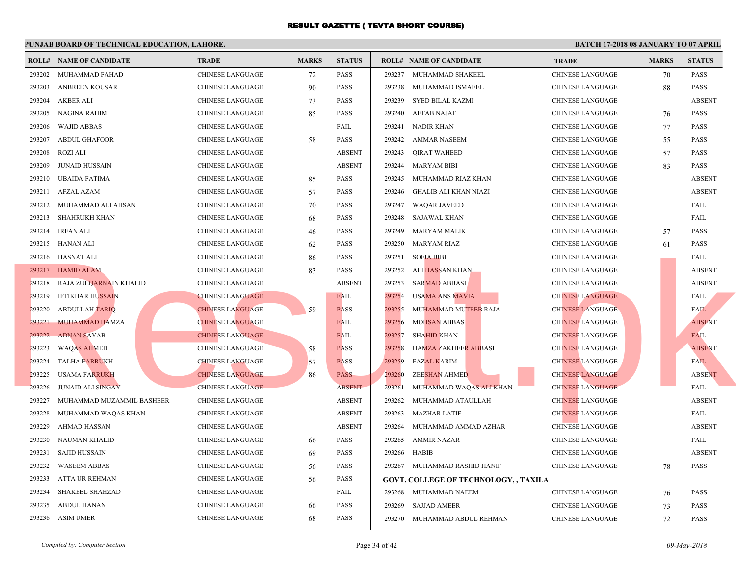# RESULT GAZETTE ( TEVTA SHORT COURSE)

**PUNJAB BOARD OF TECHNICAL EDUCATION, LAHORE.**

**BATCH 17-2018 08 JANUARY TO 07 APRIL**

| ROLL# | NAME OF CANDIDATE | TRADE | MARKS | STATUS |
|---|---|---|---|---|
| 293202 | MUHAMMAD FAHAD | CHINESE LANGUAGE | 72 | PASS |
| 293203 | ANBREEN KOUSAR | CHINESE LANGUAGE | 90 | PASS |
| 293204 | AKBER ALI | CHINESE LANGUAGE | 73 | PASS |
| 293205 | NAGINA RAHIM | CHINESE LANGUAGE | 85 | PASS |
| 293206 | WAJID ABBAS | CHINESE LANGUAGE | | FAIL |
| 293207 | ABDUL GHAFOOR | CHINESE LANGUAGE | 58 | PASS |
| 293208 | ROZI ALI | CHINESE LANGUAGE | | ABSENT |
| 293209 | JUNAID HUSSAIN | CHINESE LANGUAGE | | ABSENT |
| 293210 | UBAIDA FATIMA | CHINESE LANGUAGE | 85 | PASS |
| 293211 | AFZAL AZAM | CHINESE LANGUAGE | 57 | PASS |
| 293212 | MUHAMMAD ALI AHSAN | CHINESE LANGUAGE | 70 | PASS |
| 293213 | SHAHRUKH KHAN | CHINESE LANGUAGE | 68 | PASS |
| 293214 | IRFAN ALI | CHINESE LANGUAGE | 46 | PASS |
| 293215 | HANAN ALI | CHINESE LANGUAGE | 62 | PASS |
| 293216 | HASNAT ALI | CHINESE LANGUAGE | 86 | PASS |
| 293217 | HAMID ALAM | CHINESE LANGUAGE | 83 | PASS |
| 293218 | RAJA ZULQARNAIN KHALID | CHINESE LANGUAGE | | ABSENT |
| 293219 | IFTIKHAR HUSSAIN | CHINESE LANGUAGE | | FAIL |
| 293220 | ABDULLAH TARIQ | CHINESE LANGUAGE | 59 | PASS |
| 293221 | MUHAMMAD HAMZA | CHINESE LANGUAGE | | FAIL |
| 293222 | ADNAN SAYAB | CHINESE LANGUAGE | | FAIL |
| 293223 | WAQAS AHMED | CHINESE LANGUAGE | 58 | PASS |
| 293224 | TALHA FARRUKH | CHINESE LANGUAGE | 57 | PASS |
| 293225 | USAMA FARRUKH | CHINESE LANGUAGE | 86 | PASS |
| 293226 | JUNAID ALI SINGAY | CHINESE LANGUAGE | | ABSENT |
| 293227 | MUHAMMAD MUZAMMIL BASHEER | CHINESE LANGUAGE | | ABSENT |
| 293228 | MUHAMMAD WAQAS KHAN | CHINESE LANGUAGE | | ABSENT |
| 293229 | AHMAD HASSAN | CHINESE LANGUAGE | | ABSENT |
| 293230 | NAUMAN KHALID | CHINESE LANGUAGE | 66 | PASS |
| 293231 | SAJID HUSSAIN | CHINESE LANGUAGE | 69 | PASS |
| 293232 | WASEEM ABBAS | CHINESE LANGUAGE | 56 | PASS |
| 293233 | ATTA UR REHMAN | CHINESE LANGUAGE | 56 | PASS |
| 293234 | SHAKEEL SHAHZAD | CHINESE LANGUAGE | | FAIL |
| 293235 | ABDUL HANAN | CHINESE LANGUAGE | 66 | PASS |
| 293236 | ASIM UMER | CHINESE LANGUAGE | 68 | PASS |
| 293237 | MUHAMMAD SHAKEEL | CHINESE LANGUAGE | 70 | PASS |
| 293238 | MUHAMMAD ISMAEEL | CHINESE LANGUAGE | 88 | PASS |
| 293239 | SYED BILAL KAZMI | CHINESE LANGUAGE | | ABSENT |
| 293240 | AFTAB NAJAF | CHINESE LANGUAGE | 76 | PASS |
| 293241 | NADIR KHAN | CHINESE LANGUAGE | 77 | PASS |
| 293242 | AMMAR NASEEM | CHINESE LANGUAGE | 55 | PASS |
| 293243 | QIRAT WAHEED | CHINESE LANGUAGE | 57 | PASS |
| 293244 | MARYAM BIBI | CHINESE LANGUAGE | 83 | PASS |
| 293245 | MUHAMMAD RIAZ KHAN | CHINESE LANGUAGE | | ABSENT |
| 293246 | GHALIB ALI KHAN NIAZI | CHINESE LANGUAGE | | ABSENT |
| 293247 | WAQAR JAVEED | CHINESE LANGUAGE | | FAIL |
| 293248 | SAJAWAL KHAN | CHINESE LANGUAGE | | FAIL |
| 293249 | MARYAM MALIK | CHINESE LANGUAGE | 57 | PASS |
| 293250 | MARYAM RIAZ | CHINESE LANGUAGE | 61 | PASS |
| 293251 | SOFIA BIBI | CHINESE LANGUAGE | | FAIL |
| 293252 | ALI HASSAN KHAN | CHINESE LANGUAGE | | ABSENT |
| 293253 | SARMAD ABBASI | CHINESE LANGUAGE | | ABSENT |
| 293254 | USAMA ANS MAVIA | CHINESE LANGUAGE | | FAIL |
| 293255 | MUHAMMAD MUTEEB RAJA | CHINESE LANGUAGE | | FAIL |
| 293256 | MOHSAN ABBAS | CHINESE LANGUAGE | | ABSENT |
| 293257 | SHAHID KHAN | CHINESE LANGUAGE | | FAIL |
| 293258 | HAMZA ZAKHEER ABBASI | CHINESE LANGUAGE | | ABSENT |
| 293259 | FAZAL KARIM | CHINESE LANGUAGE | | FAIL |
| 293260 | ZEESHAN AHMED | CHINESE LANGUAGE | | ABSENT |
| 293261 | MUHAMMAD WAQAS ALI KHAN | CHINESE LANGUAGE | | FAIL |
| 293262 | MUHAMMAD ATAULLAH | CHINESE LANGUAGE | | ABSENT |
| 293263 | MAZHAR LATIF | CHINESE LANGUAGE | | FAIL |
| 293264 | MUHAMMAD AMMAD AZHAR | CHINESE LANGUAGE | | ABSENT |
| 293265 | AMMIR NAZAR | CHINESE LANGUAGE | | FAIL |
| 293266 | HABIB | CHINESE LANGUAGE | | ABSENT |
| 293267 | MUHAMMAD RASHID HANIF | CHINESE LANGUAGE | 78 | PASS |

**GOVT. COLLEGE OF TECHNOLOGY, , TAXILA**

| ROLL# | NAME OF CANDIDATE | TRADE | MARKS | STATUS |
|---|---|---|---|---|
| 293268 | MUHAMMAD NAEEM | CHINESE LANGUAGE | 76 | PASS |
| 293269 | SAJJAD AMEER | CHINESE LANGUAGE | 73 | PASS |
| 293270 | MUHAMMAD ABDUL REHMAN | CHINESE LANGUAGE | 72 | PASS |

*Compiled by: Computer Section*

*09-May-2018*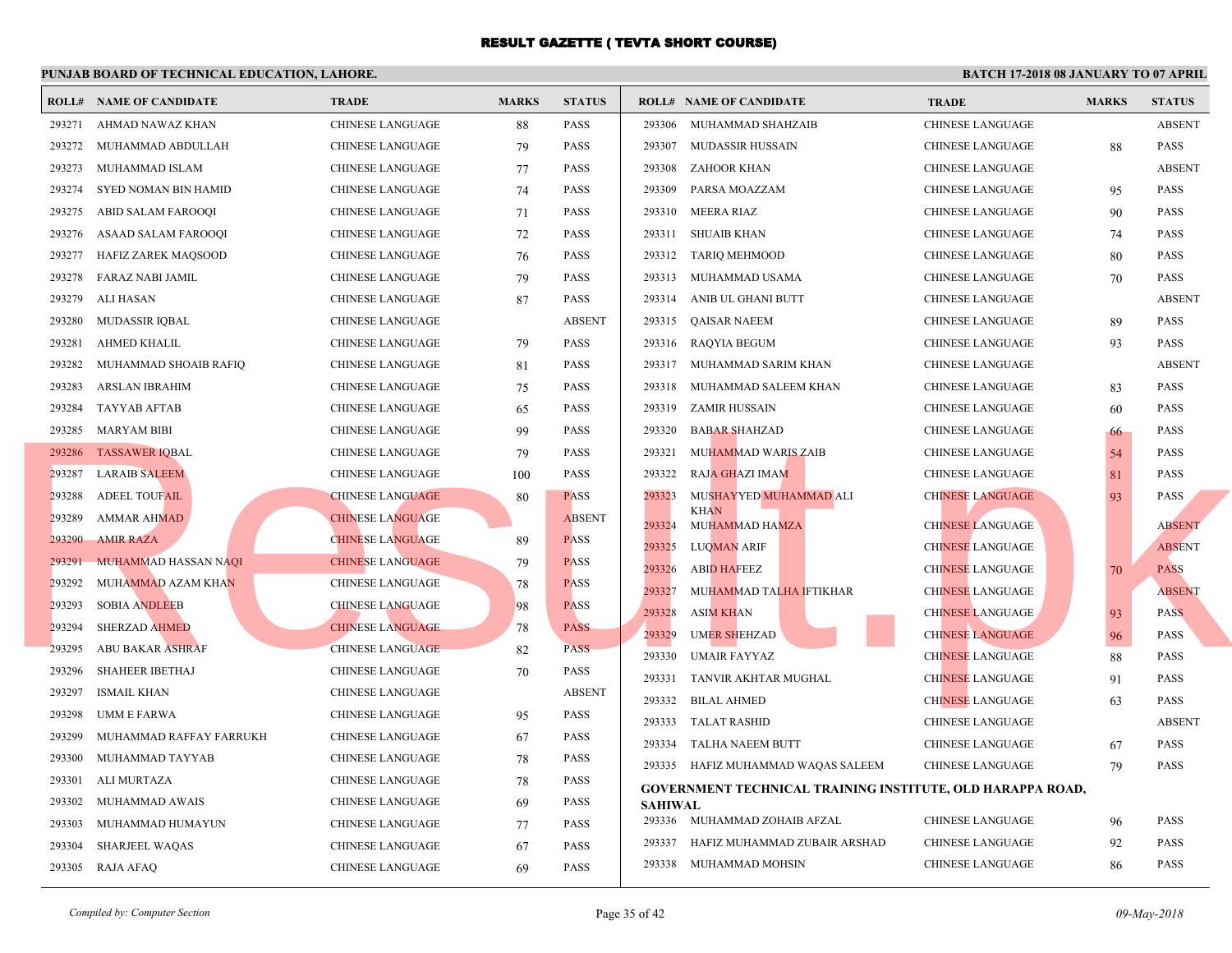# RESULT GAZETTE ( TEVTA SHORT COURSE)

**PUNJAB BOARD OF TECHNICAL EDUCATION, LAHORE.**

**BATCH 17-2018 08 JANUARY TO 07 APRIL**

| ROLL# | NAME OF CANDIDATE | TRADE | MARKS | STATUS |
|---|---|---|---|---|
| 293271 | AHMAD NAWAZ KHAN | CHINESE LANGUAGE | 88 | PASS |
| 293272 | MUHAMMAD ABDULLAH | CHINESE LANGUAGE | 79 | PASS |
| 293273 | MUHAMMAD ISLAM | CHINESE LANGUAGE | 77 | PASS |
| 293274 | SYED NOMAN BIN HAMID | CHINESE LANGUAGE | 74 | PASS |
| 293275 | ABID SALAM FAROOQI | CHINESE LANGUAGE | 71 | PASS |
| 293276 | ASAAD SALAM FAROOQI | CHINESE LANGUAGE | 72 | PASS |
| 293277 | HAFIZ ZAREK MAQSOOD | CHINESE LANGUAGE | 76 | PASS |
| 293278 | FARAZ NABI JAMIL | CHINESE LANGUAGE | 79 | PASS |
| 293279 | ALI HASAN | CHINESE LANGUAGE | 87 | PASS |
| 293280 | MUDASSIR IQBAL | CHINESE LANGUAGE | | ABSENT |
| 293281 | AHMED KHALIL | CHINESE LANGUAGE | 79 | PASS |
| 293282 | MUHAMMAD SHOAIB RAFIQ | CHINESE LANGUAGE | 81 | PASS |
| 293283 | ARSLAN IBRAHIM | CHINESE LANGUAGE | 75 | PASS |
| 293284 | TAYYAB AFTAB | CHINESE LANGUAGE | 65 | PASS |
| 293285 | MARYAM BIBI | CHINESE LANGUAGE | 99 | PASS |
| 293286 | TASSAWER IQBAL | CHINESE LANGUAGE | 79 | PASS |
| 293287 | LARAIB SALEEM | CHINESE LANGUAGE | 100 | PASS |
| 293288 | ADEEL TOUFAIL | CHINESE LANGUAGE | 80 | PASS |
| 293289 | AMMAR AHMAD | CHINESE LANGUAGE | | ABSENT |
| 293290 | AMIR RAZA | CHINESE LANGUAGE | 89 | PASS |
| 293291 | MUHAMMAD HASSAN NAQI | CHINESE LANGUAGE | 79 | PASS |
| 293292 | MUHAMMAD AZAM KHAN | CHINESE LANGUAGE | 78 | PASS |
| 293293 | SOBIA ANDLEEB | CHINESE LANGUAGE | 98 | PASS |
| 293294 | SHERZAD AHMED | CHINESE LANGUAGE | 78 | PASS |
| 293295 | ABU BAKAR ASHRAF | CHINESE LANGUAGE | 82 | PASS |
| 293296 | SHAHEER IBETHAJ | CHINESE LANGUAGE | 70 | PASS |
| 293297 | ISMAIL KHAN | CHINESE LANGUAGE | | ABSENT |
| 293298 | UMM E FARWA | CHINESE LANGUAGE | 95 | PASS |
| 293299 | MUHAMMAD RAFFAY FARRUKH | CHINESE LANGUAGE | 67 | PASS |
| 293300 | MUHAMMAD TAYYAB | CHINESE LANGUAGE | 78 | PASS |
| 293301 | ALI MURTAZA | CHINESE LANGUAGE | 78 | PASS |
| 293302 | MUHAMMAD AWAIS | CHINESE LANGUAGE | 69 | PASS |
| 293303 | MUHAMMAD HUMAYUN | CHINESE LANGUAGE | 77 | PASS |
| 293304 | SHARJEEL WAQAS | CHINESE LANGUAGE | 67 | PASS |
| 293305 | RAJA AFAQ | CHINESE LANGUAGE | 69 | PASS |
| 293306 | MUHAMMAD SHAHZAIB | CHINESE LANGUAGE | | ABSENT |
| 293307 | MUDASSIR HUSSAIN | CHINESE LANGUAGE | 88 | PASS |
| 293308 | ZAHOOR KHAN | CHINESE LANGUAGE | | ABSENT |
| 293309 | PARSA MOAZZAM | CHINESE LANGUAGE | 95 | PASS |
| 293310 | MEERA RIAZ | CHINESE LANGUAGE | 90 | PASS |
| 293311 | SHUAIB KHAN | CHINESE LANGUAGE | 74 | PASS |
| 293312 | TARIQ MEHMOOD | CHINESE LANGUAGE | 80 | PASS |
| 293313 | MUHAMMAD USAMA | CHINESE LANGUAGE | 70 | PASS |
| 293314 | ANIB UL GHANI BUTT | CHINESE LANGUAGE | | ABSENT |
| 293315 | QAISAR NAEEM | CHINESE LANGUAGE | 89 | PASS |
| 293316 | RAQYIA BEGUM | CHINESE LANGUAGE | 93 | PASS |
| 293317 | MUHAMMAD SARIM KHAN | CHINESE LANGUAGE | | ABSENT |
| 293318 | MUHAMMAD SALEEM KHAN | CHINESE LANGUAGE | 83 | PASS |
| 293319 | ZAMIR HUSSAIN | CHINESE LANGUAGE | 60 | PASS |
| 293320 | BABAR SHAHZAD | CHINESE LANGUAGE | 66 | PASS |
| 293321 | MUHAMMAD WARIS ZAIB | CHINESE LANGUAGE | 54 | PASS |
| 293322 | RAJA GHAZI IMAM | CHINESE LANGUAGE | 81 | PASS |
| 293323 | MUSHAYYED MUHAMMAD ALI KHAN | CHINESE LANGUAGE | 93 | PASS |
| 293324 | MUHAMMAD HAMZA | CHINESE LANGUAGE | | ABSENT |
| 293325 | LUQMAN ARIF | CHINESE LANGUAGE | | ABSENT |
| 293326 | ABID HAFEEZ | CHINESE LANGUAGE | 70 | PASS |
| 293327 | MUHAMMAD TALHA IFTIKHAR | CHINESE LANGUAGE | | ABSENT |
| 293328 | ASIM KHAN | CHINESE LANGUAGE | 93 | PASS |
| 293329 | UMER SHEHZAD | CHINESE LANGUAGE | 96 | PASS |
| 293330 | UMAIR FAYYAZ | CHINESE LANGUAGE | 88 | PASS |
| 293331 | TANVIR AKHTAR MUGHAL | CHINESE LANGUAGE | 91 | PASS |
| 293332 | BILAL AHMED | CHINESE LANGUAGE | 63 | PASS |
| 293333 | TALAT RASHID | CHINESE LANGUAGE | | ABSENT |
| 293334 | TALHA NAEEM BUTT | CHINESE LANGUAGE | 67 | PASS |
| 293335 | HAFIZ MUHAMMAD WAQAS SALEEM | CHINESE LANGUAGE | 79 | PASS |

**GOVERNMENT TECHNICAL TRAINING INSTITUTE, OLD HARAPPA ROAD, SAHIWAL**

| ROLL# | NAME OF CANDIDATE | TRADE | MARKS | STATUS |
|---|---|---|---|---|
| 293336 | MUHAMMAD ZOHAIB AFZAL | CHINESE LANGUAGE | 96 | PASS |
| 293337 | HAFIZ MUHAMMAD ZUBAIR ARSHAD | CHINESE LANGUAGE | 92 | PASS |
| 293338 | MUHAMMAD MOHSIN | CHINESE LANGUAGE | 86 | PASS |

*Compiled by: Computer Section*

*09-May-2018*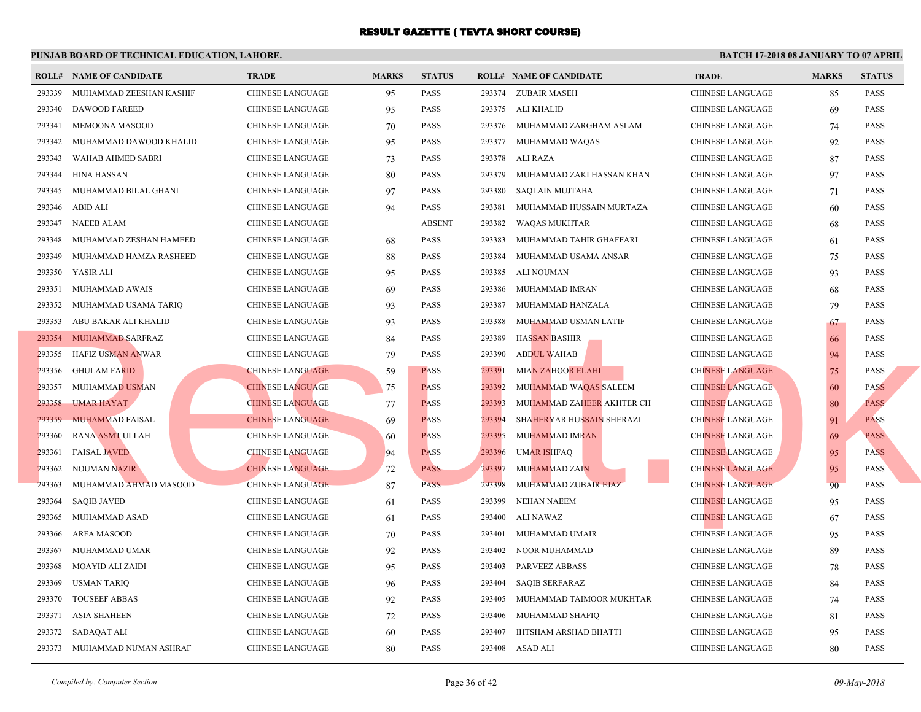# RESULT GAZETTE ( TEVTA SHORT COURSE)

**PUNJAB BOARD OF TECHNICAL EDUCATION, LAHORE.**

**BATCH 17-2018 08 JANUARY TO 07 APRIL**

| ROLL# | NAME OF CANDIDATE | TRADE | MARKS | STATUS |
|---|---|---|---|---|
| 293339 | MUHAMMAD ZEESHAN KASHIF | CHINESE LANGUAGE | 95 | PASS |
| 293340 | DAWOOD FAREED | CHINESE LANGUAGE | 95 | PASS |
| 293341 | MEMOONA MASOOD | CHINESE LANGUAGE | 70 | PASS |
| 293342 | MUHAMMAD DAWOOD KHALID | CHINESE LANGUAGE | 95 | PASS |
| 293343 | WAHAB AHMED SABRI | CHINESE LANGUAGE | 73 | PASS |
| 293344 | HINA HASSAN | CHINESE LANGUAGE | 80 | PASS |
| 293345 | MUHAMMAD BILAL GHANI | CHINESE LANGUAGE | 97 | PASS |
| 293346 | ABID ALI | CHINESE LANGUAGE | 94 | PASS |
| 293347 | NAEEB ALAM | CHINESE LANGUAGE | | ABSENT |
| 293348 | MUHAMMAD ZESHAN HAMEED | CHINESE LANGUAGE | 68 | PASS |
| 293349 | MUHAMMAD HAMZA RASHEED | CHINESE LANGUAGE | 88 | PASS |
| 293350 | YASIR ALI | CHINESE LANGUAGE | 95 | PASS |
| 293351 | MUHAMMAD AWAIS | CHINESE LANGUAGE | 69 | PASS |
| 293352 | MUHAMMAD USAMA TARIQ | CHINESE LANGUAGE | 93 | PASS |
| 293353 | ABU BAKAR ALI KHALID | CHINESE LANGUAGE | 93 | PASS |
| 293354 | MUHAMMAD SARFRAZ | CHINESE LANGUAGE | 84 | PASS |
| 293355 | HAFIZ USMAN ANWAR | CHINESE LANGUAGE | 79 | PASS |
| 293356 | GHULAM FARID | CHINESE LANGUAGE | 59 | PASS |
| 293357 | MUHAMMAD USMAN | CHINESE LANGUAGE | 75 | PASS |
| 293358 | UMAR HAYAT | CHINESE LANGUAGE | 77 | PASS |
| 293359 | MUHAMMAD FAISAL | CHINESE LANGUAGE | 69 | PASS |
| 293360 | RANA ASMT ULLAH | CHINESE LANGUAGE | 60 | PASS |
| 293361 | FAISAL JAVED | CHINESE LANGUAGE | 94 | PASS |
| 293362 | NOUMAN NAZIR | CHINESE LANGUAGE | 72 | PASS |
| 293363 | MUHAMMAD AHMAD MASOOD | CHINESE LANGUAGE | 87 | PASS |
| 293364 | SAQIB JAVED | CHINESE LANGUAGE | 61 | PASS |
| 293365 | MUHAMMAD ASAD | CHINESE LANGUAGE | 61 | PASS |
| 293366 | ARFA MASOOD | CHINESE LANGUAGE | 70 | PASS |
| 293367 | MUHAMMAD UMAR | CHINESE LANGUAGE | 92 | PASS |
| 293368 | MOAYID ALI ZAIDI | CHINESE LANGUAGE | 95 | PASS |
| 293369 | USMAN TARIQ | CHINESE LANGUAGE | 96 | PASS |
| 293370 | TOUSEEF ABBAS | CHINESE LANGUAGE | 92 | PASS |
| 293371 | ASIA SHAHEEN | CHINESE LANGUAGE | 72 | PASS |
| 293372 | SADAQAT ALI | CHINESE LANGUAGE | 60 | PASS |
| 293373 | MUHAMMAD NUMAN ASHRAF | CHINESE LANGUAGE | 80 | PASS |
| 293374 | ZUBAIR MASEH | CHINESE LANGUAGE | 85 | PASS |
| 293375 | ALI KHALID | CHINESE LANGUAGE | 69 | PASS |
| 293376 | MUHAMMAD ZARGHAM ASLAM | CHINESE LANGUAGE | 74 | PASS |
| 293377 | MUHAMMAD WAQAS | CHINESE LANGUAGE | 92 | PASS |
| 293378 | ALI RAZA | CHINESE LANGUAGE | 87 | PASS |
| 293379 | MUHAMMAD ZAKI HASSAN KHAN | CHINESE LANGUAGE | 97 | PASS |
| 293380 | SAQLAIN MUJTABA | CHINESE LANGUAGE | 71 | PASS |
| 293381 | MUHAMMAD HUSSAIN MURTAZA | CHINESE LANGUAGE | 60 | PASS |
| 293382 | WAQAS MUKHTAR | CHINESE LANGUAGE | 68 | PASS |
| 293383 | MUHAMMAD TAHIR GHAFFARI | CHINESE LANGUAGE | 61 | PASS |
| 293384 | MUHAMMAD USAMA ANSAR | CHINESE LANGUAGE | 75 | PASS |
| 293385 | ALI NOUMAN | CHINESE LANGUAGE | 93 | PASS |
| 293386 | MUHAMMAD IMRAN | CHINESE LANGUAGE | 68 | PASS |
| 293387 | MUHAMMAD HANZALA | CHINESE LANGUAGE | 79 | PASS |
| 293388 | MUHAMMAD USMAN LATIF | CHINESE LANGUAGE | 67 | PASS |
| 293389 | HASSAN BASHIR | CHINESE LANGUAGE | 66 | PASS |
| 293390 | ABDUL WAHAB | CHINESE LANGUAGE | 94 | PASS |
| 293391 | MIAN ZAHOOR ELAHI | CHINESE LANGUAGE | 75 | PASS |
| 293392 | MUHAMMAD WAQAS SALEEM | CHINESE LANGUAGE | 60 | PASS |
| 293393 | MUHAMMAD ZAHEER AKHTER CH | CHINESE LANGUAGE | 80 | PASS |
| 293394 | SHAHERYAR HUSSAIN SHERAZI | CHINESE LANGUAGE | 91 | PASS |
| 293395 | MUHAMMAD IMRAN | CHINESE LANGUAGE | 69 | PASS |
| 293396 | UMAR ISHFAQ | CHINESE LANGUAGE | 95 | PASS |
| 293397 | MUHAMMAD ZAIN | CHINESE LANGUAGE | 95 | PASS |
| 293398 | MUHAMMAD ZUBAIR EJAZ | CHINESE LANGUAGE | 90 | PASS |
| 293399 | NEHAN NAEEM | CHINESE LANGUAGE | 95 | PASS |
| 293400 | ALI NAWAZ | CHINESE LANGUAGE | 67 | PASS |
| 293401 | MUHAMMAD UMAIR | CHINESE LANGUAGE | 95 | PASS |
| 293402 | NOOR MUHAMMAD | CHINESE LANGUAGE | 89 | PASS |
| 293403 | PARVEEZ ABBASS | CHINESE LANGUAGE | 78 | PASS |
| 293404 | SAQIB SERFARAZ | CHINESE LANGUAGE | 84 | PASS |
| 293405 | MUHAMMAD TAIMOOR MUKHTAR | CHINESE LANGUAGE | 74 | PASS |
| 293406 | MUHAMMAD SHAFIQ | CHINESE LANGUAGE | 81 | PASS |
| 293407 | IHTSHAM ARSHAD BHATTI | CHINESE LANGUAGE | 95 | PASS |
| 293408 | ASAD ALI | CHINESE LANGUAGE | 80 | PASS |

*Compiled by: Computer Section*

*09-May-2018*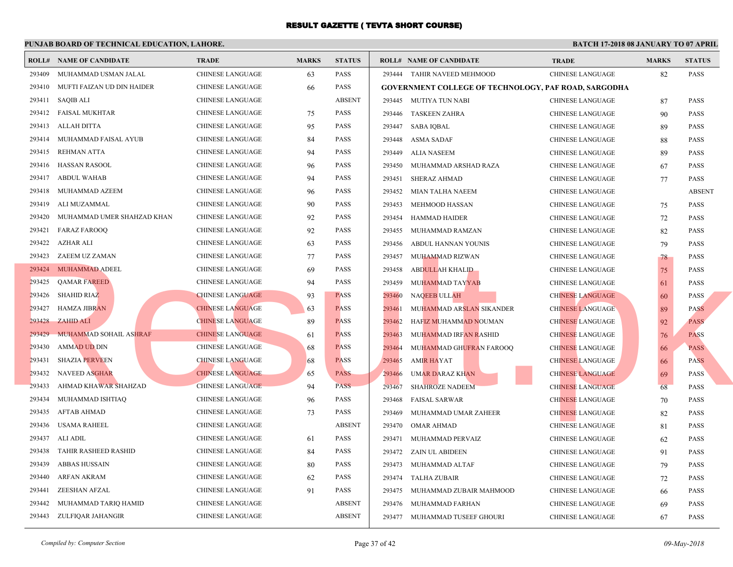# RESULT GAZETTE ( TEVTA SHORT COURSE)

**PUNJAB BOARD OF TECHNICAL EDUCATION, LAHORE.**

**BATCH 17-2018 08 JANUARY TO 07 APRIL**

| ROLL# | NAME OF CANDIDATE | TRADE | MARKS | STATUS |
|---|---|---|---|---|
| 293409 | MUHAMMAD USMAN JALAL | CHINESE LANGUAGE | 63 | PASS |
| 293410 | MUFTI FAIZAN UD DIN HAIDER | CHINESE LANGUAGE | 66 | PASS |
| 293411 | SAQIB ALI | CHINESE LANGUAGE | | ABSENT |
| 293412 | FAISAL MUKHTAR | CHINESE LANGUAGE | 75 | PASS |
| 293413 | ALLAH DITTA | CHINESE LANGUAGE | 95 | PASS |
| 293414 | MUHAMMAD FAISAL AYUB | CHINESE LANGUAGE | 84 | PASS |
| 293415 | REHMAN ATTA | CHINESE LANGUAGE | 94 | PASS |
| 293416 | HASSAN RASOOL | CHINESE LANGUAGE | 96 | PASS |
| 293417 | ABDUL WAHAB | CHINESE LANGUAGE | 94 | PASS |
| 293418 | MUHAMMAD AZEEM | CHINESE LANGUAGE | 96 | PASS |
| 293419 | ALI MUZAMMAL | CHINESE LANGUAGE | 90 | PASS |
| 293420 | MUHAMMAD UMER SHAHZAD KHAN | CHINESE LANGUAGE | 92 | PASS |
| 293421 | FARAZ FAROOQ | CHINESE LANGUAGE | 92 | PASS |
| 293422 | AZHAR ALI | CHINESE LANGUAGE | 63 | PASS |
| 293423 | ZAEEM UZ ZAMAN | CHINESE LANGUAGE | 77 | PASS |
| 293424 | MUHAMMAD ADEEL | CHINESE LANGUAGE | 69 | PASS |
| 293425 | QAMAR FAREED | CHINESE LANGUAGE | 94 | PASS |
| 293426 | SHAHID RIAZ | CHINESE LANGUAGE | 93 | PASS |
| 293427 | HAMZA JIBRAN | CHINESE LANGUAGE | 63 | PASS |
| 293428 | ZAHID ALI | CHINESE LANGUAGE | 89 | PASS |
| 293429 | MUHAMMAD SOHAIL ASHRAF | CHINESE LANGUAGE | 61 | PASS |
| 293430 | AMMAD UD DIN | CHINESE LANGUAGE | 68 | PASS |
| 293431 | SHAZIA PERVEEN | CHINESE LANGUAGE | 68 | PASS |
| 293432 | NAVEED ASGHAR | CHINESE LANGUAGE | 65 | PASS |
| 293433 | AHMAD KHAWAR SHAHZAD | CHINESE LANGUAGE | 94 | PASS |
| 293434 | MUHAMMAD ISHTIAQ | CHINESE LANGUAGE | 96 | PASS |
| 293435 | AFTAB AHMAD | CHINESE LANGUAGE | 73 | PASS |
| 293436 | USAMA RAHEEL | CHINESE LANGUAGE | | ABSENT |
| 293437 | ALI ADIL | CHINESE LANGUAGE | 61 | PASS |
| 293438 | TAHIR RASHEED RASHID | CHINESE LANGUAGE | 84 | PASS |
| 293439 | ABBAS HUSSAIN | CHINESE LANGUAGE | 80 | PASS |
| 293440 | ARFAN AKRAM | CHINESE LANGUAGE | 62 | PASS |
| 293441 | ZEESHAN AFZAL | CHINESE LANGUAGE | 91 | PASS |
| 293442 | MUHAMMAD TARIQ HAMID | CHINESE LANGUAGE | | ABSENT |
| 293443 | ZULFIQAR JAHANGIR | CHINESE LANGUAGE | | ABSENT |
| 293444 | TAHIR NAVEED MEHMOOD | CHINESE LANGUAGE | 82 | PASS |

**GOVERNMENT COLLEGE OF TECHNOLOGY, PAF ROAD, SARGODHA**

| ROLL# | NAME OF CANDIDATE | TRADE | MARKS | STATUS |
|---|---|---|---|---|
| 293445 | MUTIYA TUN NABI | CHINESE LANGUAGE | 87 | PASS |
| 293446 | TASKEEN ZAHRA | CHINESE LANGUAGE | 90 | PASS |
| 293447 | SABA IQBAL | CHINESE LANGUAGE | 89 | PASS |
| 293448 | ASMA SADAF | CHINESE LANGUAGE | 88 | PASS |
| 293449 | ALIA NASEEM | CHINESE LANGUAGE | 89 | PASS |
| 293450 | MUHAMMAD ARSHAD RAZA | CHINESE LANGUAGE | 67 | PASS |
| 293451 | SHERAZ AHMAD | CHINESE LANGUAGE | 77 | PASS |
| 293452 | MIAN TALHA NAEEM | CHINESE LANGUAGE | | ABSENT |
| 293453 | MEHMOOD HASSAN | CHINESE LANGUAGE | 75 | PASS |
| 293454 | HAMMAD HAIDER | CHINESE LANGUAGE | 72 | PASS |
| 293455 | MUHAMMAD RAMZAN | CHINESE LANGUAGE | 82 | PASS |
| 293456 | ABDUL HANNAN YOUNIS | CHINESE LANGUAGE | 79 | PASS |
| 293457 | MUHAMMAD RIZWAN | CHINESE LANGUAGE | 78 | PASS |
| 293458 | ABDULLAH KHALID | CHINESE LANGUAGE | 75 | PASS |
| 293459 | MUHAMMAD TAYYAB | CHINESE LANGUAGE | 61 | PASS |
| 293460 | NAQEEB ULLAH | CHINESE LANGUAGE | 60 | PASS |
| 293461 | MUHAMMAD ARSLAN SIKANDER | CHINESE LANGUAGE | 89 | PASS |
| 293462 | HAFIZ MUHAMMAD NOUMAN | CHINESE LANGUAGE | 92 | PASS |
| 293463 | MUHAMMAD IRFAN RASHID | CHINESE LANGUAGE | 76 | PASS |
| 293464 | MUHAMMAD GHUFRAN FAROOQ | CHINESE LANGUAGE | 66 | PASS |
| 293465 | AMIR HAYAT | CHINESE LANGUAGE | 66 | PASS |
| 293466 | UMAR DARAZ KHAN | CHINESE LANGUAGE | 69 | PASS |
| 293467 | SHAHROZE NADEEM | CHINESE LANGUAGE | 68 | PASS |
| 293468 | FAISAL SARWAR | CHINESE LANGUAGE | 70 | PASS |
| 293469 | MUHAMMAD UMAR ZAHEER | CHINESE LANGUAGE | 82 | PASS |
| 293470 | OMAR AHMAD | CHINESE LANGUAGE | 81 | PASS |
| 293471 | MUHAMMAD PERVAIZ | CHINESE LANGUAGE | 62 | PASS |
| 293472 | ZAIN UL ABIDEEN | CHINESE LANGUAGE | 91 | PASS |
| 293473 | MUHAMMAD ALTAF | CHINESE LANGUAGE | 79 | PASS |
| 293474 | TALHA ZUBAIR | CHINESE LANGUAGE | 72 | PASS |
| 293475 | MUHAMMAD ZUBAIR MAHMOOD | CHINESE LANGUAGE | 66 | PASS |
| 293476 | MUHAMMAD FARHAN | CHINESE LANGUAGE | 69 | PASS |
| 293477 | MUHAMMAD TUSEEF GHOURI | CHINESE LANGUAGE | 67 | PASS |

*Compiled by: Computer Section*

*09-May-2018*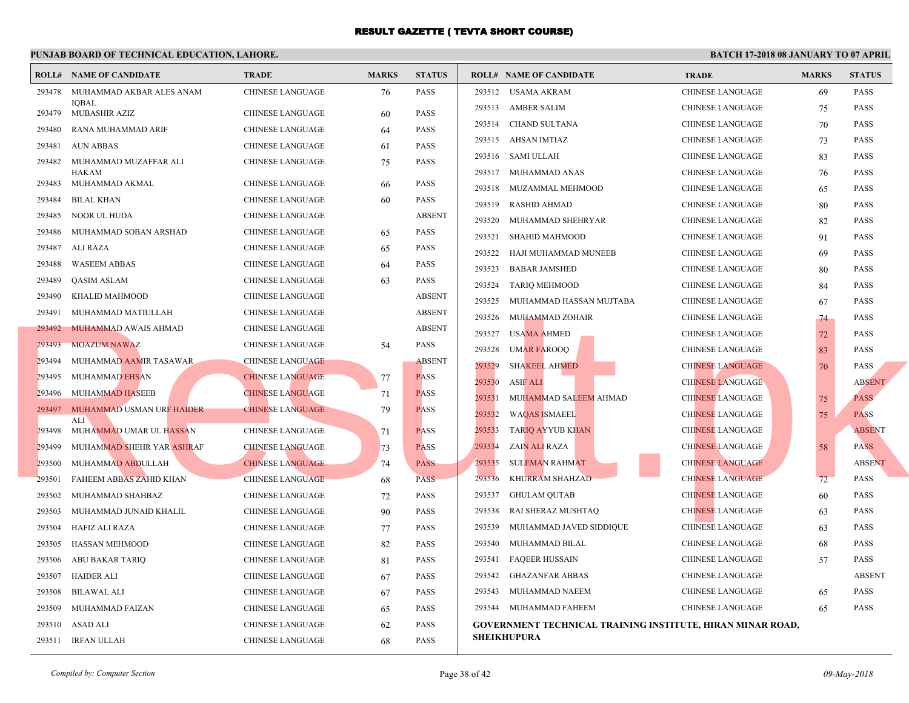# RESULT GAZETTE ( TEVTA SHORT COURSE)

**PUNJAB BOARD OF TECHNICAL EDUCATION, LAHORE.**

**BATCH 17-2018 08 JANUARY TO 07 APRIL**

| ROLL# | NAME OF CANDIDATE | TRADE | MARKS | STATUS |
|---|---|---|---|---|
| 293478 | MUHAMMAD AKBAR ALES ANAM IQBAL | CHINESE LANGUAGE | 76 | PASS |
| 293479 | MUBASHIR AZIZ | CHINESE LANGUAGE | 60 | PASS |
| 293480 | RANA MUHAMMAD ARIF | CHINESE LANGUAGE | 64 | PASS |
| 293481 | AUN ABBAS | CHINESE LANGUAGE | 61 | PASS |
| 293482 | MUHAMMAD MUZAFFAR ALI HAKAM | CHINESE LANGUAGE | 75 | PASS |
| 293483 | MUHAMMAD AKMAL | CHINESE LANGUAGE | 66 | PASS |
| 293484 | BILAL KHAN | CHINESE LANGUAGE | 60 | PASS |
| 293485 | NOOR UL HUDA | CHINESE LANGUAGE | | ABSENT |
| 293486 | MUHAMMAD SOBAN ARSHAD | CHINESE LANGUAGE | 65 | PASS |
| 293487 | ALI RAZA | CHINESE LANGUAGE | 65 | PASS |
| 293488 | WASEEM ABBAS | CHINESE LANGUAGE | 64 | PASS |
| 293489 | QASIM ASLAM | CHINESE LANGUAGE | 63 | PASS |
| 293490 | KHALID MAHMOOD | CHINESE LANGUAGE | | ABSENT |
| 293491 | MUHAMMAD MATIULLAH | CHINESE LANGUAGE | | ABSENT |
| 293492 | MUHAMMAD AWAIS AHMAD | CHINESE LANGUAGE | | ABSENT |
| 293493 | MOAZUM NAWAZ | CHINESE LANGUAGE | 54 | PASS |
| 293494 | MUHAMMAD AAMIR TASAWAR | CHINESE LANGUAGE | | ABSENT |
| 293495 | MUHAMMAD EHSAN | CHINESE LANGUAGE | 77 | PASS |
| 293496 | MUHAMMAD HASEEB | CHINESE LANGUAGE | 71 | PASS |
| 293497 | MUHAMMAD USMAN URF HAIDER ALI | CHINESE LANGUAGE | 79 | PASS |
| 293498 | MUHAMMAD UMAR UL HASSAN | CHINESE LANGUAGE | 71 | PASS |
| 293499 | MUHAMMAD SHEHR YAR ASHRAF | CHINESE LANGUAGE | 73 | PASS |
| 293500 | MUHAMMAD ABDULLAH | CHINESE LANGUAGE | 74 | PASS |
| 293501 | FAHEEM ABBAS ZAHID KHAN | CHINESE LANGUAGE | 68 | PASS |
| 293502 | MUHAMMAD SHAHBAZ | CHINESE LANGUAGE | 72 | PASS |
| 293503 | MUHAMMAD JUNAID KHALIL | CHINESE LANGUAGE | 90 | PASS |
| 293504 | HAFIZ ALI RAZA | CHINESE LANGUAGE | 77 | PASS |
| 293505 | HASSAN MEHMOOD | CHINESE LANGUAGE | 82 | PASS |
| 293506 | ABU BAKAR TARIQ | CHINESE LANGUAGE | 81 | PASS |
| 293507 | HAIDER ALI | CHINESE LANGUAGE | 67 | PASS |
| 293508 | BILAWAL ALI | CHINESE LANGUAGE | 67 | PASS |
| 293509 | MUHAMMAD FAIZAN | CHINESE LANGUAGE | 65 | PASS |
| 293510 | ASAD ALI | CHINESE LANGUAGE | 62 | PASS |
| 293511 | IRFAN ULLAH | CHINESE LANGUAGE | 68 | PASS |
| 293512 | USAMA AKRAM | CHINESE LANGUAGE | 69 | PASS |
| 293513 | AMBER SALIM | CHINESE LANGUAGE | 75 | PASS |
| 293514 | CHAND SULTANA | CHINESE LANGUAGE | 70 | PASS |
| 293515 | AHSAN IMTIAZ | CHINESE LANGUAGE | 73 | PASS |
| 293516 | SAMI ULLAH | CHINESE LANGUAGE | 83 | PASS |
| 293517 | MUHAMMAD ANAS | CHINESE LANGUAGE | 76 | PASS |
| 293518 | MUZAMMAL MEHMOOD | CHINESE LANGUAGE | 65 | PASS |
| 293519 | RASHID AHMAD | CHINESE LANGUAGE | 80 | PASS |
| 293520 | MUHAMMAD SHEHRYAR | CHINESE LANGUAGE | 82 | PASS |
| 293521 | SHAHID MAHMOOD | CHINESE LANGUAGE | 91 | PASS |
| 293522 | HAJI MUHAMMAD MUNEEB | CHINESE LANGUAGE | 69 | PASS |
| 293523 | BABAR JAMSHED | CHINESE LANGUAGE | 80 | PASS |
| 293524 | TARIQ MEHMOOD | CHINESE LANGUAGE | 84 | PASS |
| 293525 | MUHAMMAD HASSAN MUJTABA | CHINESE LANGUAGE | 67 | PASS |
| 293526 | MUHAMMAD ZOHAIR | CHINESE LANGUAGE | 74 | PASS |
| 293527 | USAMA AHMED | CHINESE LANGUAGE | 72 | PASS |
| 293528 | UMAR FAROOQ | CHINESE LANGUAGE | 83 | PASS |
| 293529 | SHAKEEL AHMED | CHINESE LANGUAGE | 70 | PASS |
| 293530 | ASIF ALI | CHINESE LANGUAGE | | ABSENT |
| 293531 | MUHAMMAD SALEEM AHMAD | CHINESE LANGUAGE | 75 | PASS |
| 293532 | WAQAS ISMAEEL | CHINESE LANGUAGE | 75 | PASS |
| 293533 | TARIQ AYYUB KHAN | CHINESE LANGUAGE | | ABSENT |
| 293534 | ZAIN ALI RAZA | CHINESE LANGUAGE | 58 | PASS |
| 293535 | SULEMAN RAHMAT | CHINESE LANGUAGE | | ABSENT |
| 293536 | KHURRAM SHAHZAD | CHINESE LANGUAGE | 72 | PASS |
| 293537 | GHULAM QUTAB | CHINESE LANGUAGE | 60 | PASS |
| 293538 | RAI SHERAZ MUSHTAQ | CHINESE LANGUAGE | 63 | PASS |
| 293539 | MUHAMMAD JAVED SIDDIQUE | CHINESE LANGUAGE | 63 | PASS |
| 293540 | MUHAMMAD BILAL | CHINESE LANGUAGE | 68 | PASS |
| 293541 | FAQEER HUSSAIN | CHINESE LANGUAGE | 57 | PASS |
| 293542 | GHAZANFAR ABBAS | CHINESE LANGUAGE | | ABSENT |
| 293543 | MUHAMMAD NAEEM | CHINESE LANGUAGE | 65 | PASS |
| 293544 | MUHAMMAD FAHEEM | CHINESE LANGUAGE | 65 | PASS |

**GOVERNMENT TECHNICAL TRAINING INSTITUTE, HIRAN MINAR ROAD, SHEIKHUPURA**

*Compiled by: Computer Section*

*09-May-2018*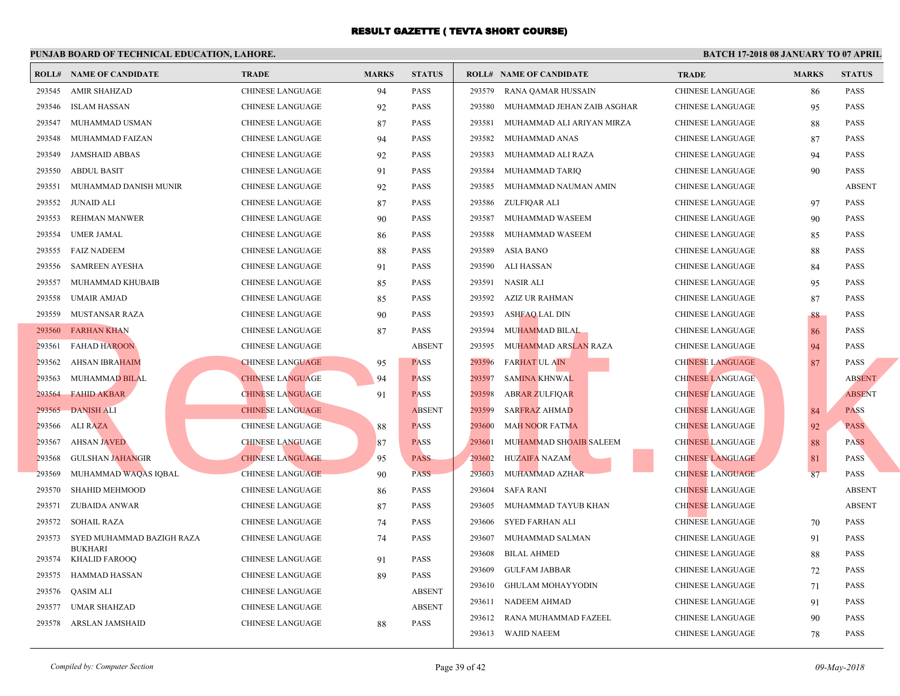# RESULT GAZETTE ( TEVTA SHORT COURSE)

**PUNJAB BOARD OF TECHNICAL EDUCATION, LAHORE.** **BATCH 17-2018 08 JANUARY TO 07 APRIL**

| ROLL# | NAME OF CANDIDATE | TRADE | MARKS | STATUS |
|---|---|---|---|---|
| 293545 | AMIR SHAHZAD | CHINESE LANGUAGE | 94 | PASS |
| 293546 | ISLAM HASSAN | CHINESE LANGUAGE | 92 | PASS |
| 293547 | MUHAMMAD USMAN | CHINESE LANGUAGE | 87 | PASS |
| 293548 | MUHAMMAD FAIZAN | CHINESE LANGUAGE | 94 | PASS |
| 293549 | JAMSHAID ABBAS | CHINESE LANGUAGE | 92 | PASS |
| 293550 | ABDUL BASIT | CHINESE LANGUAGE | 91 | PASS |
| 293551 | MUHAMMAD DANISH MUNIR | CHINESE LANGUAGE | 92 | PASS |
| 293552 | JUNAID ALI | CHINESE LANGUAGE | 87 | PASS |
| 293553 | REHMAN MANWER | CHINESE LANGUAGE | 90 | PASS |
| 293554 | UMER JAMAL | CHINESE LANGUAGE | 86 | PASS |
| 293555 | FAIZ NADEEM | CHINESE LANGUAGE | 88 | PASS |
| 293556 | SAMREEN AYESHA | CHINESE LANGUAGE | 91 | PASS |
| 293557 | MUHAMMAD KHUBAIB | CHINESE LANGUAGE | 85 | PASS |
| 293558 | UMAIR AMJAD | CHINESE LANGUAGE | 85 | PASS |
| 293559 | MUSTANSAR RAZA | CHINESE LANGUAGE | 90 | PASS |
| 293560 | FARHAN KHAN | CHINESE LANGUAGE | 87 | PASS |
| 293561 | FAHAD HAROON | CHINESE LANGUAGE | | ABSENT |
| 293562 | AHSAN IBRAHAIM | CHINESE LANGUAGE | 95 | PASS |
| 293563 | MUHAMMAD BILAL | CHINESE LANGUAGE | 94 | PASS |
| 293564 | FAHID AKBAR | CHINESE LANGUAGE | 91 | PASS |
| 293565 | DANISH ALI | CHINESE LANGUAGE | | ABSENT |
| 293566 | ALI RAZA | CHINESE LANGUAGE | 88 | PASS |
| 293567 | AHSAN JAVED | CHINESE LANGUAGE | 87 | PASS |
| 293568 | GULSHAN JAHANGIR | CHINESE LANGUAGE | 95 | PASS |
| 293569 | MUHAMMAD WAQAS IQBAL | CHINESE LANGUAGE | 90 | PASS |
| 293570 | SHAHID MEHMOOD | CHINESE LANGUAGE | 86 | PASS |
| 293571 | ZUBAIDA ANWAR | CHINESE LANGUAGE | 87 | PASS |
| 293572 | SOHAIL RAZA | CHINESE LANGUAGE | 74 | PASS |
| 293573 | SYED MUHAMMAD BAZIGH RAZA BUKHARI | CHINESE LANGUAGE | 74 | PASS |
| 293574 | KHALID FAROOQ | CHINESE LANGUAGE | 91 | PASS |
| 293575 | HAMMAD HASSAN | CHINESE LANGUAGE | 89 | PASS |
| 293576 | QASIM ALI | CHINESE LANGUAGE | | ABSENT |
| 293577 | UMAR SHAHZAD | CHINESE LANGUAGE | | ABSENT |
| 293578 | ARSLAN JAMSHAID | CHINESE LANGUAGE | 88 | PASS |
| 293579 | RANA QAMAR HUSSAIN | CHINESE LANGUAGE | 86 | PASS |
| 293580 | MUHAMMAD JEHAN ZAIB ASGHAR | CHINESE LANGUAGE | 95 | PASS |
| 293581 | MUHAMMAD ALI ARIYAN MIRZA | CHINESE LANGUAGE | 88 | PASS |
| 293582 | MUHAMMAD ANAS | CHINESE LANGUAGE | 87 | PASS |
| 293583 | MUHAMMAD ALI RAZA | CHINESE LANGUAGE | 94 | PASS |
| 293584 | MUHAMMAD TARIQ | CHINESE LANGUAGE | 90 | PASS |
| 293585 | MUHAMMAD NAUMAN AMIN | CHINESE LANGUAGE | | ABSENT |
| 293586 | ZULFIQAR ALI | CHINESE LANGUAGE | 97 | PASS |
| 293587 | MUHAMMAD WASEEM | CHINESE LANGUAGE | 90 | PASS |
| 293588 | MUHAMMAD WASEEM | CHINESE LANGUAGE | 85 | PASS |
| 293589 | ASIA BANO | CHINESE LANGUAGE | 88 | PASS |
| 293590 | ALI HASSAN | CHINESE LANGUAGE | 84 | PASS |
| 293591 | NASIR ALI | CHINESE LANGUAGE | 95 | PASS |
| 293592 | AZIZ UR RAHMAN | CHINESE LANGUAGE | 87 | PASS |
| 293593 | ASHFAQ LAL DIN | CHINESE LANGUAGE | 88 | PASS |
| 293594 | MUHAMMAD BILAL | CHINESE LANGUAGE | 86 | PASS |
| 293595 | MUHAMMAD ARSLAN RAZA | CHINESE LANGUAGE | 94 | PASS |
| 293596 | FARHAT UL AIN | CHINESE LANGUAGE | 87 | PASS |
| 293597 | SAMINA KHNWAL | CHINESE LANGUAGE | | ABSENT |
| 293598 | ABRAR ZULFIQAR | CHINESE LANGUAGE | | ABSENT |
| 293599 | SARFRAZ AHMAD | CHINESE LANGUAGE | 84 | PASS |
| 293600 | MAH NOOR FATMA | CHINESE LANGUAGE | 92 | PASS |
| 293601 | MUHAMMAD SHOAIB SALEEM | CHINESE LANGUAGE | 88 | PASS |
| 293602 | HUZAIFA NAZAM | CHINESE LANGUAGE | 81 | PASS |
| 293603 | MUHAMMAD AZHAR | CHINESE LANGUAGE | 87 | PASS |
| 293604 | SAFA RANI | CHINESE LANGUAGE | | ABSENT |
| 293605 | MUHAMMAD TAYUB KHAN | CHINESE LANGUAGE | | ABSENT |
| 293606 | SYED FARHAN ALI | CHINESE LANGUAGE | 70 | PASS |
| 293607 | MUHAMMAD SALMAN | CHINESE LANGUAGE | 91 | PASS |
| 293608 | BILAL AHMED | CHINESE LANGUAGE | 88 | PASS |
| 293609 | GULFAM JABBAR | CHINESE LANGUAGE | 72 | PASS |
| 293610 | GHULAM MOHAYYODIN | CHINESE LANGUAGE | 71 | PASS |
| 293611 | NADEEM AHMAD | CHINESE LANGUAGE | 91 | PASS |
| 293612 | RANA MUHAMMAD FAZEEL | CHINESE LANGUAGE | 90 | PASS |
| 293613 | WAJID NAEEM | CHINESE LANGUAGE | 78 | PASS |

*Compiled by: Computer Section* *09-May-2018*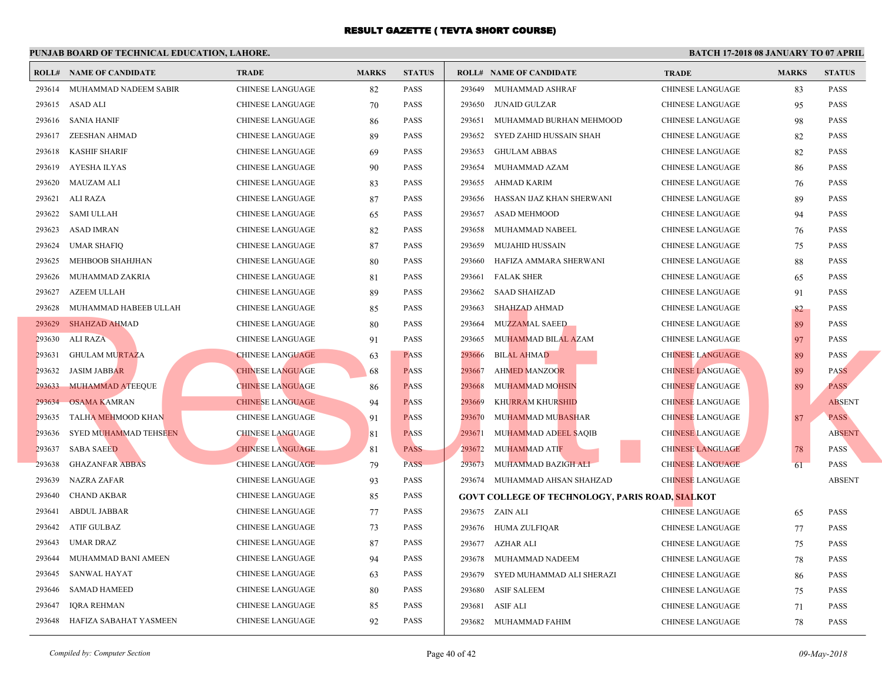# RESULT GAZETTE ( TEVTA SHORT COURSE)

**PUNJAB BOARD OF TECHNICAL EDUCATION, LAHORE.** **BATCH 17-2018 08 JANUARY TO 07 APRIL**

| ROLL# | NAME OF CANDIDATE | TRADE | MARKS | STATUS |
|---|---|---|---|---|
| 293614 | MUHAMMAD NADEEM SABIR | CHINESE LANGUAGE | 82 | PASS |
| 293615 | ASAD ALI | CHINESE LANGUAGE | 70 | PASS |
| 293616 | SANIA HANIF | CHINESE LANGUAGE | 86 | PASS |
| 293617 | ZEESHAN AHMAD | CHINESE LANGUAGE | 89 | PASS |
| 293618 | KASHIF SHARIF | CHINESE LANGUAGE | 69 | PASS |
| 293619 | AYESHA ILYAS | CHINESE LANGUAGE | 90 | PASS |
| 293620 | MAUZAM ALI | CHINESE LANGUAGE | 83 | PASS |
| 293621 | ALI RAZA | CHINESE LANGUAGE | 87 | PASS |
| 293622 | SAMI ULLAH | CHINESE LANGUAGE | 65 | PASS |
| 293623 | ASAD IMRAN | CHINESE LANGUAGE | 82 | PASS |
| 293624 | UMAR SHAFIQ | CHINESE LANGUAGE | 87 | PASS |
| 293625 | MEHBOOB SHAHJHAN | CHINESE LANGUAGE | 80 | PASS |
| 293626 | MUHAMMAD ZAKRIA | CHINESE LANGUAGE | 81 | PASS |
| 293627 | AZEEM ULLAH | CHINESE LANGUAGE | 89 | PASS |
| 293628 | MUHAMMAD HABEEB ULLAH | CHINESE LANGUAGE | 85 | PASS |
| 293629 | SHAHZAD AHMAD | CHINESE LANGUAGE | 80 | PASS |
| 293630 | ALI RAZA | CHINESE LANGUAGE | 91 | PASS |
| 293631 | GHULAM MURTAZA | CHINESE LANGUAGE | 63 | PASS |
| 293632 | JASIM JABBAR | CHINESE LANGUAGE | 68 | PASS |
| 293633 | MUHAMMAD ATEEQUE | CHINESE LANGUAGE | 86 | PASS |
| 293634 | OSAMA KAMRAN | CHINESE LANGUAGE | 94 | PASS |
| 293635 | TALHA MEHMOOD KHAN | CHINESE LANGUAGE | 91 | PASS |
| 293636 | SYED MUHAMMAD TEHSEEN | CHINESE LANGUAGE | 81 | PASS |
| 293637 | SABA SAEED | CHINESE LANGUAGE | 81 | PASS |
| 293638 | GHAZANFAR ABBAS | CHINESE LANGUAGE | 79 | PASS |
| 293639 | NAZRA ZAFAR | CHINESE LANGUAGE | 93 | PASS |
| 293640 | CHAND AKBAR | CHINESE LANGUAGE | 85 | PASS |
| 293641 | ABDUL JABBAR | CHINESE LANGUAGE | 77 | PASS |
| 293642 | ATIF GULBAZ | CHINESE LANGUAGE | 73 | PASS |
| 293643 | UMAR DRAZ | CHINESE LANGUAGE | 87 | PASS |
| 293644 | MUHAMMAD BANI AMEEN | CHINESE LANGUAGE | 94 | PASS |
| 293645 | SANWAL HAYAT | CHINESE LANGUAGE | 63 | PASS |
| 293646 | SAMAD HAMEED | CHINESE LANGUAGE | 80 | PASS |
| 293647 | IQRA REHMAN | CHINESE LANGUAGE | 85 | PASS |
| 293648 | HAFIZA SABAHAT YASMEEN | CHINESE LANGUAGE | 92 | PASS |
| 293649 | MUHAMMAD ASHRAF | CHINESE LANGUAGE | 83 | PASS |
| 293650 | JUNAID GULZAR | CHINESE LANGUAGE | 95 | PASS |
| 293651 | MUHAMMAD BURHAN MEHMOOD | CHINESE LANGUAGE | 98 | PASS |
| 293652 | SYED ZAHID HUSSAIN SHAH | CHINESE LANGUAGE | 82 | PASS |
| 293653 | GHULAM ABBAS | CHINESE LANGUAGE | 82 | PASS |
| 293654 | MUHAMMAD AZAM | CHINESE LANGUAGE | 86 | PASS |
| 293655 | AHMAD KARIM | CHINESE LANGUAGE | 76 | PASS |
| 293656 | HASSAN IJAZ KHAN SHERWANI | CHINESE LANGUAGE | 89 | PASS |
| 293657 | ASAD MEHMOOD | CHINESE LANGUAGE | 94 | PASS |
| 293658 | MUHAMMAD NABEEL | CHINESE LANGUAGE | 76 | PASS |
| 293659 | MUJAHID HUSSAIN | CHINESE LANGUAGE | 75 | PASS |
| 293660 | HAFIZA AMMARA SHERWANI | CHINESE LANGUAGE | 88 | PASS |
| 293661 | FALAK SHER | CHINESE LANGUAGE | 65 | PASS |
| 293662 | SAAD SHAHZAD | CHINESE LANGUAGE | 91 | PASS |
| 293663 | SHAHZAD AHMAD | CHINESE LANGUAGE | 82 | PASS |
| 293664 | MUZZAMAL SAEED | CHINESE LANGUAGE | 89 | PASS |
| 293665 | MUHAMMAD BILAL AZAM | CHINESE LANGUAGE | 97 | PASS |
| 293666 | BILAL AHMAD | CHINESE LANGUAGE | 89 | PASS |
| 293667 | AHMED MANZOOR | CHINESE LANGUAGE | 89 | PASS |
| 293668 | MUHAMMAD MOHSIN | CHINESE LANGUAGE | 89 | PASS |
| 293669 | KHURRAM KHURSHID | CHINESE LANGUAGE | | ABSENT |
| 293670 | MUHAMMAD MUBASHAR | CHINESE LANGUAGE | 87 | PASS |
| 293671 | MUHAMMAD ADEEL SAQIB | CHINESE LANGUAGE | | ABSENT |
| 293672 | MUHAMMAD ATIF | CHINESE LANGUAGE | 78 | PASS |
| 293673 | MUHAMMAD BAZIGH ALI | CHINESE LANGUAGE | 61 | PASS |
| 293674 | MUHAMMAD AHSAN SHAHZAD | CHINESE LANGUAGE | | ABSENT |

**GOVT COLLEGE OF TECHNOLOGY, PARIS ROAD, SIALKOT**

| ROLL# | NAME OF CANDIDATE | TRADE | MARKS | STATUS |
|---|---|---|---|---|
| 293675 | ZAIN ALI | CHINESE LANGUAGE | 65 | PASS |
| 293676 | HUMA ZULFIQAR | CHINESE LANGUAGE | 77 | PASS |
| 293677 | AZHAR ALI | CHINESE LANGUAGE | 75 | PASS |
| 293678 | MUHAMMAD NADEEM | CHINESE LANGUAGE | 78 | PASS |
| 293679 | SYED MUHAMMAD ALI SHERAZI | CHINESE LANGUAGE | 86 | PASS |
| 293680 | ASIF SALEEM | CHINESE LANGUAGE | 75 | PASS |
| 293681 | ASIF ALI | CHINESE LANGUAGE | 71 | PASS |
| 293682 | MUHAMMAD FAHIM | CHINESE LANGUAGE | 78 | PASS |

*Compiled by: Computer Section* *09-May-2018*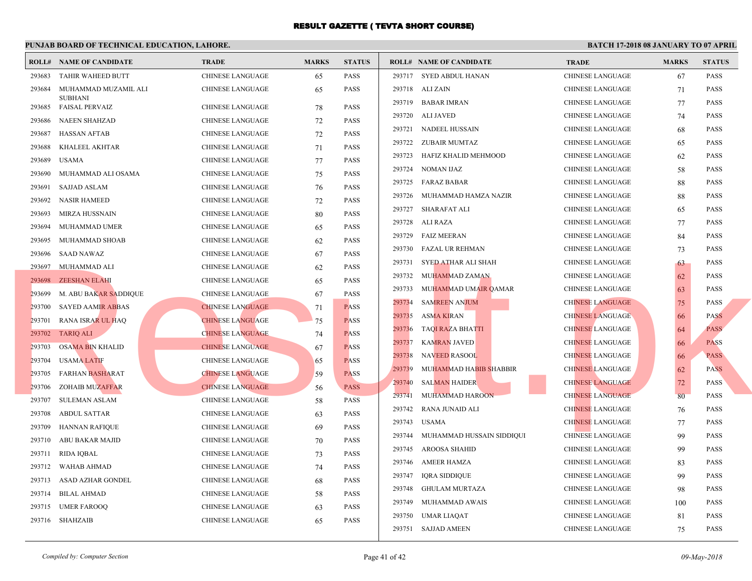# RESULT GAZETTE ( TEVTA SHORT COURSE)

**PUNJAB BOARD OF TECHNICAL EDUCATION, LAHORE.**

**BATCH 17-2018 08 JANUARY TO 07 APRIL**

| ROLL# | NAME OF CANDIDATE | TRADE | MARKS | STATUS |
|---|---|---|---|---|
| 293683 | TAHIR WAHEED BUTT | CHINESE LANGUAGE | 65 | PASS |
| 293684 | MUHAMMAD MUZAMIL ALI SUBHANI | CHINESE LANGUAGE | 65 | PASS |
| 293685 | FAISAL PERVAIZ | CHINESE LANGUAGE | 78 | PASS |
| 293686 | NAEEN SHAHZAD | CHINESE LANGUAGE | 72 | PASS |
| 293687 | HASSAN AFTAB | CHINESE LANGUAGE | 72 | PASS |
| 293688 | KHALEEL AKHTAR | CHINESE LANGUAGE | 71 | PASS |
| 293689 | USAMA | CHINESE LANGUAGE | 77 | PASS |
| 293690 | MUHAMMAD ALI OSAMA | CHINESE LANGUAGE | 75 | PASS |
| 293691 | SAJJAD ASLAM | CHINESE LANGUAGE | 76 | PASS |
| 293692 | NASIR HAMEED | CHINESE LANGUAGE | 72 | PASS |
| 293693 | MIRZA HUSSNAIN | CHINESE LANGUAGE | 80 | PASS |
| 293694 | MUHAMMAD UMER | CHINESE LANGUAGE | 65 | PASS |
| 293695 | MUHAMMAD SHOAB | CHINESE LANGUAGE | 62 | PASS |
| 293696 | SAAD NAWAZ | CHINESE LANGUAGE | 67 | PASS |
| 293697 | MUHAMMAD ALI | CHINESE LANGUAGE | 62 | PASS |
| 293698 | ZEESHAN ELAHI | CHINESE LANGUAGE | 65 | PASS |
| 293699 | M. ABU BAKAR SADDIQUE | CHINESE LANGUAGE | 67 | PASS |
| 293700 | SAYED AAMIR ABBAS | CHINESE LANGUAGE | 71 | PASS |
| 293701 | RANA ISRAR UL HAQ | CHINESE LANGUAGE | 75 | PASS |
| 293702 | TARIQ ALI | CHINESE LANGUAGE | 74 | PASS |
| 293703 | OSAMA BIN KHALID | CHINESE LANGUAGE | 67 | PASS |
| 293704 | USAMA LATIF | CHINESE LANGUAGE | 65 | PASS |
| 293705 | FARHAN BASHARAT | CHINESE LANGUAGE | 59 | PASS |
| 293706 | ZOHAIB MUZAFFAR | CHINESE LANGUAGE | 56 | PASS |
| 293707 | SULEMAN ASLAM | CHINESE LANGUAGE | 58 | PASS |
| 293708 | ABDUL SATTAR | CHINESE LANGUAGE | 63 | PASS |
| 293709 | HANNAN RAFIQUE | CHINESE LANGUAGE | 69 | PASS |
| 293710 | ABU BAKAR MAJID | CHINESE LANGUAGE | 70 | PASS |
| 293711 | RIDA IQBAL | CHINESE LANGUAGE | 73 | PASS |
| 293712 | WAHAB AHMAD | CHINESE LANGUAGE | 74 | PASS |
| 293713 | ASAD AZHAR GONDEL | CHINESE LANGUAGE | 68 | PASS |
| 293714 | BILAL AHMAD | CHINESE LANGUAGE | 58 | PASS |
| 293715 | UMER FAROOQ | CHINESE LANGUAGE | 63 | PASS |
| 293716 | SHAHZAIB | CHINESE LANGUAGE | 65 | PASS |
| 293717 | SYED ABDUL HANAN | CHINESE LANGUAGE | 67 | PASS |
| 293718 | ALI ZAIN | CHINESE LANGUAGE | 71 | PASS |
| 293719 | BABAR IMRAN | CHINESE LANGUAGE | 77 | PASS |
| 293720 | ALI JAVED | CHINESE LANGUAGE | 74 | PASS |
| 293721 | NADEEL HUSSAIN | CHINESE LANGUAGE | 68 | PASS |
| 293722 | ZUBAIR MUMTAZ | CHINESE LANGUAGE | 65 | PASS |
| 293723 | HAFIZ KHALID MEHMOOD | CHINESE LANGUAGE | 62 | PASS |
| 293724 | NOMAN IJAZ | CHINESE LANGUAGE | 58 | PASS |
| 293725 | FARAZ BABAR | CHINESE LANGUAGE | 88 | PASS |
| 293726 | MUHAMMAD HAMZA NAZIR | CHINESE LANGUAGE | 88 | PASS |
| 293727 | SHARAFAT ALI | CHINESE LANGUAGE | 65 | PASS |
| 293728 | ALI RAZA | CHINESE LANGUAGE | 77 | PASS |
| 293729 | FAIZ MEERAN | CHINESE LANGUAGE | 84 | PASS |
| 293730 | FAZAL UR REHMAN | CHINESE LANGUAGE | 73 | PASS |
| 293731 | SYED ATHAR ALI SHAH | CHINESE LANGUAGE | 63 | PASS |
| 293732 | MUHAMMAD ZAMAN | CHINESE LANGUAGE | 62 | PASS |
| 293733 | MUHAMMAD UMAIR QAMAR | CHINESE LANGUAGE | 63 | PASS |
| 293734 | SAMREEN ANJUM | CHINESE LANGUAGE | 75 | PASS |
| 293735 | ASMA KIRAN | CHINESE LANGUAGE | 66 | PASS |
| 293736 | TAQI RAZA BHATTI | CHINESE LANGUAGE | 64 | PASS |
| 293737 | KAMRAN JAVED | CHINESE LANGUAGE | 66 | PASS |
| 293738 | NAVEED RASOOL | CHINESE LANGUAGE | 66 | PASS |
| 293739 | MUHAMMAD HABIB SHABBIR | CHINESE LANGUAGE | 62 | PASS |
| 293740 | SALMAN HAIDER | CHINESE LANGUAGE | 72 | PASS |
| 293741 | MUHAMMAD HAROON | CHINESE LANGUAGE | 80 | PASS |
| 293742 | RANA JUNAID ALI | CHINESE LANGUAGE | 76 | PASS |
| 293743 | USAMA | CHINESE LANGUAGE | 77 | PASS |
| 293744 | MUHAMMAD HUSSAIN SIDDIQUI | CHINESE LANGUAGE | 99 | PASS |
| 293745 | AROOSA SHAHID | CHINESE LANGUAGE | 99 | PASS |
| 293746 | AMEER HAMZA | CHINESE LANGUAGE | 83 | PASS |
| 293747 | IQRA SIDDIQUE | CHINESE LANGUAGE | 99 | PASS |
| 293748 | GHULAM MURTAZA | CHINESE LANGUAGE | 98 | PASS |
| 293749 | MUHAMMAD AWAIS | CHINESE LANGUAGE | 100 | PASS |
| 293750 | UMAR LIAQAT | CHINESE LANGUAGE | 81 | PASS |
| 293751 | SAJJAD AMEEN | CHINESE LANGUAGE | 75 | PASS |

*Compiled by: Computer Section*

*09-May-2018*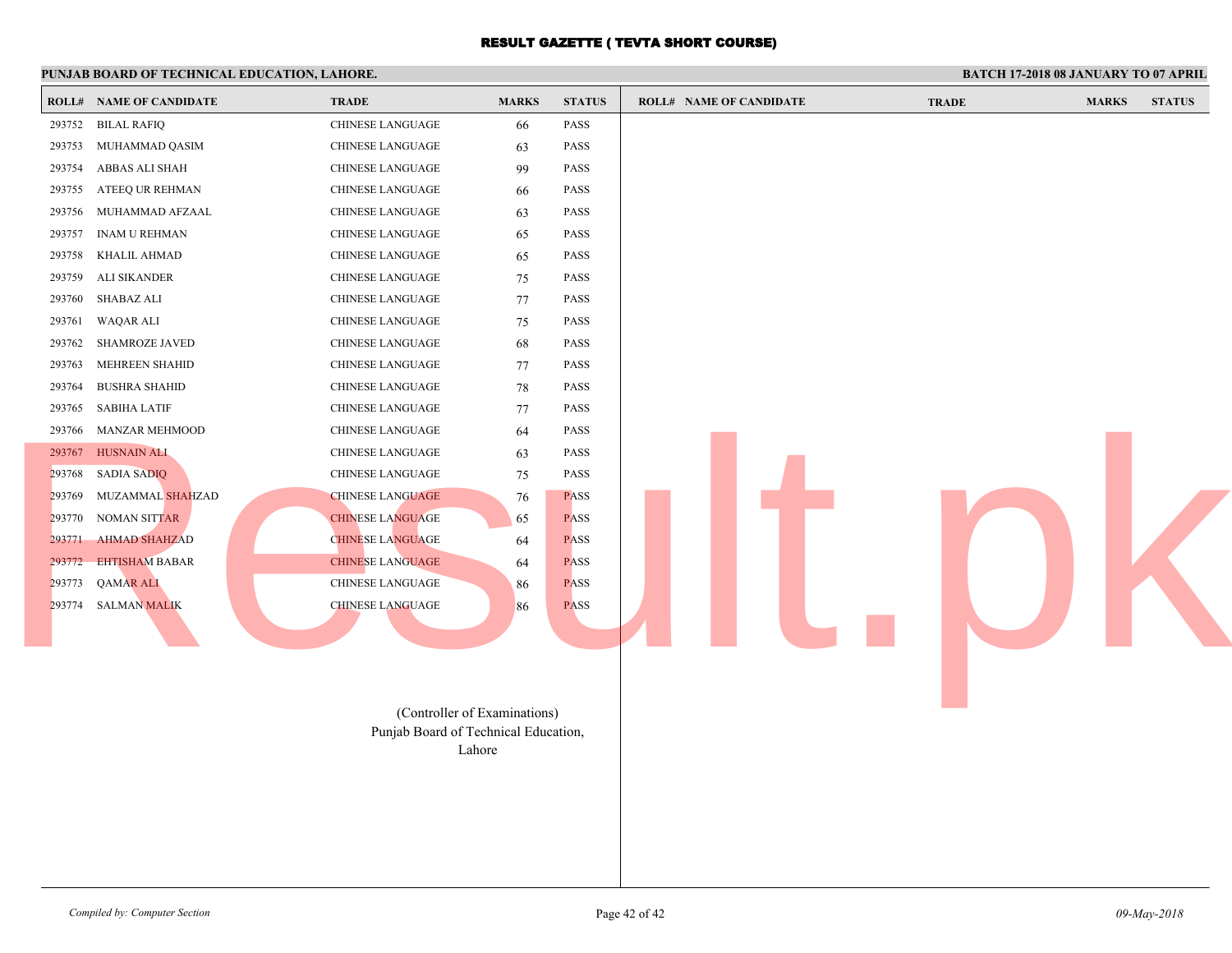# RESULT GAZETTE ( TEVTA SHORT COURSE)

**PUNJAB BOARD OF TECHNICAL EDUCATION, LAHORE.**

**BATCH 17-2018 08 JANUARY TO 07 APRIL**

| ROLL# | NAME OF CANDIDATE | TRADE | MARKS | STATUS |
|---|---|---|---|---|
| 293752 | BILAL RAFIQ | CHINESE LANGUAGE | 66 | PASS |
| 293753 | MUHAMMAD QASIM | CHINESE LANGUAGE | 63 | PASS |
| 293754 | ABBAS ALI SHAH | CHINESE LANGUAGE | 99 | PASS |
| 293755 | ATEEQ UR REHMAN | CHINESE LANGUAGE | 66 | PASS |
| 293756 | MUHAMMAD AFZAAL | CHINESE LANGUAGE | 63 | PASS |
| 293757 | INAM U REHMAN | CHINESE LANGUAGE | 65 | PASS |
| 293758 | KHALIL AHMAD | CHINESE LANGUAGE | 65 | PASS |
| 293759 | ALI SIKANDER | CHINESE LANGUAGE | 75 | PASS |
| 293760 | SHABAZ ALI | CHINESE LANGUAGE | 77 | PASS |
| 293761 | WAQAR ALI | CHINESE LANGUAGE | 75 | PASS |
| 293762 | SHAMROZE JAVED | CHINESE LANGUAGE | 68 | PASS |
| 293763 | MEHREEN SHAHID | CHINESE LANGUAGE | 77 | PASS |
| 293764 | BUSHRA SHAHID | CHINESE LANGUAGE | 78 | PASS |
| 293765 | SABIHA LATIF | CHINESE LANGUAGE | 77 | PASS |
| 293766 | MANZAR MEHMOOD | CHINESE LANGUAGE | 64 | PASS |
| 293767 | HUSNAIN ALI | CHINESE LANGUAGE | 63 | PASS |
| 293768 | SADIA SADIQ | CHINESE LANGUAGE | 75 | PASS |
| 293769 | MUZAMMAL SHAHZAD | CHINESE LANGUAGE | 76 | PASS |
| 293770 | NOMAN SITTAR | CHINESE LANGUAGE | 65 | PASS |
| 293771 | AHMAD SHAHZAD | CHINESE LANGUAGE | 64 | PASS |
| 293772 | EHTISHAM BABAR | CHINESE LANGUAGE | 64 | PASS |
| 293773 | QAMAR ALI | CHINESE LANGUAGE | 86 | PASS |
| 293774 | SALMAN MALIK | CHINESE LANGUAGE | 86 | PASS |

(Controller of Examinations)
Punjab Board of Technical Education,
Lahore

*Compiled by: Computer Section*

*09-May-2018*